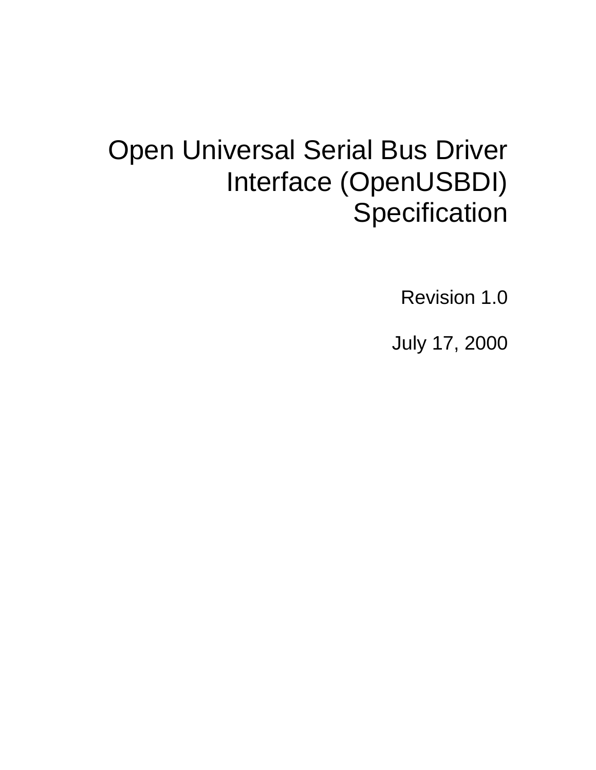# Open Universal Serial Bus Driver Interface (OpenUSBDI) Specification

Revision 1.0

July 17, 2000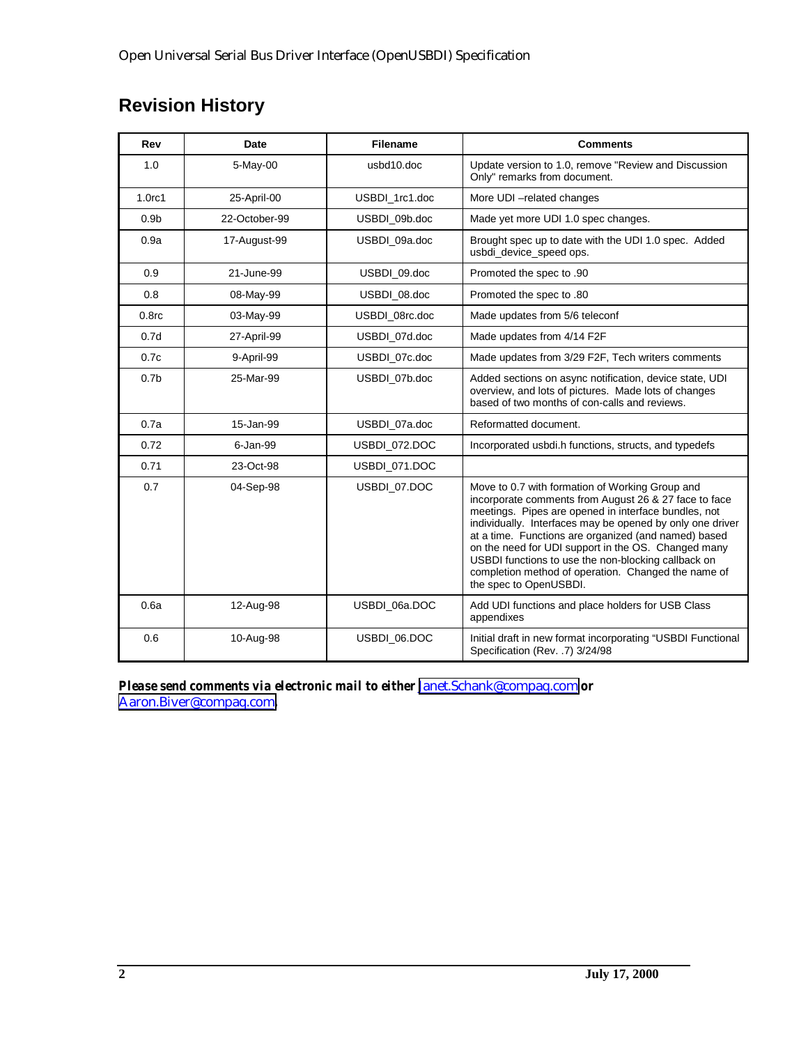## Revision History

| Rev | Date | Filename | Comments |
| --- | --- | --- | --- |
| 1.0 | 5-May-00 | usbd10.doc | Update version to 1.0, remove "Review and Discussion Only" remarks from document. |
| 1.0rc1 | 25-April-00 | USBDI_1rc1.doc | More UDI –related changes |
| 0.9b | 22-October-99 | USBDI_09b.doc | Made yet more UDI 1.0 spec changes. |
| 0.9a | 17-August-99 | USBDI_09a.doc | Brought spec up to date with the UDI 1.0 spec. Added usbdi_device_speed ops. |
| 0.9 | 21-June-99 | USBDI_09.doc | Promoted the spec to .90 |
| 0.8 | 08-May-99 | USBDI_08.doc | Promoted the spec to .80 |
| 0.8rc | 03-May-99 | USBDI_08rc.doc | Made updates from 5/6 teleconf |
| 0.7d | 27-April-99 | USBDI_07d.doc | Made updates from 4/14 F2F |
| 0.7c | 9-April-99 | USBDI_07c.doc | Made updates from 3/29 F2F, Tech writers comments |
| 0.7b | 25-Mar-99 | USBDI_07b.doc | Added sections on async notification, device state, UDI overview, and lots of pictures. Made lots of changes based of two months of con-calls and reviews. |
| 0.7a | 15-Jan-99 | USBDI_07a.doc | Reformatted document. |
| 0.72 | 6-Jan-99 | USBDI_072.DOC | Incorporated usbdi.h functions, structs, and typedefs |
| 0.71 | 23-Oct-98 | USBDI_071.DOC | |
| 0.7 | 04-Sep-98 | USBDI_07.DOC | Move to 0.7 with formation of Working Group and incorporate comments from August 26 & 27 face to face meetings. Pipes are opened in interface bundles, not individually. Interfaces may be opened by only one driver at a time. Functions are organized (and named) based on the need for UDI support in the OS. Changed many USBDI functions to use the non-blocking callback on completion method of operation. Changed the name of the spec to OpenUSBDI. |
| 0.6a | 12-Aug-98 | USBDI_06a.DOC | Add UDI functions and place holders for USB Class appendixes |
| 0.6 | 10-Aug-98 | USBDI_06.DOC | Initial draft in new format incorporating "USBDI Functional Specification (Rev. .7) 3/24/98 |

***Please send comments via electronic mail to either*** Janet.Schank@compaq.com ***or*** Aaron.Biver@compaq.com.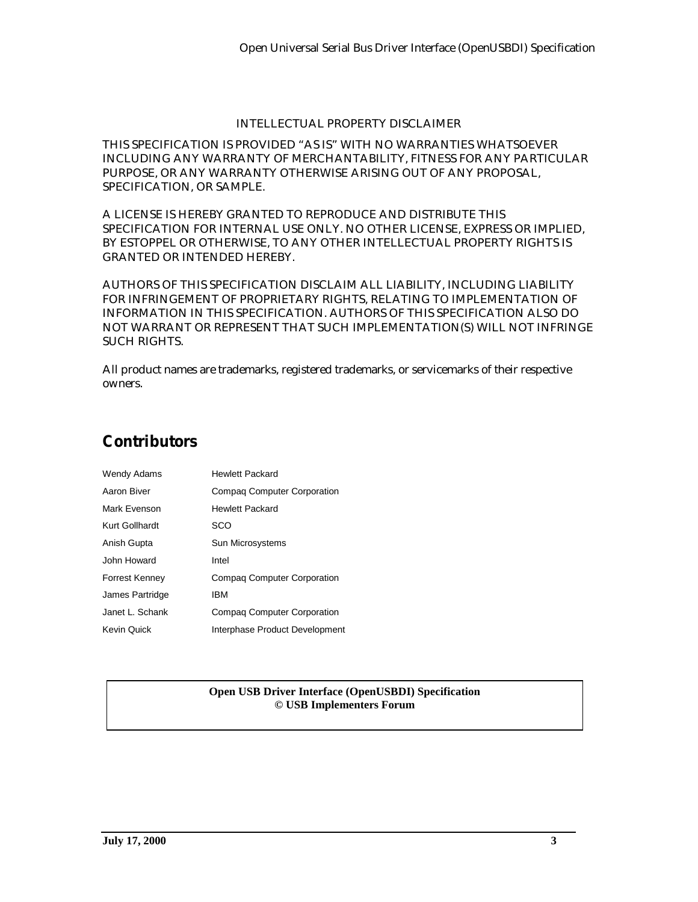INTELLECTUAL PROPERTY DISCLAIMER

THIS SPECIFICATION IS PROVIDED "AS IS" WITH NO WARRANTIES WHATSOEVER INCLUDING ANY WARRANTY OF MERCHANTABILITY, FITNESS FOR ANY PARTICULAR PURPOSE, OR ANY WARRANTY OTHERWISE ARISING OUT OF ANY PROPOSAL, SPECIFICATION, OR SAMPLE.

A LICENSE IS HEREBY GRANTED TO REPRODUCE AND DISTRIBUTE THIS SPECIFICATION FOR INTERNAL USE ONLY. NO OTHER LICENSE, EXPRESS OR IMPLIED, BY ESTOPPEL OR OTHERWISE, TO ANY OTHER INTELLECTUAL PROPERTY RIGHTS IS GRANTED OR INTENDED HEREBY.

AUTHORS OF THIS SPECIFICATION DISCLAIM ALL LIABILITY, INCLUDING LIABILITY FOR INFRINGEMENT OF PROPRIETARY RIGHTS, RELATING TO IMPLEMENTATION OF INFORMATION IN THIS SPECIFICATION. AUTHORS OF THIS SPECIFICATION ALSO DO NOT WARRANT OR REPRESENT THAT SUCH IMPLEMENTATION(S) WILL NOT INFRINGE SUCH RIGHTS.

All product names are trademarks, registered trademarks, or servicemarks of their respective owners.

## Contributors

| | |
|---|---|
| Wendy Adams | Hewlett Packard |
| Aaron Biver | Compaq Computer Corporation |
| Mark Evenson | Hewlett Packard |
| Kurt Gollhardt | SCO |
| Anish Gupta | Sun Microsystems |
| John Howard | Intel |
| Forrest Kenney | Compaq Computer Corporation |
| James Partridge | IBM |
| Janet L. Schank | Compaq Computer Corporation |
| Kevin Quick | Interphase Product Development |

**Open USB Driver Interface (OpenUSBDI) Specification**
**© USB Implementers Forum**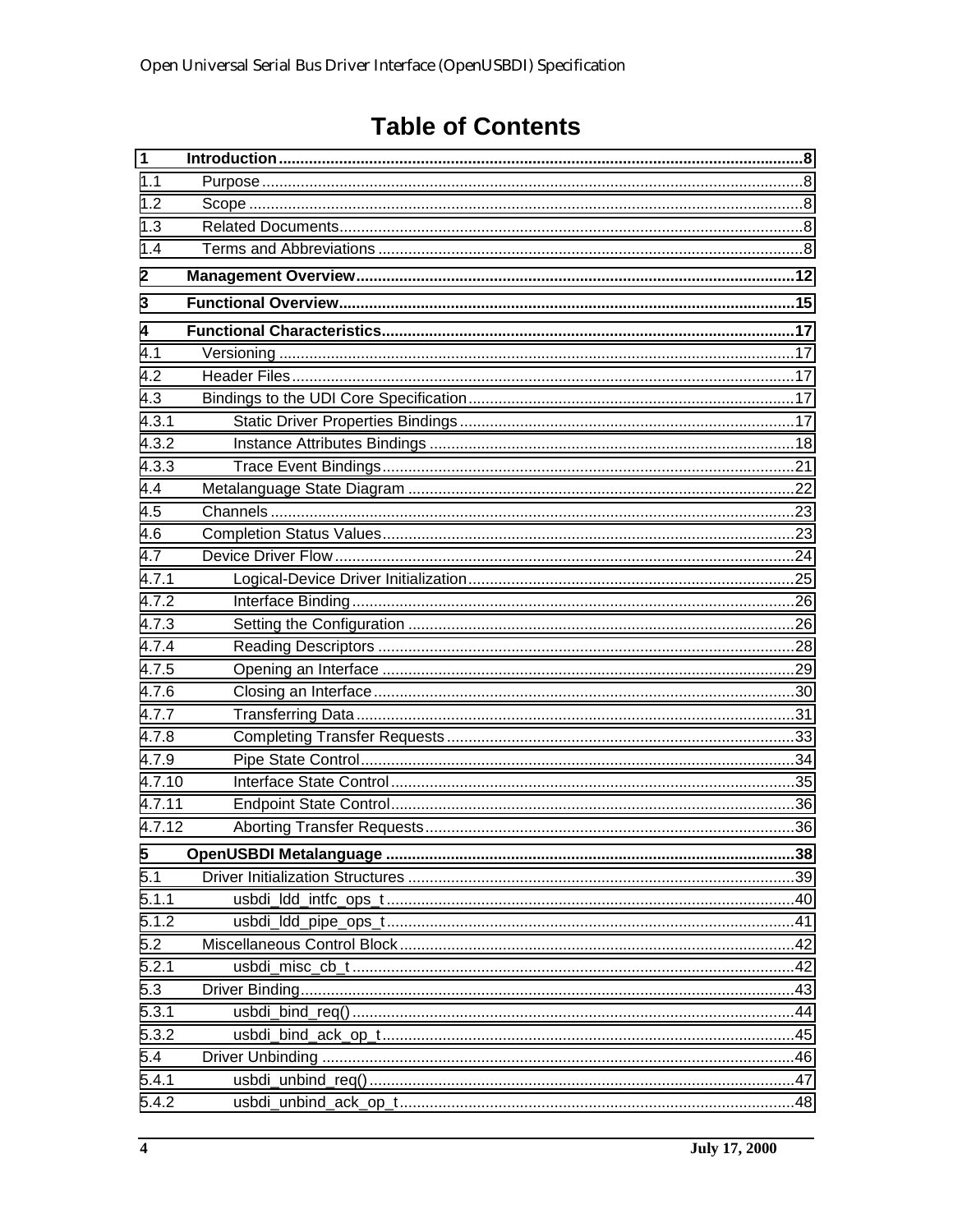# Table of Contents

1 **Introduction** .......... 8
1.1 Purpose .......... 8
1.2 Scope .......... 8
1.3 Related Documents .......... 8
1.4 Terms and Abbreviations .......... 8

2 **Management Overview** .......... 12

3 **Functional Overview** .......... 15

4 **Functional Characteristics** .......... 17
4.1 Versioning .......... 17
4.2 Header Files .......... 17
4.3 Bindings to the UDI Core Specification .......... 17
4.3.1 Static Driver Properties Bindings .......... 17
4.3.2 Instance Attributes Bindings .......... 18
4.3.3 Trace Event Bindings .......... 21
4.4 Metalanguage State Diagram .......... 22
4.5 Channels .......... 23
4.6 Completion Status Values .......... 23
4.7 Device Driver Flow .......... 24
4.7.1 Logical-Device Driver Initialization .......... 25
4.7.2 Interface Binding .......... 26
4.7.3 Setting the Configuration .......... 26
4.7.4 Reading Descriptors .......... 28
4.7.5 Opening an Interface .......... 29
4.7.6 Closing an Interface .......... 30
4.7.7 Transferring Data .......... 31
4.7.8 Completing Transfer Requests .......... 33
4.7.9 Pipe State Control .......... 34
4.7.10 Interface State Control .......... 35
4.7.11 Endpoint State Control .......... 36
4.7.12 Aborting Transfer Requests .......... 36

5 **OpenUSBDI Metalanguage** .......... 38
5.1 Driver Initialization Structures .......... 39
5.1.1 usbdi_ldd_intfc_ops_t .......... 40
5.1.2 usbdi_ldd_pipe_ops_t .......... 41
5.2 Miscellaneous Control Block .......... 42
5.2.1 usbdi_misc_cb_t .......... 42
5.3 Driver Binding .......... 43
5.3.1 usbdi_bind_req() .......... 44
5.3.2 usbdi_bind_ack_op_t .......... 45
5.4 Driver Unbinding .......... 46
5.4.1 usbdi_unbind_req() .......... 47
5.4.2 usbdi_unbind_ack_op_t .......... 48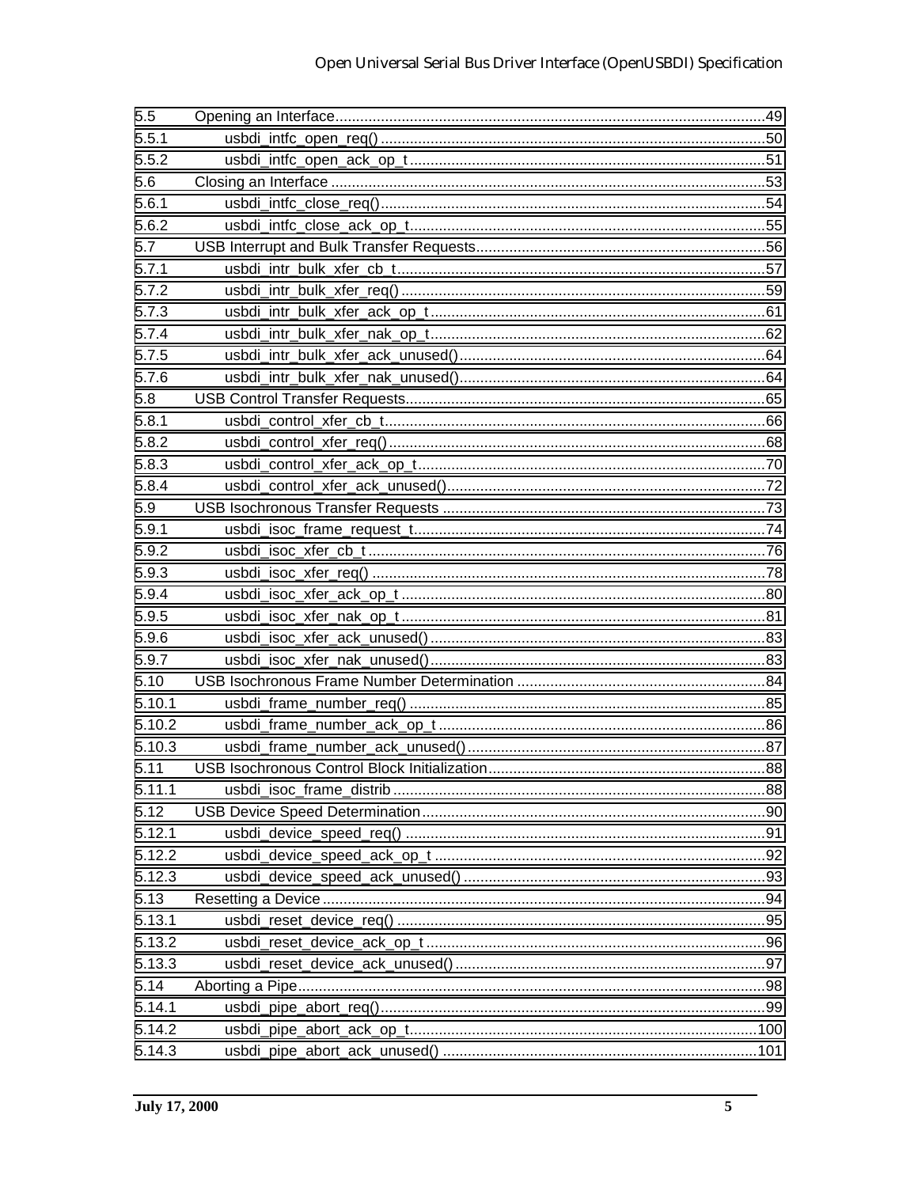| | | |
|---|---|---|
| 5.5 | Opening an Interface | 49 |
| 5.5.1 | usbdi_intfc_open_req() | 50 |
| 5.5.2 | usbdi_intfc_open_ack_op_t | 51 |
| 5.6 | Closing an Interface | 53 |
| 5.6.1 | usbdi_intfc_close_req() | 54 |
| 5.6.2 | usbdi_intfc_close_ack_op_t | 55 |
| 5.7 | USB Interrupt and Bulk Transfer Requests | 56 |
| 5.7.1 | usbdi_intr_bulk_xfer_cb_t | 57 |
| 5.7.2 | usbdi_intr_bulk_xfer_req() | 59 |
| 5.7.3 | usbdi_intr_bulk_xfer_ack_op_t | 61 |
| 5.7.4 | usbdi_intr_bulk_xfer_nak_op_t | 62 |
| 5.7.5 | usbdi_intr_bulk_xfer_ack_unused() | 64 |
| 5.7.6 | usbdi_intr_bulk_xfer_nak_unused() | 64 |
| 5.8 | USB Control Transfer Requests | 65 |
| 5.8.1 | usbdi_control_xfer_cb_t | 66 |
| 5.8.2 | usbdi_control_xfer_req() | 68 |
| 5.8.3 | usbdi_control_xfer_ack_op_t | 70 |
| 5.8.4 | usbdi_control_xfer_ack_unused() | 72 |
| 5.9 | USB Isochronous Transfer Requests | 73 |
| 5.9.1 | usbdi_isoc_frame_request_t | 74 |
| 5.9.2 | usbdi_isoc_xfer_cb_t | 76 |
| 5.9.3 | usbdi_isoc_xfer_req() | 78 |
| 5.9.4 | usbdi_isoc_xfer_ack_op_t | 80 |
| 5.9.5 | usbdi_isoc_xfer_nak_op_t | 81 |
| 5.9.6 | usbdi_isoc_xfer_ack_unused() | 83 |
| 5.9.7 | usbdi_isoc_xfer_nak_unused() | 83 |
| 5.10 | USB Isochronous Frame Number Determination | 84 |
| 5.10.1 | usbdi_frame_number_req() | 85 |
| 5.10.2 | usbdi_frame_number_ack_op_t | 86 |
| 5.10.3 | usbdi_frame_number_ack_unused() | 87 |
| 5.11 | USB Isochronous Control Block Initialization | 88 |
| 5.11.1 | usbdi_isoc_frame_distrib | 88 |
| 5.12 | USB Device Speed Determination | 90 |
| 5.12.1 | usbdi_device_speed_req() | 91 |
| 5.12.2 | usbdi_device_speed_ack_op_t | 92 |
| 5.12.3 | usbdi_device_speed_ack_unused() | 93 |
| 5.13 | Resetting a Device | 94 |
| 5.13.1 | usbdi_reset_device_req() | 95 |
| 5.13.2 | usbdi_reset_device_ack_op_t | 96 |
| 5.13.3 | usbdi_reset_device_ack_unused() | 97 |
| 5.14 | Aborting a Pipe | 98 |
| 5.14.1 | usbdi_pipe_abort_req() | 99 |
| 5.14.2 | usbdi_pipe_abort_ack_op_t | 100 |
| 5.14.3 | usbdi_pipe_abort_ack_unused() | 101 |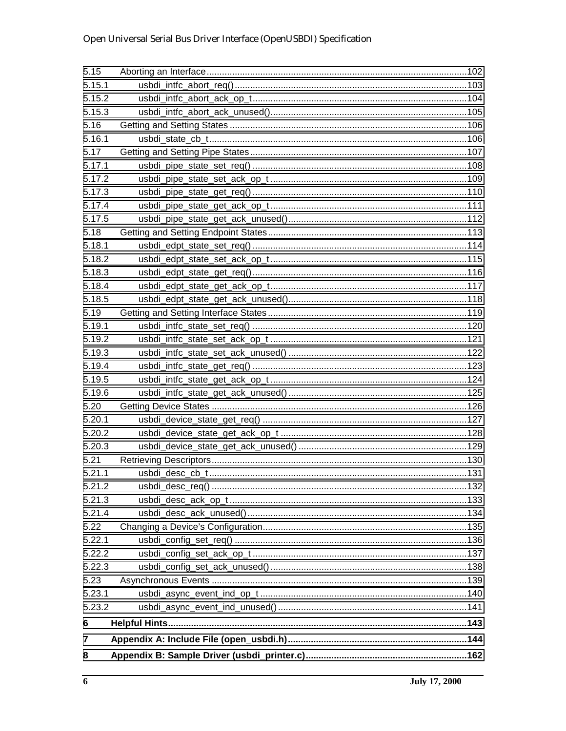| | | |
|---|---|---|
| 5.15 | Aborting an Interface | 102 |
| 5.15.1 | usbdi_intfc_abort_req() | 103 |
| 5.15.2 | usbdi_intfc_abort_ack_op_t | 104 |
| 5.15.3 | usbdi_intfc_abort_ack_unused() | 105 |
| 5.16 | Getting and Setting States | 106 |
| 5.16.1 | usbdi_state_cb_t | 106 |
| 5.17 | Getting and Setting Pipe States | 107 |
| 5.17.1 | usbdi_pipe_state_set_req() | 108 |
| 5.17.2 | usbdi_pipe_state_set_ack_op_t | 109 |
| 5.17.3 | usbdi_pipe_state_get_req() | 110 |
| 5.17.4 | usbdi_pipe_state_get_ack_op_t | 111 |
| 5.17.5 | usbdi_pipe_state_get_ack_unused() | 112 |
| 5.18 | Getting and Setting Endpoint States | 113 |
| 5.18.1 | usbdi_edpt_state_set_req() | 114 |
| 5.18.2 | usbdi_edpt_state_set_ack_op_t | 115 |
| 5.18.3 | usbdi_edpt_state_get_req() | 116 |
| 5.18.4 | usbdi_edpt_state_get_ack_op_t | 117 |
| 5.18.5 | usbdi_edpt_state_get_ack_unused() | 118 |
| 5.19 | Getting and Setting Interface States | 119 |
| 5.19.1 | usbdi_intfc_state_set_req() | 120 |
| 5.19.2 | usbdi_intfc_state_set_ack_op_t | 121 |
| 5.19.3 | usbdi_intfc_state_set_ack_unused() | 122 |
| 5.19.4 | usbdi_intfc_state_get_req() | 123 |
| 5.19.5 | usbdi_intfc_state_get_ack_op_t | 124 |
| 5.19.6 | usbdi_intfc_state_get_ack_unused() | 125 |
| 5.20 | Getting Device States | 126 |
| 5.20.1 | usbdi_device_state_get_req() | 127 |
| 5.20.2 | usbdi_device_state_get_ack_op_t | 128 |
| 5.20.3 | usbdi_device_state_get_ack_unused() | 129 |
| 5.21 | Retrieving Descriptors | 130 |
| 5.21.1 | usbdi_desc_cb_t | 131 |
| 5.21.2 | usbdi_desc_req() | 132 |
| 5.21.3 | usbdi_desc_ack_op_t | 133 |
| 5.21.4 | usbdi_desc_ack_unused() | 134 |
| 5.22 | Changing a Device's Configuration | 135 |
| 5.22.1 | usbdi_config_set_req() | 136 |
| 5.22.2 | usbdi_config_set_ack_op_t | 137 |
| 5.22.3 | usbdi_config_set_ack_unused() | 138 |
| 5.23 | Asynchronous Events | 139 |
| 5.23.1 | usbdi_async_event_ind_op_t | 140 |
| 5.23.2 | usbdi_async_event_ind_unused() | 141 |
| **6** | **Helpful Hints** | **143** |
| **7** | **Appendix A: Include File (open_usbdi.h)** | **144** |
| **8** | **Appendix B: Sample Driver (usbdi_printer.c)** | **162** |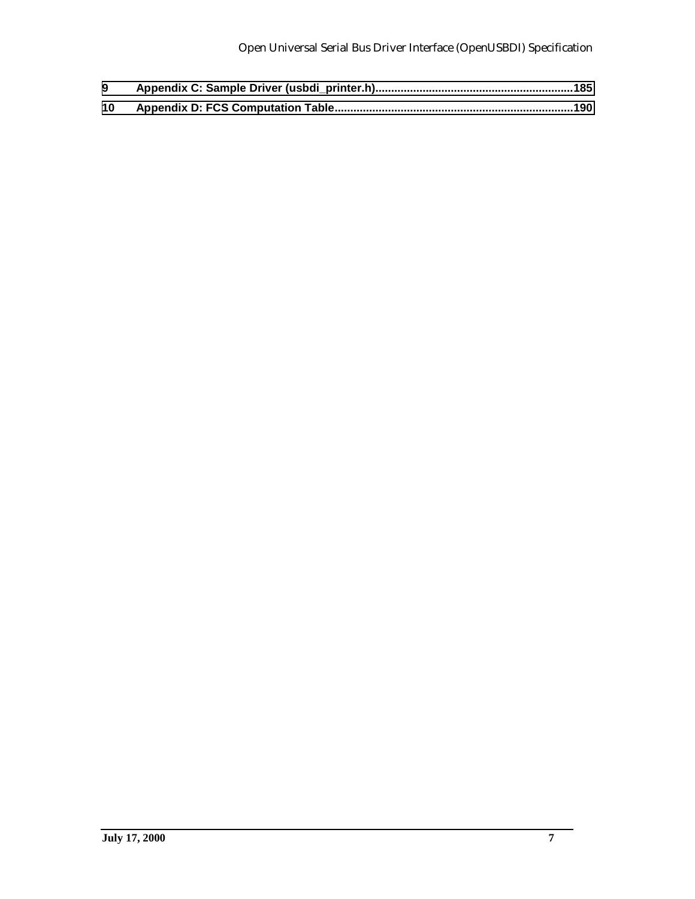9 Appendix C: Sample Driver (usbdi_printer.h)..............................................................185

10 Appendix D: FCS Computation Table............................................................................190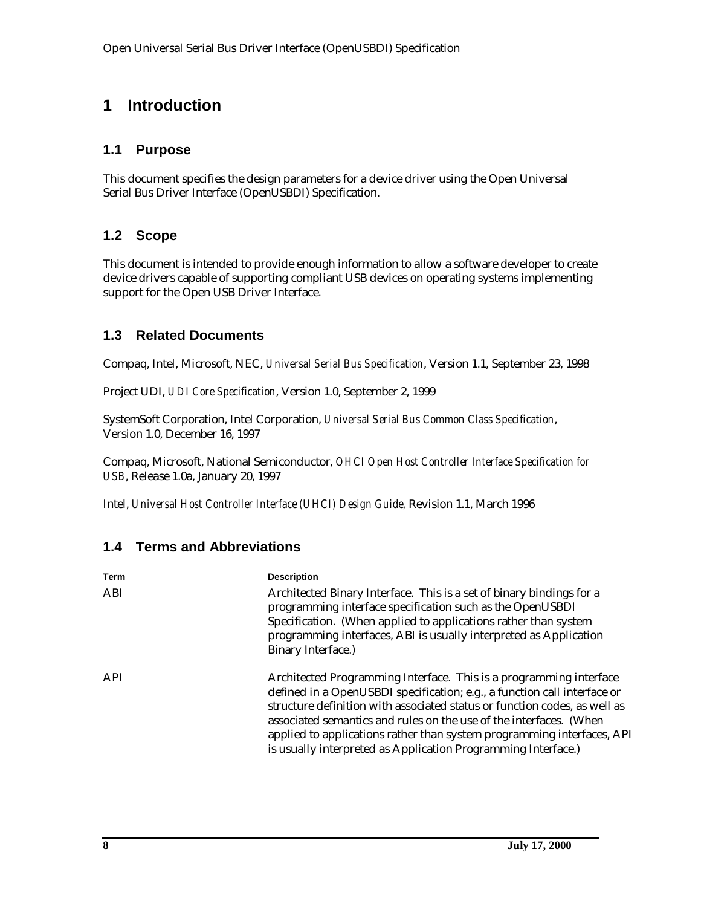# 1 Introduction

## 1.1 Purpose

This document specifies the design parameters for a device driver using the Open Universal Serial Bus Driver Interface (OpenUSBDI) Specification.

## 1.2 Scope

This document is intended to provide enough information to allow a software developer to create device drivers capable of supporting compliant USB devices on operating systems implementing support for the Open USB Driver Interface.

## 1.3 Related Documents

Compaq, Intel, Microsoft, NEC, *Universal Serial Bus Specification*, Version 1.1, September 23, 1998

Project UDI, *UDI Core Specification*, Version 1.0, September 2, 1999

SystemSoft Corporation, Intel Corporation, *Universal Serial Bus Common Class Specification*, Version 1.0, December 16, 1997

Compaq, Microsoft, National Semiconductor, *OHCI Open Host Controller Interface Specification for USB*, Release 1.0a, January 20, 1997

Intel, *Universal Host Controller Interface (UHCI) Design Guide,* Revision 1.1, March 1996

## 1.4 Terms and Abbreviations

| Term | Description |
|---|---|
| ABI | Architected Binary Interface. This is a set of binary bindings for a programming interface specification such as the OpenUSBDI Specification. (When applied to applications rather than system programming interfaces, ABI is usually interpreted as Application Binary Interface.) |
| API | Architected Programming Interface. This is a programming interface defined in a OpenUSBDI specification; e.g., a function call interface or structure definition with associated status or function codes, as well as associated semantics and rules on the use of the interfaces. (When applied to applications rather than system programming interfaces, API is usually interpreted as Application Programming Interface.) |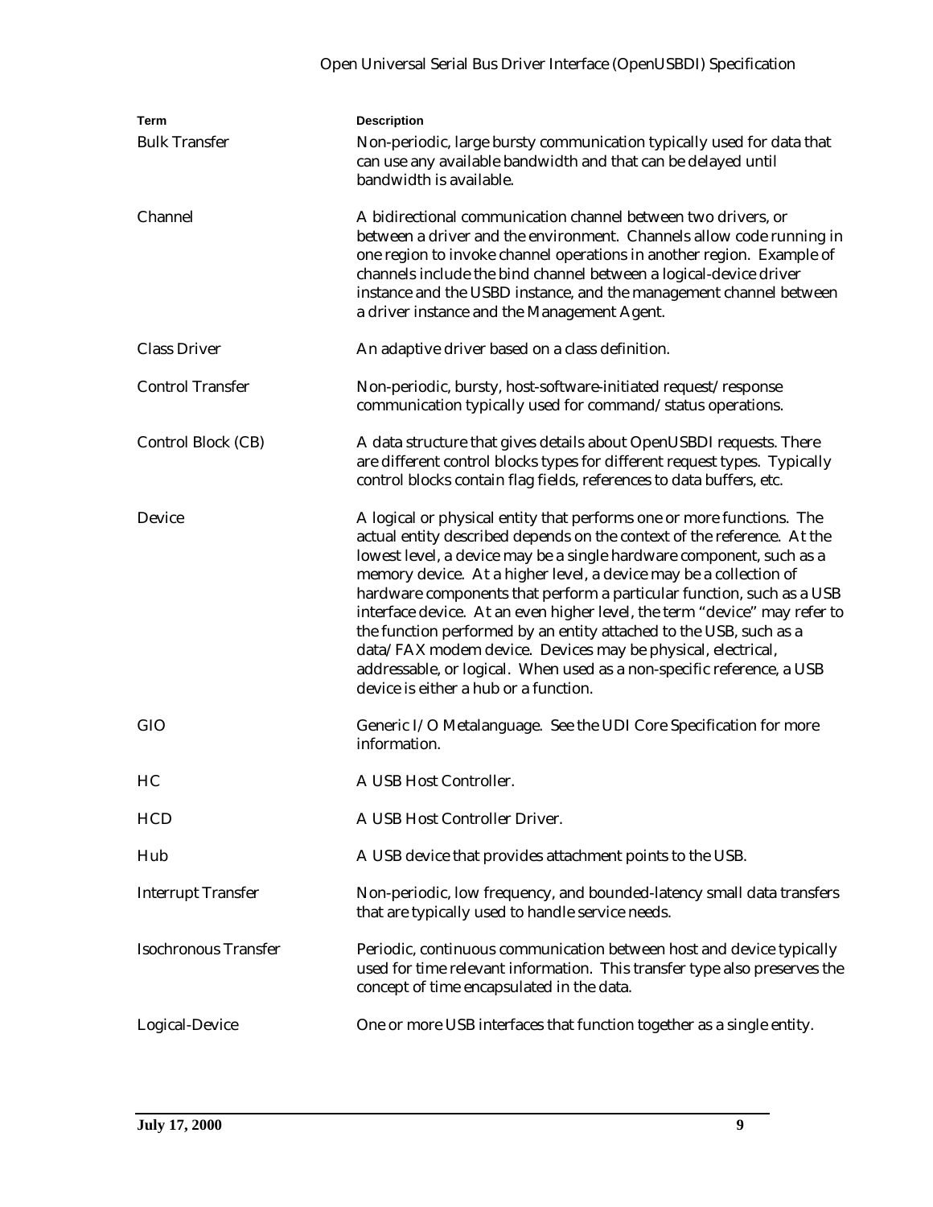| Term | Description |
| --- | --- |
| Bulk Transfer | Non-periodic, large bursty communication typically used for data that can use any available bandwidth and that can be delayed until bandwidth is available. |
| Channel | A bidirectional communication channel between two drivers, or between a driver and the environment. Channels allow code running in one region to invoke channel operations in another region. Example of channels include the bind channel between a logical-device driver instance and the USBD instance, and the management channel between a driver instance and the Management Agent. |
| Class Driver | An adaptive driver based on a class definition. |
| Control Transfer | Non-periodic, bursty, host-software-initiated request/response communication typically used for command/status operations. |
| Control Block (CB) | A data structure that gives details about OpenUSBDI requests. There are different control blocks types for different request types. Typically control blocks contain flag fields, references to data buffers, etc. |
| Device | A logical or physical entity that performs one or more functions. The actual entity described depends on the context of the reference. At the lowest level, a device may be a single hardware component, such as a memory device. At a higher level, a device may be a collection of hardware components that perform a particular function, such as a USB interface device. At an even higher level, the term "device" may refer to the function performed by an entity attached to the USB, such as a data/FAX modem device. Devices may be physical, electrical, addressable, or logical. When used as a non-specific reference, a USB device is either a hub or a function. |
| GIO | Generic I/O Metalanguage. See the UDI Core Specification for more information. |
| HC | A USB Host Controller. |
| HCD | A USB Host Controller Driver. |
| Hub | A USB device that provides attachment points to the USB. |
| Interrupt Transfer | Non-periodic, low frequency, and bounded-latency small data transfers that are typically used to handle service needs. |
| Isochronous Transfer | Periodic, continuous communication between host and device typically used for time relevant information. This transfer type also preserves the concept of time encapsulated in the data. |
| Logical-Device | One or more USB interfaces that function together as a single entity. |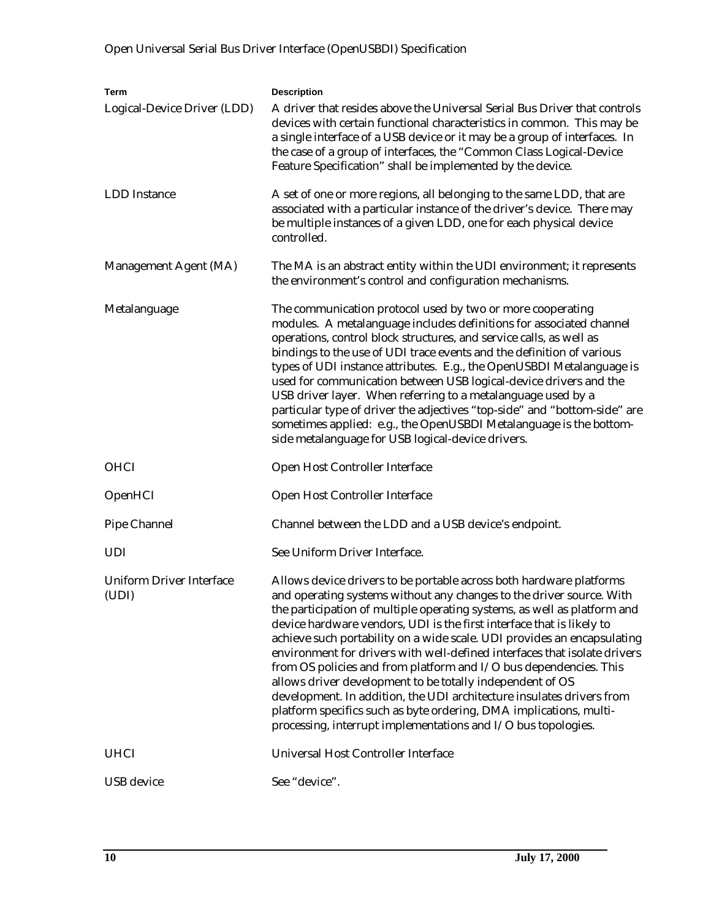| Term | Description |
| --- | --- |
| Logical-Device Driver (LDD) | A driver that resides above the Universal Serial Bus Driver that controls devices with certain functional characteristics in common. This may be a single interface of a USB device or it may be a group of interfaces. In the case of a group of interfaces, the "Common Class Logical-Device Feature Specification" shall be implemented by the device. |
| LDD Instance | A set of one or more regions, all belonging to the same LDD, that are associated with a particular instance of the driver's device. There may be multiple instances of a given LDD, one for each physical device controlled. |
| Management Agent (MA) | The MA is an abstract entity within the UDI environment; it represents the environment's control and configuration mechanisms. |
| Metalanguage | The communication protocol used by two or more cooperating modules. A metalanguage includes definitions for associated channel operations, control block structures, and service calls, as well as bindings to the use of UDI trace events and the definition of various types of UDI instance attributes. E.g., the OpenUSBDI Metalanguage is used for communication between USB logical-device drivers and the USB driver layer. When referring to a metalanguage used by a particular type of driver the adjectives "top-side" and "bottom-side" are sometimes applied: e.g., the OpenUSBDI Metalanguage is the bottom-side metalanguage for USB logical-device drivers. |
| OHCI | Open Host Controller Interface |
| OpenHCI | Open Host Controller Interface |
| Pipe Channel | Channel between the LDD and a USB device's endpoint. |
| UDI | See Uniform Driver Interface. |
| Uniform Driver Interface (UDI) | Allows device drivers to be portable across both hardware platforms and operating systems without any changes to the driver source. With the participation of multiple operating systems, as well as platform and device hardware vendors, UDI is the first interface that is likely to achieve such portability on a wide scale. UDI provides an encapsulating environment for drivers with well-defined interfaces that isolate drivers from OS policies and from platform and I/O bus dependencies. This allows driver development to be totally independent of OS development. In addition, the UDI architecture insulates drivers from platform specifics such as byte ordering, DMA implications, multi-processing, interrupt implementations and I/O bus topologies. |
| UHCI | Universal Host Controller Interface |
| USB device | See "device". |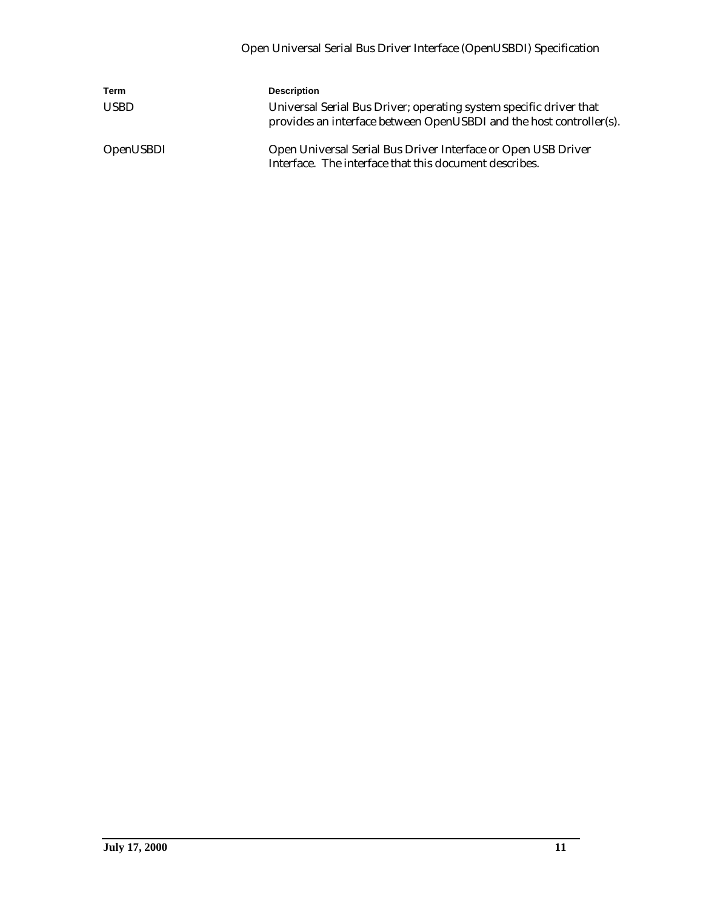| Term | Description |
| --- | --- |
| USBD | Universal Serial Bus Driver; operating system specific driver that provides an interface between OpenUSBDI and the host controller(s). |
| OpenUSBDI | Open Universal Serial Bus Driver Interface or Open USB Driver Interface. The interface that this document describes. |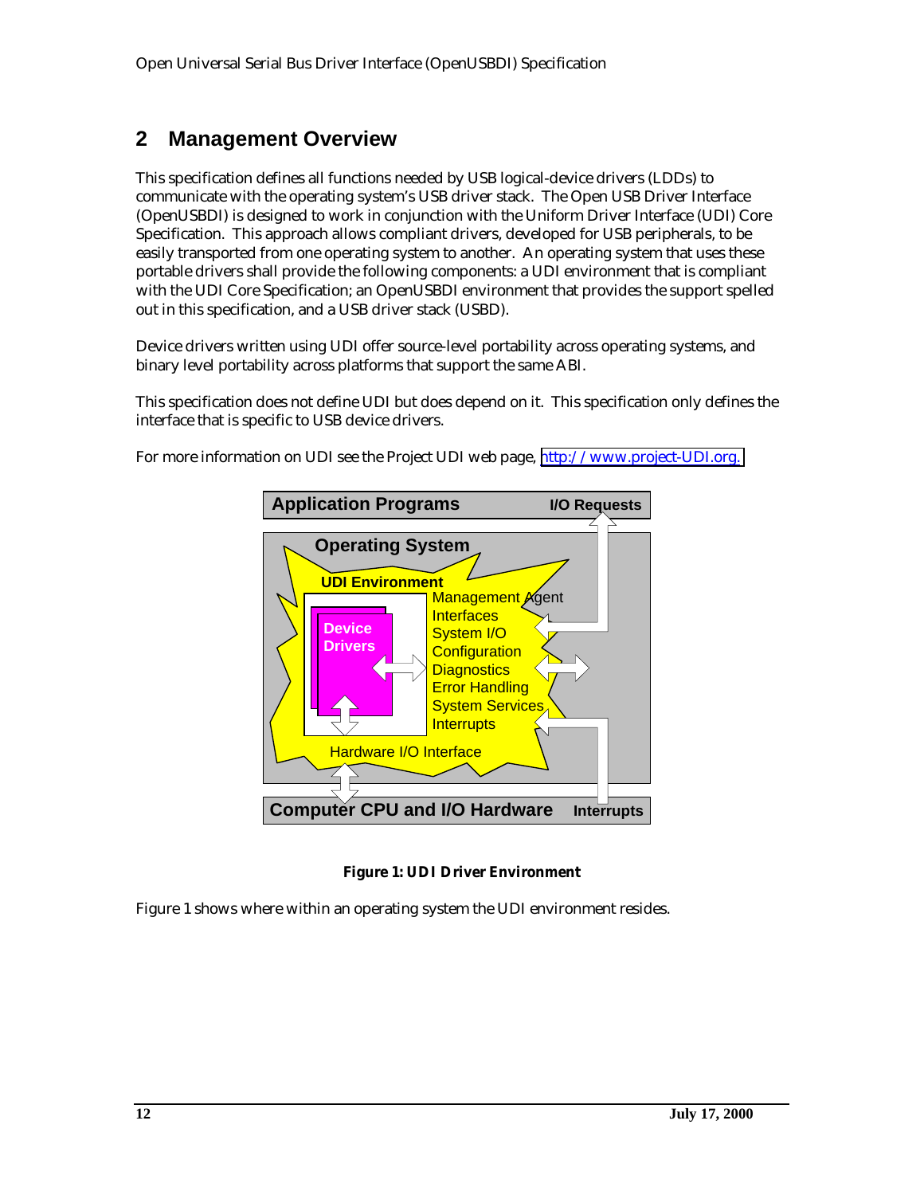## 2 Management Overview

This specification defines all functions needed by USB logical-device drivers (LDDs) to communicate with the operating system's USB driver stack. The Open USB Driver Interface (OpenUSBDI) is designed to work in conjunction with the Uniform Driver Interface (UDI) Core Specification. This approach allows compliant drivers, developed for USB peripherals, to be easily transported from one operating system to another. An operating system that uses these portable drivers shall provide the following components: a UDI environment that is compliant with the UDI Core Specification; an OpenUSBDI environment that provides the support spelled out in this specification, and a USB driver stack (USBD).

Device drivers written using UDI offer source-level portability across operating systems, and binary level portability across platforms that support the same ABI.

This specification does not define UDI but does depend on it. This specification only defines the interface that is specific to USB device drivers.

For more information on UDI see the Project UDI web page, [http://www.project-UDI.org.](http://www.project-UDI.org.)

Application Programs
I/O Requests
Operating System
UDI Environment
Device Drivers
Management Agent
Interfaces
System I/O
Configuration
Diagnostics
Error Handling
System Services
Interrupts
Hardware I/O Interface
Computer CPU and I/O Hardware
Interrupts

**Figure 1: UDI Driver Environment**

Figure 1 shows where within an operating system the UDI environment resides.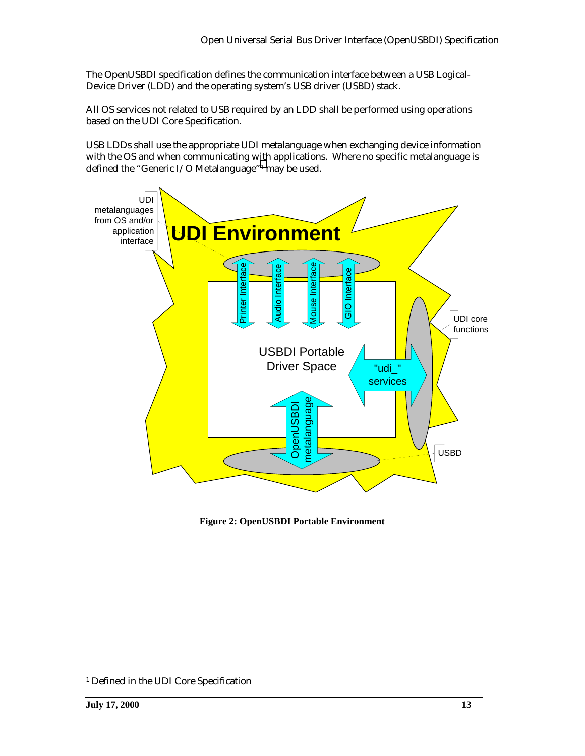The OpenUSBDI specification defines the communication interface between a USB Logical-Device Driver (LDD) and the operating system's USB driver (USBD) stack.

All OS services not related to USB required by an LDD shall be performed using operations based on the UDI Core Specification.

USB LDDs shall use the appropriate UDI metalanguage when exchanging device information with the OS and when communicating with applications. Where no specific metalanguage is defined the "Generic I/O Metalanguage"[1] may be used.

UDI metalanguages from OS and/or application interface

UDI Environment

Printer Interface

Audio Interface

Mouse Interface

GIO Interface

UDI core functions

USBDI Portable Driver Space

"udi_" services

OpenUSBDI metalanguage

USBD

**Figure 2: OpenUSBDI Portable Environment**

[1] Defined in the UDI Core Specification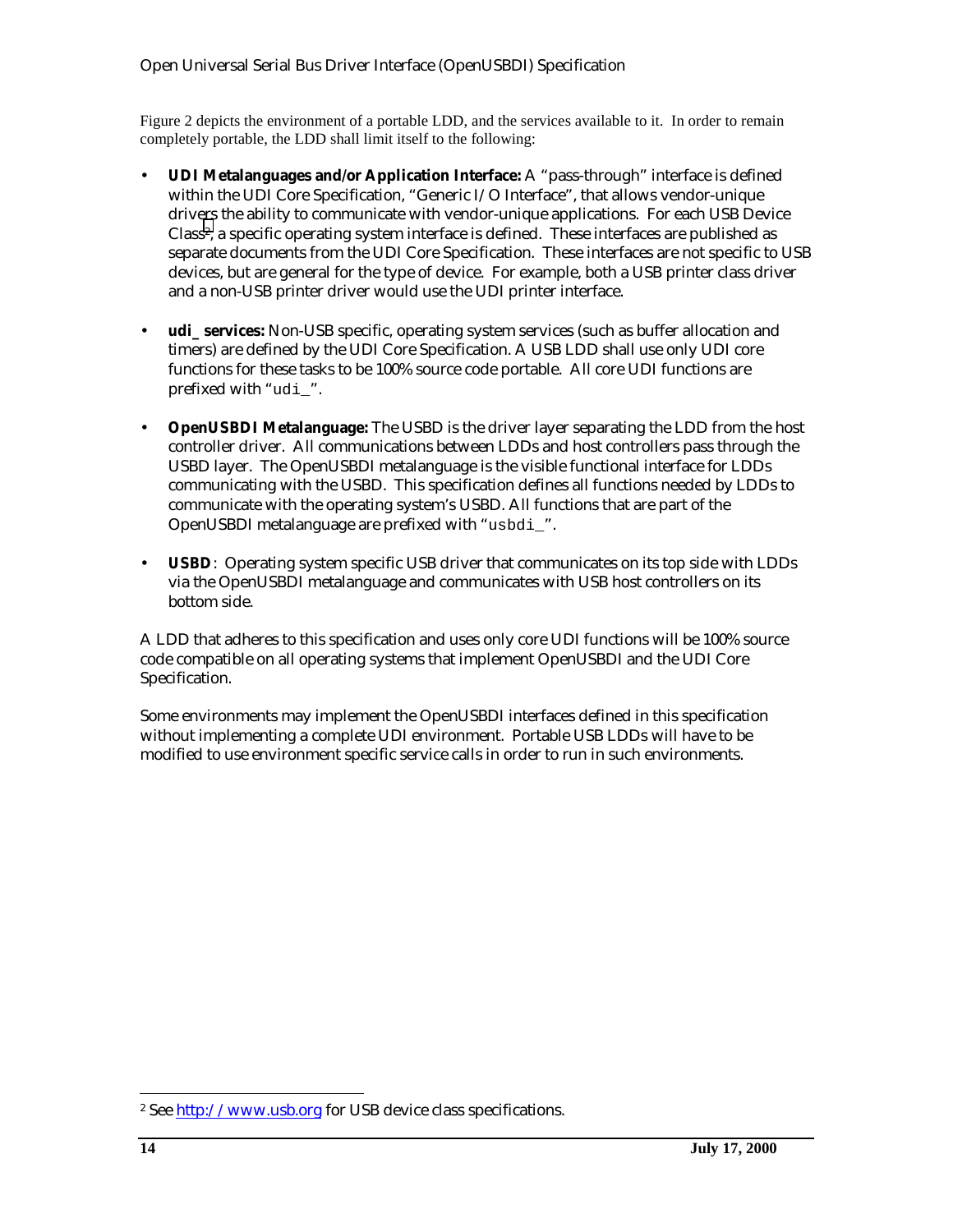Figure 2 depicts the environment of a portable LDD, and the services available to it. In order to remain completely portable, the LDD shall limit itself to the following:

- **UDI Metalanguages and/or Application Interface:** A "pass-through" interface is defined within the UDI Core Specification, "Generic I/O Interface", that allows vendor-unique drivers the ability to communicate with vendor-unique applications. For each USB Device Class[2], a specific operating system interface is defined. These interfaces are published as separate documents from the UDI Core Specification. These interfaces are not specific to USB devices, but are general for the type of device. For example, both a USB printer class driver and a non-USB printer driver would use the UDI printer interface.

- **udi_ services:** Non-USB specific, operating system services (such as buffer allocation and timers) are defined by the UDI Core Specification. A USB LDD shall use only UDI core functions for these tasks to be 100% source code portable. All core UDI functions are prefixed with "`udi_`".

- **OpenUSBDI Metalanguage:** The USBD is the driver layer separating the LDD from the host controller driver. All communications between LDDs and host controllers pass through the USBD layer. The OpenUSBDI metalanguage is the visible functional interface for LDDs communicating with the USBD. This specification defines all functions needed by LDDs to communicate with the operating system's USBD. All functions that are part of the OpenUSBDI metalanguage are prefixed with "`usbdi_`".

- **USBD**: Operating system specific USB driver that communicates on its top side with LDDs via the OpenUSBDI metalanguage and communicates with USB host controllers on its bottom side.

A LDD that adheres to this specification and uses only core UDI functions will be 100% source code compatible on all operating systems that implement OpenUSBDI and the UDI Core Specification.

Some environments may implement the OpenUSBDI interfaces defined in this specification without implementing a complete UDI environment. Portable USB LDDs will have to be modified to use environment specific service calls in order to run in such environments.

---

[2] See http://www.usb.org for USB device class specifications.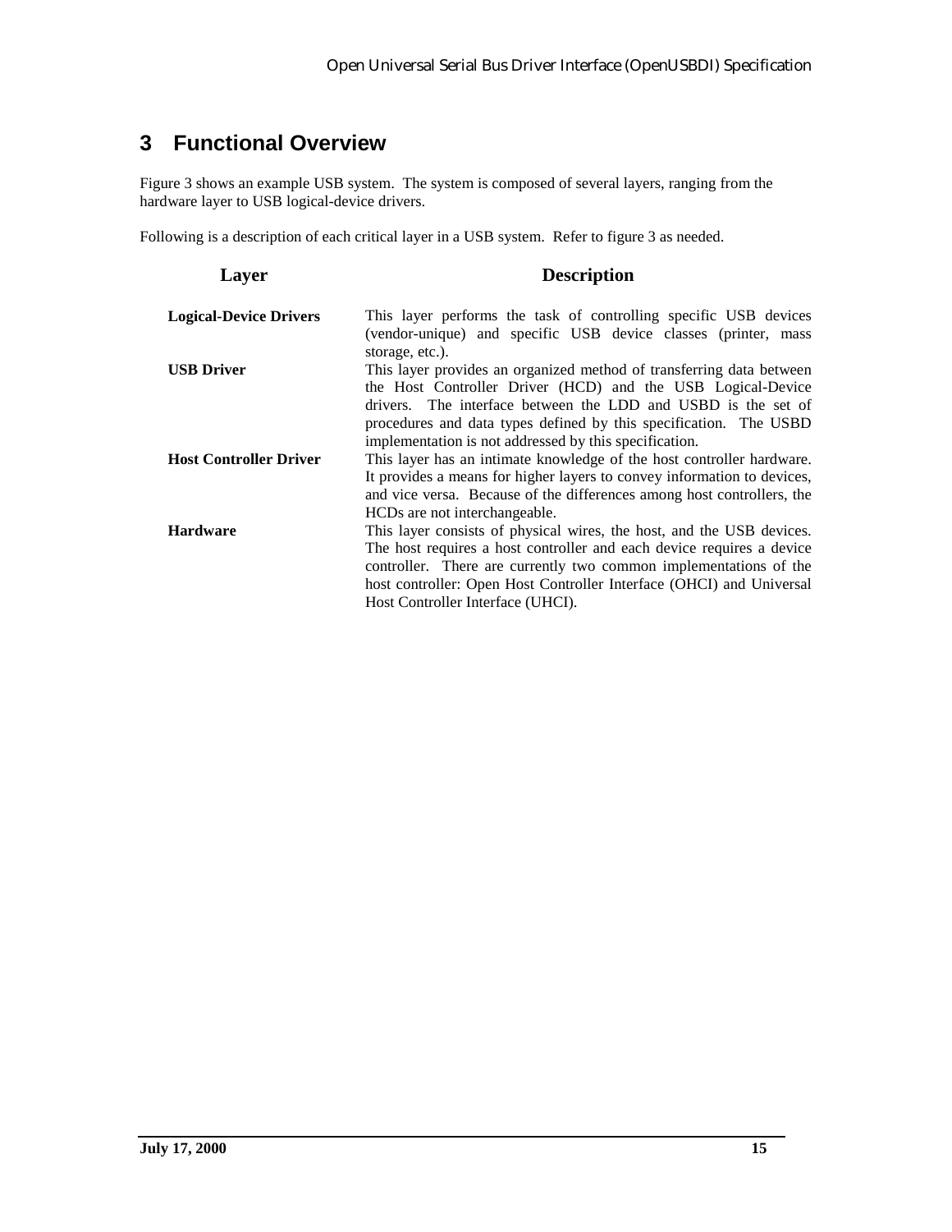# 3 Functional Overview

Figure 3 shows an example USB system. The system is composed of several layers, ranging from the hardware layer to USB logical-device drivers.

Following is a description of each critical layer in a USB system. Refer to figure 3 as needed.

| Layer | Description |
|---|---|
| **Logical-Device Drivers** | This layer performs the task of controlling specific USB devices (vendor-unique) and specific USB device classes (printer, mass storage, etc.). |
| **USB Driver** | This layer provides an organized method of transferring data between the Host Controller Driver (HCD) and the USB Logical-Device drivers. The interface between the LDD and USBD is the set of procedures and data types defined by this specification. The USBD implementation is not addressed by this specification. |
| **Host Controller Driver** | This layer has an intimate knowledge of the host controller hardware. It provides a means for higher layers to convey information to devices, and vice versa. Because of the differences among host controllers, the HCDs are not interchangeable. |
| **Hardware** | This layer consists of physical wires, the host, and the USB devices. The host requires a host controller and each device requires a device controller. There are currently two common implementations of the host controller: Open Host Controller Interface (OHCI) and Universal Host Controller Interface (UHCI). |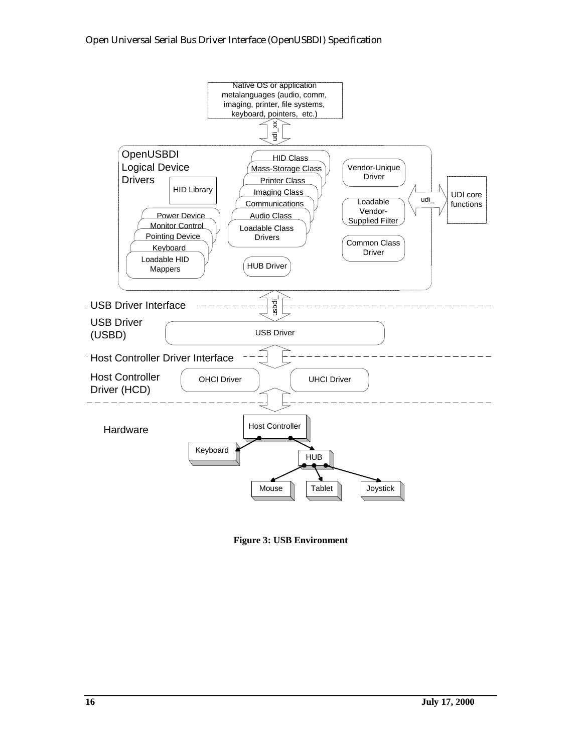Native OS or application metalanguages (audio, comm, imaging, printer, file systems, keyboard, pointers, etc.)

udi_xx

OpenUSBDI Logical Device Drivers

HID Library

HID Class
Mass-Storage Class
Printer Class
Imaging Class
Communications
Audio Class
Loadable Class Drivers

Vendor-Unique Driver

Loadable Vendor-Supplied Filter

Common Class Driver

udi_

UDI core functions

Power Device
Monitor Control
Pointing Device
Keyboard
Loadable HID Mappers

HUB Driver

USB Driver Interface

usbdi_

USB Driver (USBD)

USB Driver

Host Controller Driver Interface

Host Controller Driver (HCD)

OHCI Driver

UHCI Driver

Hardware

Host Controller

Keyboard

HUB

Mouse

Tablet

Joystick

**Figure 3: USB Environment**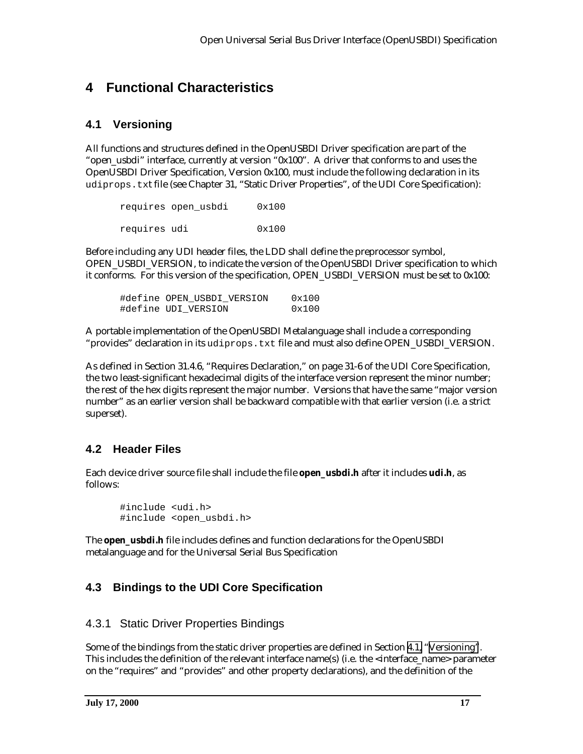# 4 Functional Characteristics

## 4.1 Versioning

All functions and structures defined in the OpenUSBDI Driver specification are part of the "open_usbdi" interface, currently at version "0x100". A driver that conforms to and uses the OpenUSBDI Driver Specification, Version 0x100, must include the following declaration in its udiprops.txt file (see Chapter 31, "Static Driver Properties", of the UDI Core Specification):

```
requires open_usbdi     0x100

requires udi            0x100
```

Before including any UDI header files, the LDD shall define the preprocessor symbol, OPEN_USBDI_VERSION, to indicate the version of the OpenUSBDI Driver specification to which it conforms. For this version of the specification, OPEN_USBDI_VERSION must be set to 0x100:

```
#define OPEN_USBDI_VERSION    0x100
#define UDI_VERSION           0x100
```

A portable implementation of the OpenUSBDI Metalanguage shall include a corresponding "provides" declaration in its udiprops.txt file and must also define OPEN_USBDI_VERSION.

As defined in Section 31.4.6, "Requires Declaration," on page 31-6 of the UDI Core Specification, the two least-significant hexadecimal digits of the interface version represent the minor number; the rest of the hex digits represent the major number. Versions that have the same "major version number" as an earlier version shall be backward compatible with that earlier version (i.e. a strict superset).

## 4.2 Header Files

Each device driver source file shall include the file **open_usbdi.h** after it includes **udi.h**, as follows:

```
#include <udi.h>
#include <open_usbdi.h>
```

The **open_usbdi.h** file includes defines and function declarations for the OpenUSBDI metalanguage and for the Universal Serial Bus Specification

## 4.3 Bindings to the UDI Core Specification

### 4.3.1 Static Driver Properties Bindings

Some of the bindings from the static driver properties are defined in Section 4.1, "Versioning". This includes the definition of the relevant interface name(s) (i.e. the <interface_name> parameter on the "requires" and "provides" and other property declarations), and the definition of the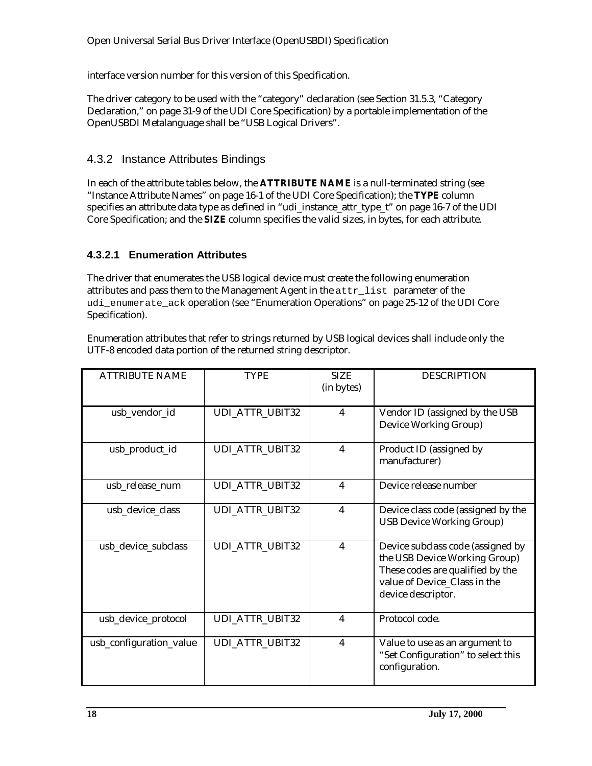interface version number for this version of this Specification.

The driver category to be used with the "category" declaration (see Section 31.5.3, "Category Declaration," on page 31-9 of the UDI Core Specification) by a portable implementation of the OpenUSBDI Metalanguage shall be "USB Logical Drivers".

## 4.3.2 Instance Attributes Bindings

In each of the attribute tables below, the **ATTRIBUTE NAME** is a null-terminated string (see "Instance Attribute Names" on page 16-1 of the UDI Core Specification); the **TYPE** column specifies an attribute data type as defined in "udi_instance_attr_type_t" on page 16-7 of the UDI Core Specification; and the **SIZE** column specifies the valid sizes, in bytes, for each attribute.

### 4.3.2.1 Enumeration Attributes

The driver that enumerates the USB logical device must create the following enumeration attributes and pass them to the Management Agent in the `attr_list` parameter of the `udi_enumerate_ack` operation (see "Enumeration Operations" on page 25-12 of the UDI Core Specification).

Enumeration attributes that refer to strings returned by USB logical devices shall include only the UTF-8 encoded data portion of the returned string descriptor.

| ATTRIBUTE NAME | TYPE | SIZE (in bytes) | DESCRIPTION |
|---|---|---|---|
| usb_vendor_id | UDI_ATTR_UBIT32 | 4 | Vendor ID (assigned by the USB Device Working Group) |
| usb_product_id | UDI_ATTR_UBIT32 | 4 | Product ID (assigned by manufacturer) |
| usb_release_num | UDI_ATTR_UBIT32 | 4 | Device release number |
| usb_device_class | UDI_ATTR_UBIT32 | 4 | Device class code (assigned by the USB Device Working Group) |
| usb_device_subclass | UDI_ATTR_UBIT32 | 4 | Device subclass code (assigned by the USB Device Working Group) These codes are qualified by the value of Device_Class in the device descriptor. |
| usb_device_protocol | UDI_ATTR_UBIT32 | 4 | Protocol code. |
| usb_configuration_value | UDI_ATTR_UBIT32 | 4 | Value to use as an argument to "Set Configuration" to select this configuration. |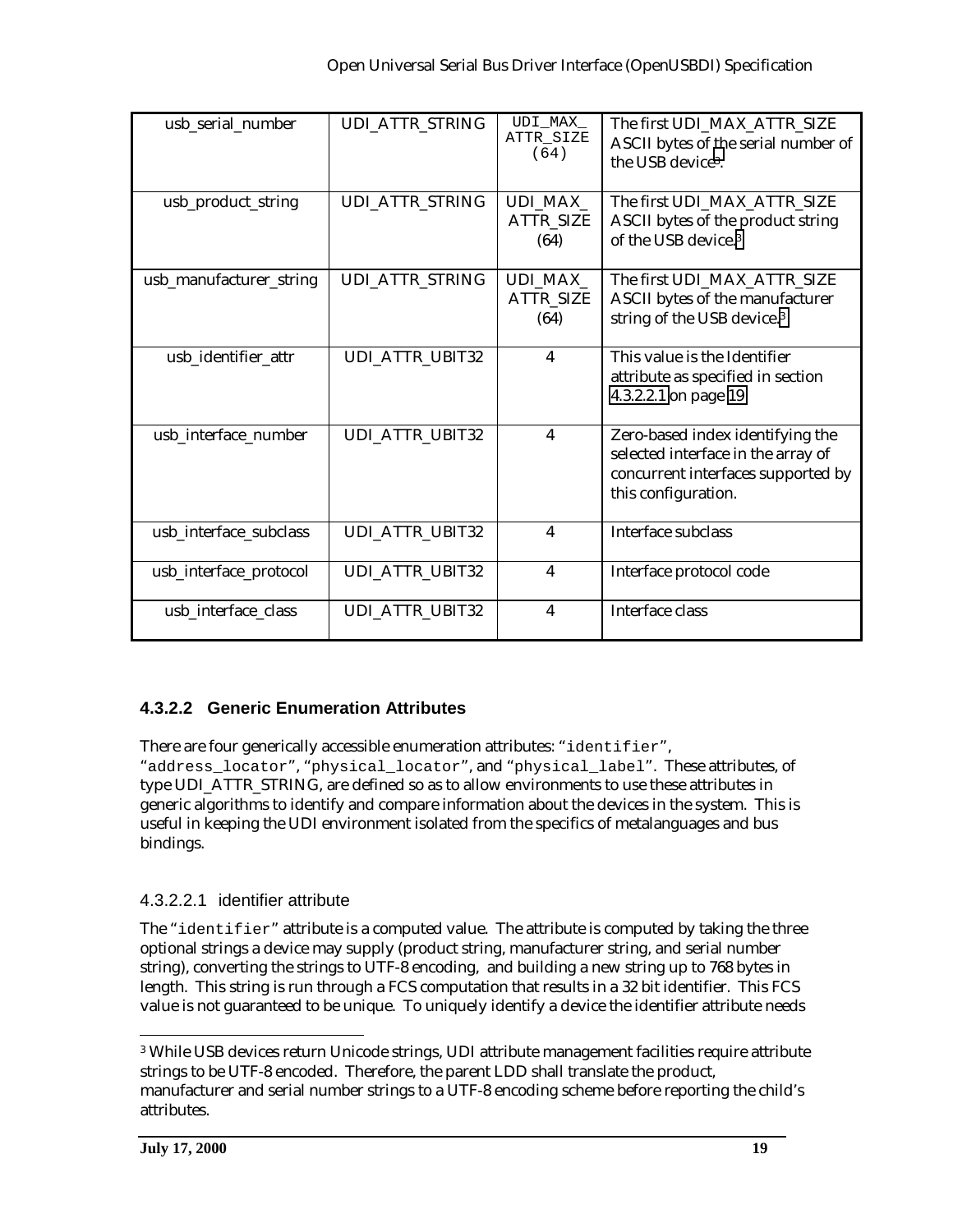| | | | |
|---|---|---|---|
| usb_serial_number | UDI_ATTR_STRING | UDI_MAX_ ATTR_SIZE (64) | The first UDI_MAX_ATTR_SIZE ASCII bytes of the serial number of the USB device[3]. |
| usb_product_string | UDI_ATTR_STRING | UDI_MAX_ ATTR_SIZE (64) | The first UDI_MAX_ATTR_SIZE ASCII bytes of the product string of the USB device.[3] |
| usb_manufacturer_string | UDI_ATTR_STRING | UDI_MAX_ ATTR_SIZE (64) | The first UDI_MAX_ATTR_SIZE ASCII bytes of the manufacturer string of the USB device.[3] |
| usb_identifier_attr | UDI_ATTR_UBIT32 | 4 | This value is the Identifier attribute as specified in section 4.3.2.2.1 on page 19 |
| usb_interface_number | UDI_ATTR_UBIT32 | 4 | Zero-based index identifying the selected interface in the array of concurrent interfaces supported by this configuration. |
| usb_interface_subclass | UDI_ATTR_UBIT32 | 4 | Interface subclass |
| usb_interface_protocol | UDI_ATTR_UBIT32 | 4 | Interface protocol code |
| usb_interface_class | UDI_ATTR_UBIT32 | 4 | Interface class |

### 4.3.2.2 Generic Enumeration Attributes

There are four generically accessible enumeration attributes: "`identifier`", "`address_locator`", "`physical_locator`", and "`physical_label`". These attributes, of type UDI_ATTR_STRING, are defined so as to allow environments to use these attributes in generic algorithms to identify and compare information about the devices in the system. This is useful in keeping the UDI environment isolated from the specifics of metalanguages and bus bindings.

#### 4.3.2.2.1 identifier attribute

The "`identifier`" attribute is a computed value. The attribute is computed by taking the three optional strings a device may supply (product string, manufacturer string, and serial number string), converting the strings to UTF-8 encoding, and building a new string up to 768 bytes in length. This string is run through a FCS computation that results in a 32 bit identifier. This FCS value is not guaranteed to be unique. To uniquely identify a device the identifier attribute needs

[3] While USB devices return Unicode strings, UDI attribute management facilities require attribute strings to be UTF-8 encoded. Therefore, the parent LDD shall translate the product, manufacturer and serial number strings to a UTF-8 encoding scheme before reporting the child's attributes.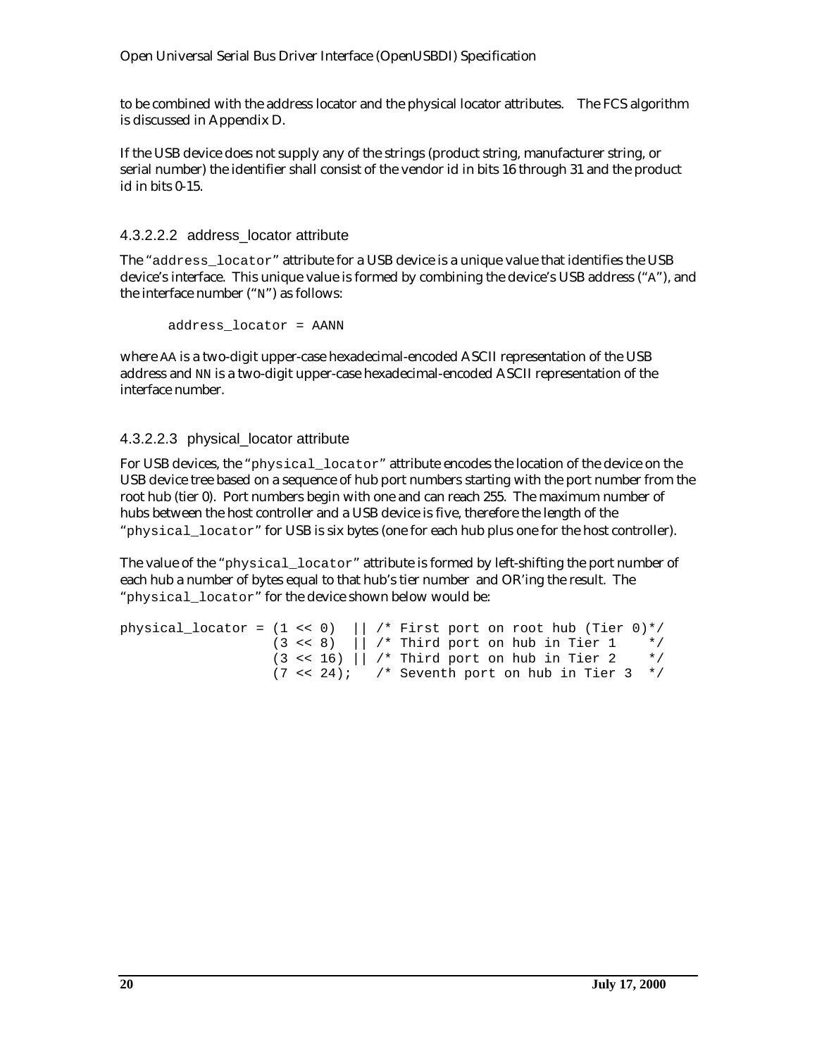to be combined with the address locator and the physical locator attributes.   The FCS algorithm is discussed in Appendix D.

If the USB device does not supply any of the strings (product string, manufacturer string, or serial number) the identifier shall consist of the vendor id in bits 16 through 31 and the product id in bits 0-15.

#### 4.3.2.2.2 address_locator attribute

The "`address_locator`" attribute for a USB device is a unique value that identifies the USB device's interface. This unique value is formed by combining the device's USB address ("`A`"), and the interface number ("`N`") as follows:

```
address_locator = AANN
```

where `AA` is a two-digit upper-case hexadecimal-encoded ASCII representation of the USB address and `NN` is a two-digit upper-case hexadecimal-encoded ASCII representation of the interface number.

#### 4.3.2.2.3 physical_locator attribute

For USB devices, the "`physical_locator`" attribute encodes the location of the device on the USB device tree based on a sequence of hub port numbers starting with the port number from the root hub (tier 0). Port numbers begin with one and can reach 255. The maximum number of hubs between the host controller and a USB device is five, therefore the length of the "`physical_locator`" for USB is six bytes (one for each hub plus one for the host controller).

The value of the "`physical_locator`" attribute is formed by left-shifting the port number of each hub a number of bytes equal to that hub's tier number and OR'ing the result. The "`physical_locator`" for the device shown below would be:

```
physical_locator = (1 << 0)  || /* First port on root hub (Tier 0)*/
                   (3 << 8)  || /* Third port on hub in Tier 1    */
                   (3 << 16) || /* Third port on hub in Tier 2    */
                   (7 << 24);   /* Seventh port on hub in Tier 3  */
```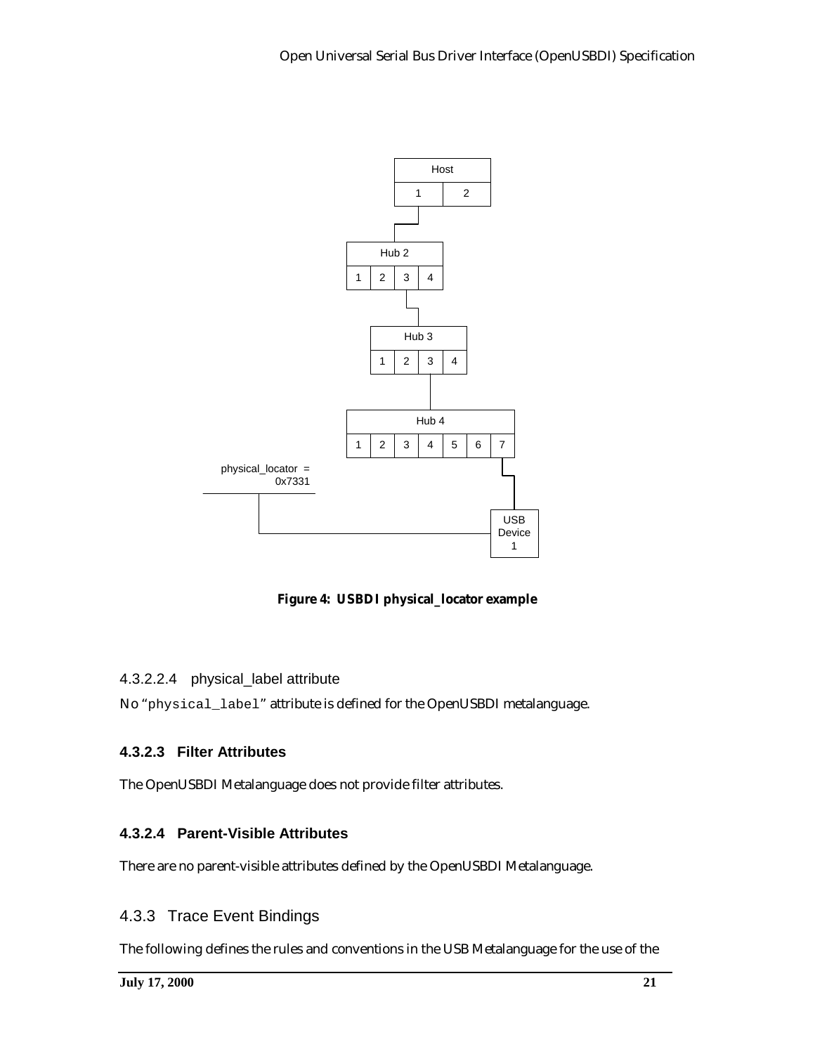Host

1 2

Hub 2

1 2 3 4

Hub 3

1 2 3 4

Hub 4

1 2 3 4 5 6 7

physical_locator = 0x7331

USB Device 1

**Figure 4: USBDI physical_locator example**

#### 4.3.2.2.4 physical_label attribute

No "physical_label" attribute is defined for the OpenUSBDI metalanguage.

### 4.3.2.3 Filter Attributes

The OpenUSBDI Metalanguage does not provide filter attributes.

### 4.3.2.4 Parent-Visible Attributes

There are no parent-visible attributes defined by the OpenUSBDI Metalanguage.

## 4.3.3 Trace Event Bindings

The following defines the rules and conventions in the USB Metalanguage for the use of the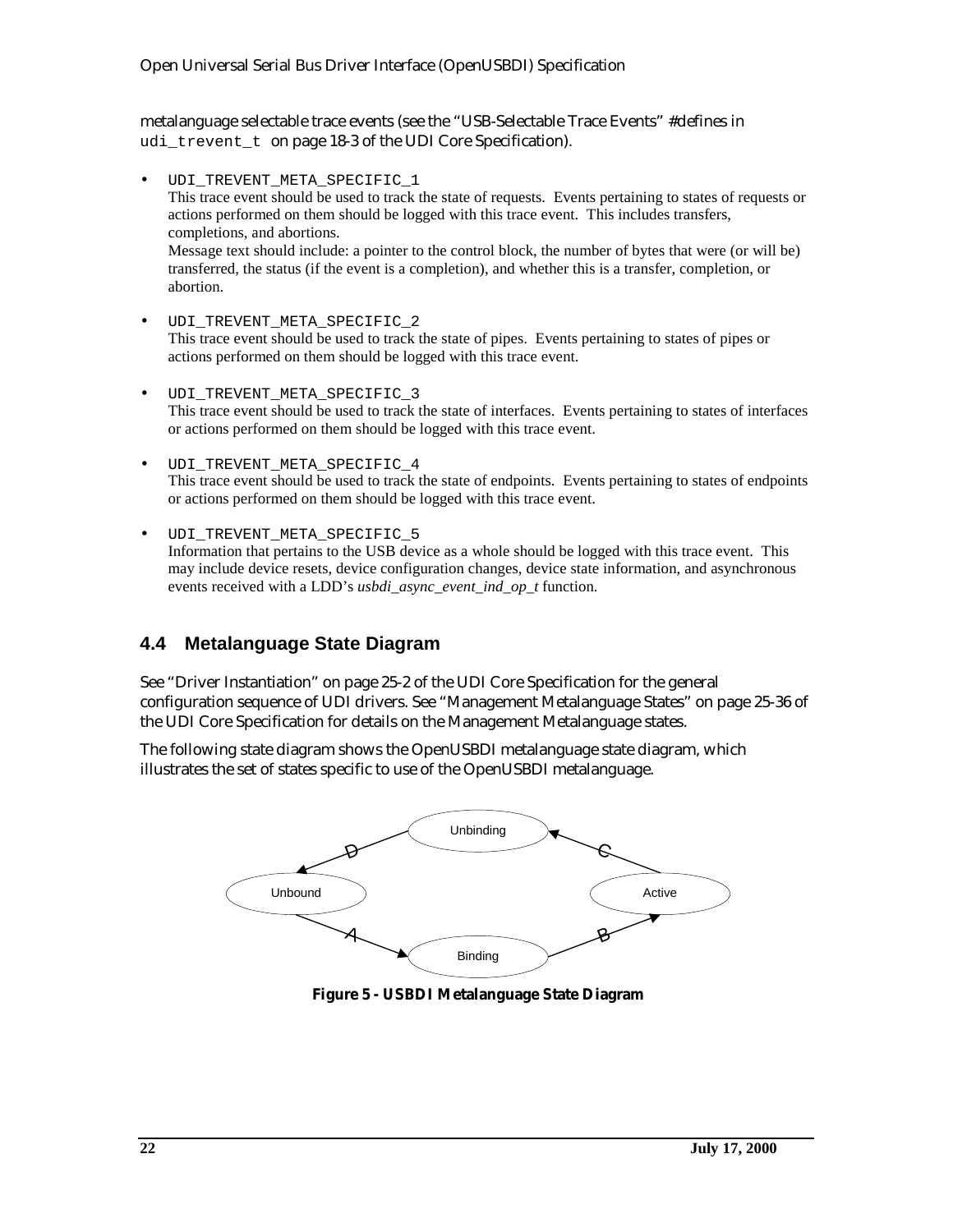metalanguage selectable trace events (see the “USB-Selectable Trace Events” #defines in `udi_trevent_t` on page 18-3 of the UDI Core Specification).

- `UDI_TREVENT_META_SPECIFIC_1`
  This trace event should be used to track the state of requests. Events pertaining to states of requests or actions performed on them should be logged with this trace event. This includes transfers, completions, and abortions.
  Message text should include: a pointer to the control block, the number of bytes that were (or will be) transferred, the status (if the event is a completion), and whether this is a transfer, completion, or abortion.

- `UDI_TREVENT_META_SPECIFIC_2`
  This trace event should be used to track the state of pipes. Events pertaining to states of pipes or actions performed on them should be logged with this trace event.

- `UDI_TREVENT_META_SPECIFIC_3`
  This trace event should be used to track the state of interfaces. Events pertaining to states of interfaces or actions performed on them should be logged with this trace event.

- `UDI_TREVENT_META_SPECIFIC_4`
  This trace event should be used to track the state of endpoints. Events pertaining to states of endpoints or actions performed on them should be logged with this trace event.

- `UDI_TREVENT_META_SPECIFIC_5`
  Information that pertains to the USB device as a whole should be logged with this trace event. This may include device resets, device configuration changes, device state information, and asynchronous events received with a LDD’s *usbdi_async_event_ind_op_t* function.

## 4.4 Metalanguage State Diagram

See “Driver Instantiation” on page 25-2 of the UDI Core Specification for the general configuration sequence of UDI drivers. See “Management Metalanguage States” on page 25-36 of the UDI Core Specification for details on the Management Metalanguage states.

The following state diagram shows the OpenUSBDI metalanguage state diagram, which illustrates the set of states specific to use of the OpenUSBDI metalanguage.

Unbinding

D

C

Unbound

Active

A

B

Binding

**Figure 5 - USBDI Metalanguage State Diagram**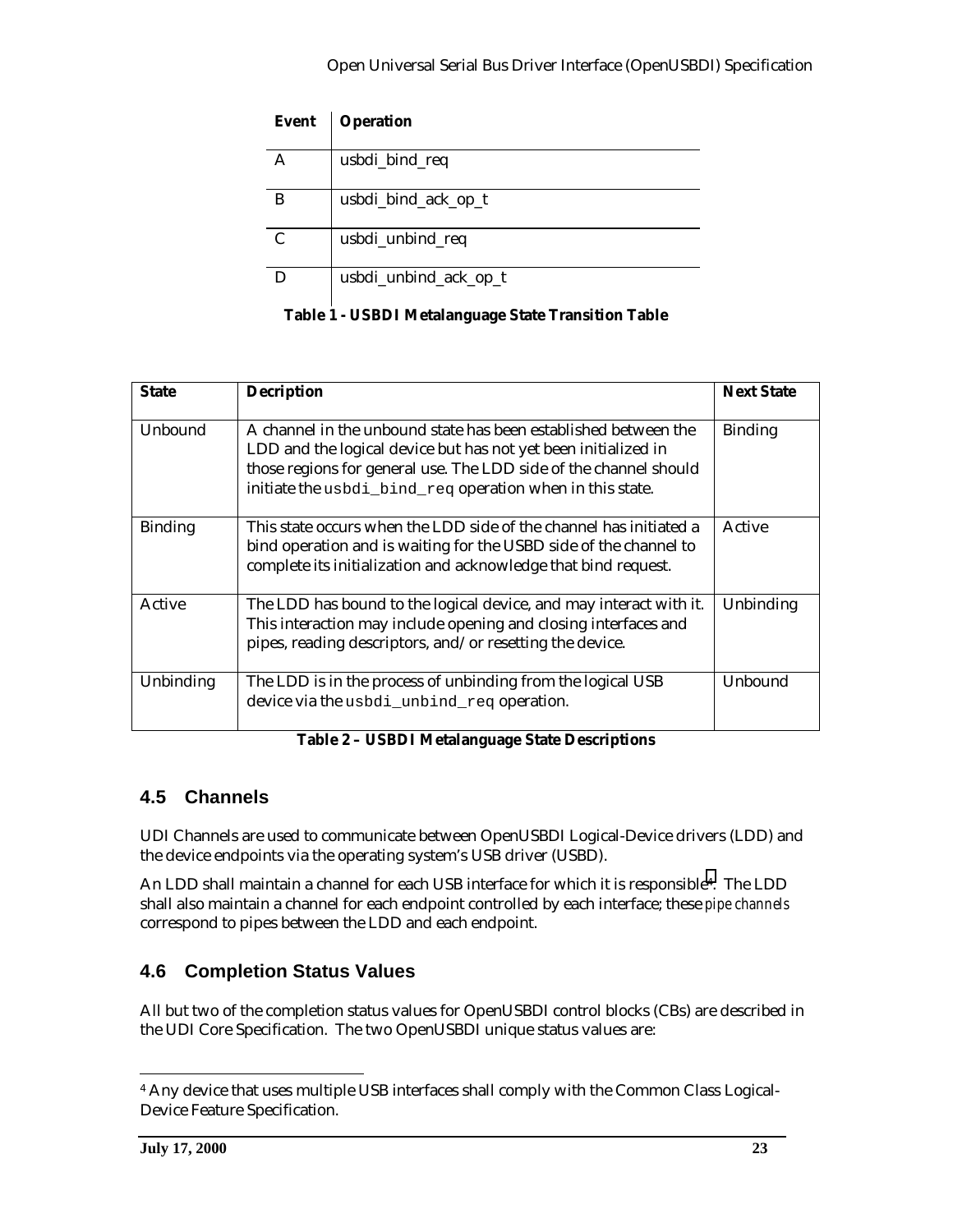| Event | Operation |
|---|---|
| A | usbdi_bind_req |
| B | usbdi_bind_ack_op_t |
| C | usbdi_unbind_req |
| D | usbdi_unbind_ack_op_t |

**Table 1 - USBDI Metalanguage State Transition Table**

| State | Decription | Next State |
|---|---|---|
| Unbound | A channel in the unbound state has been established between the LDD and the logical device but has not yet been initialized in those regions for general use. The LDD side of the channel should initiate the `usbdi_bind_req` operation when in this state. | Binding |
| Binding | This state occurs when the LDD side of the channel has initiated a bind operation and is waiting for the USBD side of the channel to complete its initialization and acknowledge that bind request. | Active |
| Active | The LDD has bound to the logical device, and may interact with it. This interaction may include opening and closing interfaces and pipes, reading descriptors, and/or resetting the device. | Unbinding |
| Unbinding | The LDD is in the process of unbinding from the logical USB device via the `usbdi_unbind_req` operation. | Unbound |

**Table 2 – USBDI Metalanguage State Descriptions**

## 4.5 Channels

UDI Channels are used to communicate between OpenUSBDI Logical-Device drivers (LDD) and the device endpoints via the operating system's USB driver (USBD).

An LDD shall maintain a channel for each USB interface for which it is responsible[4]. The LDD shall also maintain a channel for each endpoint controlled by each interface; these *pipe channels* correspond to pipes between the LDD and each endpoint.

## 4.6 Completion Status Values

All but two of the completion status values for OpenUSBDI control blocks (CBs) are described in the UDI Core Specification. The two OpenUSBDI unique status values are:

[4] Any device that uses multiple USB interfaces shall comply with the Common Class Logical-Device Feature Specification.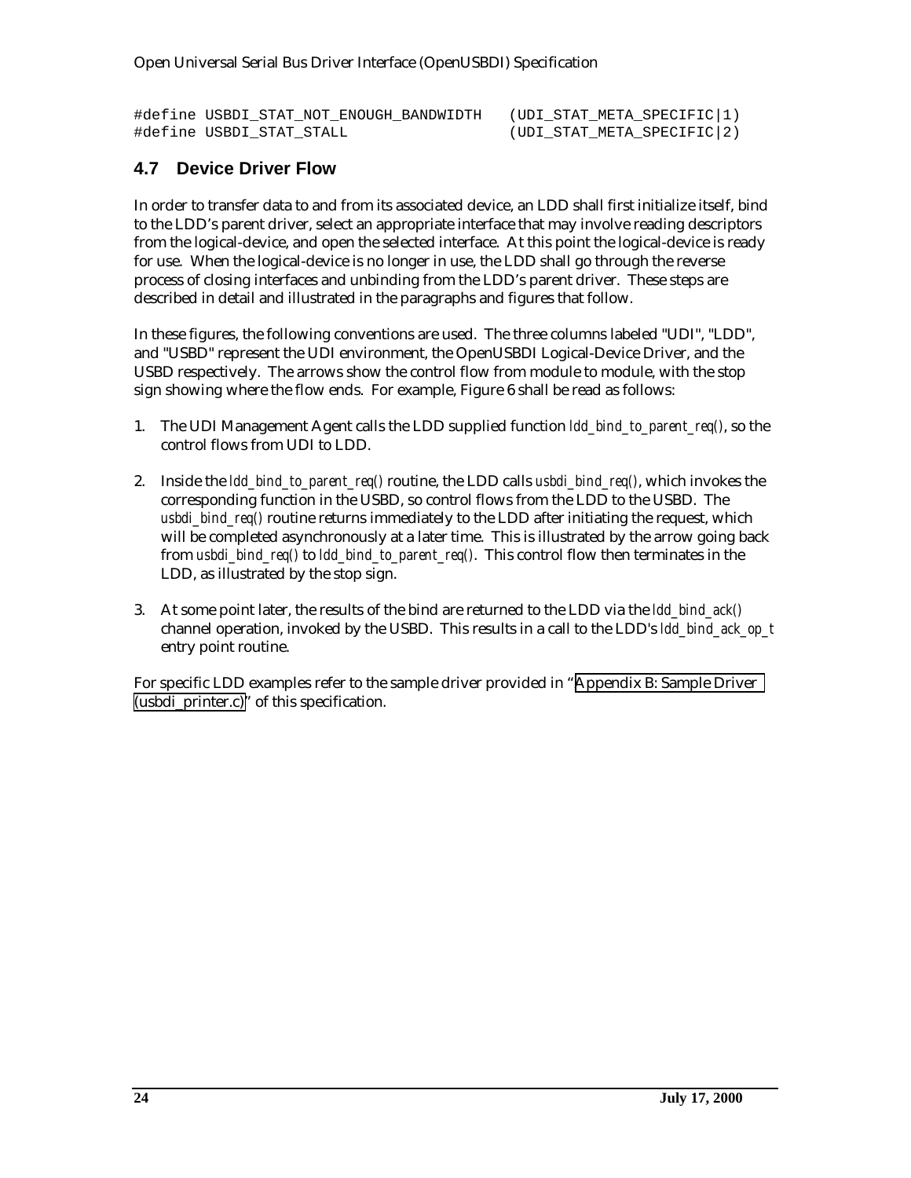```
#define USBDI_STAT_NOT_ENOUGH_BANDWIDTH   (UDI_STAT_META_SPECIFIC|1)
#define USBDI_STAT_STALL                  (UDI_STAT_META_SPECIFIC|2)
```

## 4.7 Device Driver Flow

In order to transfer data to and from its associated device, an LDD shall first initialize itself, bind to the LDD's parent driver, select an appropriate interface that may involve reading descriptors from the logical-device, and open the selected interface. At this point the logical-device is ready for use. When the logical-device is no longer in use, the LDD shall go through the reverse process of closing interfaces and unbinding from the LDD's parent driver. These steps are described in detail and illustrated in the paragraphs and figures that follow.

In these figures, the following conventions are used. The three columns labeled "UDI", "LDD", and "USBD" represent the UDI environment, the OpenUSBDI Logical-Device Driver, and the USBD respectively. The arrows show the control flow from module to module, with the stop sign showing where the flow ends. For example, Figure 6 shall be read as follows:

1. The UDI Management Agent calls the LDD supplied function *ldd_bind_to_parent_req()*, so the control flows from UDI to LDD.

2. Inside the *ldd_bind_to_parent_req()* routine, the LDD calls *usbdi_bind_req()*, which invokes the corresponding function in the USBD, so control flows from the LDD to the USBD. The *usbdi_bind_req()* routine returns immediately to the LDD after initiating the request, which will be completed asynchronously at a later time. This is illustrated by the arrow going back from *usbdi_bind_req()* to *ldd_bind_to_parent_req()*. This control flow then terminates in the LDD, as illustrated by the stop sign.

3. At some point later, the results of the bind are returned to the LDD via the *ldd_bind_ack()* channel operation, invoked by the USBD. This results in a call to the LDD's *ldd_bind_ack_op_t* entry point routine.

For specific LDD examples refer to the sample driver provided in "Appendix B: Sample Driver (usbdi_printer.c)" of this specification.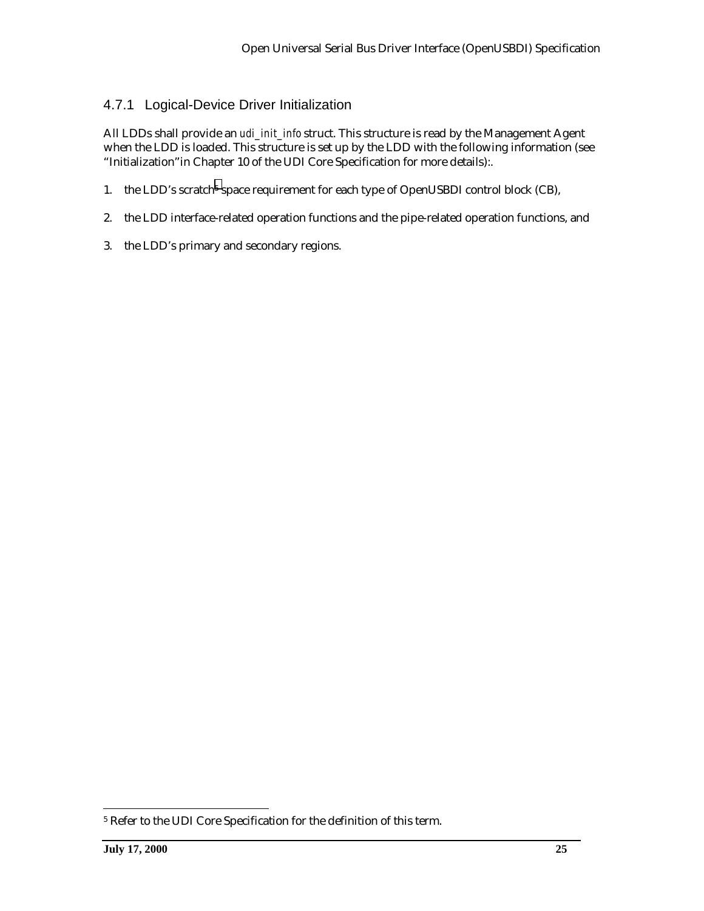### 4.7.1 Logical-Device Driver Initialization

All LDDs shall provide an *udi_init_info* struct. This structure is read by the Management Agent when the LDD is loaded. This structure is set up by the LDD with the following information (see "Initialization"in Chapter 10 of the UDI Core Specification for more details):.

1. the LDD's scratch[5] space requirement for each type of OpenUSBDI control block (CB),
2. the LDD interface-related operation functions and the pipe-related operation functions, and
3. the LDD's primary and secondary regions.

[5] Refer to the UDI Core Specification for the definition of this term.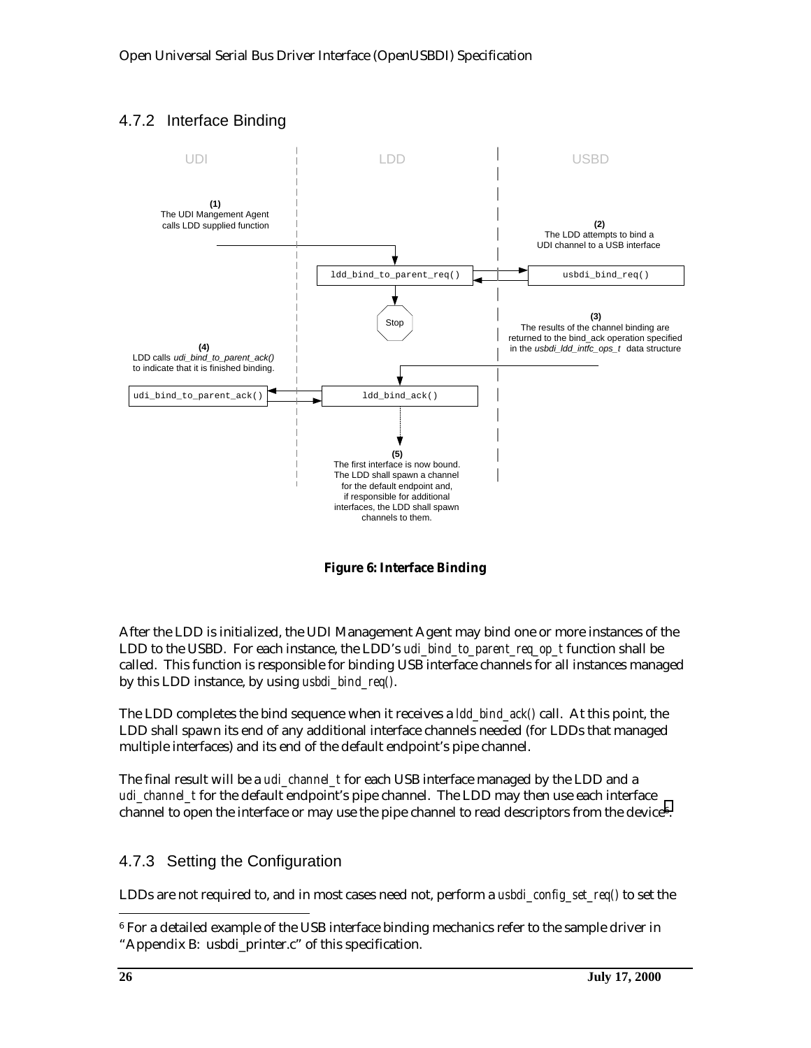## 4.7.2 Interface Binding

UDI

LDD

USBD

**(1)**
The UDI Mangement Agent calls LDD supplied function

**(2)**
The LDD attempts to bind a UDI channel to a USB interface

ldd_bind_to_parent_req()

usbdi_bind_req()

Stop

**(3)**
The results of the channel binding are returned to the bind_ack operation specified in the *usbdi_ldd_intfc_ops_t* data structure

**(4)**
LDD calls *udi_bind_to_parent_ack()* to indicate that it is finished binding.

udi_bind_to_parent_ack()

ldd_bind_ack()

**(5)**
The first interface is now bound. The LDD shall spawn a channel for the default endpoint and, if responsible for additional interfaces, the LDD shall spawn channels to them.

**Figure 6: Interface Binding**

After the LDD is initialized, the UDI Management Agent may bind one or more instances of the LDD to the USBD. For each instance, the LDD's *udi_bind_to_parent_req_op_t* function shall be called. This function is responsible for binding USB interface channels for all instances managed by this LDD instance, by using *usbdi_bind_req()*.

The LDD completes the bind sequence when it receives a *ldd_bind_ack()* call. At this point, the LDD shall spawn its end of any additional interface channels needed (for LDDs that managed multiple interfaces) and its end of the default endpoint's pipe channel.

The final result will be a *udi_channel_t* for each USB interface managed by the LDD and a *udi_channel_t* for the default endpoint's pipe channel. The LDD may then use each interface channel to open the interface or may use the pipe channel to read descriptors from the device[6].

## 4.7.3 Setting the Configuration

LDDs are not required to, and in most cases need not, perform a *usbdi_config_set_req()* to set the

[6] For a detailed example of the USB interface binding mechanics refer to the sample driver in "Appendix B: usbdi_printer.c" of this specification.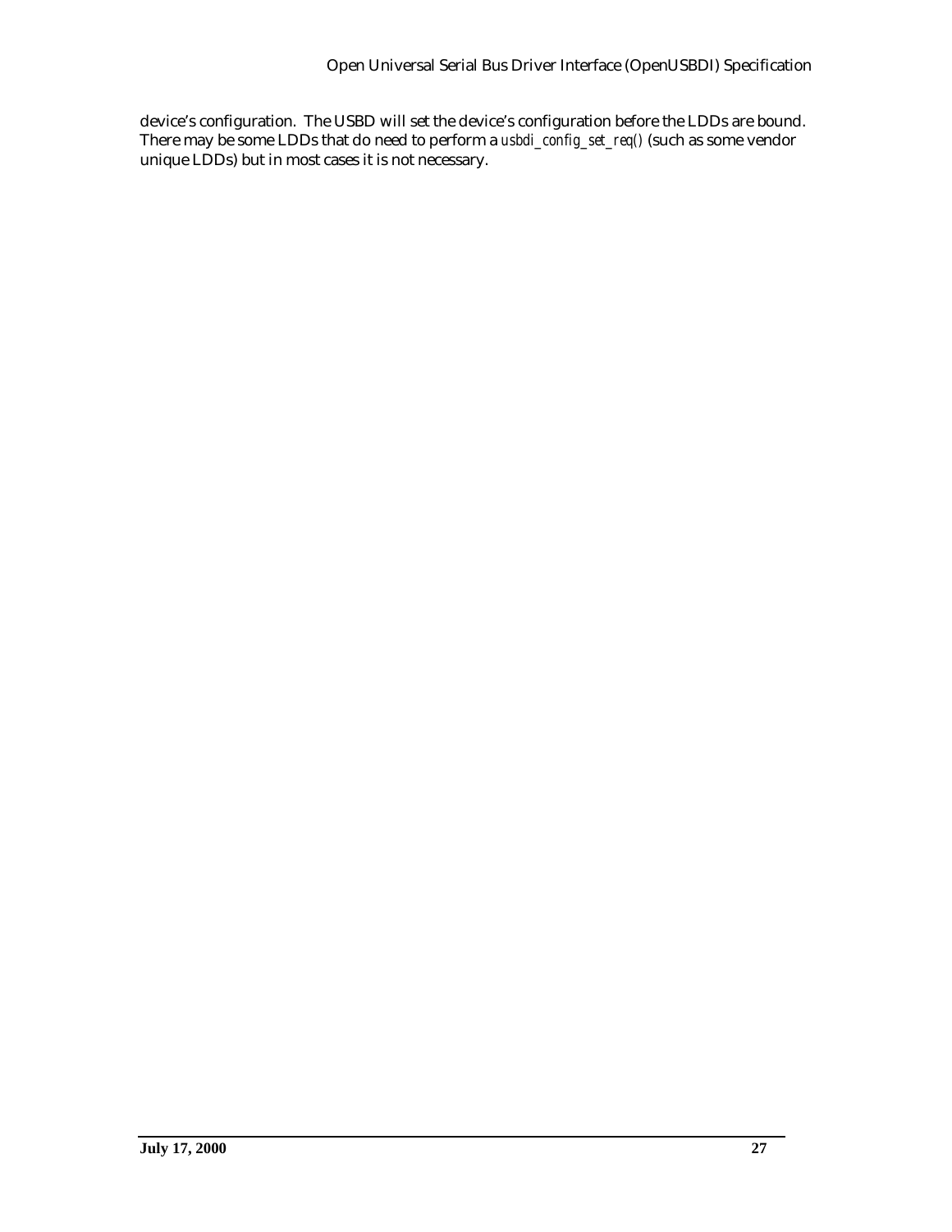device's configuration. The USBD will set the device's configuration before the LDDs are bound. There may be some LDDs that do need to perform a *usbdi_config_set_req()* (such as some vendor unique LDDs) but in most cases it is not necessary.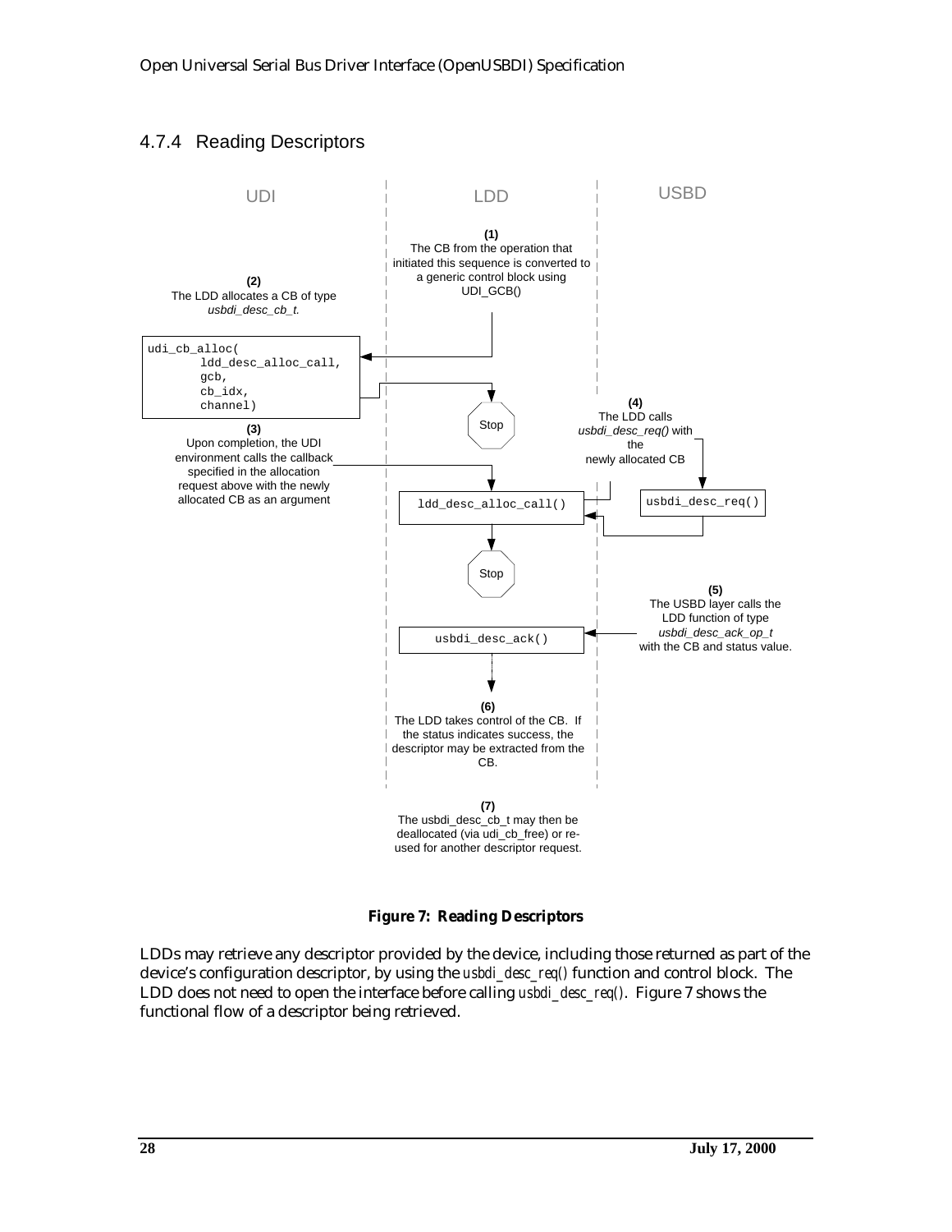### 4.7.4 Reading Descriptors

UDI

LDD

USBD

**(1)**
The CB from the operation that initiated this sequence is converted to a generic control block using UDI_GCB()

**(2)**
The LDD allocates a CB of type *usbdi_desc_cb_t.*

```
udi_cb_alloc(
       ldd_desc_alloc_call,
       gcb,
       cb_idx,
       channel)
```

Stop

**(4)**
The LDD calls *usbdi_desc_req()* with the newly allocated CB

**(3)**
Upon completion, the UDI environment calls the callback specified in the allocation request above with the newly allocated CB as an argument

ldd_desc_alloc_call()

usbdi_desc_req()

Stop

**(5)**
The USBD layer calls the LDD function of type *usbdi_desc_ack_op_t* with the CB and status value.

usbdi_desc_ack()

**(6)**
The LDD takes control of the CB. If the status indicates success, the descriptor may be extracted from the CB.

**(7)**
The usbdi_desc_cb_t may then be deallocated (via udi_cb_free) or re-used for another descriptor request.

**Figure 7: Reading Descriptors**

LDDs may retrieve any descriptor provided by the device, including those returned as part of the device's configuration descriptor, by using the *usbdi_desc_req()* function and control block. The LDD does not need to open the interface before calling *usbdi_desc_req()*. Figure 7 shows the functional flow of a descriptor being retrieved.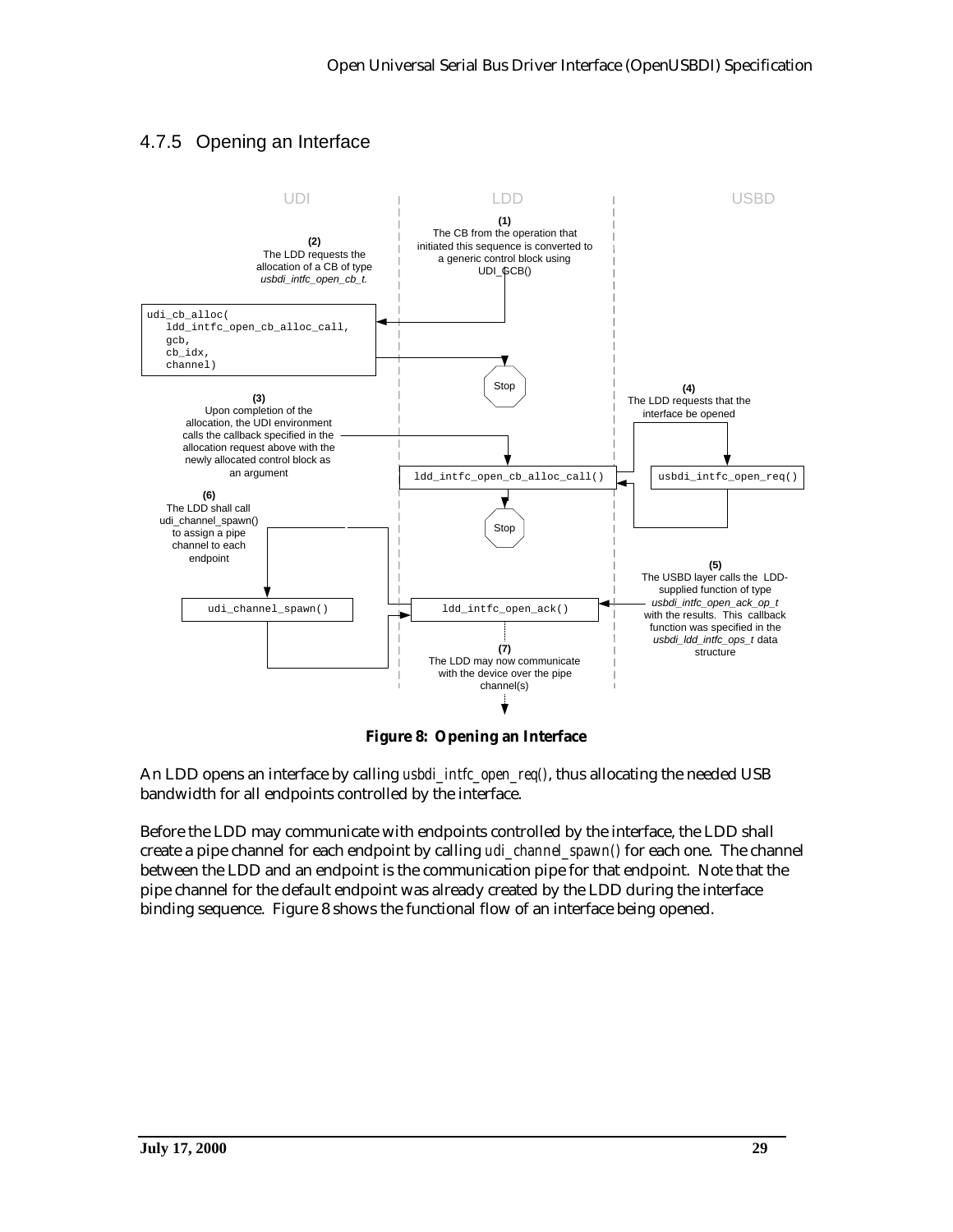## 4.7.5 Opening an Interface

UDI

LDD

USBD

**(1)**
The CB from the operation that initiated this sequence is converted to a generic control block using UDI_GCB()

**(2)**
The LDD requests the allocation of a CB of type *usbdi_intfc_open_cb_t.*

```
udi_cb_alloc(
   ldd_intfc_open_cb_alloc_call,
   gcb,
   cb_idx,
   channel)
```

Stop

**(3)**
Upon completion of the allocation, the UDI environment calls the callback specified in the allocation request above with the newly allocated control block as an argument

**(4)**
The LDD requests that the interface be opened

```
ldd_intfc_open_cb_alloc_call()
```

```
usbdi_intfc_open_req()
```

Stop

**(6)**
The LDD shall call udi_channel_spawn() to assign a pipe channel to each endpoint

**(5)**
The USBD layer calls the LDD-supplied function of type *usbdi_intfc_open_ack_op_t* with the results. This callback function was specified in the *usbdi_ldd_intfc_ops_t* data structure

```
udi_channel_spawn()
```

```
ldd_intfc_open_ack()
```

**(7)**
The LDD may now communicate with the device over the pipe channel(s)

**Figure 8: Opening an Interface**

An LDD opens an interface by calling *usbdi_intfc_open_req()*, thus allocating the needed USB bandwidth for all endpoints controlled by the interface.

Before the LDD may communicate with endpoints controlled by the interface, the LDD shall create a pipe channel for each endpoint by calling *udi_channel_spawn()* for each one. The channel between the LDD and an endpoint is the communication pipe for that endpoint. Note that the pipe channel for the default endpoint was already created by the LDD during the interface binding sequence. Figure 8 shows the functional flow of an interface being opened.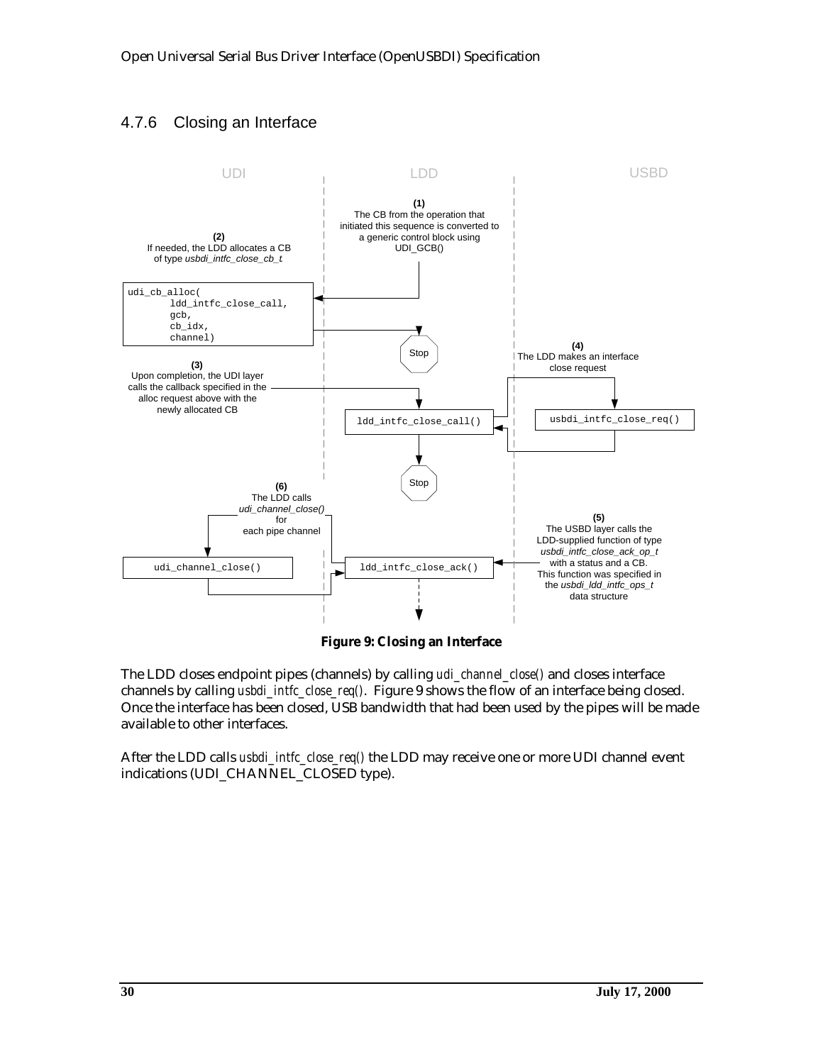## 4.7.6 Closing an Interface

UDI

LDD

USBD

**(1)**
The CB from the operation that initiated this sequence is converted to a generic control block using UDI_GCB()

**(2)**
If needed, the LDD allocates a CB of type *usbdi_intfc_close_cb_t*

```
udi_cb_alloc(
        ldd_intfc_close_call,
        gcb,
        cb_idx,
        channel)
```

Stop

**(3)**
Upon completion, the UDI layer calls the callback specified in the alloc request above with the newly allocated CB

**(4)**
The LDD makes an interface close request

`ldd_intfc_close_call()`

`usbdi_intfc_close_req()`

Stop

**(6)**
The LDD calls *udi_channel_close()* for each pipe channel

**(5)**
The USBD layer calls the LDD-supplied function of type *usbdi_intfc_close_ack_op_t* with a status and a CB. This function was specified in the *usbdi_ldd_intfc_ops_t* data structure

`udi_channel_close()`

`ldd_intfc_close_ack()`

**Figure 9: Closing an Interface**

The LDD closes endpoint pipes (channels) by calling *udi_channel_close()* and closes interface channels by calling *usbdi_intfc_close_req()*. Figure 9 shows the flow of an interface being closed. Once the interface has been closed, USB bandwidth that had been used by the pipes will be made available to other interfaces.

After the LDD calls *usbdi_intfc_close_req()* the LDD may receive one or more UDI channel event indications (UDI_CHANNEL_CLOSED type).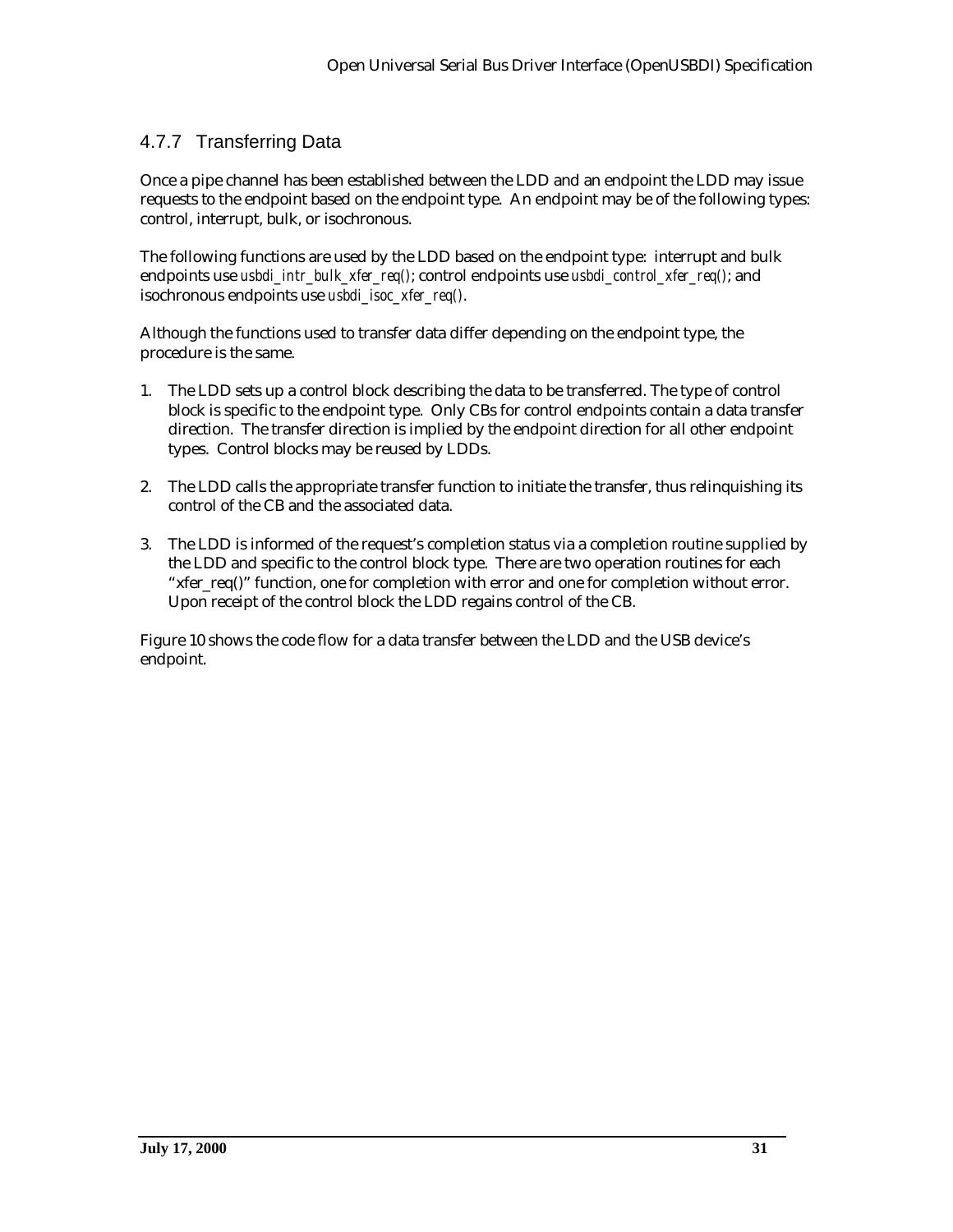### 4.7.7 Transferring Data

Once a pipe channel has been established between the LDD and an endpoint the LDD may issue requests to the endpoint based on the endpoint type. An endpoint may be of the following types: control, interrupt, bulk, or isochronous.

The following functions are used by the LDD based on the endpoint type: interrupt and bulk endpoints use *usbdi_intr_bulk_xfer_req()*; control endpoints use *usbdi_control_xfer_req()*; and isochronous endpoints use *usbdi_isoc_xfer_req()*.

Although the functions used to transfer data differ depending on the endpoint type, the procedure is the same.

1. The LDD sets up a control block describing the data to be transferred. The type of control block is specific to the endpoint type. Only CBs for control endpoints contain a data transfer direction. The transfer direction is implied by the endpoint direction for all other endpoint types. Control blocks may be reused by LDDs.

2. The LDD calls the appropriate transfer function to initiate the transfer, thus relinquishing its control of the CB and the associated data.

3. The LDD is informed of the request's completion status via a completion routine supplied by the LDD and specific to the control block type. There are two operation routines for each "xfer_req()" function, one for completion with error and one for completion without error. Upon receipt of the control block the LDD regains control of the CB.

Figure 10 shows the code flow for a data transfer between the LDD and the USB device's endpoint.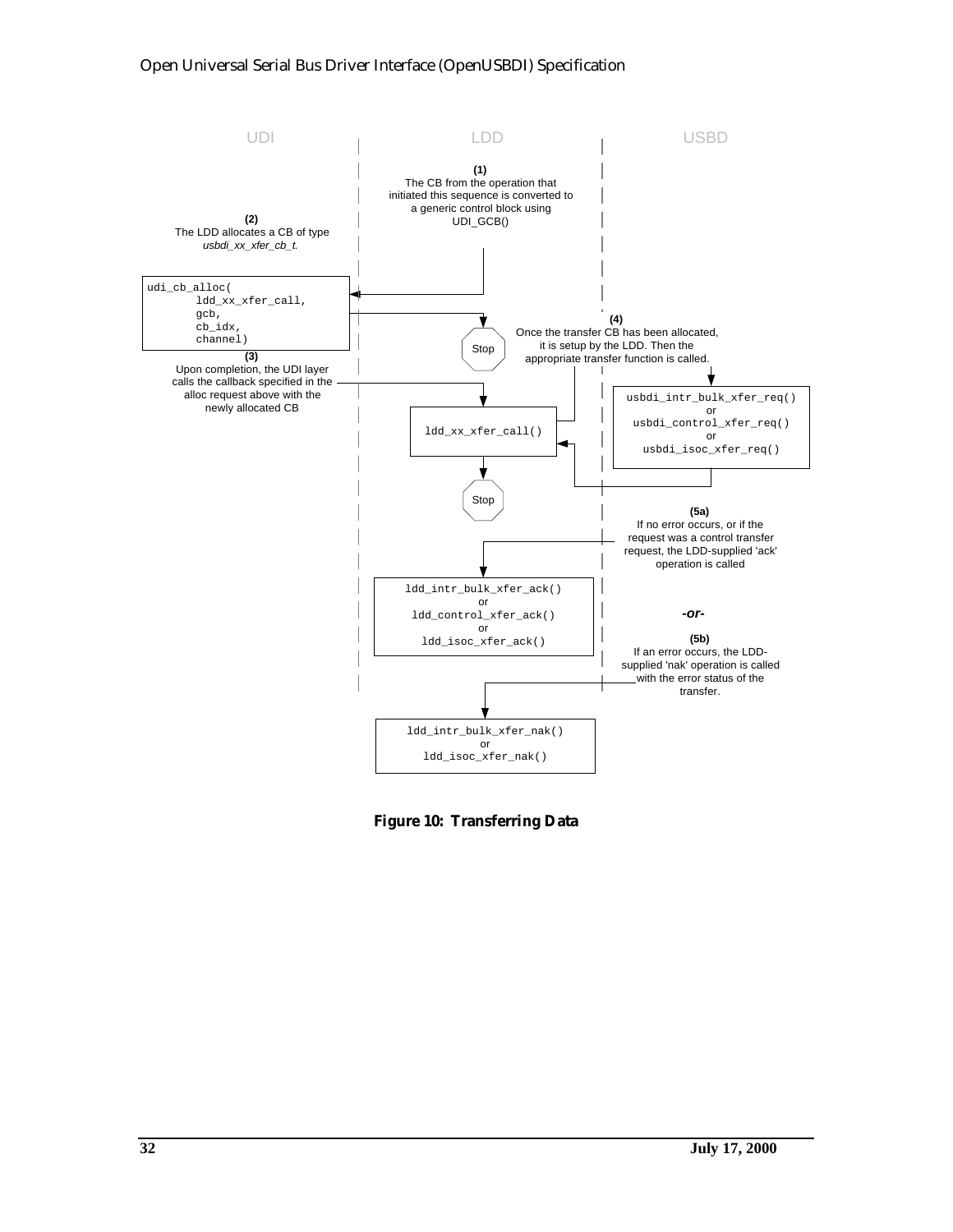UDI

LDD

USBD

**(1)**
The CB from the operation that initiated this sequence is converted to a generic control block using UDI_GCB()

**(2)**
The LDD allocates a CB of type *usbdi_xx_xfer_cb_t.*

```
udi_cb_alloc(
        ldd_xx_xfer_call,
        gcb,
        cb_idx,
        channel)
```

Stop

**(3)**
Upon completion, the UDI layer calls the callback specified in the alloc request above with the newly allocated CB

**(4)**
Once the transfer CB has been allocated, it is setup by the LDD. Then the appropriate transfer function is called.

```
usbdi_intr_bulk_xfer_req()
or
usbdi_control_xfer_req()
or
usbdi_isoc_xfer_req()
```

```
ldd_xx_xfer_call()
```

Stop

**(5a)**
If no error occurs, or if the request was a control transfer request, the LDD-supplied 'ack' operation is called

```
ldd_intr_bulk_xfer_ack()
or
ldd_control_xfer_ack()
or
ldd_isoc_xfer_ack()
```

***-or-***

**(5b)**
If an error occurs, the LDD-supplied 'nak' operation is called with the error status of the transfer.

```
ldd_intr_bulk_xfer_nak()
or
ldd_isoc_xfer_nak()
```

**Figure 10: Transferring Data**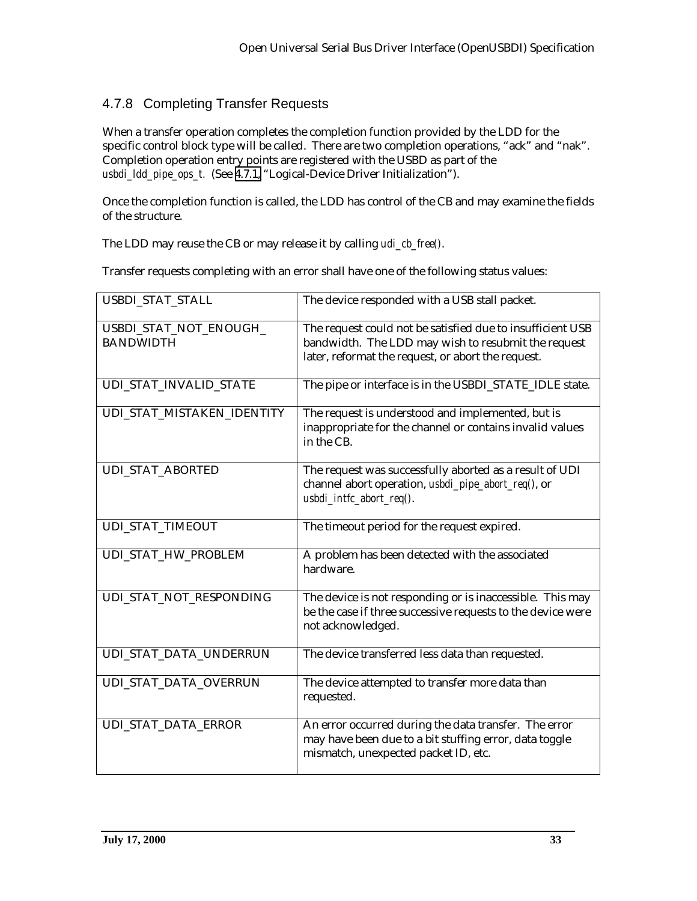### 4.7.8 Completing Transfer Requests

When a transfer operation completes the completion function provided by the LDD for the specific control block type will be called. There are two completion operations, "ack" and "nak". Completion operation entry points are registered with the USBD as part of the *usbdi_ldd_pipe_ops_t*. (See 4.7.1, "Logical-Device Driver Initialization").

Once the completion function is called, the LDD has control of the CB and may examine the fields of the structure.

The LDD may reuse the CB or may release it by calling *udi_cb_free()*.

Transfer requests completing with an error shall have one of the following status values:

| | |
|---|---|
| USBDI_STAT_STALL | The device responded with a USB stall packet. |
| USBDI_STAT_NOT_ENOUGH_BANDWIDTH | The request could not be satisfied due to insufficient USB bandwidth. The LDD may wish to resubmit the request later, reformat the request, or abort the request. |
| UDI_STAT_INVALID_STATE | The pipe or interface is in the USBDI_STATE_IDLE state. |
| UDI_STAT_MISTAKEN_IDENTITY | The request is understood and implemented, but is inappropriate for the channel or contains invalid values in the CB. |
| UDI_STAT_ABORTED | The request was successfully aborted as a result of UDI channel abort operation, *usbdi_pipe_abort_req()*, or *usbdi_intfc_abort_req()*. |
| UDI_STAT_TIMEOUT | The timeout period for the request expired. |
| UDI_STAT_HW_PROBLEM | A problem has been detected with the associated hardware. |
| UDI_STAT_NOT_RESPONDING | The device is not responding or is inaccessible. This may be the case if three successive requests to the device were not acknowledged. |
| UDI_STAT_DATA_UNDERRUN | The device transferred less data than requested. |
| UDI_STAT_DATA_OVERRUN | The device attempted to transfer more data than requested. |
| UDI_STAT_DATA_ERROR | An error occurred during the data transfer. The error may have been due to a bit stuffing error, data toggle mismatch, unexpected packet ID, etc. |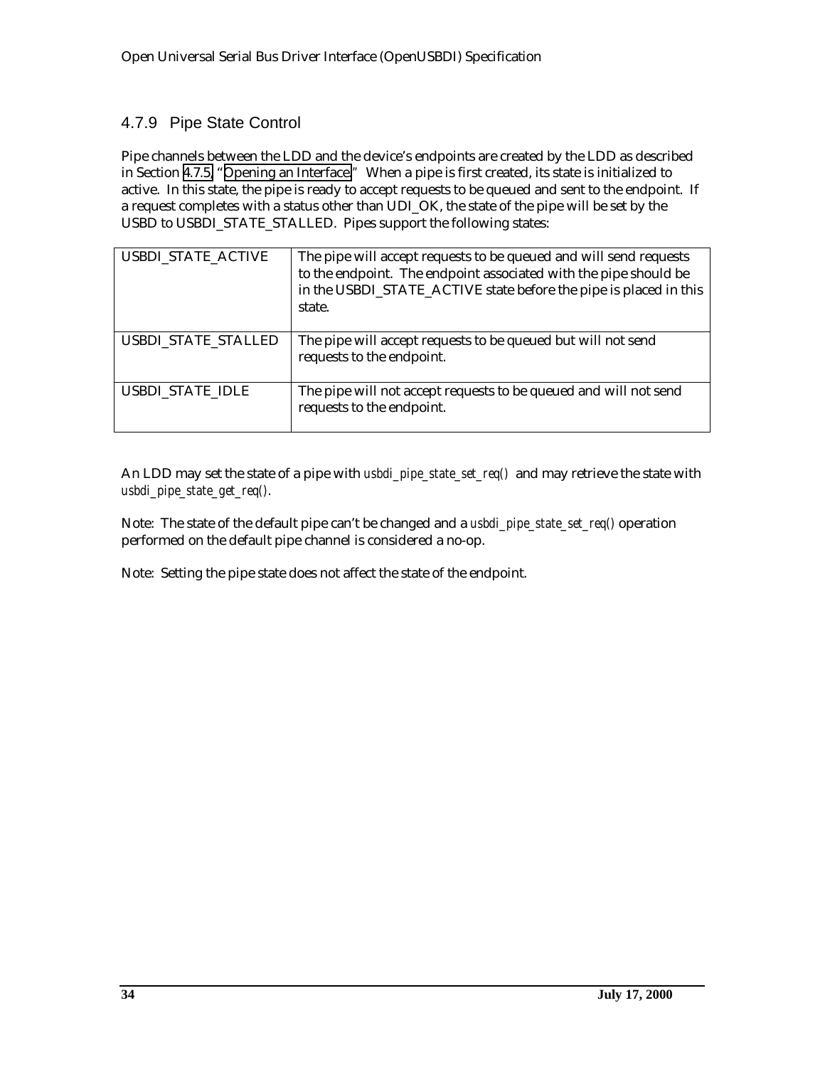### 4.7.9 Pipe State Control

Pipe channels between the LDD and the device's endpoints are created by the LDD as described in Section 4.7.5, "Opening an Interface." When a pipe is first created, its state is initialized to active. In this state, the pipe is ready to accept requests to be queued and sent to the endpoint. If a request completes with a status other than UDI_OK, the state of the pipe will be set by the USBD to USBDI_STATE_STALLED. Pipes support the following states:

| | |
|---|---|
| USBDI_STATE_ACTIVE | The pipe will accept requests to be queued and will send requests to the endpoint. The endpoint associated with the pipe should be in the USBDI_STATE_ACTIVE state before the pipe is placed in this state. |
| USBDI_STATE_STALLED | The pipe will accept requests to be queued but will not send requests to the endpoint. |
| USBDI_STATE_IDLE | The pipe will not accept requests to be queued and will not send requests to the endpoint. |

An LDD may set the state of a pipe with *usbdi_pipe_state_set_req()* and may retrieve the state with *usbdi_pipe_state_get_req()*.

Note: The state of the default pipe can't be changed and a *usbdi_pipe_state_set_req()* operation performed on the default pipe channel is considered a no-op.

Note: Setting the pipe state does not affect the state of the endpoint.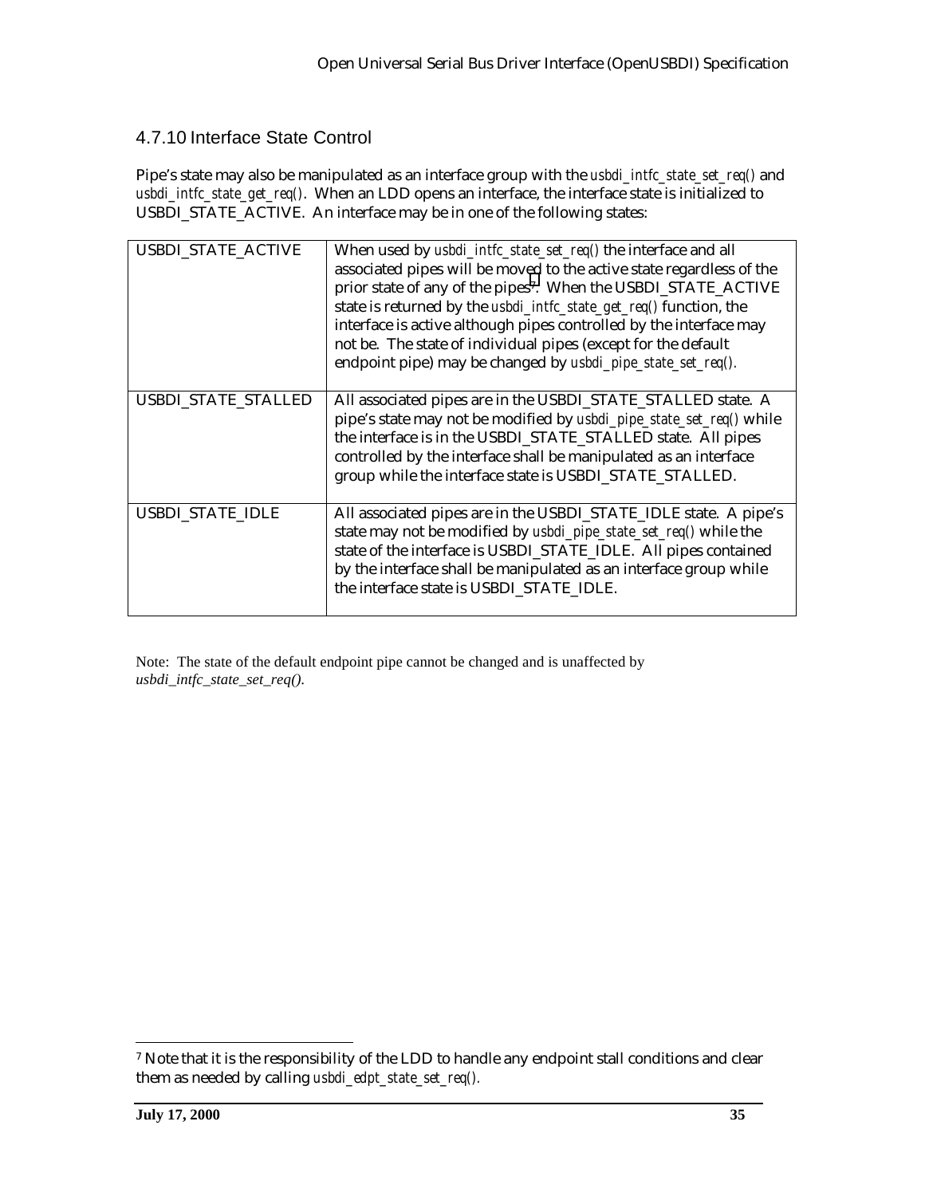### 4.7.10 Interface State Control

Pipe's state may also be manipulated as an interface group with the *usbdi_intfc_state_set_req()* and *usbdi_intfc_state_get_req()*. When an LDD opens an interface, the interface state is initialized to USBDI_STATE_ACTIVE. An interface may be in one of the following states:

| | |
|---|---|
| USBDI_STATE_ACTIVE | When used by *usbdi_intfc_state_set_req()* the interface and all associated pipes will be moved to the active state regardless of the prior state of any of the pipes[7]. When the USBDI_STATE_ACTIVE state is returned by the *usbdi_intfc_state_get_req()* function, the interface is active although pipes controlled by the interface may not be. The state of individual pipes (except for the default endpoint pipe) may be changed by *usbdi_pipe_state_set_req()*. |
| USBDI_STATE_STALLED | All associated pipes are in the USBDI_STATE_STALLED state. A pipe's state may not be modified by *usbdi_pipe_state_set_req()* while the interface is in the USBDI_STATE_STALLED state. All pipes controlled by the interface shall be manipulated as an interface group while the interface state is USBDI_STATE_STALLED. |
| USBDI_STATE_IDLE | All associated pipes are in the USBDI_STATE_IDLE state. A pipe's state may not be modified by *usbdi_pipe_state_set_req()* while the state of the interface is USBDI_STATE_IDLE. All pipes contained by the interface shall be manipulated as an interface group while the interface state is USBDI_STATE_IDLE. |

Note: The state of the default endpoint pipe cannot be changed and is unaffected by *usbdi_intfc_state_set_req()*.

[7] Note that it is the responsibility of the LDD to handle any endpoint stall conditions and clear them as needed by calling *usbdi_edpt_state_set_req()*.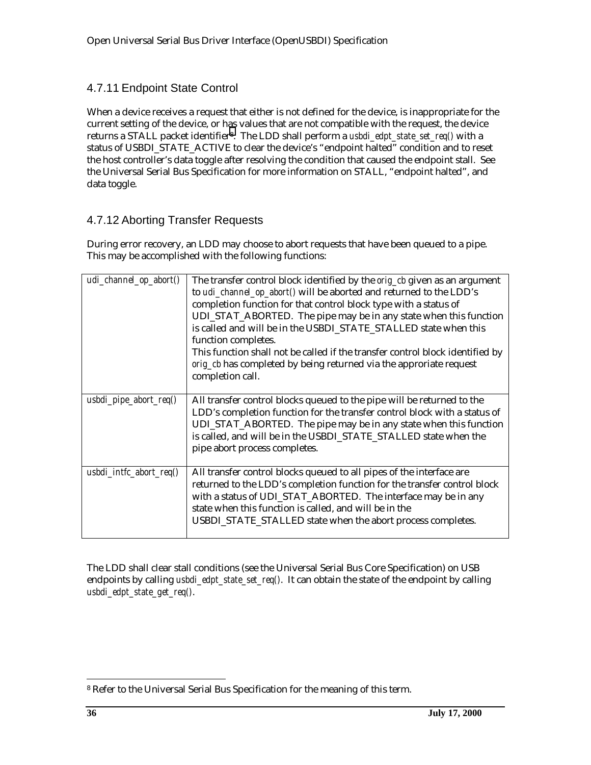## 4.7.11 Endpoint State Control

When a device receives a request that either is not defined for the device, is inappropriate for the current setting of the device, or has values that are not compatible with the request, the device returns a STALL packet identifier[8]. The LDD shall perform a *usbdi_edpt_state_set_req()* with a status of USBDI_STATE_ACTIVE to clear the device's "endpoint halted" condition and to reset the host controller's data toggle after resolving the condition that caused the endpoint stall. See the Universal Serial Bus Specification for more information on STALL, "endpoint halted", and data toggle.

## 4.7.12 Aborting Transfer Requests

During error recovery, an LDD may choose to abort requests that have been queued to a pipe. This may be accomplished with the following functions:

| | |
|---|---|
| *udi_channel_op_abort()* | The transfer control block identified by the *orig_cb* given as an argument to *udi_channel_op_abort()* will be aborted and returned to the LDD's completion function for that control block type with a status of UDI_STAT_ABORTED. The pipe may be in any state when this function is called and will be in the USBDI_STATE_STALLED state when this function completes. This function shall not be called if the transfer control block identified by *orig_cb* has completed by being returned via the approriate request completion call. |
| *usbdi_pipe_abort_req()* | All transfer control blocks queued to the pipe will be returned to the LDD's completion function for the transfer control block with a status of UDI_STAT_ABORTED. The pipe may be in any state when this function is called, and will be in the USBDI_STATE_STALLED state when the pipe abort process completes. |
| *usbdi_intfc_abort_req()* | All transfer control blocks queued to all pipes of the interface are returned to the LDD's completion function for the transfer control block with a status of UDI_STAT_ABORTED. The interface may be in any state when this function is called, and will be in the USBDI_STATE_STALLED state when the abort process completes. |

The LDD shall clear stall conditions (see the Universal Serial Bus Core Specification) on USB endpoints by calling *usbdi_edpt_state_set_req()*. It can obtain the state of the endpoint by calling *usbdi_edpt_state_get_req()*.

[8] Refer to the Universal Serial Bus Specification for the meaning of this term.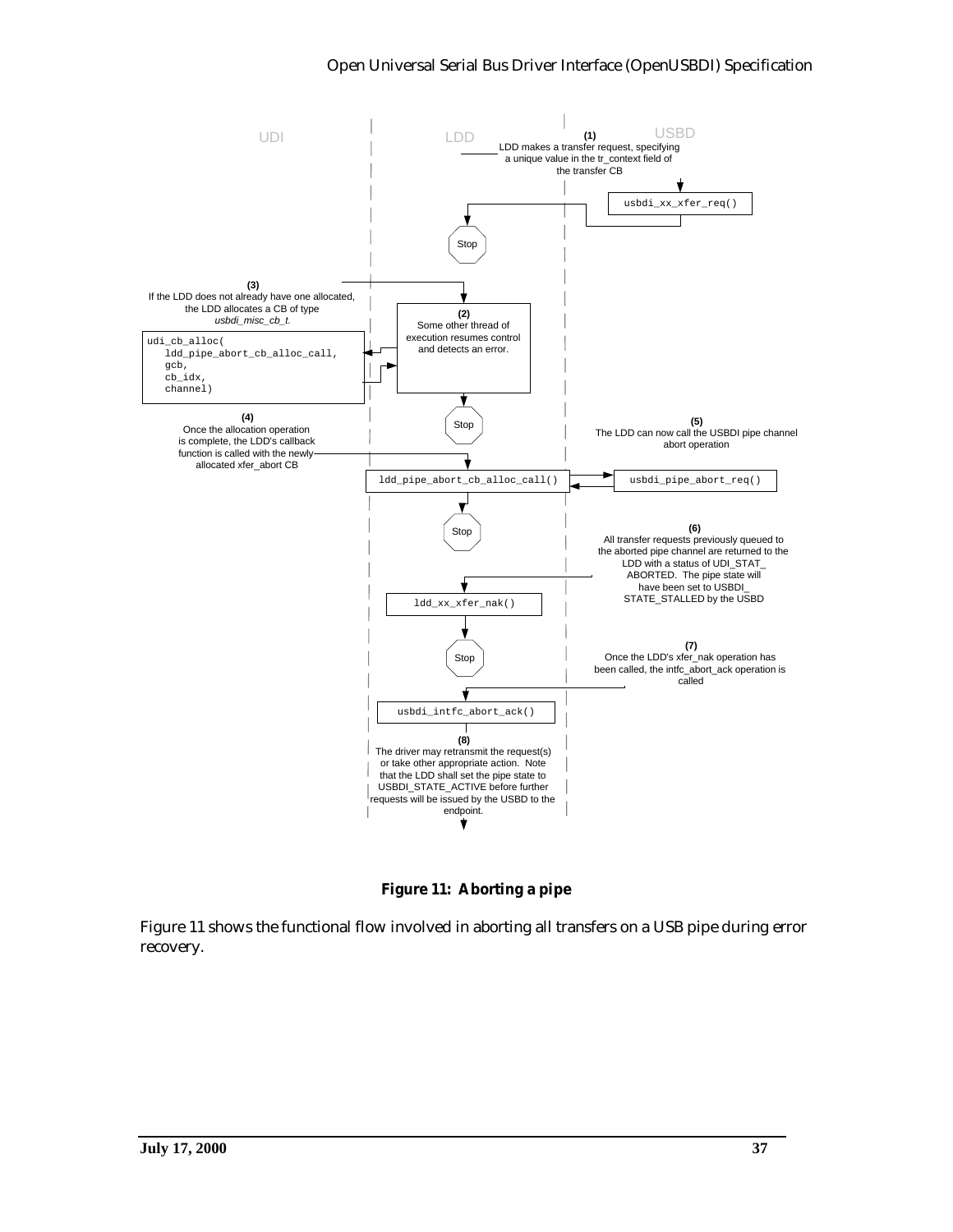UDI

LDD

USBD

**(1)**
LDD makes a transfer request, specifying a unique value in the tr_context field of the transfer CB

usbdi_xx_xfer_req()

Stop

**(3)**
If the LDD does not already have one allocated, the LDD allocates a CB of type *usbdi_misc_cb_t*.

```
udi_cb_alloc(
   ldd_pipe_abort_cb_alloc_call,
   gcb,
   cb_idx,
   channel)
```

**(2)**
Some other thread of execution resumes control and detects an error.

Stop

**(4)**
Once the allocation operation is complete, the LDD's callback function is called with the newly allocated xfer_abort CB

**(5)**
The LDD can now call the USBDI pipe channel abort operation

ldd_pipe_abort_cb_alloc_call()

usbdi_pipe_abort_req()

Stop

**(6)**
All transfer requests previously queued to the aborted pipe channel are returned to the LDD with a status of UDI_STAT_ABORTED. The pipe state will have been set to USBDI_STATE_STALLED by the USBD

ldd_xx_xfer_nak()

Stop

**(7)**
Once the LDD's xfer_nak operation has been called, the intfc_abort_ack operation is called

usbdi_intfc_abort_ack()

**(8)**
The driver may retransmit the request(s) or take other appropriate action. Note that the LDD shall set the pipe state to USBDI_STATE_ACTIVE before further requests will be issued by the USBD to the endpoint.

**Figure 11: Aborting a pipe**

Figure 11 shows the functional flow involved in aborting all transfers on a USB pipe during error recovery.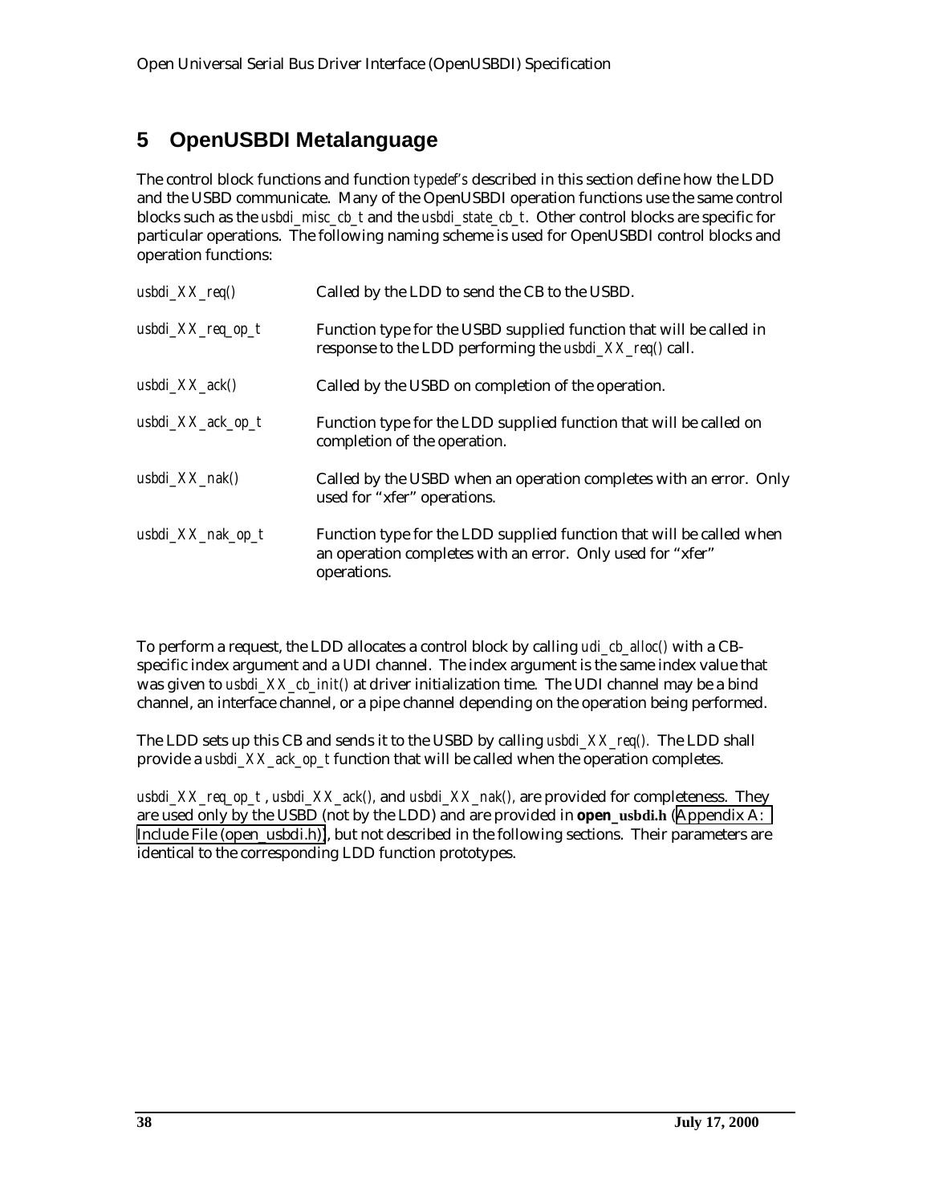# 5 OpenUSBDI Metalanguage

The control block functions and function *typedef's* described in this section define how the LDD and the USBD communicate. Many of the OpenUSBDI operation functions use the same control blocks such as the *usbdi_misc_cb_t* and the *usbdi_state_cb_t*. Other control blocks are specific for particular operations. The following naming scheme is used for OpenUSBDI control blocks and operation functions:

| | |
|---|---|
| *usbdi_XX_req()* | Called by the LDD to send the CB to the USBD. |
| *usbdi_XX_req_op_t* | Function type for the USBD supplied function that will be called in response to the LDD performing the *usbdi_XX_req()* call. |
| *usbdi_XX_ack()* | Called by the USBD on completion of the operation. |
| *usbdi_XX_ack_op_t* | Function type for the LDD supplied function that will be called on completion of the operation. |
| *usbdi_XX_nak()* | Called by the USBD when an operation completes with an error. Only used for "xfer" operations. |
| *usbdi_XX_nak_op_t* | Function type for the LDD supplied function that will be called when an operation completes with an error. Only used for "xfer" operations. |

To perform a request, the LDD allocates a control block by calling *udi_cb_alloc()* with a CB-specific index argument and a UDI channel. The index argument is the same index value that was given to *usbdi_XX_cb_init()* at driver initialization time. The UDI channel may be a bind channel, an interface channel, or a pipe channel depending on the operation being performed.

The LDD sets up this CB and sends it to the USBD by calling *usbdi_XX_req().* The LDD shall provide a *usbdi_XX_ack_op_t* function that will be called when the operation completes.

*usbdi_XX_req_op_t* , *usbdi_XX_ack(),* and *usbdi_XX_nak(),* are provided for completeness. They are used only by the USBD (not by the LDD) and are provided in **open_usbdi.h** (Appendix A: Include File (open_usbdi.h)), but not described in the following sections. Their parameters are identical to the corresponding LDD function prototypes.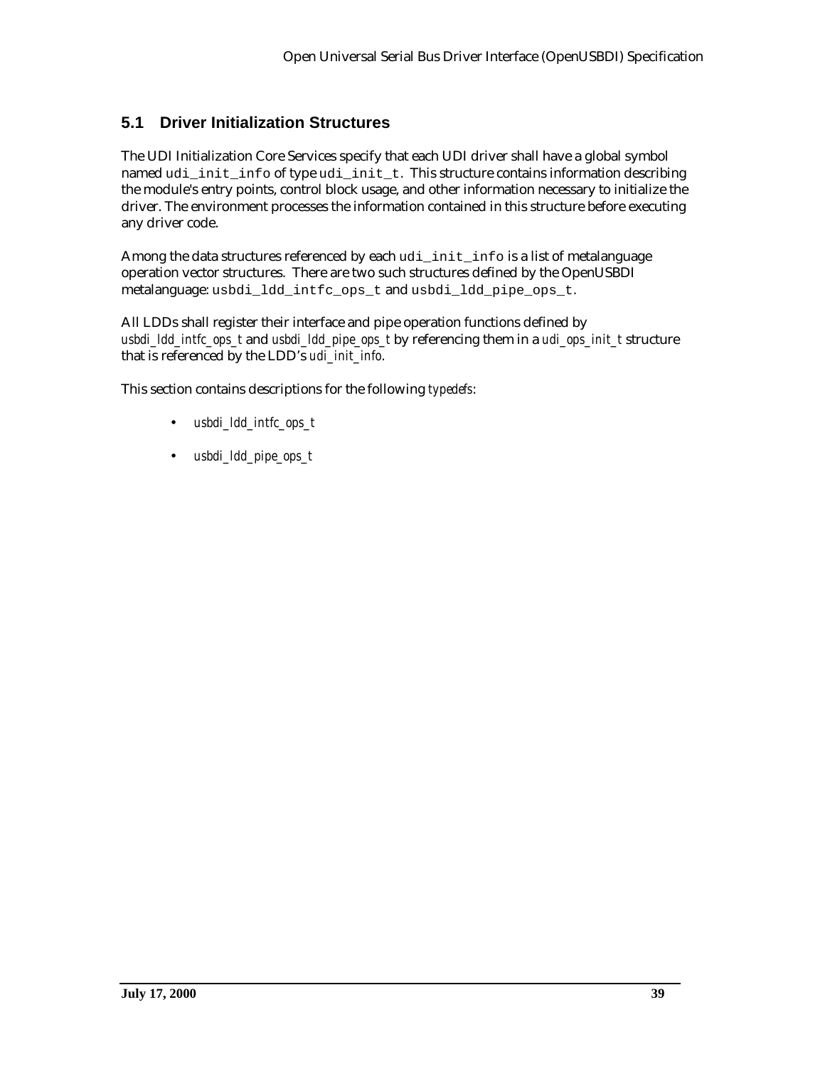## 5.1 Driver Initialization Structures

The UDI Initialization Core Services specify that each UDI driver shall have a global symbol named `udi_init_info` of type `udi_init_t`. This structure contains information describing the module's entry points, control block usage, and other information necessary to initialize the driver. The environment processes the information contained in this structure before executing any driver code.

Among the data structures referenced by each `udi_init_info` is a list of metalanguage operation vector structures. There are two such structures defined by the OpenUSBDI metalanguage: `usbdi_ldd_intfc_ops_t` and `usbdi_ldd_pipe_ops_t`.

All LDDs shall register their interface and pipe operation functions defined by *usbdi_ldd_intfc_ops_t* and *usbdi_ldd_pipe_ops_t* by referencing them in a *udi_ops_init_t* structure that is referenced by the LDD's *udi_init_info*.

This section contains descriptions for the following *typedefs*:

- *usbdi_ldd_intfc_ops_t*
- *usbdi_ldd_pipe_ops_t*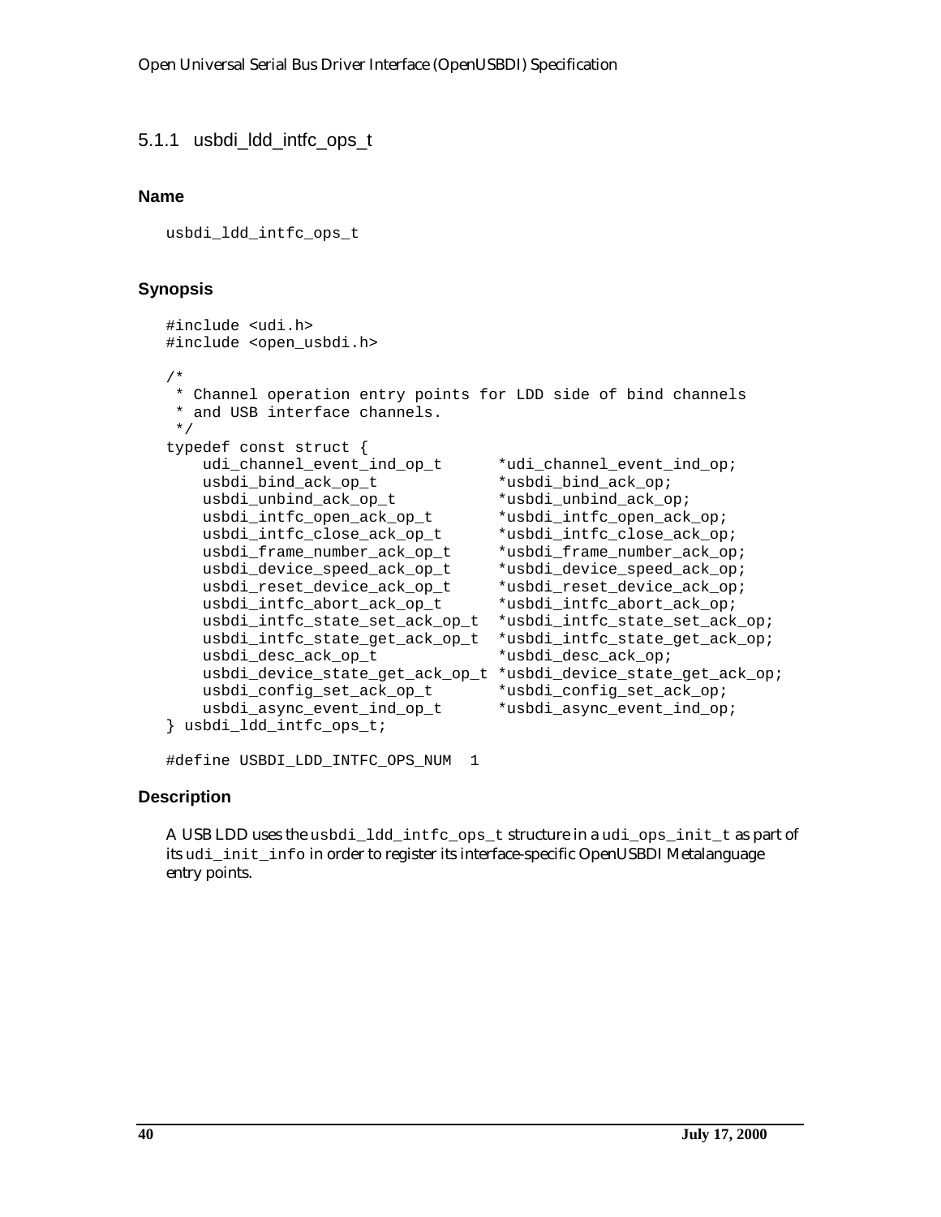### 5.1.1 usbdi_ldd_intfc_ops_t

#### Name

```
usbdi_ldd_intfc_ops_t
```

#### Synopsis

```
#include <udi.h>
#include <open_usbdi.h>

/*
 * Channel operation entry points for LDD side of bind channels
 * and USB interface channels.
 */
typedef const struct {
    udi_channel_event_ind_op_t      *udi_channel_event_ind_op;
    usbdi_bind_ack_op_t             *usbdi_bind_ack_op;
    usbdi_unbind_ack_op_t           *usbdi_unbind_ack_op;
    usbdi_intfc_open_ack_op_t       *usbdi_intfc_open_ack_op;
    usbdi_intfc_close_ack_op_t      *usbdi_intfc_close_ack_op;
    usbdi_frame_number_ack_op_t     *usbdi_frame_number_ack_op;
    usbdi_device_speed_ack_op_t     *usbdi_device_speed_ack_op;
    usbdi_reset_device_ack_op_t     *usbdi_reset_device_ack_op;
    usbdi_intfc_abort_ack_op_t      *usbdi_intfc_abort_ack_op;
    usbdi_intfc_state_set_ack_op_t  *usbdi_intfc_state_set_ack_op;
    usbdi_intfc_state_get_ack_op_t  *usbdi_intfc_state_get_ack_op;
    usbdi_desc_ack_op_t             *usbdi_desc_ack_op;
    usbdi_device_state_get_ack_op_t *usbdi_device_state_get_ack_op;
    usbdi_config_set_ack_op_t       *usbdi_config_set_ack_op;
    usbdi_async_event_ind_op_t      *usbdi_async_event_ind_op;
} usbdi_ldd_intfc_ops_t;

#define USBDI_LDD_INTFC_OPS_NUM  1
```

#### Description

A USB LDD uses the `usbdi_ldd_intfc_ops_t` structure in a `udi_ops_init_t` as part of its `udi_init_info` in order to register its interface-specific OpenUSBDI Metalanguage entry points.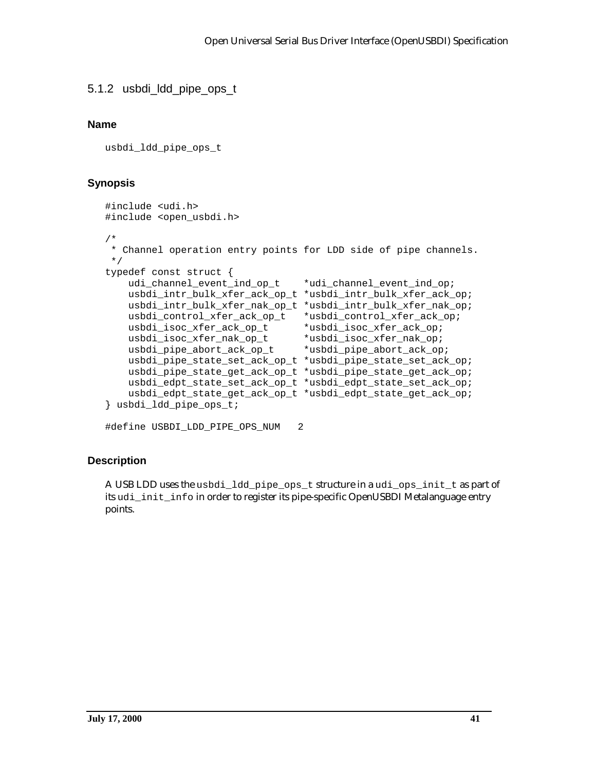### 5.1.2 usbdi_ldd_pipe_ops_t

#### Name

```
usbdi_ldd_pipe_ops_t
```

#### Synopsis

```
#include <udi.h>
#include <open_usbdi.h>

/*
 * Channel operation entry points for LDD side of pipe channels.
 */
typedef const struct {
    udi_channel_event_ind_op_t    *udi_channel_event_ind_op;
    usbdi_intr_bulk_xfer_ack_op_t *usbdi_intr_bulk_xfer_ack_op;
    usbdi_intr_bulk_xfer_nak_op_t *usbdi_intr_bulk_xfer_nak_op;
    usbdi_control_xfer_ack_op_t   *usbdi_control_xfer_ack_op;
    usbdi_isoc_xfer_ack_op_t      *usbdi_isoc_xfer_ack_op;
    usbdi_isoc_xfer_nak_op_t      *usbdi_isoc_xfer_nak_op;
    usbdi_pipe_abort_ack_op_t     *usbdi_pipe_abort_ack_op;
    usbdi_pipe_state_set_ack_op_t *usbdi_pipe_state_set_ack_op;
    usbdi_pipe_state_get_ack_op_t *usbdi_pipe_state_get_ack_op;
    usbdi_edpt_state_set_ack_op_t *usbdi_edpt_state_set_ack_op;
    usbdi_edpt_state_get_ack_op_t *usbdi_edpt_state_get_ack_op;
} usbdi_ldd_pipe_ops_t;

#define USBDI_LDD_PIPE_OPS_NUM   2
```

#### Description

A USB LDD uses the `usbdi_ldd_pipe_ops_t` structure in a `udi_ops_init_t` as part of its `udi_init_info` in order to register its pipe-specific OpenUSBDI Metalanguage entry points.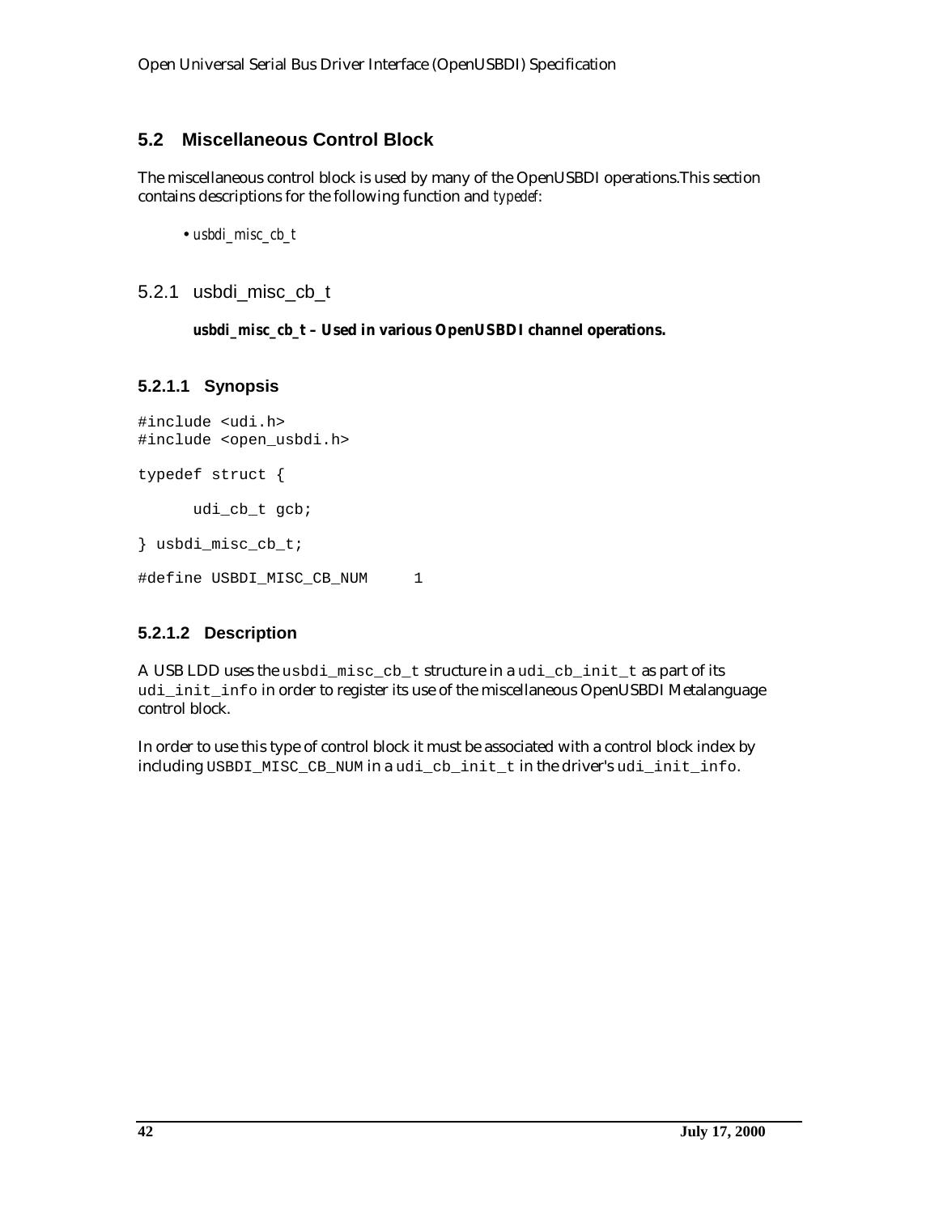## 5.2 Miscellaneous Control Block

The miscellaneous control block is used by many of the OpenUSBDI operations.This section contains descriptions for the following function and *typedef*:

- *usbdi_misc_cb_t*

### 5.2.1 usbdi_misc_cb_t

**usbdi_misc_cb_t – Used in various OpenUSBDI channel operations.**

#### 5.2.1.1 Synopsis

```
#include <udi.h>
#include <open_usbdi.h>

typedef struct {

      udi_cb_t gcb;

} usbdi_misc_cb_t;

#define USBDI_MISC_CB_NUM     1
```

#### 5.2.1.2 Description

A USB LDD uses the `usbdi_misc_cb_t` structure in a `udi_cb_init_t` as part of its `udi_init_info` in order to register its use of the miscellaneous OpenUSBDI Metalanguage control block.

In order to use this type of control block it must be associated with a control block index by including `USBDI_MISC_CB_NUM` in a `udi_cb_init_t` in the driver's `udi_init_info`.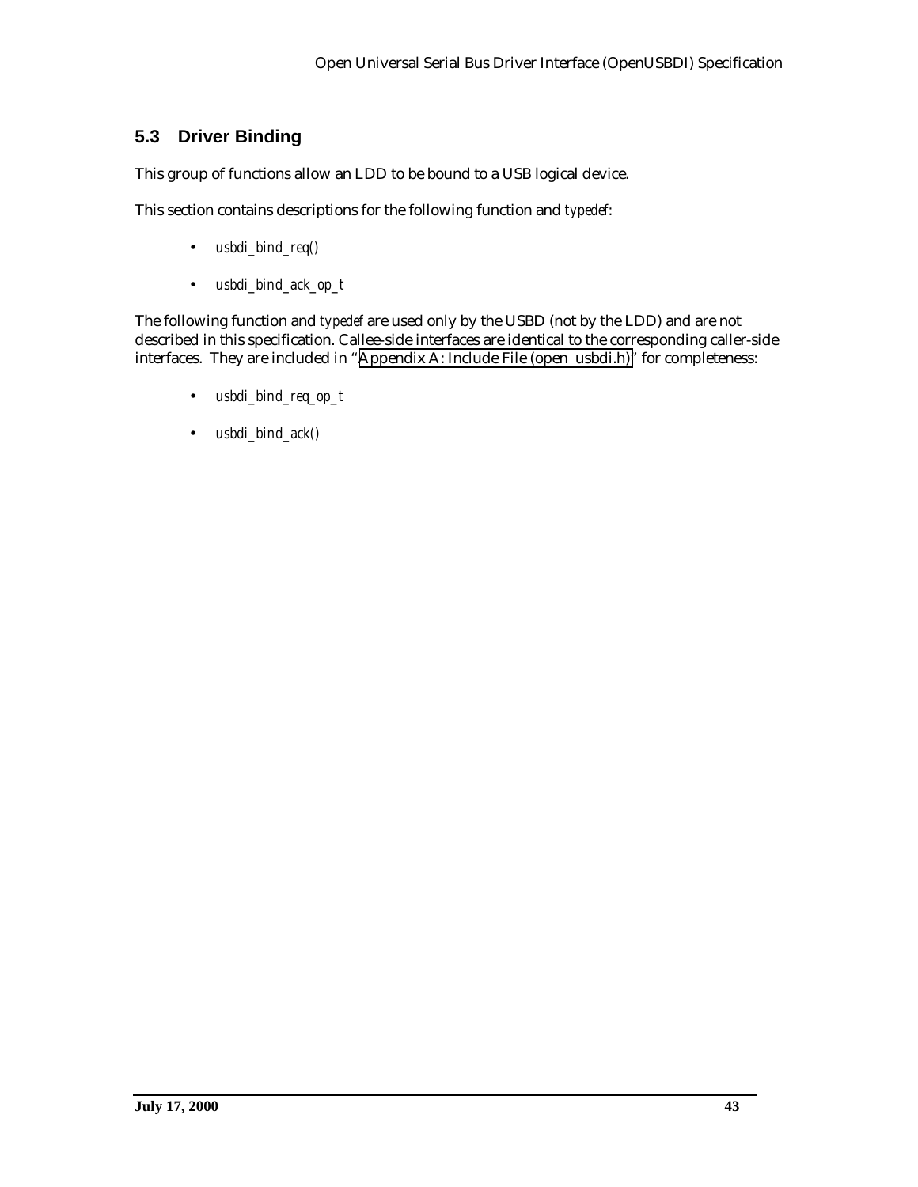## 5.3 Driver Binding

This group of functions allow an LDD to be bound to a USB logical device.

This section contains descriptions for the following function and *typedef*:

- *usbdi_bind_req()*
- *usbdi_bind_ack_op_t*

The following function and *typedef* are used only by the USBD (not by the LDD) and are not described in this specification. Callee-side interfaces are identical to the corresponding caller-side interfaces. They are included in "Appendix A: Include File (open_usbdi.h)" for completeness:

- *usbdi_bind_req_op_t*
- *usbdi_bind_ack()*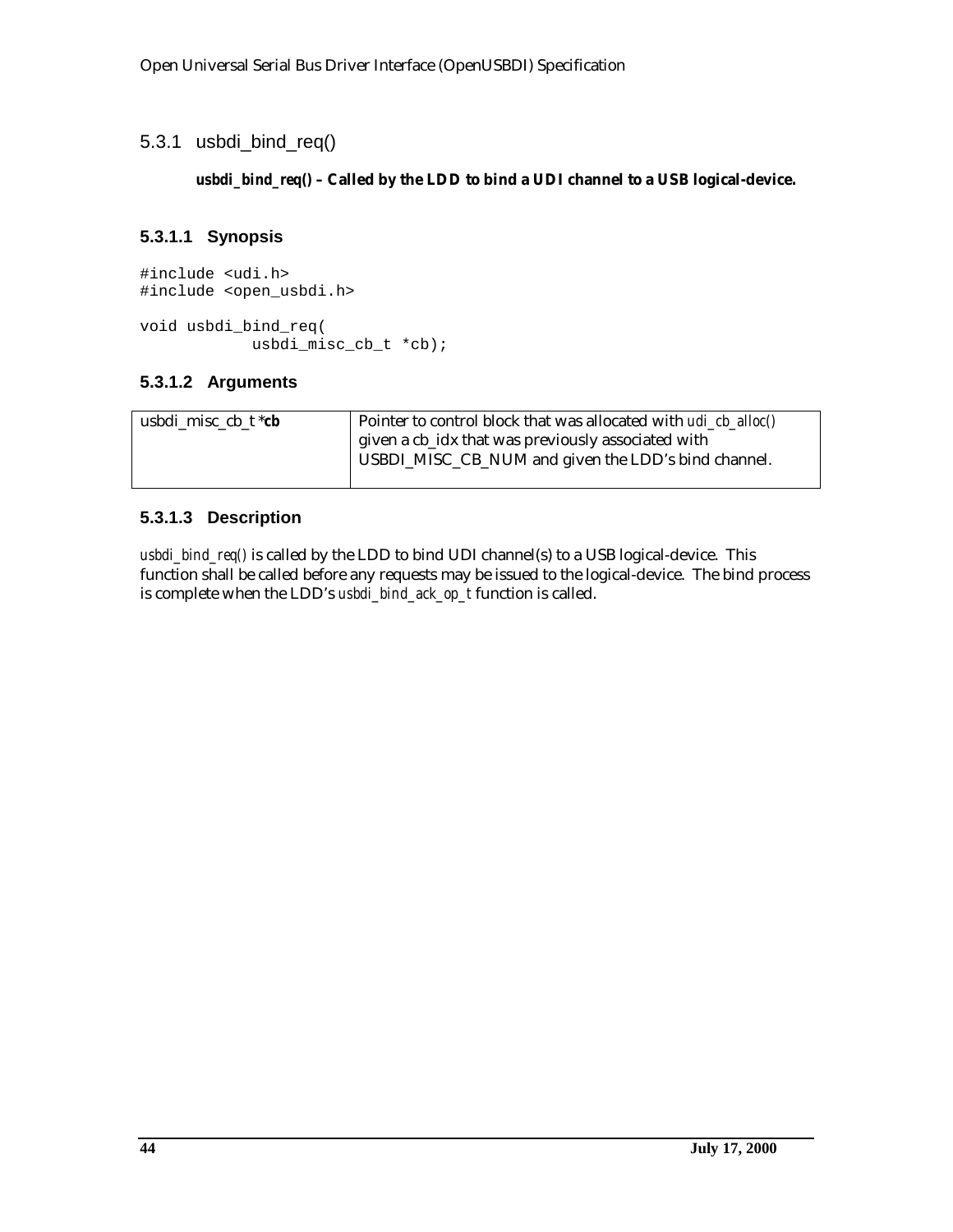### 5.3.1 usbdi_bind_req()

***usbdi_bind_req()* – Called by the LDD to bind a UDI channel to a USB logical-device.**

#### 5.3.1.1 Synopsis

```
#include <udi.h>
#include <open_usbdi.h>

void usbdi_bind_req(
            usbdi_misc_cb_t *cb);
```

#### 5.3.1.2 Arguments

| | |
|---|---|
| usbdi_misc_cb_t ***cb** | Pointer to control block that was allocated with *udi_cb_alloc()* given a cb_idx that was previously associated with USBDI_MISC_CB_NUM and given the LDD's bind channel. |

#### 5.3.1.3 Description

*usbdi_bind_req()* is called by the LDD to bind UDI channel(s) to a USB logical-device. This function shall be called before any requests may be issued to the logical-device. The bind process is complete when the LDD's *usbdi_bind_ack_op_t* function is called.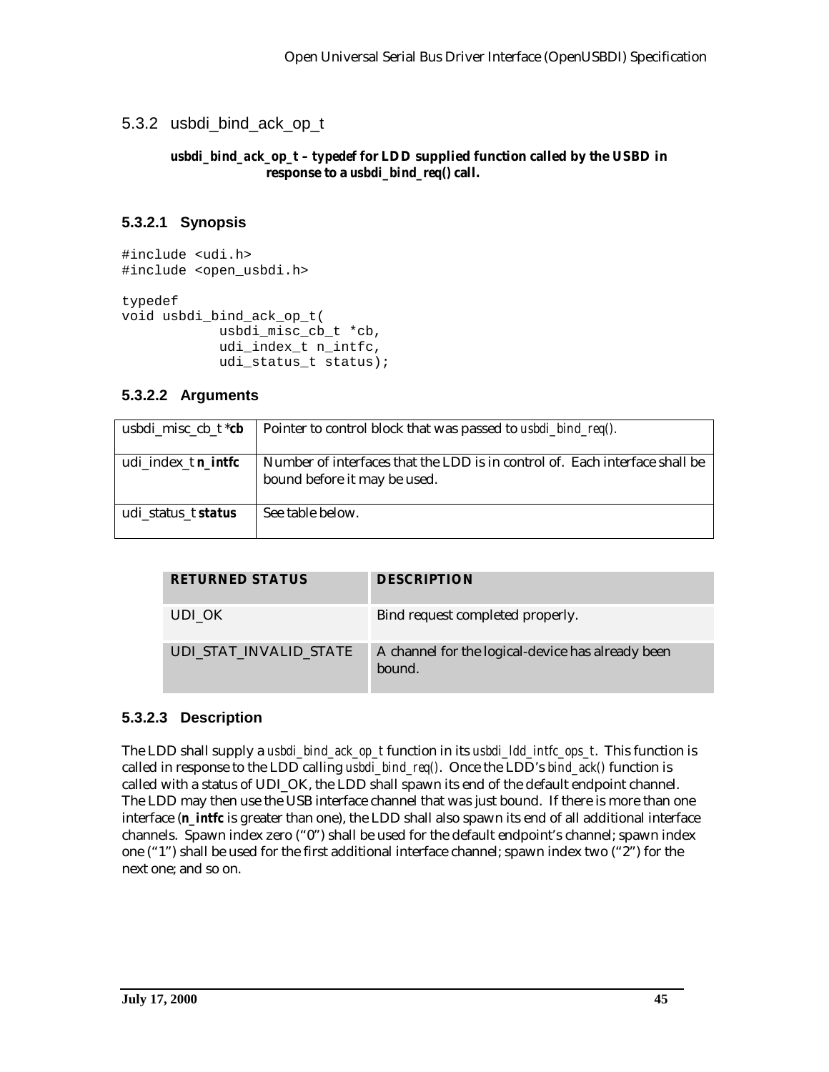### 5.3.2 usbdi_bind_ack_op_t

**usbdi_bind_ack_op_t – typedef for LDD supplied function called by the USBD in response to a *usbdi_bind_req()* call.**

#### 5.3.2.1 Synopsis

```
#include <udi.h>
#include <open_usbdi.h>

typedef
void usbdi_bind_ack_op_t(
            usbdi_misc_cb_t *cb,
            udi_index_t n_intfc,
            udi_status_t status);
```

#### 5.3.2.2 Arguments

| | |
|---|---|
| usbdi_misc_cb_t ***cb** | Pointer to control block that was passed to *usbdi_bind_req()*. |
| udi_index_t **n_intfc** | Number of interfaces that the LDD is in control of. Each interface shall be bound before it may be used. |
| udi_status_t **status** | See table below. |

| RETURNED STATUS | DESCRIPTION |
|---|---|
| UDI_OK | Bind request completed properly. |
| UDI_STAT_INVALID_STATE | A channel for the logical-device has already been bound. |

#### 5.3.2.3 Description

The LDD shall supply a *usbdi_bind_ack_op_t* function in its *usbdi_ldd_intfc_ops_t*. This function is called in response to the LDD calling *usbdi_bind_req()*. Once the LDD's *bind_ack()* function is called with a status of UDI_OK, the LDD shall spawn its end of the default endpoint channel. The LDD may then use the USB interface channel that was just bound. If there is more than one interface (**n_intfc** is greater than one), the LDD shall also spawn its end of all additional interface channels. Spawn index zero ("0") shall be used for the default endpoint's channel; spawn index one ("1") shall be used for the first additional interface channel; spawn index two ("2") for the next one; and so on.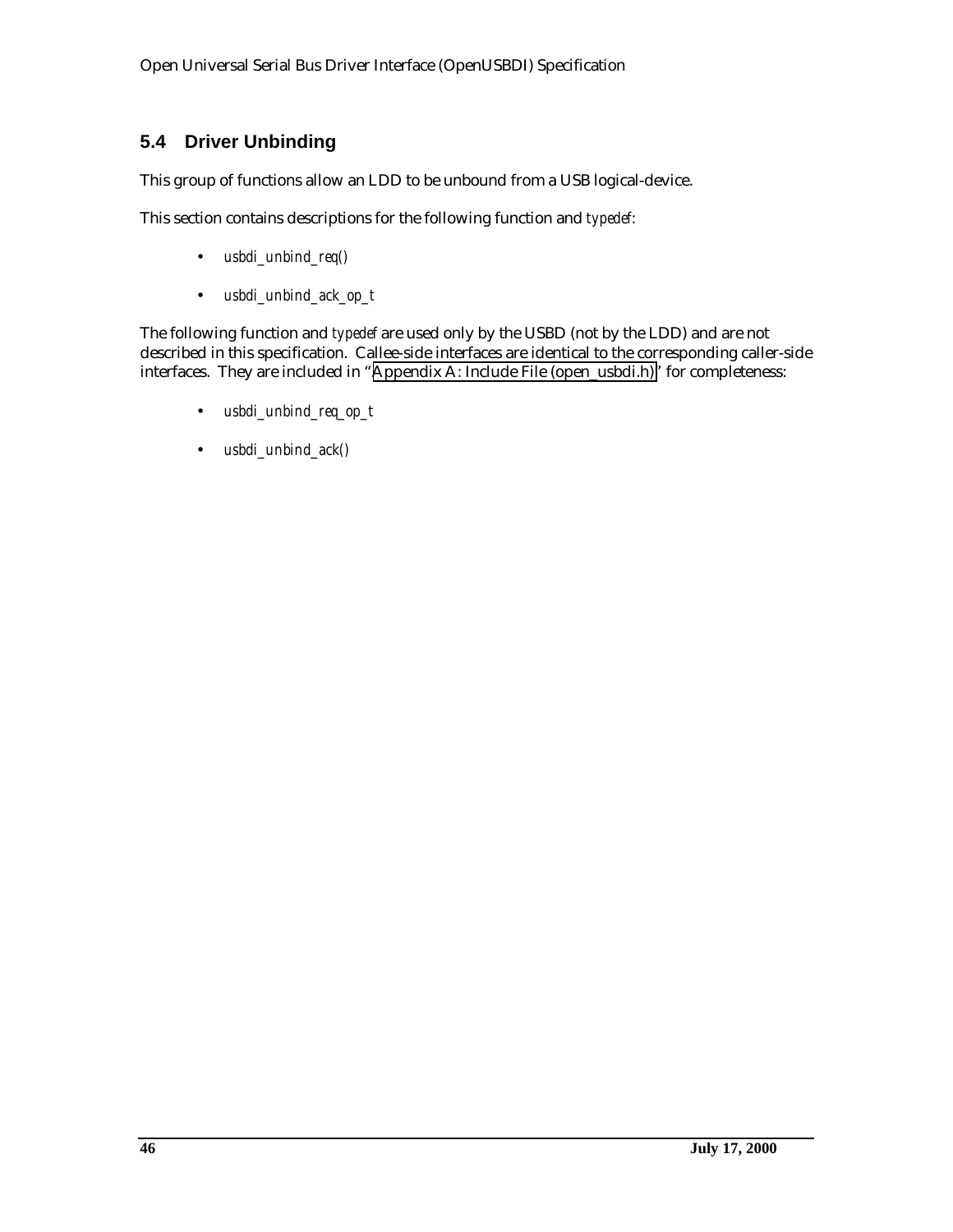## 5.4 Driver Unbinding

This group of functions allow an LDD to be unbound from a USB logical-device.

This section contains descriptions for the following function and *typedef*:

- *usbdi_unbind_req()*
- *usbdi_unbind_ack_op_t*

The following function and *typedef* are used only by the USBD (not by the LDD) and are not described in this specification. Callee-side interfaces are identical to the corresponding caller-side interfaces. They are included in "Appendix A: Include File (open_usbdi.h)" for completeness:

- *usbdi_unbind_req_op_t*
- *usbdi_unbind_ack()*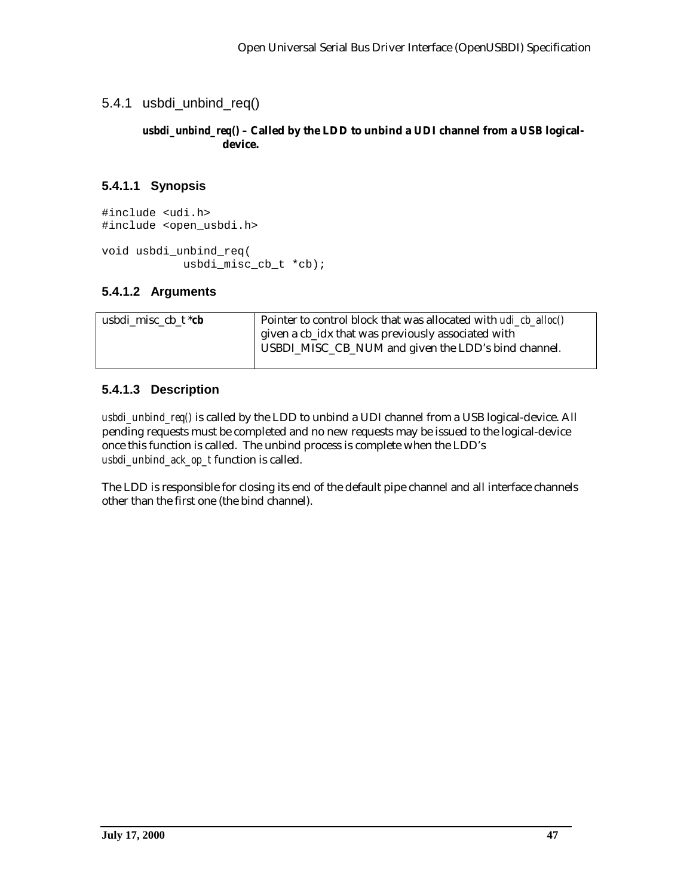## 5.4.1 usbdi_unbind_req()

**usbdi_unbind_req() – Called by the LDD to unbind a UDI channel from a USB logical-device.**

### 5.4.1.1 Synopsis

```
#include <udi.h>
#include <open_usbdi.h>

void usbdi_unbind_req(
            usbdi_misc_cb_t *cb);
```

### 5.4.1.2 Arguments

| | |
|---|---|
| usbdi_misc_cb_t ***cb** | Pointer to control block that was allocated with *udi_cb_alloc()* given a cb_idx that was previously associated with USBDI_MISC_CB_NUM and given the LDD's bind channel. |

### 5.4.1.3 Description

*usbdi_unbind_req()* is called by the LDD to unbind a UDI channel from a USB logical-device. All pending requests must be completed and no new requests may be issued to the logical-device once this function is called. The unbind process is complete when the LDD's *usbdi_unbind_ack_op_t* function is called.

The LDD is responsible for closing its end of the default pipe channel and all interface channels other than the first one (the bind channel).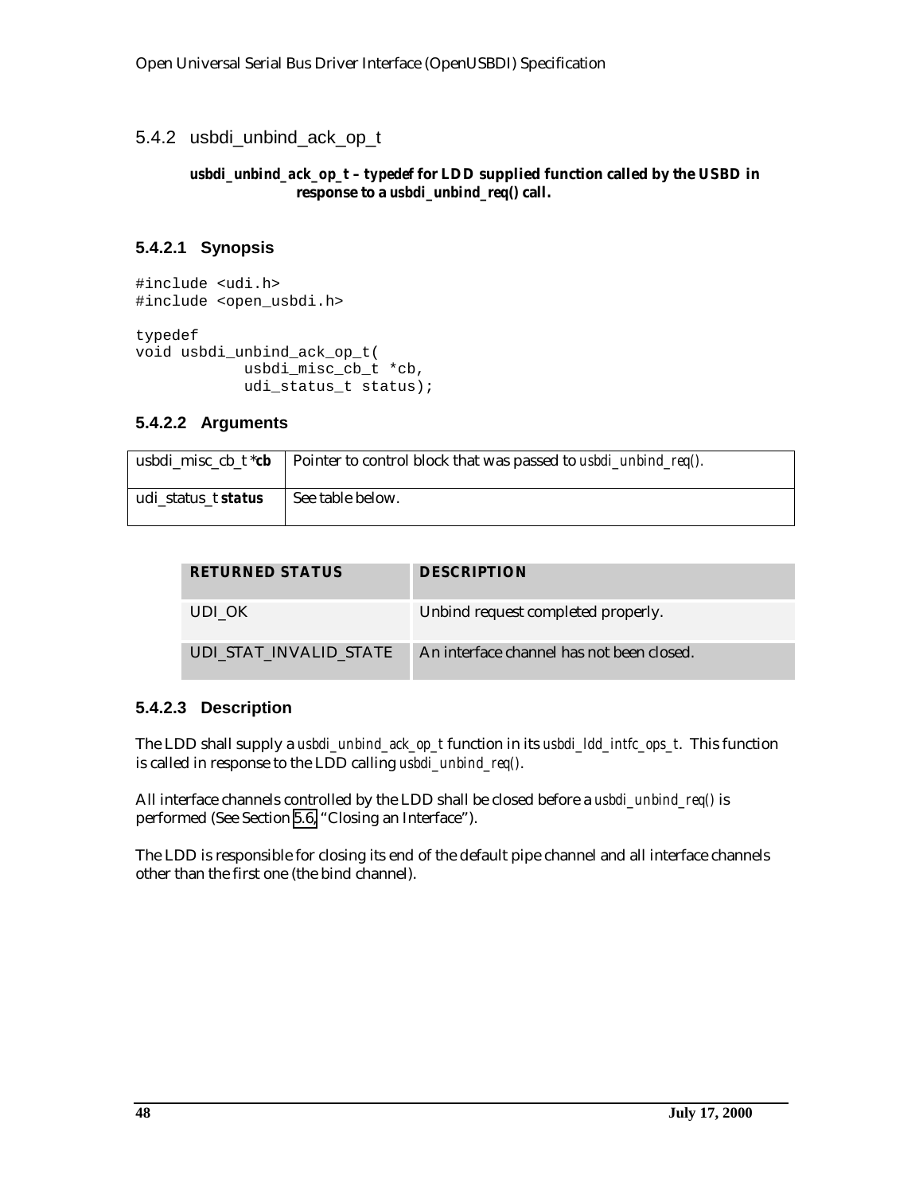## 5.4.2 usbdi_unbind_ack_op_t

**usbdi_unbind_ack_op_t – typedef for LDD supplied function called by the USBD in response to a usbdi_unbind_req() call.**

### 5.4.2.1 Synopsis

```
#include <udi.h>
#include <open_usbdi.h>

typedef
void usbdi_unbind_ack_op_t(
            usbdi_misc_cb_t *cb,
            udi_status_t status);
```

### 5.4.2.2 Arguments

| | |
|---|---|
| usbdi_misc_cb_t ***cb** | Pointer to control block that was passed to *usbdi_unbind_req().* |
| udi_status_t **status** | See table below. |

| RETURNED STATUS | DESCRIPTION |
|---|---|
| UDI_OK | Unbind request completed properly. |
| UDI_STAT_INVALID_STATE | An interface channel has not been closed. |

### 5.4.2.3 Description

The LDD shall supply a *usbdi_unbind_ack_op_t* function in its *usbdi_ldd_intfc_ops_t*. This function is called in response to the LDD calling *usbdi_unbind_req().*

All interface channels controlled by the LDD shall be closed before a *usbdi_unbind_req()* is performed (See Section 5.6, "Closing an Interface").

The LDD is responsible for closing its end of the default pipe channel and all interface channels other than the first one (the bind channel).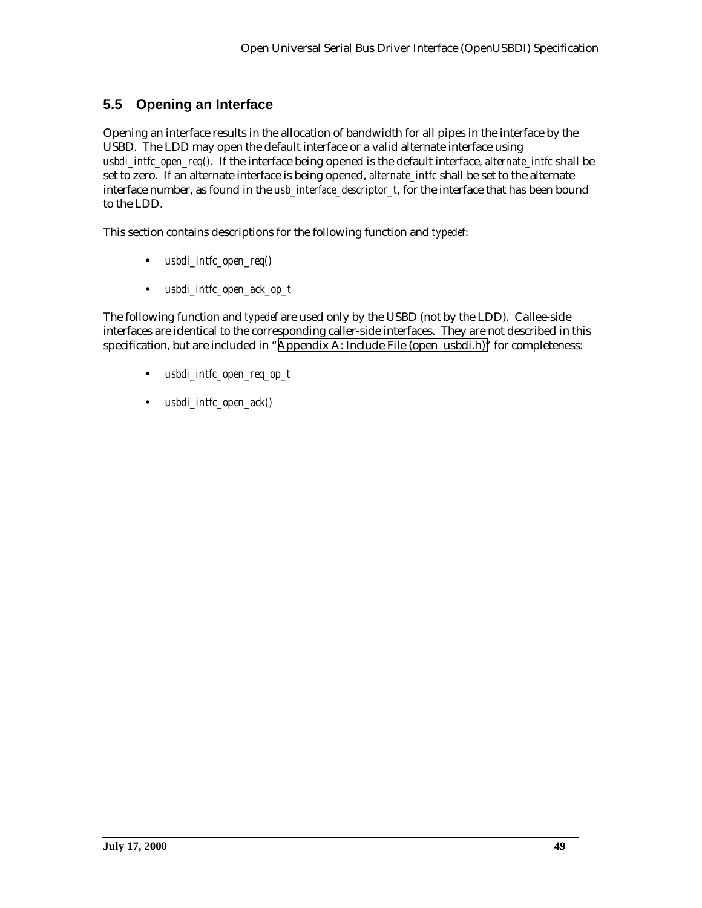## 5.5 Opening an Interface

Opening an interface results in the allocation of bandwidth for all pipes in the interface by the USBD. The LDD may open the default interface or a valid alternate interface using *usbdi_intfc_open_req()*. If the interface being opened is the default interface, *alternate_intfc* shall be set to zero. If an alternate interface is being opened, *alternate_intfc* shall be set to the alternate interface number, as found in the *usb_interface_descriptor_t*, for the interface that has been bound to the LDD.

This section contains descriptions for the following function and *typedef*:

- *usbdi_intfc_open_req()*
- *usbdi_intfc_open_ack_op_t*

The following function and *typedef* are used only by the USBD (not by the LDD). Callee-side interfaces are identical to the corresponding caller-side interfaces. They are not described in this specification, but are included in "Appendix A: Include File (open_usbdi.h)" for completeness:

- *usbdi_intfc_open_req_op_t*
- *usbdi_intfc_open_ack()*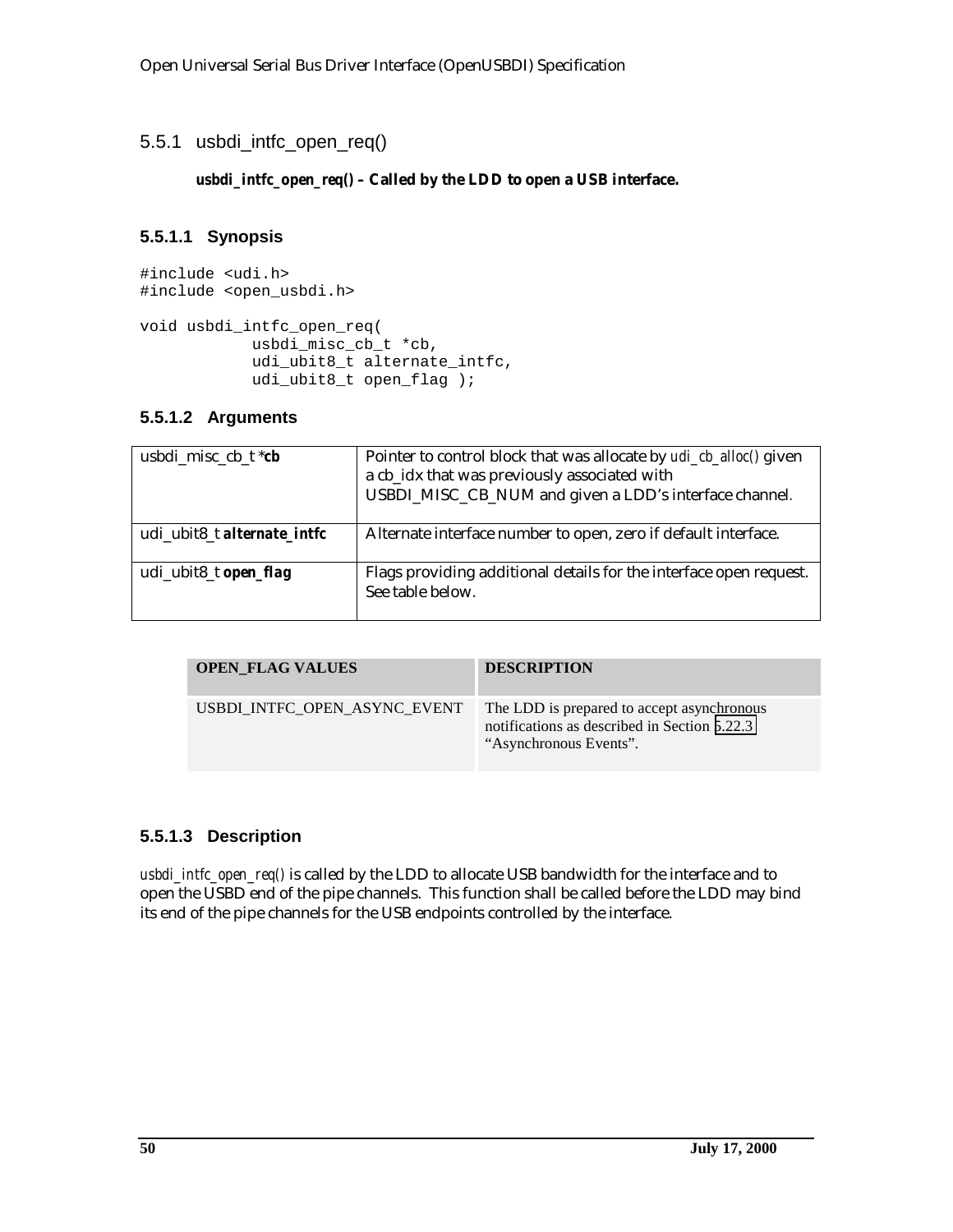## 5.5.1 usbdi_intfc_open_req()

***usbdi_intfc_open_req() – Called by the LDD to open a USB interface.***

### 5.5.1.1 Synopsis

```
#include <udi.h>
#include <open_usbdi.h>

void usbdi_intfc_open_req(
            usbdi_misc_cb_t *cb,
            udi_ubit8_t alternate_intfc,
            udi_ubit8_t open_flag );
```

### 5.5.1.2 Arguments

| | |
|---|---|
| usbdi_misc_cb_t ***cb** | Pointer to control block that was allocate by *udi_cb_alloc()* given a cb_idx that was previously associated with USBDI_MISC_CB_NUM and given a LDD's interface channel. |
| udi_ubit8_t ***alternate_intfc*** | Alternate interface number to open, zero if default interface. |
| udi_ubit8_t ***open_flag*** | Flags providing additional details for the interface open request. See table below. |

| OPEN_FLAG VALUES | DESCRIPTION |
|---|---|
| USBDI_INTFC_OPEN_ASYNC_EVENT | The LDD is prepared to accept asynchronous notifications as described in Section 5.22.3 "Asynchronous Events". |

### 5.5.1.3 Description

*usbdi_intfc_open_req()* is called by the LDD to allocate USB bandwidth for the interface and to open the USBD end of the pipe channels. This function shall be called before the LDD may bind its end of the pipe channels for the USB endpoints controlled by the interface.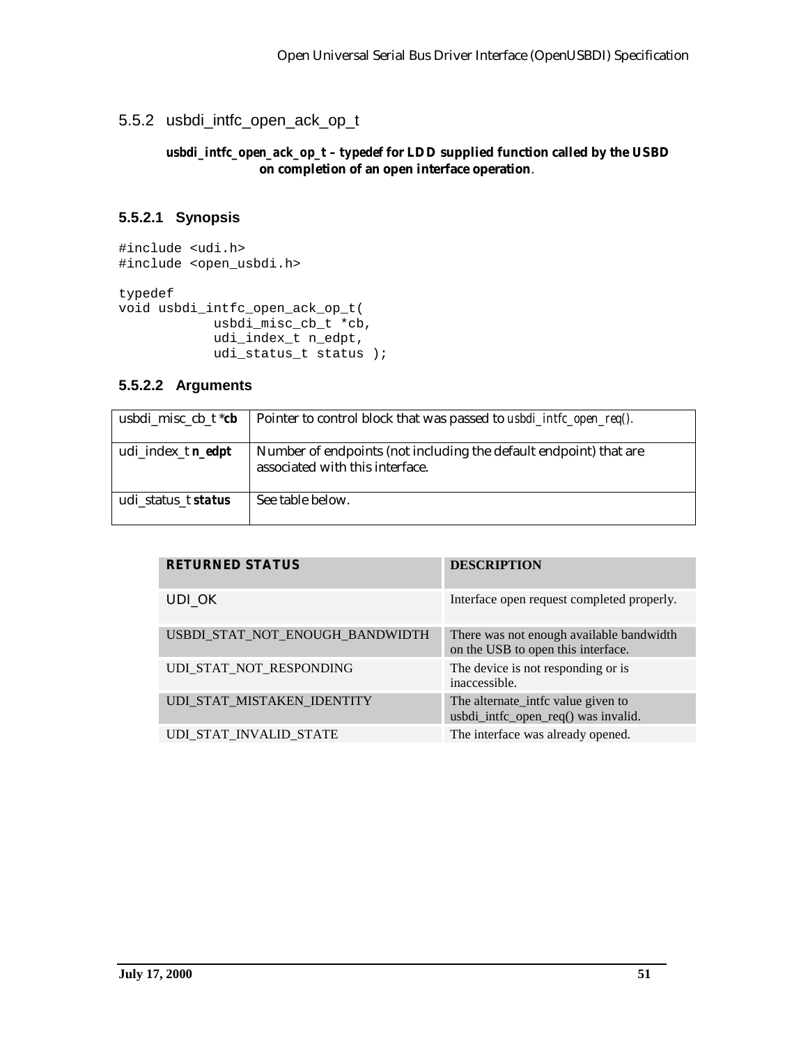## 5.5.2 usbdi_intfc_open_ack_op_t

**usbdi_intfc_open_ack_op_t – typedef for LDD supplied function called by the USBD on completion of an open interface operation**.

### 5.5.2.1 Synopsis

```
#include <udi.h>
#include <open_usbdi.h>

typedef
void usbdi_intfc_open_ack_op_t(
            usbdi_misc_cb_t *cb,
            udi_index_t n_edpt,
            udi_status_t status );
```

### 5.5.2.2 Arguments

| | |
|---|---|
| usbdi_misc_cb_t ***cb** | Pointer to control block that was passed to *usbdi_intfc_open_req()*. |
| udi_index_t **n_edpt** | Number of endpoints (not including the default endpoint) that are associated with this interface. |
| udi_status_t **status** | See table below. |

| RETURNED STATUS | DESCRIPTION |
|---|---|
| UDI_OK | Interface open request completed properly. |
| USBDI_STAT_NOT_ENOUGH_BANDWIDTH | There was not enough available bandwidth on the USB to open this interface. |
| UDI_STAT_NOT_RESPONDING | The device is not responding or is inaccessible. |
| UDI_STAT_MISTAKEN_IDENTITY | The alternate_intfc value given to usbdi_intfc_open_req() was invalid. |
| UDI_STAT_INVALID_STATE | The interface was already opened. |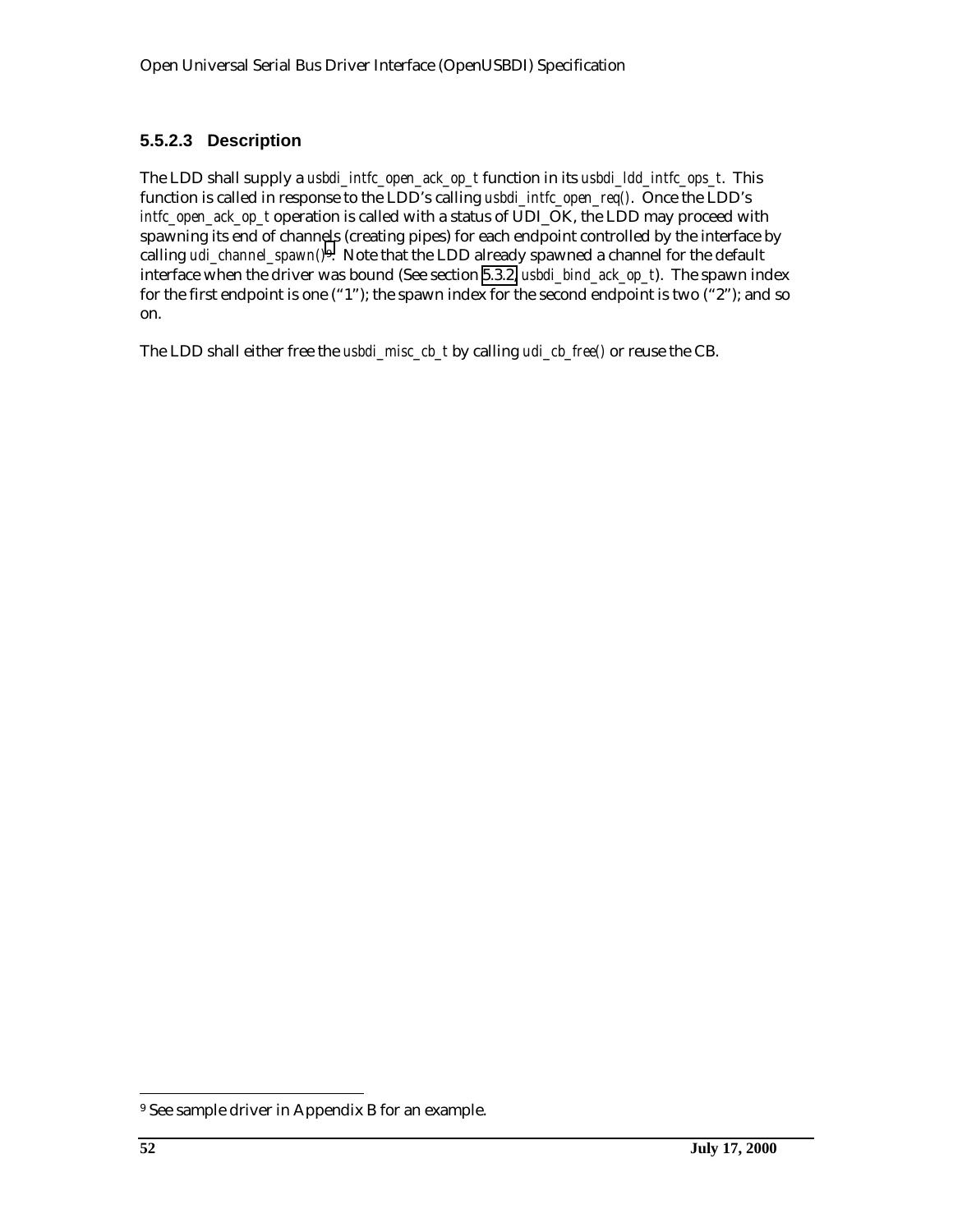### 5.5.2.3 Description

The LDD shall supply a *usbdi_intfc_open_ack_op_t* function in its *usbdi_ldd_intfc_ops_t*. This function is called in response to the LDD's calling *usbdi_intfc_open_req()*. Once the LDD's *intfc_open_ack_op_t* operation is called with a status of UDI_OK, the LDD may proceed with spawning its end of channels (creating pipes) for each endpoint controlled by the interface by calling *udi_channel_spawn()*[9]. Note that the LDD already spawned a channel for the default interface when the driver was bound (See section 5.3.2, *usbdi_bind_ack_op_t*). The spawn index for the first endpoint is one ("1"); the spawn index for the second endpoint is two ("2"); and so on.

The LDD shall either free the *usbdi_misc_cb_t* by calling *udi_cb_free()* or reuse the CB.

[9] See sample driver in Appendix B for an example.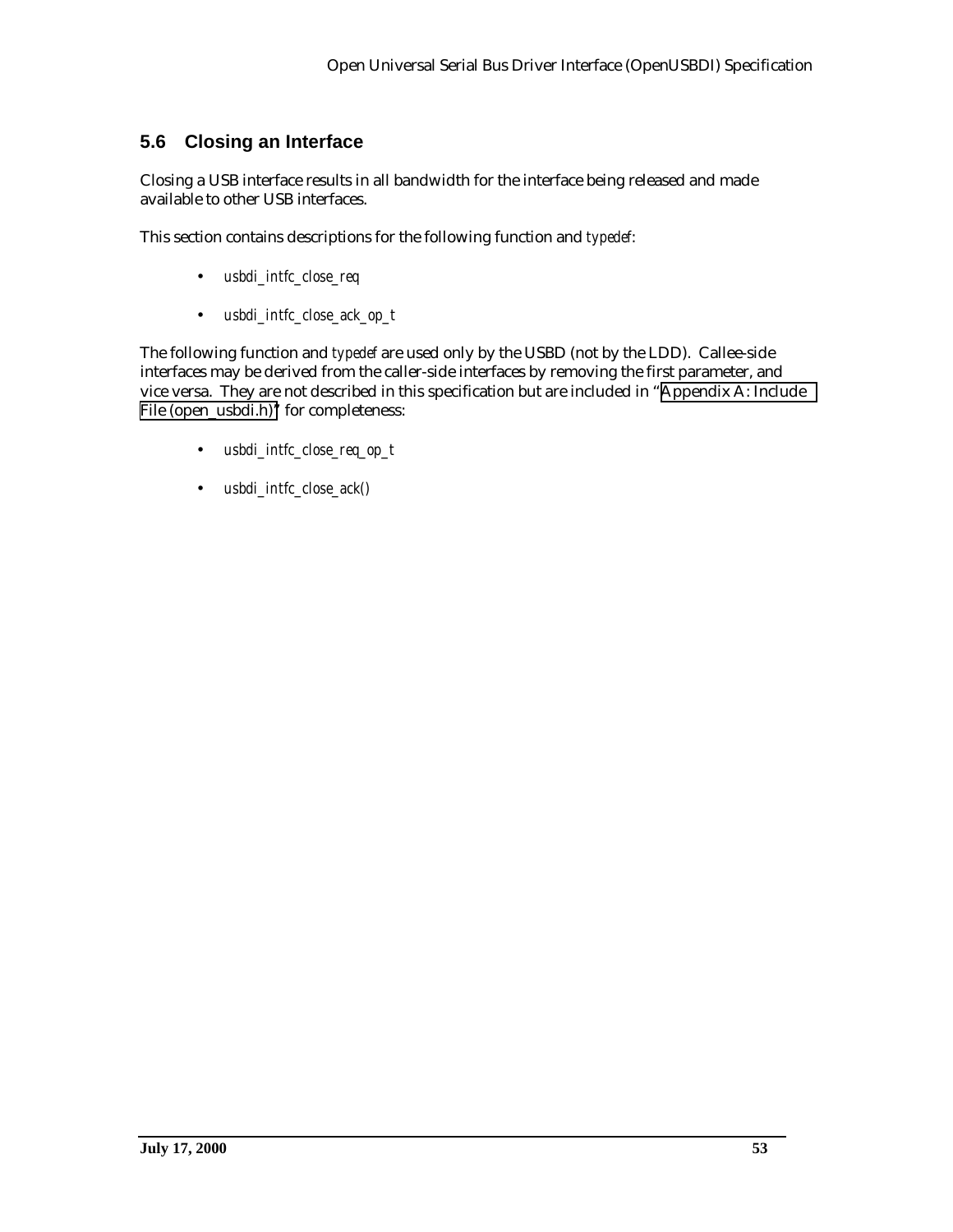## 5.6 Closing an Interface

Closing a USB interface results in all bandwidth for the interface being released and made available to other USB interfaces.

This section contains descriptions for the following function and *typedef*:

- *usbdi_intfc_close_req*
- *usbdi_intfc_close_ack_op_t*

The following function and *typedef* are used only by the USBD (not by the LDD). Callee-side interfaces may be derived from the caller-side interfaces by removing the first parameter, and vice versa. They are not described in this specification but are included in "Appendix A: Include File (open_usbdi.h)" for completeness:

- *usbdi_intfc_close_req_op_t*
- *usbdi_intfc_close_ack()*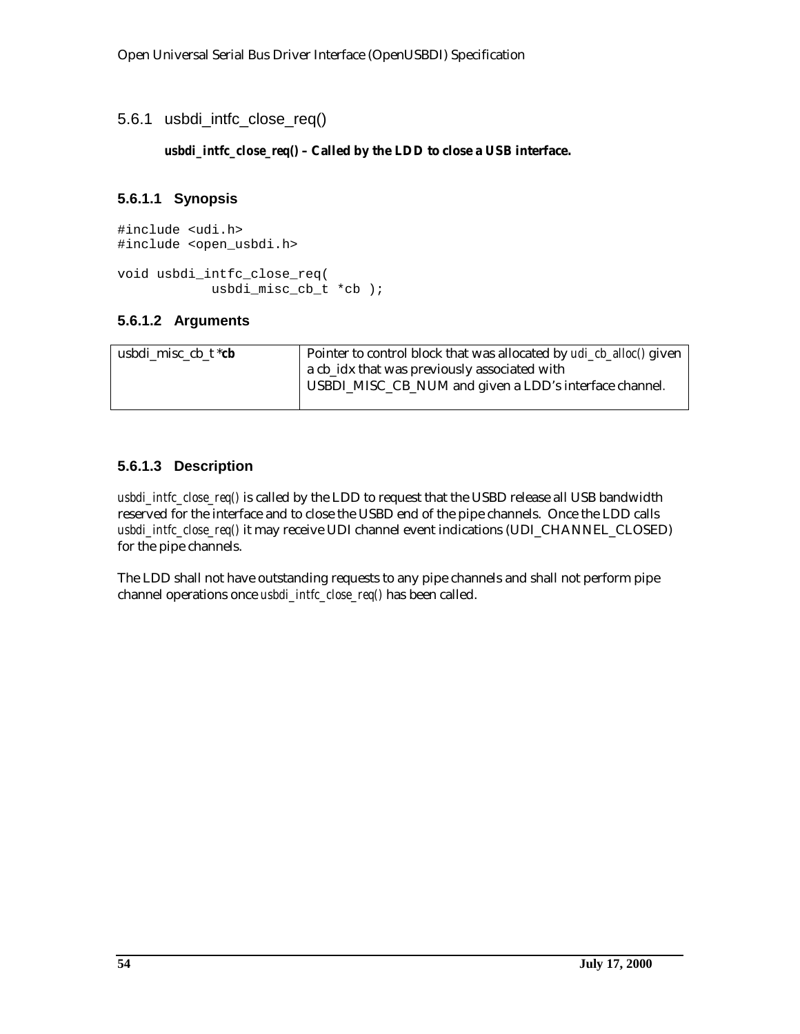## 5.6.1 usbdi_intfc_close_req()

**usbdi_intfc_close_req() – Called by the LDD to close a USB interface.**

### 5.6.1.1 Synopsis

```
#include <udi.h>
#include <open_usbdi.h>

void usbdi_intfc_close_req(
            usbdi_misc_cb_t *cb );
```

### 5.6.1.2 Arguments

| | |
|---|---|
| usbdi_misc_cb_t ***cb** | Pointer to control block that was allocated by *udi_cb_alloc()* given a cb_idx that was previously associated with USBDI_MISC_CB_NUM and given a LDD's interface channel. |

### 5.6.1.3 Description

*usbdi_intfc_close_req()* is called by the LDD to request that the USBD release all USB bandwidth reserved for the interface and to close the USBD end of the pipe channels. Once the LDD calls *usbdi_intfc_close_req()* it may receive UDI channel event indications (UDI_CHANNEL_CLOSED) for the pipe channels.

The LDD shall not have outstanding requests to any pipe channels and shall not perform pipe channel operations once *usbdi_intfc_close_req()* has been called.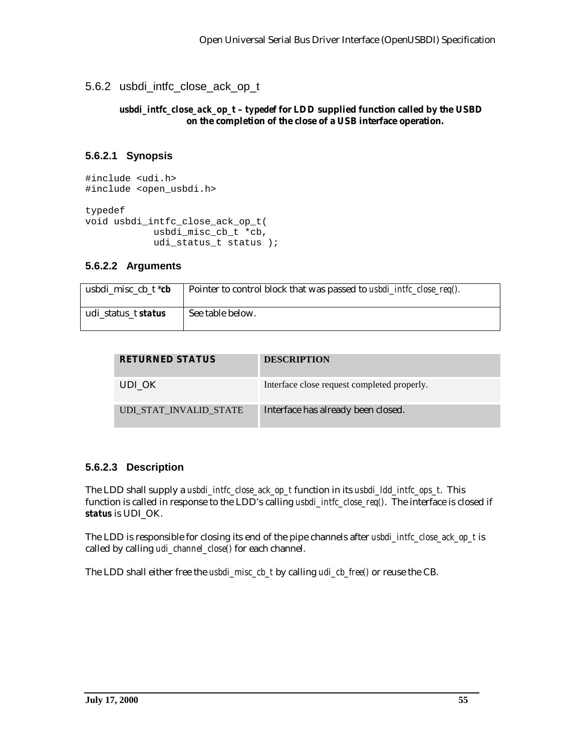## 5.6.2 usbdi_intfc_close_ack_op_t

**usbdi_intfc_close_ack_op_t – typedef for LDD supplied function called by the USBD on the completion of the close of a USB interface operation.**

### 5.6.2.1 Synopsis

```
#include <udi.h>
#include <open_usbdi.h>

typedef
void usbdi_intfc_close_ack_op_t(
            usbdi_misc_cb_t *cb,
            udi_status_t status );
```

### 5.6.2.2 Arguments

| | |
|---|---|
| usbdi_misc_cb_t ***cb** | Pointer to control block that was passed to *usbdi_intfc_close_req()*. |
| udi_status_t **status** | See table below. |

| RETURNED STATUS | DESCRIPTION |
|---|---|
| UDI_OK | Interface close request completed properly. |
| UDI_STAT_INVALID_STATE | Interface has already been closed. |

### 5.6.2.3 Description

The LDD shall supply a *usbdi_intfc_close_ack_op_t* function in its *usbdi_ldd_intfc_ops_t*. This function is called in response to the LDD's calling *usbdi_intfc_close_req()*. The interface is closed if **status** is UDI_OK.

The LDD is responsible for closing its end of the pipe channels after *usbdi_intfc_close_ack_op_t* is called by calling *udi_channel_close()* for each channel.

The LDD shall either free the *usbdi_misc_cb_t* by calling *udi_cb_free()* or reuse the CB.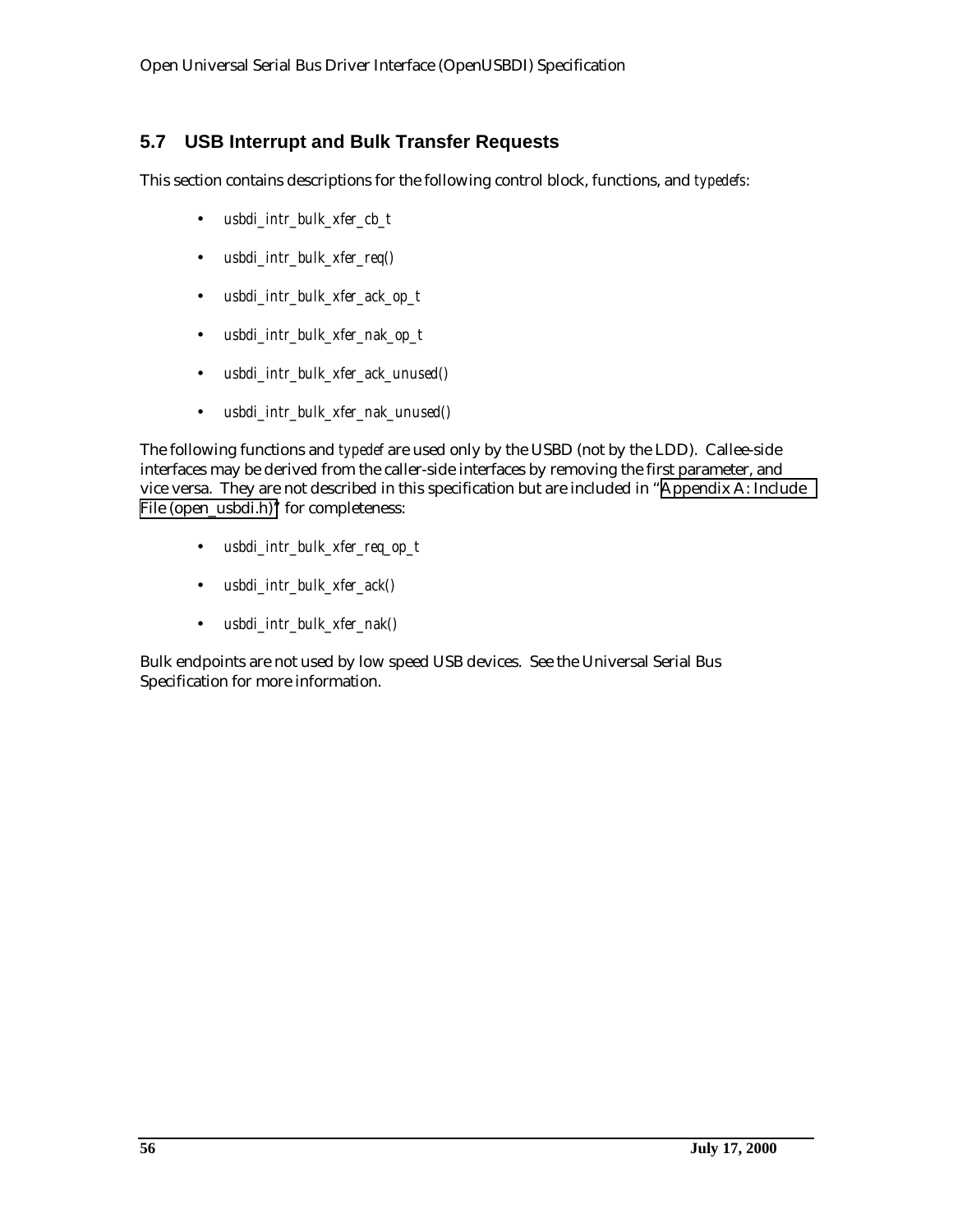## 5.7 USB Interrupt and Bulk Transfer Requests

This section contains descriptions for the following control block, functions, and *typedefs*:

- *usbdi_intr_bulk_xfer_cb_t*
- *usbdi_intr_bulk_xfer_req()*
- *usbdi_intr_bulk_xfer_ack_op_t*
- *usbdi_intr_bulk_xfer_nak_op_t*
- *usbdi_intr_bulk_xfer_ack_unused()*
- *usbdi_intr_bulk_xfer_nak_unused()*

The following functions and *typedef* are used only by the USBD (not by the LDD). Callee-side interfaces may be derived from the caller-side interfaces by removing the first parameter, and vice versa. They are not described in this specification but are included in "Appendix A: Include File (open_usbdi.h)" for completeness:

- *usbdi_intr_bulk_xfer_req_op_t*
- *usbdi_intr_bulk_xfer_ack()*
- *usbdi_intr_bulk_xfer_nak()*

Bulk endpoints are not used by low speed USB devices. See the Universal Serial Bus Specification for more information.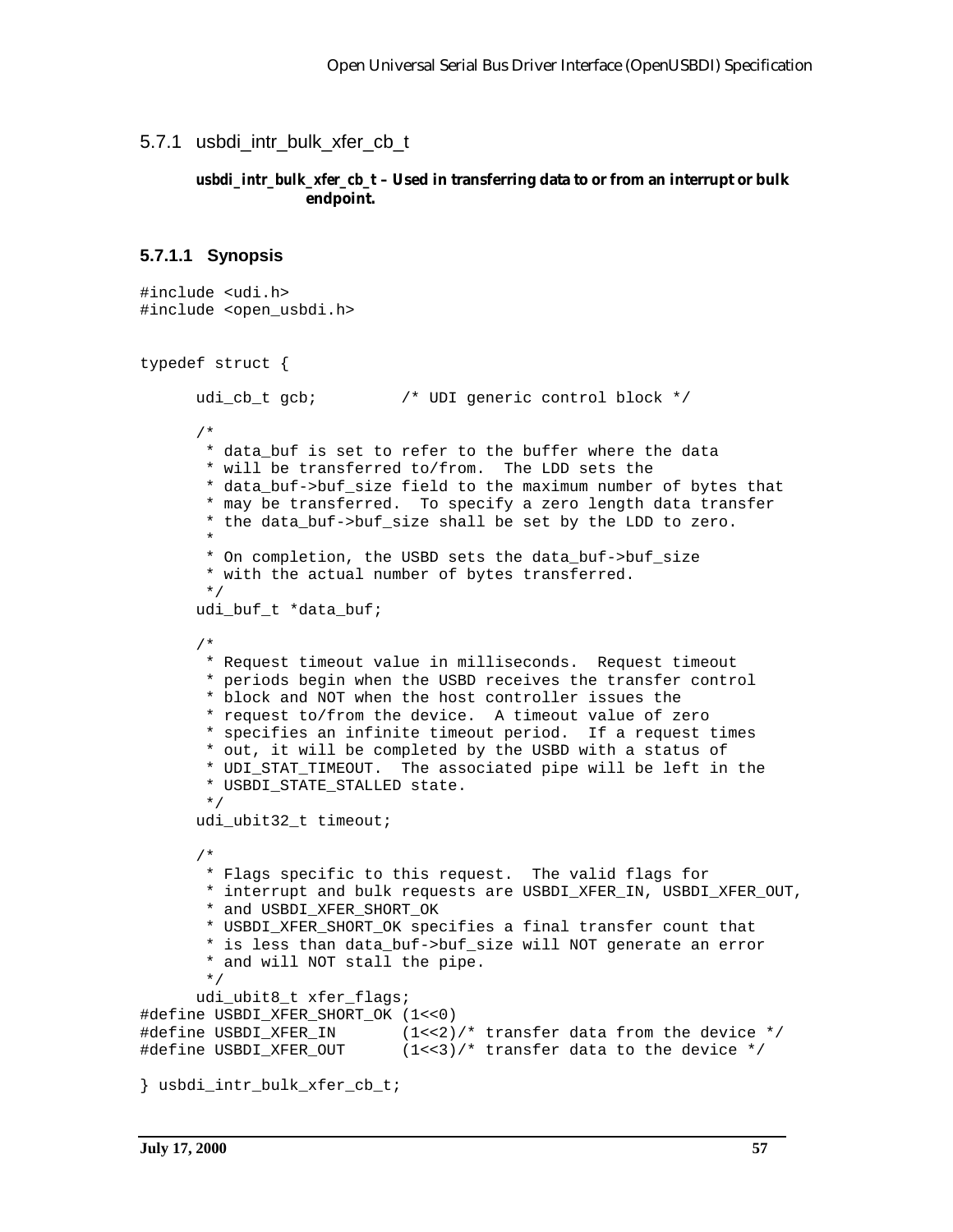## 5.7.1 usbdi_intr_bulk_xfer_cb_t

**usbdi_intr_bulk_xfer_cb_t – Used in transferring data to or from an interrupt or bulk endpoint.**

### 5.7.1.1 Synopsis

```
#include <udi.h>
#include <open_usbdi.h>


typedef struct {

      udi_cb_t gcb;         /* UDI generic control block */

      /*
       * data_buf is set to refer to the buffer where the data
       * will be transferred to/from.  The LDD sets the
       * data_buf->buf_size field to the maximum number of bytes that
       * may be transferred.  To specify a zero length data transfer
       * the data_buf->buf_size shall be set by the LDD to zero.
       *
       * On completion, the USBD sets the data_buf->buf_size
       * with the actual number of bytes transferred.
       */
      udi_buf_t *data_buf;

      /*
       * Request timeout value in milliseconds.  Request timeout
       * periods begin when the USBD receives the transfer control
       * block and NOT when the host controller issues the
       * request to/from the device.  A timeout value of zero
       * specifies an infinite timeout period.  If a request times
       * out, it will be completed by the USBD with a status of
       * UDI_STAT_TIMEOUT.  The associated pipe will be left in the
       * USBDI_STATE_STALLED state.
       */
      udi_ubit32_t timeout;

      /*
       * Flags specific to this request.  The valid flags for
       * interrupt and bulk requests are USBDI_XFER_IN, USBDI_XFER_OUT,
       * and USBDI_XFER_SHORT_OK
       * USBDI_XFER_SHORT_OK specifies a final transfer count that
       * is less than data_buf->buf_size will NOT generate an error
       * and will NOT stall the pipe.
       */
      udi_ubit8_t xfer_flags;
#define USBDI_XFER_SHORT_OK (1<<0)
#define USBDI_XFER_IN       (1<<2)/* transfer data from the device */
#define USBDI_XFER_OUT      (1<<3)/* transfer data to the device */

} usbdi_intr_bulk_xfer_cb_t;
```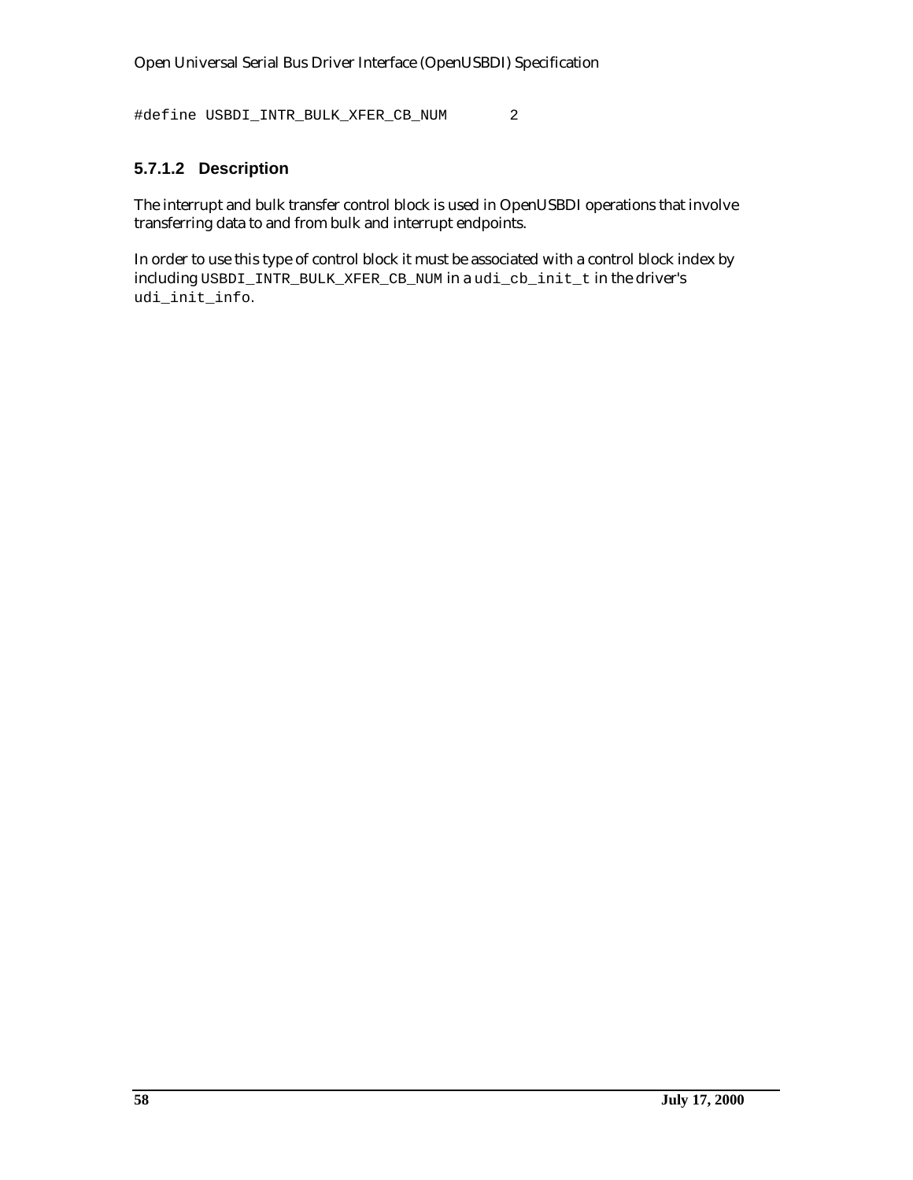```
#define USBDI_INTR_BULK_XFER_CB_NUM       2
```

#### 5.7.1.2 Description

The interrupt and bulk transfer control block is used in OpenUSBDI operations that involve transferring data to and from bulk and interrupt endpoints.

In order to use this type of control block it must be associated with a control block index by including `USBDI_INTR_BULK_XFER_CB_NUM` in a `udi_cb_init_t` in the driver's `udi_init_info`.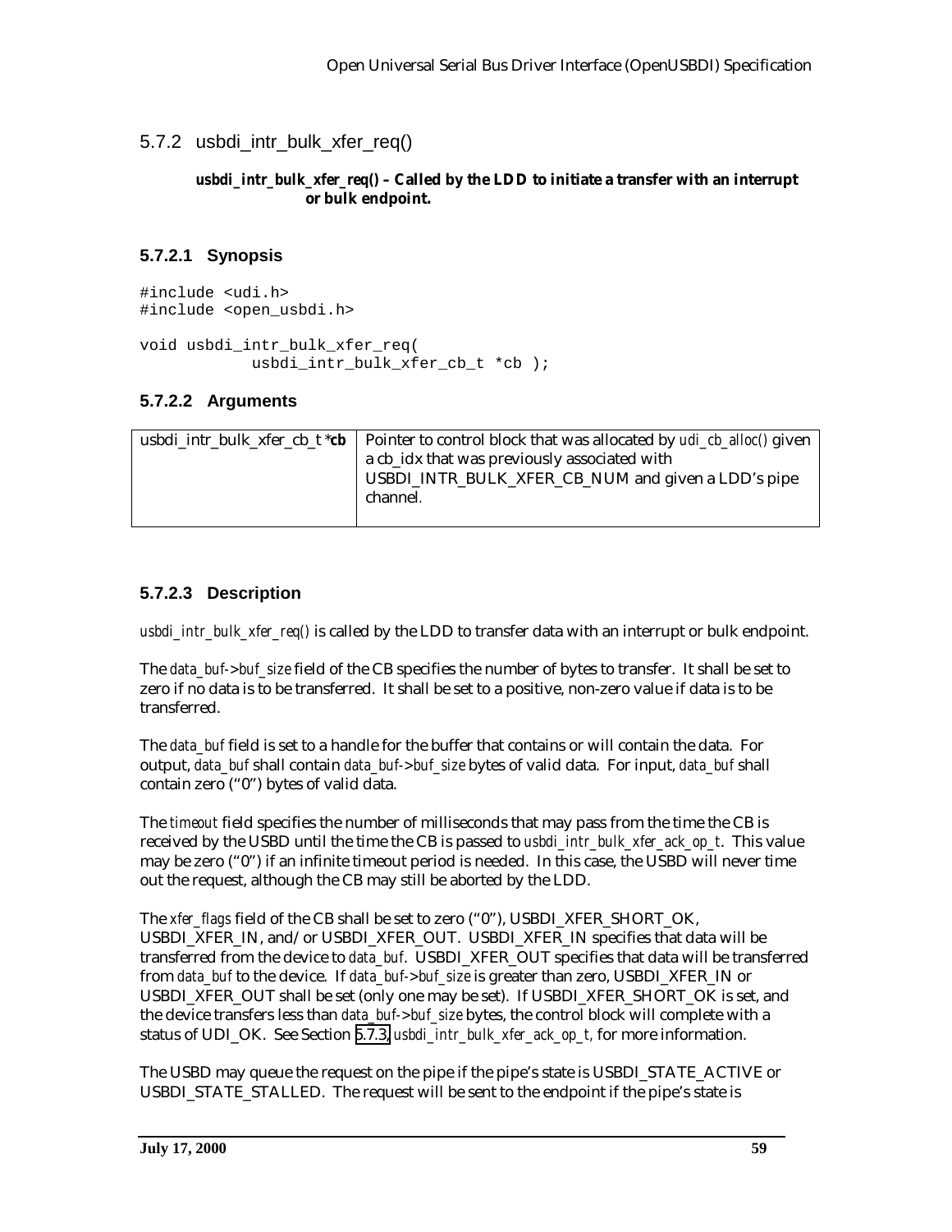## 5.7.2 usbdi_intr_bulk_xfer_req()

**usbdi_intr_bulk_xfer_req() – Called by the LDD to initiate a transfer with an interrupt or bulk endpoint.**

### 5.7.2.1 Synopsis

```
#include <udi.h>
#include <open_usbdi.h>

void usbdi_intr_bulk_xfer_req(
            usbdi_intr_bulk_xfer_cb_t *cb );
```

### 5.7.2.2 Arguments

| | |
|---|---|
| usbdi_intr_bulk_xfer_cb_t ***cb** | Pointer to control block that was allocated by *udi_cb_alloc()* given a cb_idx that was previously associated with USBDI_INTR_BULK_XFER_CB_NUM and given a LDD's pipe channel. |

### 5.7.2.3 Description

*usbdi_intr_bulk_xfer_req()* is called by the LDD to transfer data with an interrupt or bulk endpoint.

The *data_buf->buf_size* field of the CB specifies the number of bytes to transfer. It shall be set to zero if no data is to be transferred. It shall be set to a positive, non-zero value if data is to be transferred.

The *data_buf* field is set to a handle for the buffer that contains or will contain the data. For output, *data_buf* shall contain *data_buf->buf_size* bytes of valid data. For input, *data_buf* shall contain zero ("0") bytes of valid data.

The *timeout* field specifies the number of milliseconds that may pass from the time the CB is received by the USBD until the time the CB is passed to *usbdi_intr_bulk_xfer_ack_op_t*. This value may be zero ("0") if an infinite timeout period is needed. In this case, the USBD will never time out the request, although the CB may still be aborted by the LDD.

The *xfer_flags* field of the CB shall be set to zero ("0"), USBDI_XFER_SHORT_OK, USBDI_XFER_IN, and/or USBDI_XFER_OUT. USBDI_XFER_IN specifies that data will be transferred from the device to *data_buf*. USBDI_XFER_OUT specifies that data will be transferred from *data_buf* to the device. If *data_buf->buf_size* is greater than zero, USBDI_XFER_IN or USBDI_XFER_OUT shall be set (only one may be set). If USBDI_XFER_SHORT_OK is set, and the device transfers less than *data_buf->buf_size* bytes, the control block will complete with a status of UDI_OK. See Section 5.7.3, *usbdi_intr_bulk_xfer_ack_op_t*, for more information.

The USBD may queue the request on the pipe if the pipe's state is USBDI_STATE_ACTIVE or USBDI_STATE_STALLED. The request will be sent to the endpoint if the pipe's state is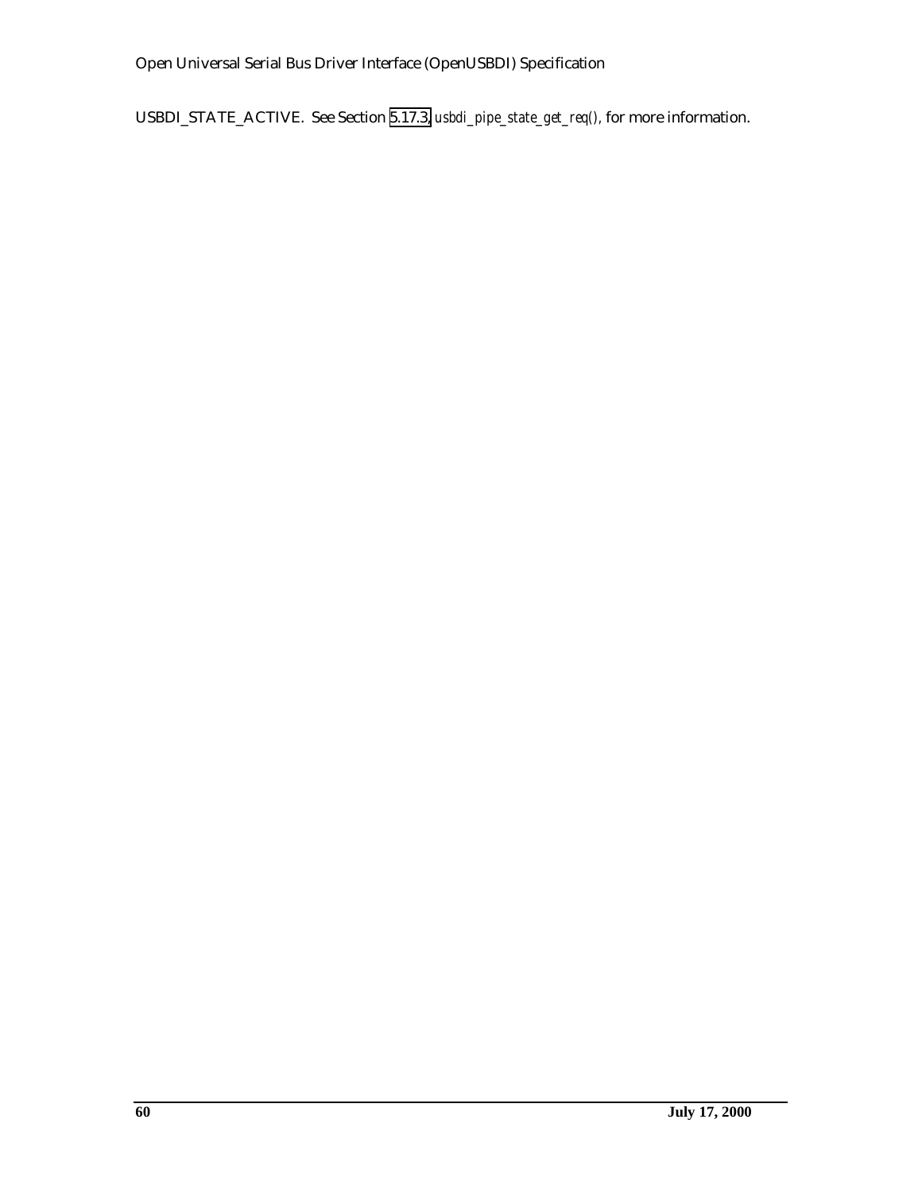USBDI_STATE_ACTIVE.  See Section 5.17.3, *usbdi_pipe_state_get_req()*, for more information.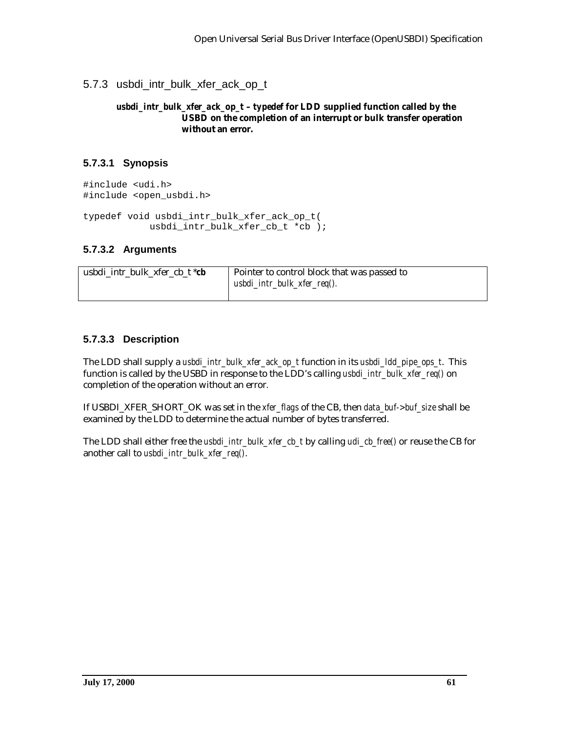## 5.7.3 usbdi_intr_bulk_xfer_ack_op_t

**usbdi_intr_bulk_xfer_ack_op_t – typedef for LDD supplied function called by the USBD on the completion of an interrupt or bulk transfer operation without an error.**

### 5.7.3.1 Synopsis

```
#include <udi.h>
#include <open_usbdi.h>

typedef void usbdi_intr_bulk_xfer_ack_op_t(
            usbdi_intr_bulk_xfer_cb_t *cb );
```

### 5.7.3.2 Arguments

| | |
|---|---|
| usbdi_intr_bulk_xfer_cb_t ***cb** | Pointer to control block that was passed to *usbdi_intr_bulk_xfer_req()*. |

### 5.7.3.3 Description

The LDD shall supply a *usbdi_intr_bulk_xfer_ack_op_t* function in its *usbdi_ldd_pipe_ops_t*. This function is called by the USBD in response to the LDD's calling *usbdi_intr_bulk_xfer_req()* on completion of the operation without an error.

If USBDI_XFER_SHORT_OK was set in the *xfer_flags* of the CB, then *data_buf->buf_size* shall be examined by the LDD to determine the actual number of bytes transferred.

The LDD shall either free the *usbdi_intr_bulk_xfer_cb_t* by calling *udi_cb_free()* or reuse the CB for another call to *usbdi_intr_bulk_xfer_req()*.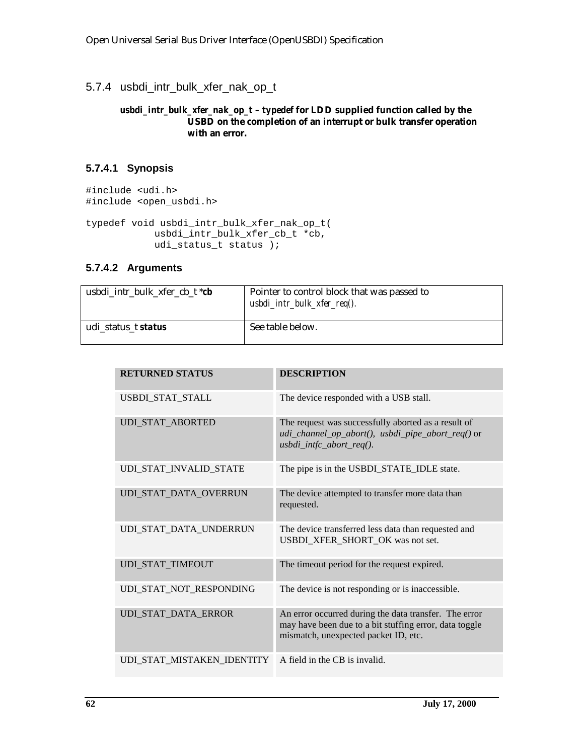## 5.7.4 usbdi_intr_bulk_xfer_nak_op_t

**usbdi_intr_bulk_xfer_nak_op_t – typedef for LDD supplied function called by the USBD on the completion of an interrupt or bulk transfer operation with an error.**

### 5.7.4.1 Synopsis

```
#include <udi.h>
#include <open_usbdi.h>

typedef void usbdi_intr_bulk_xfer_nak_op_t(
            usbdi_intr_bulk_xfer_cb_t *cb,
            udi_status_t status );
```

### 5.7.4.2 Arguments

| | |
|---|---|
| usbdi_intr_bulk_xfer_cb_t ***cb** | Pointer to control block that was passed to *usbdi_intr_bulk_xfer_req()*. |
| udi_status_t ***status*** | See table below. |

| RETURNED STATUS | DESCRIPTION |
|---|---|
| USBDI_STAT_STALL | The device responded with a USB stall. |
| UDI_STAT_ABORTED | The request was successfully aborted as a result of *udi_channel_op_abort(), usbdi_pipe_abort_req()* or *usbdi_intfc_abort_req()*. |
| UDI_STAT_INVALID_STATE | The pipe is in the USBDI_STATE_IDLE state. |
| UDI_STAT_DATA_OVERRUN | The device attempted to transfer more data than requested. |
| UDI_STAT_DATA_UNDERRUN | The device transferred less data than requested and USBDI_XFER_SHORT_OK was not set. |
| UDI_STAT_TIMEOUT | The timeout period for the request expired. |
| UDI_STAT_NOT_RESPONDING | The device is not responding or is inaccessible. |
| UDI_STAT_DATA_ERROR | An error occurred during the data transfer. The error may have been due to a bit stuffing error, data toggle mismatch, unexpected packet ID, etc. |
| UDI_STAT_MISTAKEN_IDENTITY | A field in the CB is invalid. |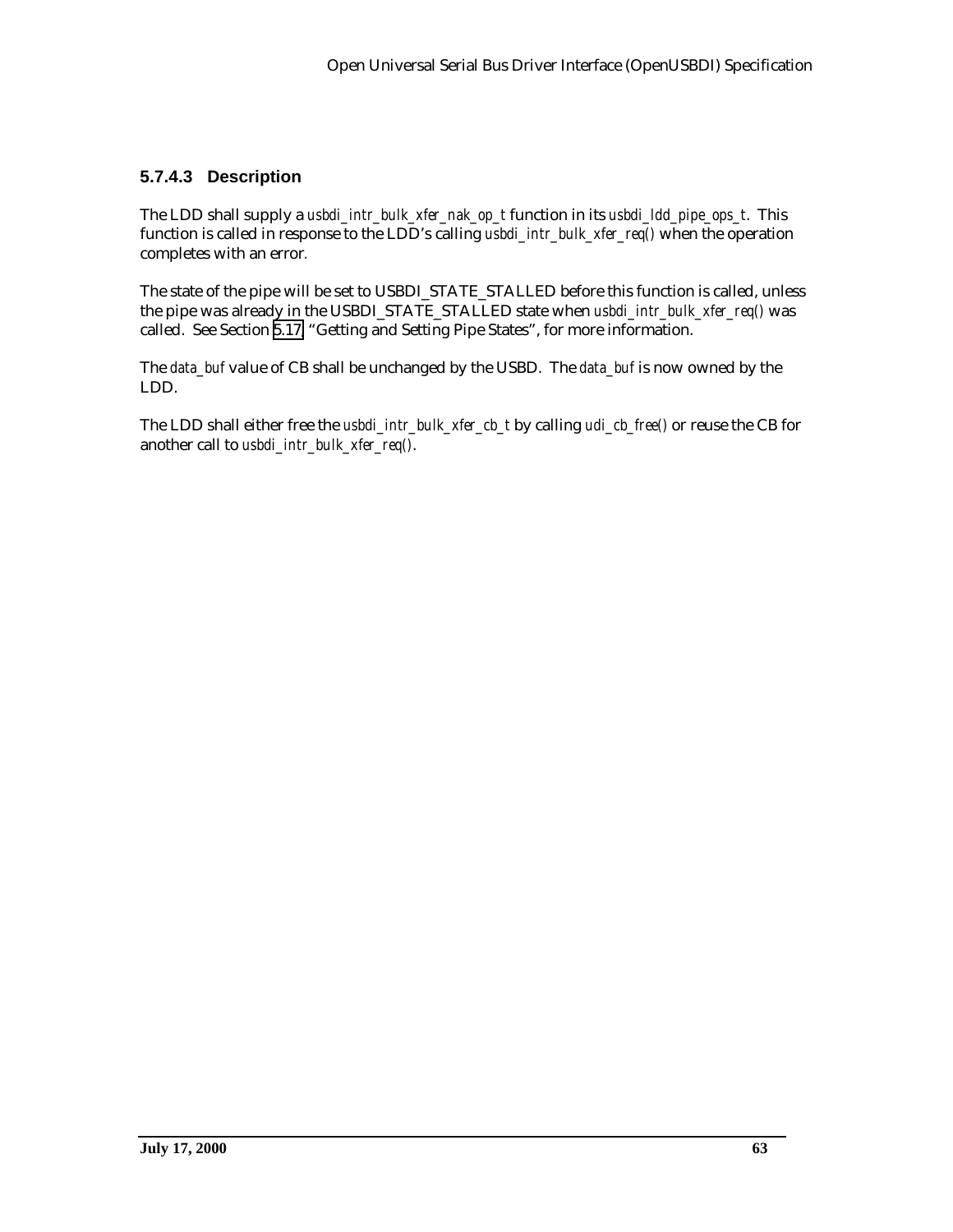### 5.7.4.3 Description

The LDD shall supply a *usbdi_intr_bulk_xfer_nak_op_t* function in its *usbdi_ldd_pipe_ops_t*. This function is called in response to the LDD's calling *usbdi_intr_bulk_xfer_req()* when the operation completes with an error.

The state of the pipe will be set to USBDI_STATE_STALLED before this function is called, unless the pipe was already in the USBDI_STATE_STALLED state when *usbdi_intr_bulk_xfer_req()* was called. See Section 5.17, "Getting and Setting Pipe States", for more information.

The *data_buf* value of CB shall be unchanged by the USBD. The *data_buf* is now owned by the LDD.

The LDD shall either free the *usbdi_intr_bulk_xfer_cb_t* by calling *udi_cb_free()* or reuse the CB for another call to *usbdi_intr_bulk_xfer_req()*.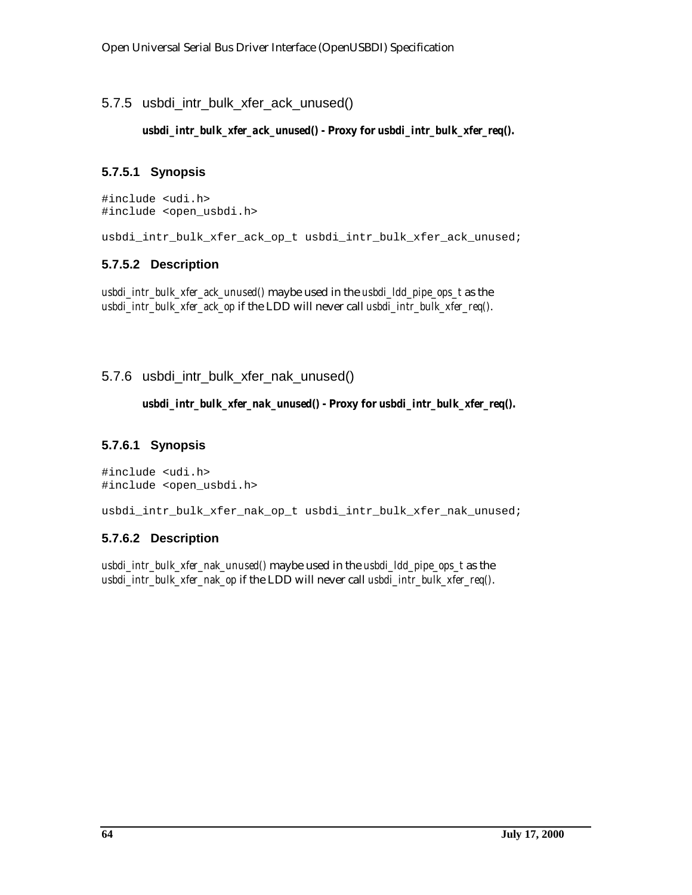## 5.7.5 usbdi_intr_bulk_xfer_ack_unused()

**usbdi_intr_bulk_xfer_ack_unused() - Proxy for usbdi_intr_bulk_xfer_req().**

### 5.7.5.1 Synopsis

```
#include <udi.h>
#include <open_usbdi.h>

usbdi_intr_bulk_xfer_ack_op_t usbdi_intr_bulk_xfer_ack_unused;
```

### 5.7.5.2 Description

*usbdi_intr_bulk_xfer_ack_unused()* maybe used in the *usbdi_ldd_pipe_ops_t* as the *usbdi_intr_bulk_xfer_ack_op* if the LDD will never call *usbdi_intr_bulk_xfer_req()*.

## 5.7.6 usbdi_intr_bulk_xfer_nak_unused()

**usbdi_intr_bulk_xfer_nak_unused() - Proxy for usbdi_intr_bulk_xfer_req().**

### 5.7.6.1 Synopsis

```
#include <udi.h>
#include <open_usbdi.h>

usbdi_intr_bulk_xfer_nak_op_t usbdi_intr_bulk_xfer_nak_unused;
```

### 5.7.6.2 Description

*usbdi_intr_bulk_xfer_nak_unused()* maybe used in the *usbdi_ldd_pipe_ops_t* as the *usbdi_intr_bulk_xfer_nak_op* if the LDD will never call *usbdi_intr_bulk_xfer_req()*.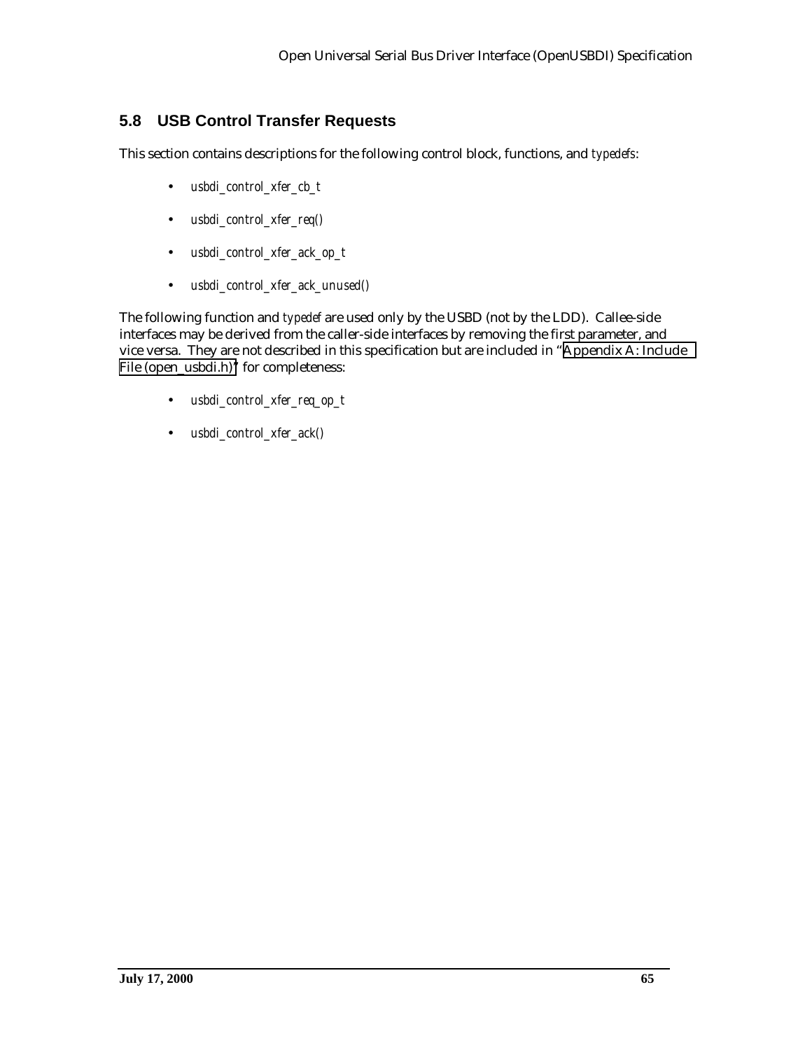## 5.8 USB Control Transfer Requests

This section contains descriptions for the following control block, functions, and *typedefs*:

- *usbdi_control_xfer_cb_t*
- *usbdi_control_xfer_req()*
- *usbdi_control_xfer_ack_op_t*
- *usbdi_control_xfer_ack_unused()*

The following function and *typedef* are used only by the USBD (not by the LDD). Callee-side interfaces may be derived from the caller-side interfaces by removing the first parameter, and vice versa. They are not described in this specification but are included in "Appendix A: Include File (open_usbdi.h)" for completeness:

- *usbdi_control_xfer_req_op_t*
- *usbdi_control_xfer_ack()*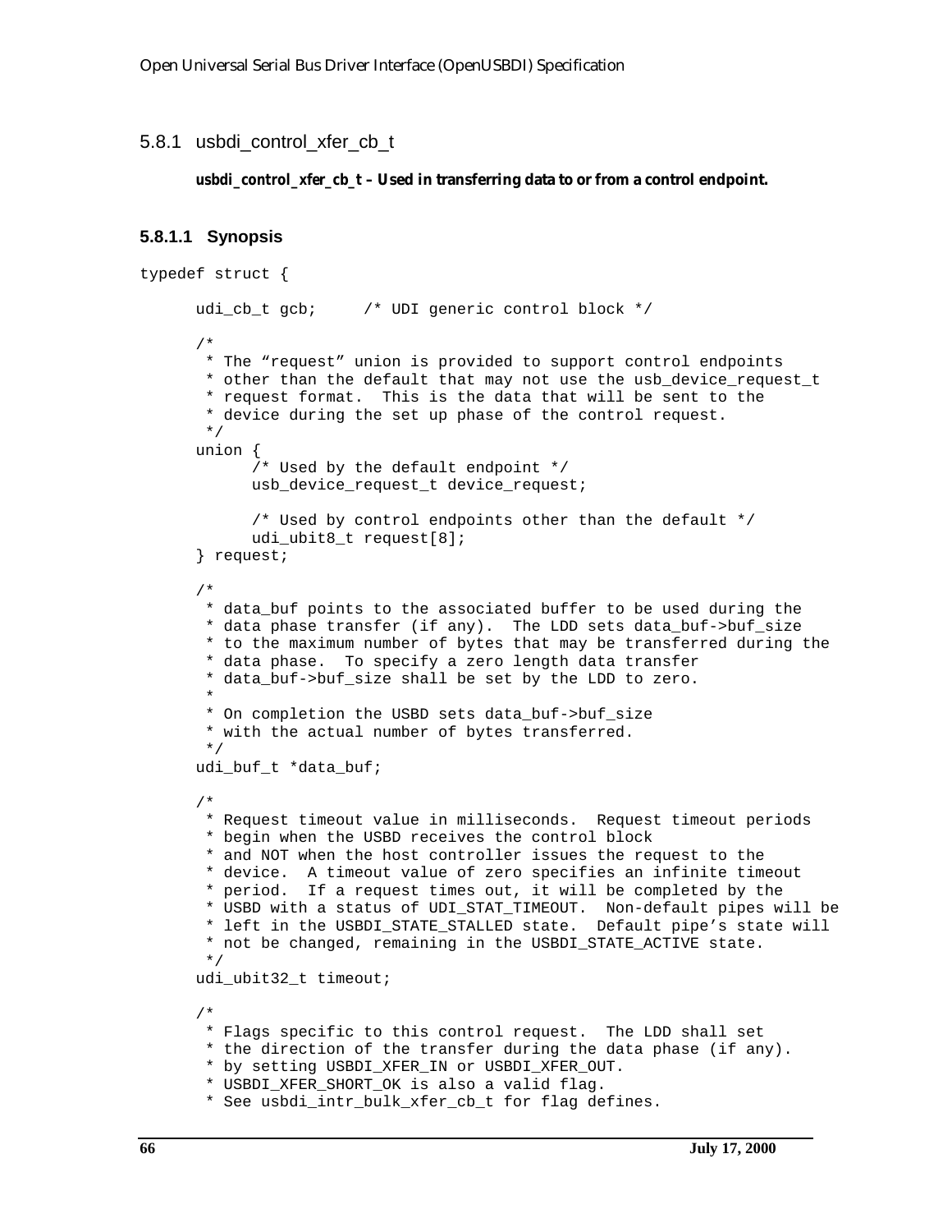## 5.8.1 usbdi_control_xfer_cb_t

**usbdi_control_xfer_cb_t – Used in transferring data to or from a control endpoint.**

### 5.8.1.1 Synopsis

```
typedef struct {

      udi_cb_t gcb;     /* UDI generic control block */

      /*
       * The “request” union is provided to support control endpoints
       * other than the default that may not use the usb_device_request_t
       * request format.  This is the data that will be sent to the
       * device during the set up phase of the control request.
       */
      union {
            /* Used by the default endpoint */
            usb_device_request_t device_request;

            /* Used by control endpoints other than the default */
            udi_ubit8_t request[8];
      } request;

      /*
       * data_buf points to the associated buffer to be used during the
       * data phase transfer (if any).  The LDD sets data_buf->buf_size
       * to the maximum number of bytes that may be transferred during the
       * data phase.  To specify a zero length data transfer
       * data_buf->buf_size shall be set by the LDD to zero.
       *
       * On completion the USBD sets data_buf->buf_size
       * with the actual number of bytes transferred.
       */
      udi_buf_t *data_buf;

      /*
       * Request timeout value in milliseconds.  Request timeout periods
       * begin when the USBD receives the control block
       * and NOT when the host controller issues the request to the
       * device.  A timeout value of zero specifies an infinite timeout
       * period.  If a request times out, it will be completed by the
       * USBD with a status of UDI_STAT_TIMEOUT.  Non-default pipes will be
       * left in the USBDI_STATE_STALLED state.  Default pipe’s state will
       * not be changed, remaining in the USBDI_STATE_ACTIVE state.
       */
      udi_ubit32_t timeout;

      /*
       * Flags specific to this control request.  The LDD shall set
       * the direction of the transfer during the data phase (if any).
       * by setting USBDI_XFER_IN or USBDI_XFER_OUT.
       * USBDI_XFER_SHORT_OK is also a valid flag.
       * See usbdi_intr_bulk_xfer_cb_t for flag defines.
```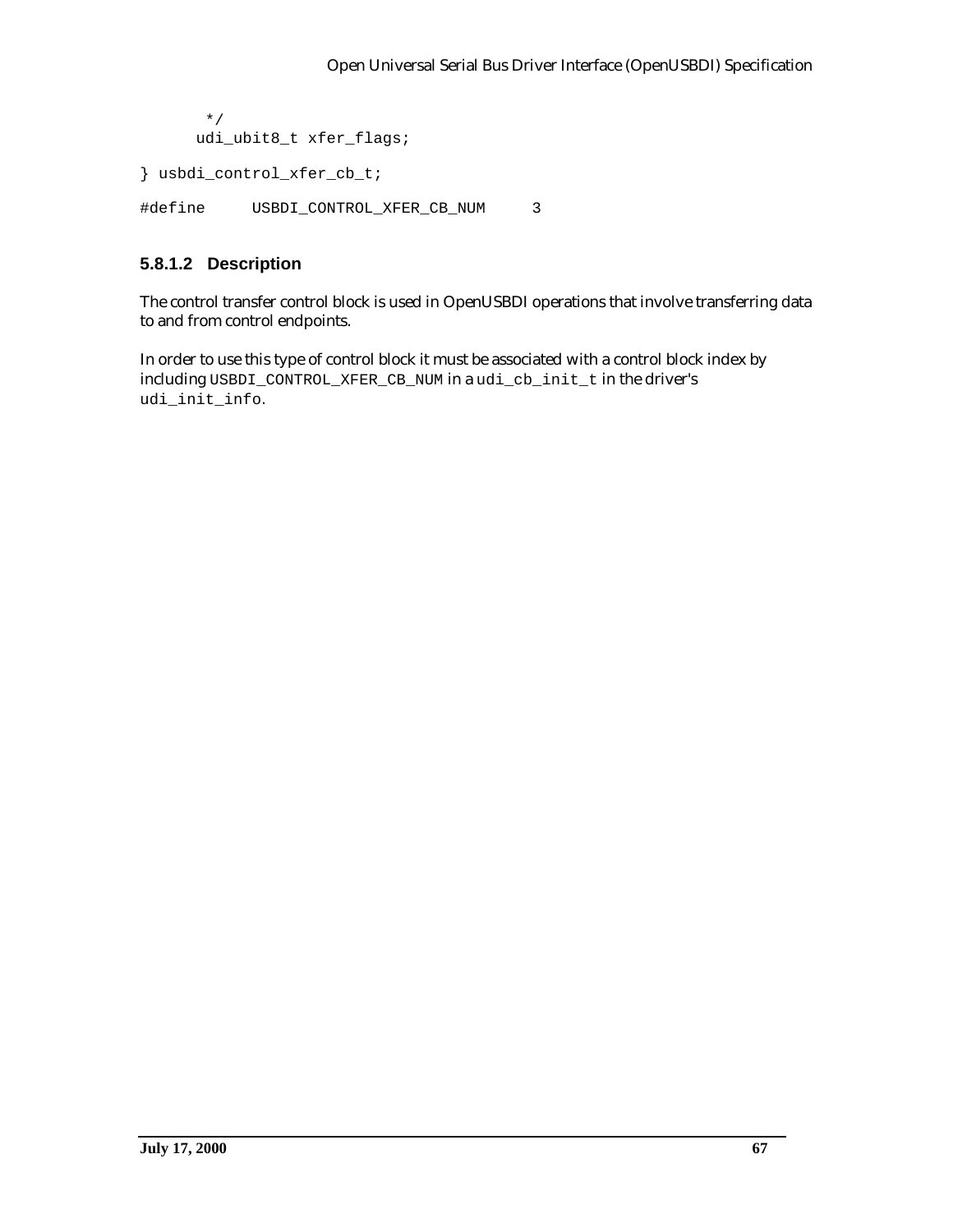```
         */
        udi_ubit8_t xfer_flags;

} usbdi_control_xfer_cb_t;

#define      USBDI_CONTROL_XFER_CB_NUM      3
```

#### 5.8.1.2 Description

The control transfer control block is used in OpenUSBDI operations that involve transferring data to and from control endpoints.

In order to use this type of control block it must be associated with a control block index by including `USBDI_CONTROL_XFER_CB_NUM` in a `udi_cb_init_t` in the driver's `udi_init_info`.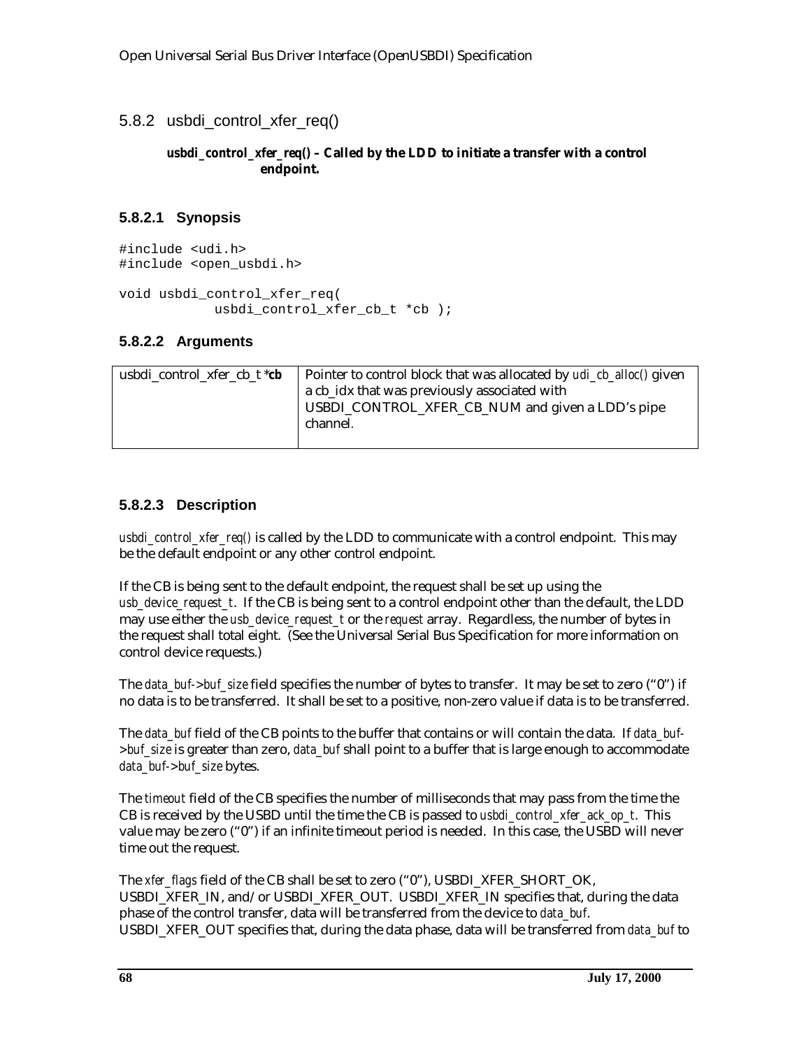### 5.8.2 usbdi_control_xfer_req()

**usbdi_control_xfer_req() – Called by the LDD to initiate a transfer with a control endpoint.**

#### 5.8.2.1 Synopsis

```
#include <udi.h>
#include <open_usbdi.h>

void usbdi_control_xfer_req(
            usbdi_control_xfer_cb_t *cb );
```

#### 5.8.2.2 Arguments

| | |
|---|---|
| usbdi_control_xfer_cb_t ***cb** | Pointer to control block that was allocated by *udi_cb_alloc()* given a cb_idx that was previously associated with USBDI_CONTROL_XFER_CB_NUM and given a LDD's pipe channel. |

#### 5.8.2.3 Description

*usbdi_control_xfer_req()* is called by the LDD to communicate with a control endpoint. This may be the default endpoint or any other control endpoint.

If the CB is being sent to the default endpoint, the request shall be set up using the *usb_device_request_t*. If the CB is being sent to a control endpoint other than the default, the LDD may use either the *usb_device_request_t* or the *request* array. Regardless, the number of bytes in the request shall total eight. (See the Universal Serial Bus Specification for more information on control device requests.)

The *data_buf->buf_size* field specifies the number of bytes to transfer. It may be set to zero ("0") if no data is to be transferred. It shall be set to a positive, non-zero value if data is to be transferred.

The *data_buf* field of the CB points to the buffer that contains or will contain the data. If *data_buf->buf_size* is greater than zero, *data_buf* shall point to a buffer that is large enough to accommodate *data_buf->buf_size* bytes.

The *timeout* field of the CB specifies the number of milliseconds that may pass from the time the CB is received by the USBD until the time the CB is passed to *usbdi_control_xfer_ack_op_t*. This value may be zero ("0") if an infinite timeout period is needed. In this case, the USBD will never time out the request.

The *xfer_flags* field of the CB shall be set to zero ("0"), USBDI_XFER_SHORT_OK, USBDI_XFER_IN, and/or USBDI_XFER_OUT. USBDI_XFER_IN specifies that, during the data phase of the control transfer, data will be transferred from the device to *data_buf*. USBDI_XFER_OUT specifies that, during the data phase, data will be transferred from *data_buf* to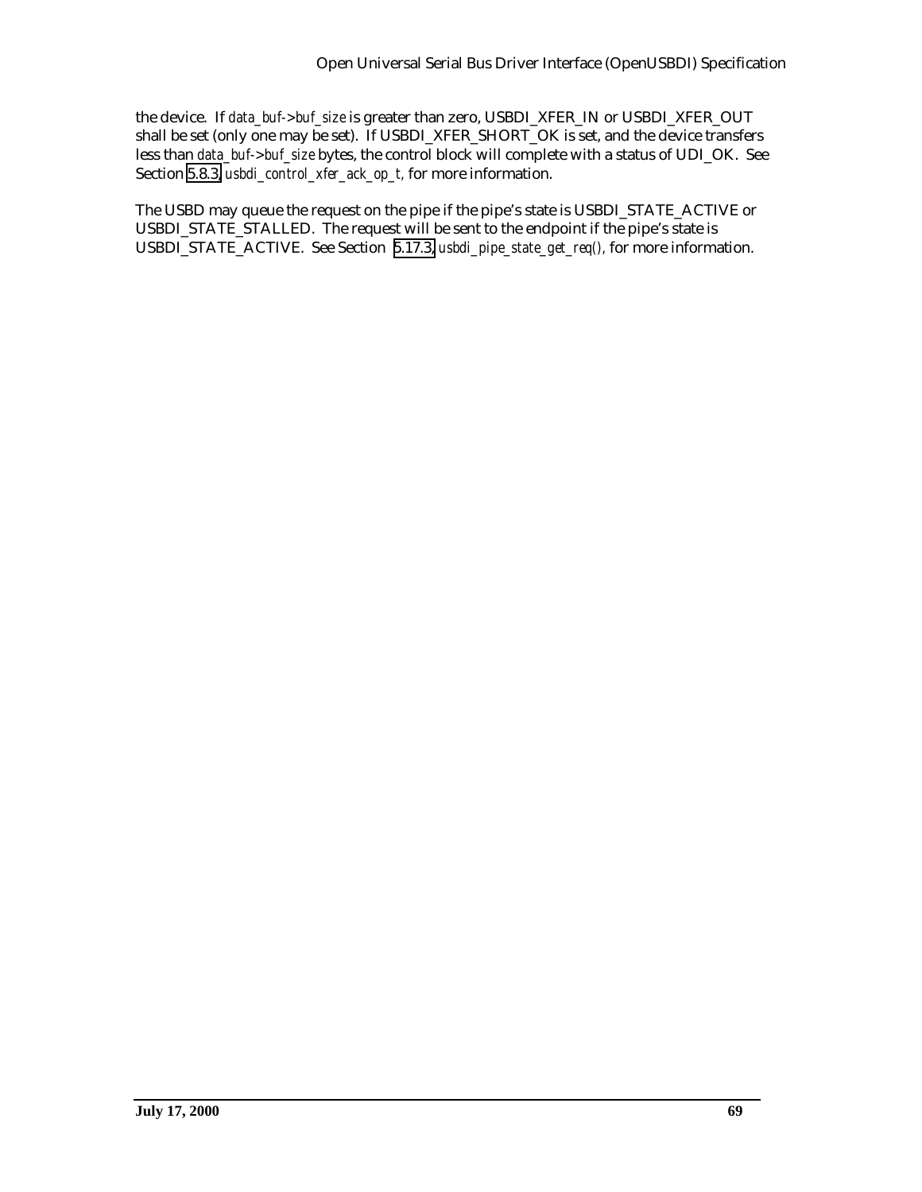the device. If *data_buf->buf_size* is greater than zero, USBDI_XFER_IN or USBDI_XFER_OUT shall be set (only one may be set). If USBDI_XFER_SHORT_OK is set, and the device transfers less than *data_buf->buf_size* bytes, the control block will complete with a status of UDI_OK. See Section 5.8.3, *usbdi_control_xfer_ack_op_t*, for more information.

The USBD may queue the request on the pipe if the pipe's state is USBDI_STATE_ACTIVE or USBDI_STATE_STALLED. The request will be sent to the endpoint if the pipe's state is USBDI_STATE_ACTIVE. See Section 5.17.3, *usbdi_pipe_state_get_req()*, for more information.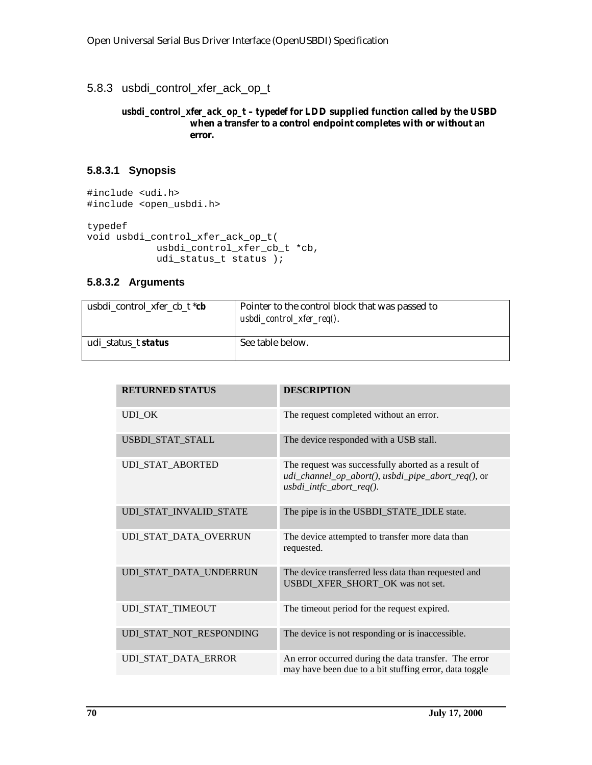## 5.8.3 usbdi_control_xfer_ack_op_t

***usbdi_control_xfer_ack_op_t* – typedef for LDD supplied function called by the USBD when a transfer to a control endpoint completes with or without an error.**

### 5.8.3.1 Synopsis

```
#include <udi.h>
#include <open_usbdi.h>

typedef
void usbdi_control_xfer_ack_op_t(
            usbdi_control_xfer_cb_t *cb,
            udi_status_t status );
```

### 5.8.3.2 Arguments

| | |
|---|---|
| usbdi_control_xfer_cb_t ***cb** | Pointer to the control block that was passed to *usbdi_control_xfer_req()*. |
| udi_status_t ***status*** | See table below. |

| RETURNED STATUS | DESCRIPTION |
|---|---|
| UDI_OK | The request completed without an error. |
| USBDI_STAT_STALL | The device responded with a USB stall. |
| UDI_STAT_ABORTED | The request was successfully aborted as a result of *udi_channel_op_abort()*, *usbdi_pipe_abort_req()*, or *usbdi_intfc_abort_req()*. |
| UDI_STAT_INVALID_STATE | The pipe is in the USBDI_STATE_IDLE state. |
| UDI_STAT_DATA_OVERRUN | The device attempted to transfer more data than requested. |
| UDI_STAT_DATA_UNDERRUN | The device transferred less data than requested and USBDI_XFER_SHORT_OK was not set. |
| UDI_STAT_TIMEOUT | The timeout period for the request expired. |
| UDI_STAT_NOT_RESPONDING | The device is not responding or is inaccessible. |
| UDI_STAT_DATA_ERROR | An error occurred during the data transfer. The error may have been due to a bit stuffing error, data toggle |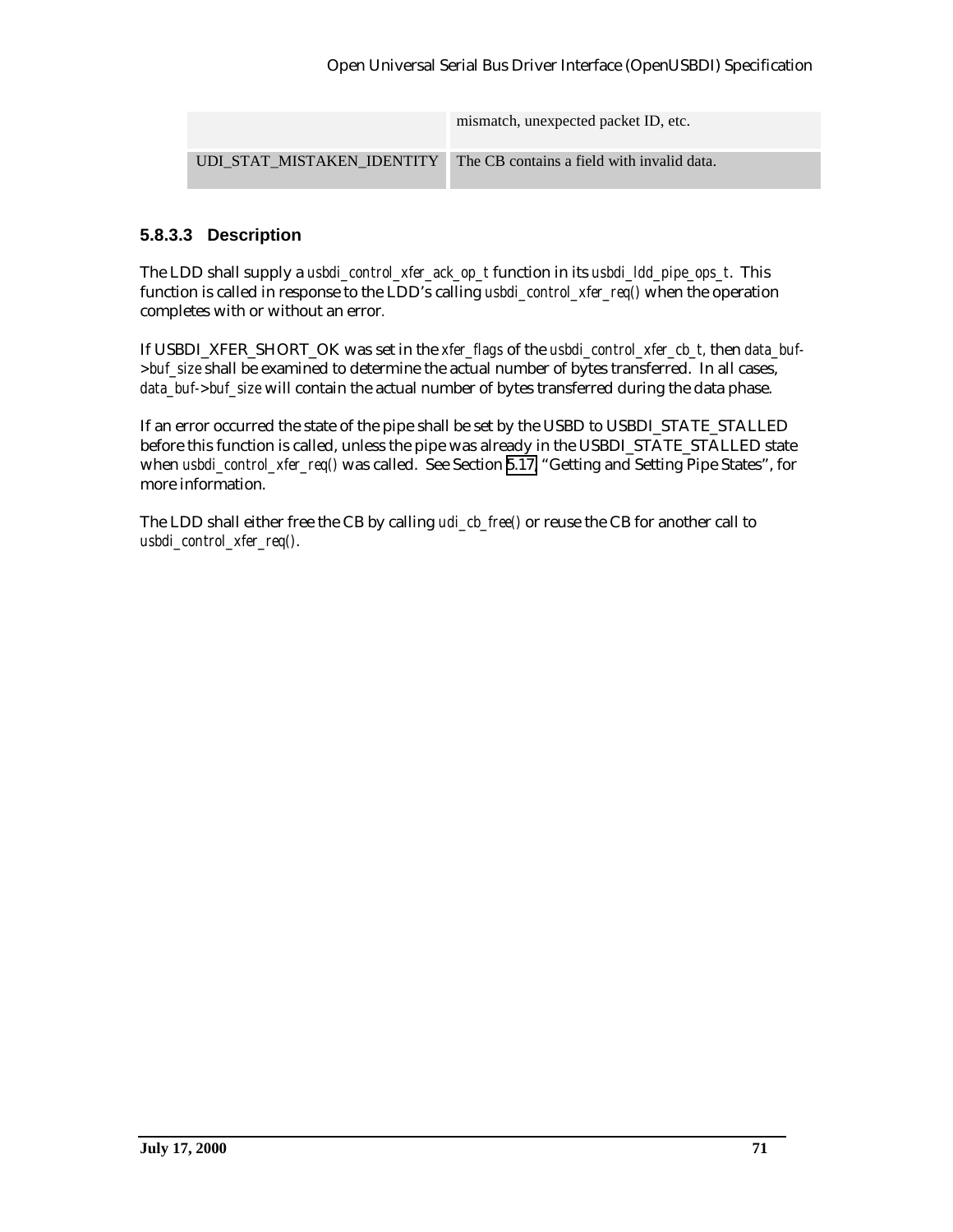| | |
|---|---|
| | mismatch, unexpected packet ID, etc. |
| UDI_STAT_MISTAKEN_IDENTITY | The CB contains a field with invalid data. |

#### 5.8.3.3 Description

The LDD shall supply a *usbdi_control_xfer_ack_op_t* function in its *usbdi_ldd_pipe_ops_t*. This function is called in response to the LDD's calling *usbdi_control_xfer_req()* when the operation completes with or without an error.

If USBDI_XFER_SHORT_OK was set in the *xfer_flags* of the *usbdi_control_xfer_cb_t*, then *data_buf->buf_size* shall be examined to determine the actual number of bytes transferred. In all cases, *data_buf->buf_size* will contain the actual number of bytes transferred during the data phase.

If an error occurred the state of the pipe shall be set by the USBD to USBDI_STATE_STALLED before this function is called, unless the pipe was already in the USBDI_STATE_STALLED state when *usbdi_control_xfer_req()* was called. See Section 5.17, "Getting and Setting Pipe States", for more information.

The LDD shall either free the CB by calling *udi_cb_free()* or reuse the CB for another call to *usbdi_control_xfer_req()*.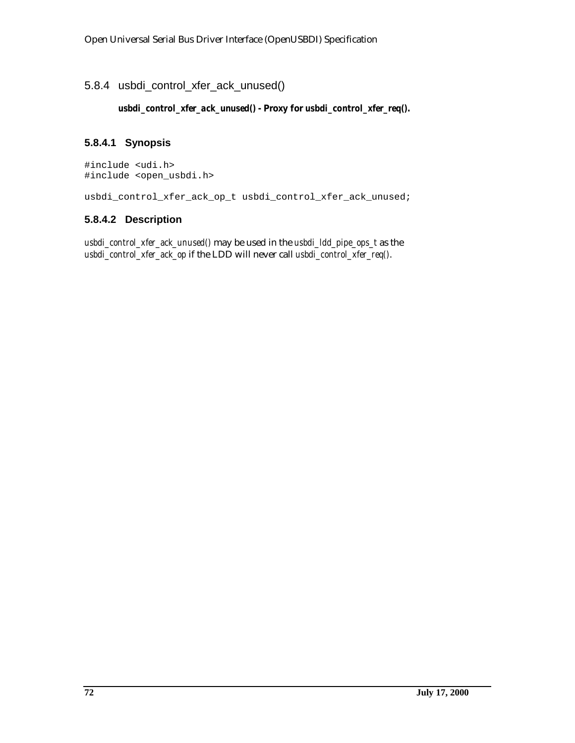### 5.8.4 usbdi_control_xfer_ack_unused()

**usbdi_control_xfer_ack_unused() - Proxy for usbdi_control_xfer_req().**

#### 5.8.4.1 Synopsis

```
#include <udi.h>
#include <open_usbdi.h>

usbdi_control_xfer_ack_op_t usbdi_control_xfer_ack_unused;
```

#### 5.8.4.2 Description

*usbdi_control_xfer_ack_unused()* may be used in the *usbdi_ldd_pipe_ops_t* as the *usbdi_control_xfer_ack_op* if the LDD will never call *usbdi_control_xfer_req()*.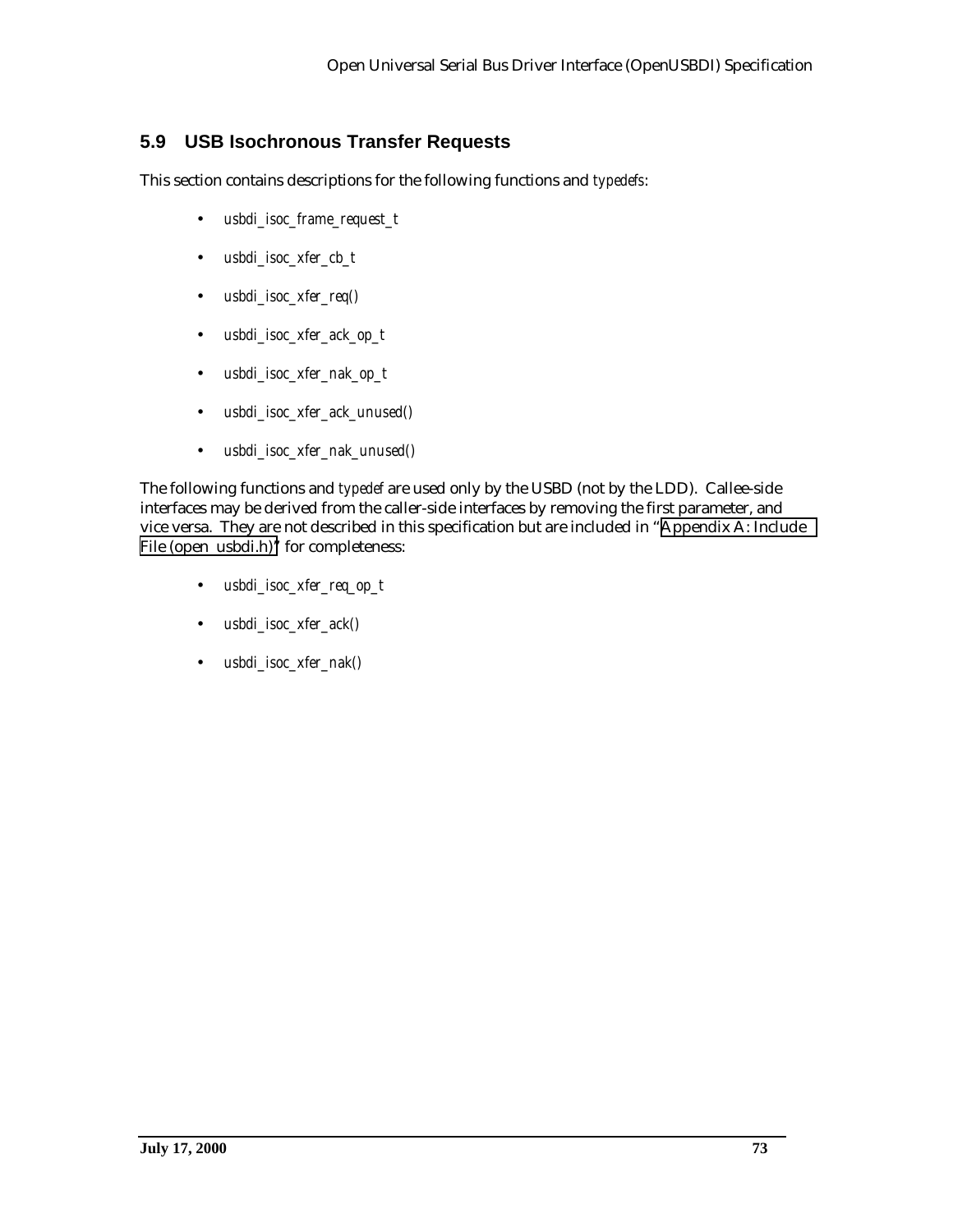## 5.9 USB Isochronous Transfer Requests

This section contains descriptions for the following functions and *typedefs*:

- *usbdi_isoc_frame_request_t*
- *usbdi_isoc_xfer_cb_t*
- *usbdi_isoc_xfer_req()*
- *usbdi_isoc_xfer_ack_op_t*
- *usbdi_isoc_xfer_nak_op_t*
- *usbdi_isoc_xfer_ack_unused()*
- *usbdi_isoc_xfer_nak_unused()*

The following functions and *typedef* are used only by the USBD (not by the LDD). Callee-side interfaces may be derived from the caller-side interfaces by removing the first parameter, and vice versa. They are not described in this specification but are included in "Appendix A: Include File (open_usbdi.h)" for completeness:

- *usbdi_isoc_xfer_req_op_t*
- *usbdi_isoc_xfer_ack()*
- *usbdi_isoc_xfer_nak()*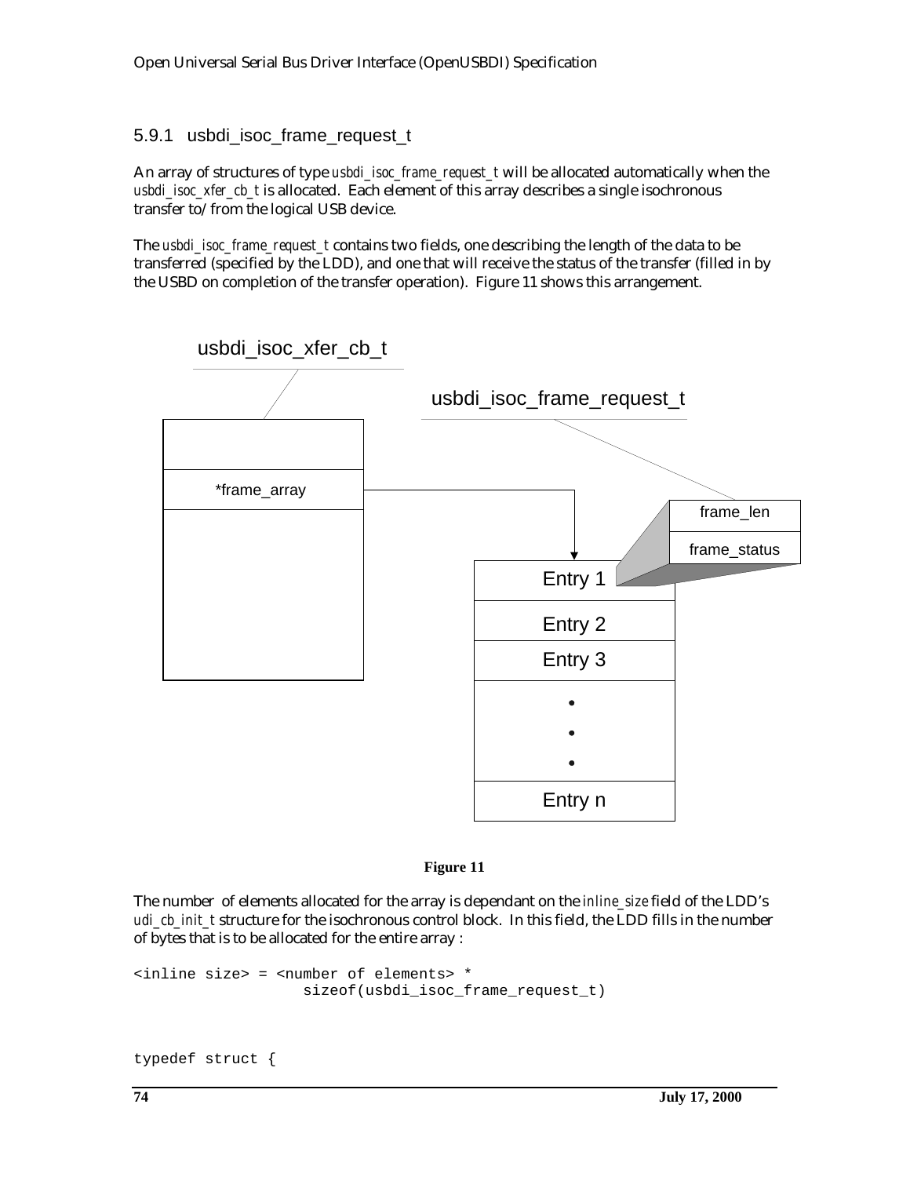### 5.9.1 usbdi_isoc_frame_request_t

An array of structures of type *usbdi_isoc_frame_request_t* will be allocated automatically when the *usbdi_isoc_xfer_cb_t* is allocated. Each element of this array describes a single isochronous transfer to/from the logical USB device.

The *usbdi_isoc_frame_request_t* contains two fields, one describing the length of the data to be transferred (specified by the LDD), and one that will receive the status of the transfer (filled in by the USBD on completion of the transfer operation). Figure 11 shows this arrangement.

usbdi_isoc_xfer_cb_t

usbdi_isoc_frame_request_t

*frame_array

frame_len

frame_status

Entry 1

Entry 2

Entry 3

Entry n

**Figure 11**

The number of elements allocated for the array is dependant on the *inline_size* field of the LDD's *udi_cb_init_t* structure for the isochronous control block. In this field, the LDD fills in the number of bytes that is to be allocated for the entire array :

```
<inline size> = <number of elements> *
                  sizeof(usbdi_isoc_frame_request_t)
```

```
typedef struct {
```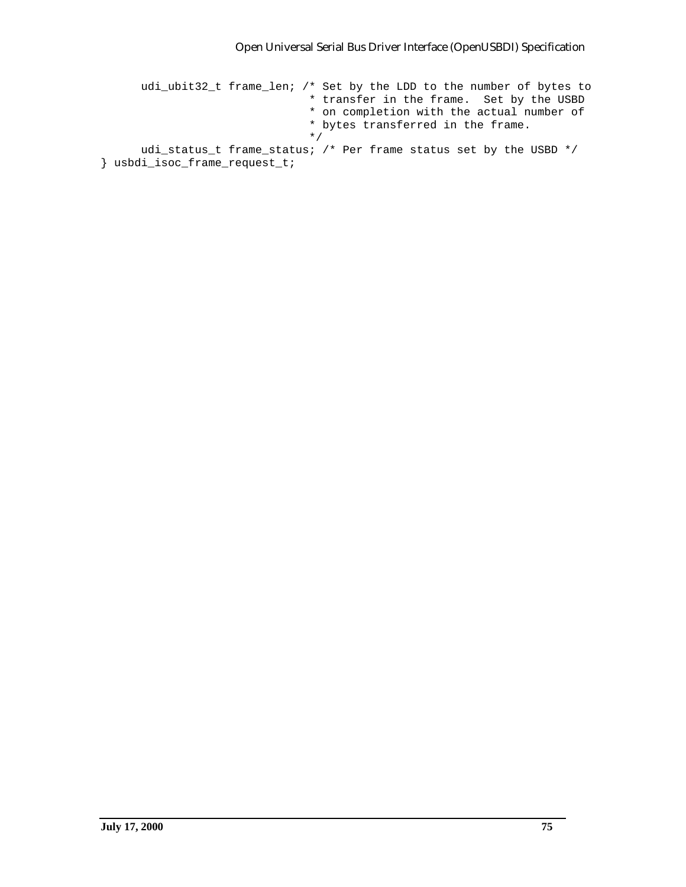```
      udi_ubit32_t frame_len; /* Set by the LDD to the number of bytes to
                               * transfer in the frame.  Set by the USBD
                               * on completion with the actual number of
                               * bytes transferred in the frame.
                               */
      udi_status_t frame_status; /* Per frame status set by the USBD */
} usbdi_isoc_frame_request_t;
```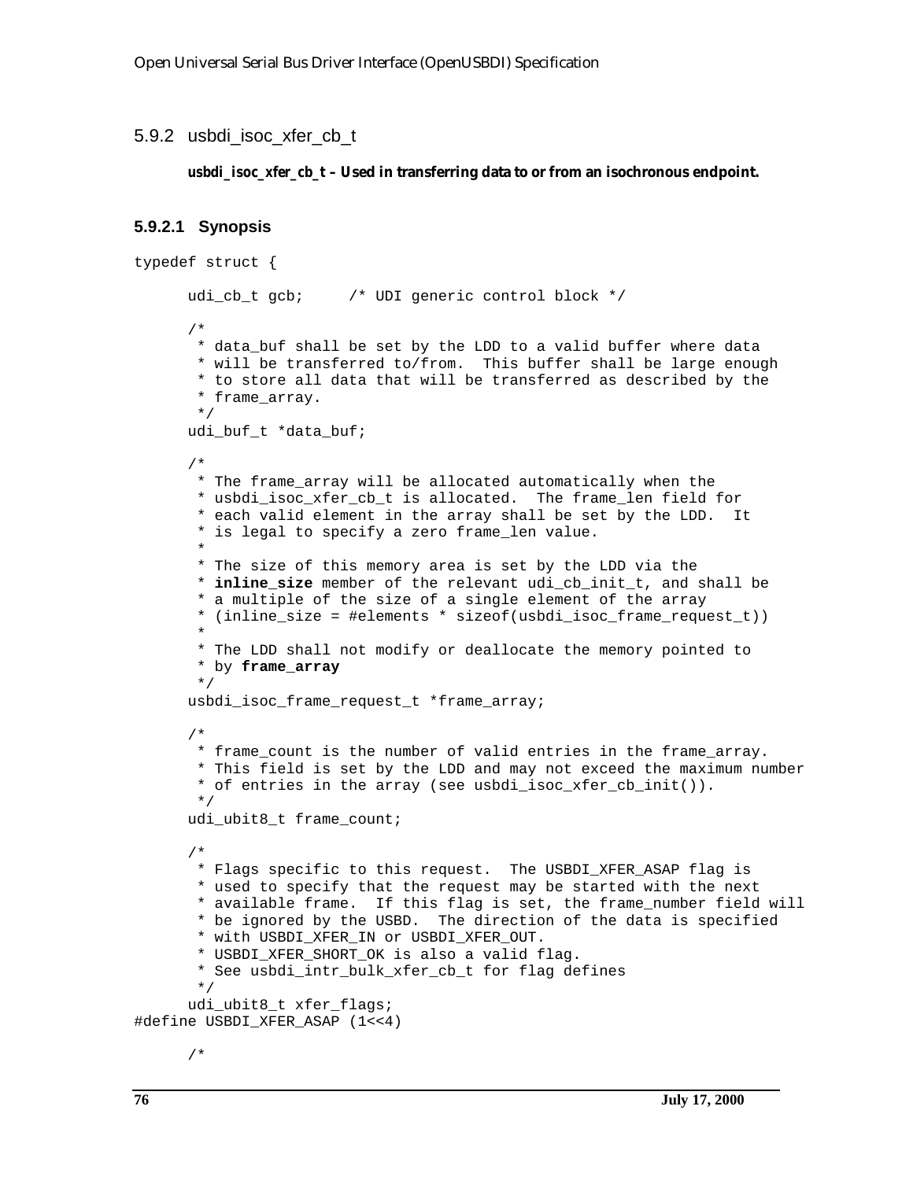### 5.9.2 usbdi_isoc_xfer_cb_t

**usbdi_isoc_xfer_cb_t – Used in transferring data to or from an isochronous endpoint.**

#### 5.9.2.1 Synopsis

```
typedef struct {

      udi_cb_t gcb;     /* UDI generic control block */

      /*
       * data_buf shall be set by the LDD to a valid buffer where data
       * will be transferred to/from.  This buffer shall be large enough
       * to store all data that will be transferred as described by the
       * frame_array.
       */
      udi_buf_t *data_buf;

      /*
       * The frame_array will be allocated automatically when the
       * usbdi_isoc_xfer_cb_t is allocated.  The frame_len field for
       * each valid element in the array shall be set by the LDD.  It
       * is legal to specify a zero frame_len value.
       *
       * The size of this memory area is set by the LDD via the
       * inline_size member of the relevant udi_cb_init_t, and shall be
       * a multiple of the size of a single element of the array
       * (inline_size = #elements * sizeof(usbdi_isoc_frame_request_t))
       *
       * The LDD shall not modify or deallocate the memory pointed to
       * by frame_array
       */
      usbdi_isoc_frame_request_t *frame_array;

      /*
       * frame_count is the number of valid entries in the frame_array.
       * This field is set by the LDD and may not exceed the maximum number
       * of entries in the array (see usbdi_isoc_xfer_cb_init()).
       */
      udi_ubit8_t frame_count;

      /*
       * Flags specific to this request.  The USBDI_XFER_ASAP flag is
       * used to specify that the request may be started with the next
       * available frame.  If this flag is set, the frame_number field will
       * be ignored by the USBD.  The direction of the data is specified
       * with USBDI_XFER_IN or USBDI_XFER_OUT.
       * USBDI_XFER_SHORT_OK is also a valid flag.
       * See usbdi_intr_bulk_xfer_cb_t for flag defines
       */
      udi_ubit8_t xfer_flags;
#define USBDI_XFER_ASAP (1<<4)

      /*
```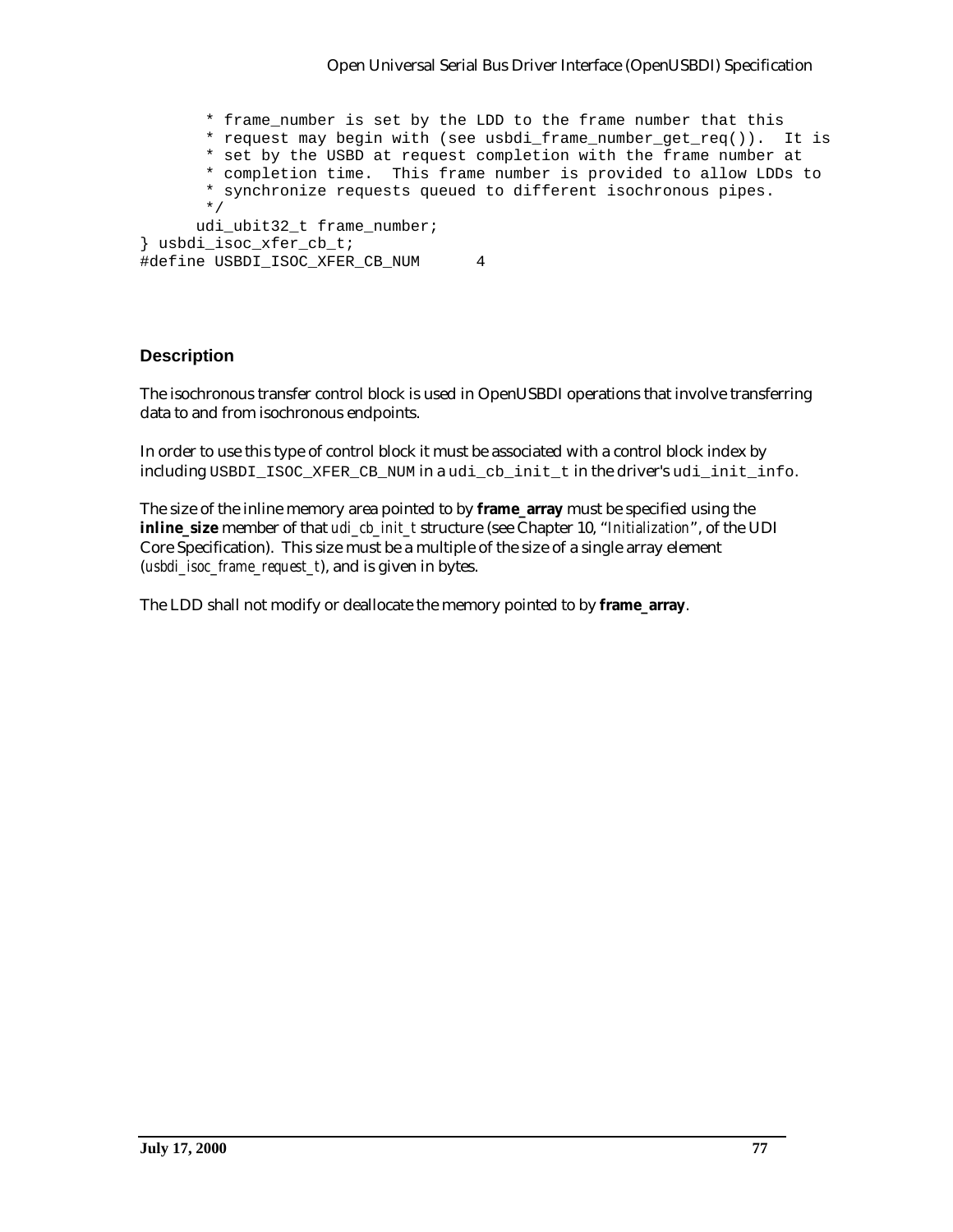```
       * frame_number is set by the LDD to the frame number that this
       * request may begin with (see usbdi_frame_number_get_req()).  It is
       * set by the USBD at request completion with the frame number at
       * completion time.  This frame number is provided to allow LDDs to
       * synchronize requests queued to different isochronous pipes.
       */
      udi_ubit32_t frame_number;
} usbdi_isoc_xfer_cb_t;
#define USBDI_ISOC_XFER_CB_NUM      4
```

### Description

The isochronous transfer control block is used in OpenUSBDI operations that involve transferring data to and from isochronous endpoints.

In order to use this type of control block it must be associated with a control block index by including `USBDI_ISOC_XFER_CB_NUM` in a `udi_cb_init_t` in the driver's `udi_init_info`.

The size of the inline memory area pointed to by **frame_array** must be specified using the **inline_size** member of that *udi_cb_init_t* structure (see Chapter 10, "*Initialization*", of the UDI Core Specification). This size must be a multiple of the size of a single array element (*usbdi_isoc_frame_request_t*), and is given in bytes.

The LDD shall not modify or deallocate the memory pointed to by **frame_array**.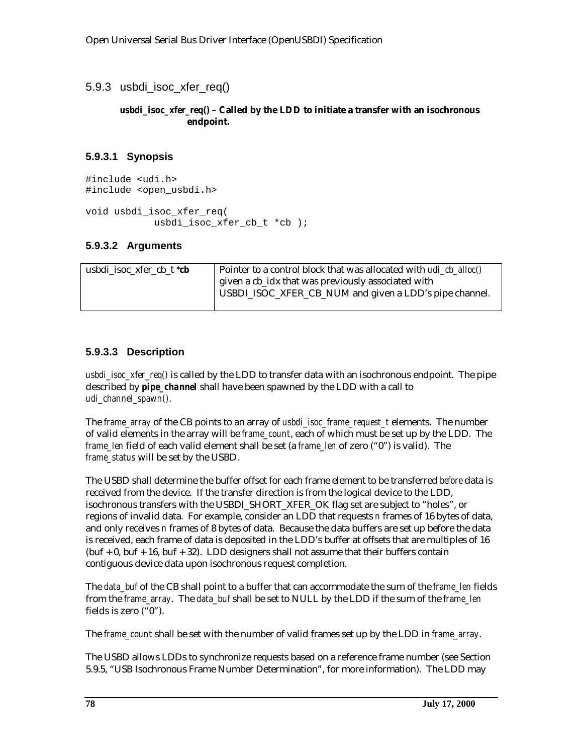### 5.9.3 usbdi_isoc_xfer_req()

**usbdi_isoc_xfer_req() – Called by the LDD to initiate a transfer with an isochronous endpoint.**

#### 5.9.3.1 Synopsis

```
#include <udi.h>
#include <open_usbdi.h>

void usbdi_isoc_xfer_req(
            usbdi_isoc_xfer_cb_t *cb );
```

#### 5.9.3.2 Arguments

| | |
|---|---|
| usbdi_isoc_xfer_cb_t ***cb** | Pointer to a control block that was allocated with *udi_cb_alloc()* given a cb_idx that was previously associated with USBDI_ISOC_XFER_CB_NUM and given a LDD's pipe channel. |

#### 5.9.3.3 Description

*usbdi_isoc_xfer_req()* is called by the LDD to transfer data with an isochronous endpoint. The pipe described by ***pipe_channel*** shall have been spawned by the LDD with a call to *udi_channel_spawn()*.

The *frame_array* of the CB points to an array of *usbdi_isoc_frame_request_t* elements. The number of valid elements in the array will be *frame_count*, each of which must be set up by the LDD. The *frame_len* field of each valid element shall be set (a *frame_len* of zero ("0") is valid). The *frame_status* will be set by the USBD.

The USBD shall determine the buffer offset for each frame element to be transferred *before* data is received from the device. If the transfer direction is from the logical device to the LDD, isochronous transfers with the USBDI_SHORT_XFER_OK flag set are subject to "holes", or regions of invalid data. For example, consider an LDD that requests *n* frames of 16 bytes of data, and only receives *n* frames of 8 bytes of data. Because the data buffers are set up before the data is received, each frame of data is deposited in the LDD's buffer at offsets that are multiples of 16 (buf + 0, buf + 16, buf + 32). LDD designers shall not assume that their buffers contain contiguous device data upon isochronous request completion.

The *data_buf* of the CB shall point to a buffer that can accommodate the sum of the *frame_len* fields from the *frame_array*. The *data_buf* shall be set to NULL by the LDD if the sum of the *frame_len* fields is zero ("0").

The *frame_count* shall be set with the number of valid frames set up by the LDD in *frame_array*.

The USBD allows LDDs to synchronize requests based on a reference frame number (see Section 5.9.5, "USB Isochronous Frame Number Determination", for more information). The LDD may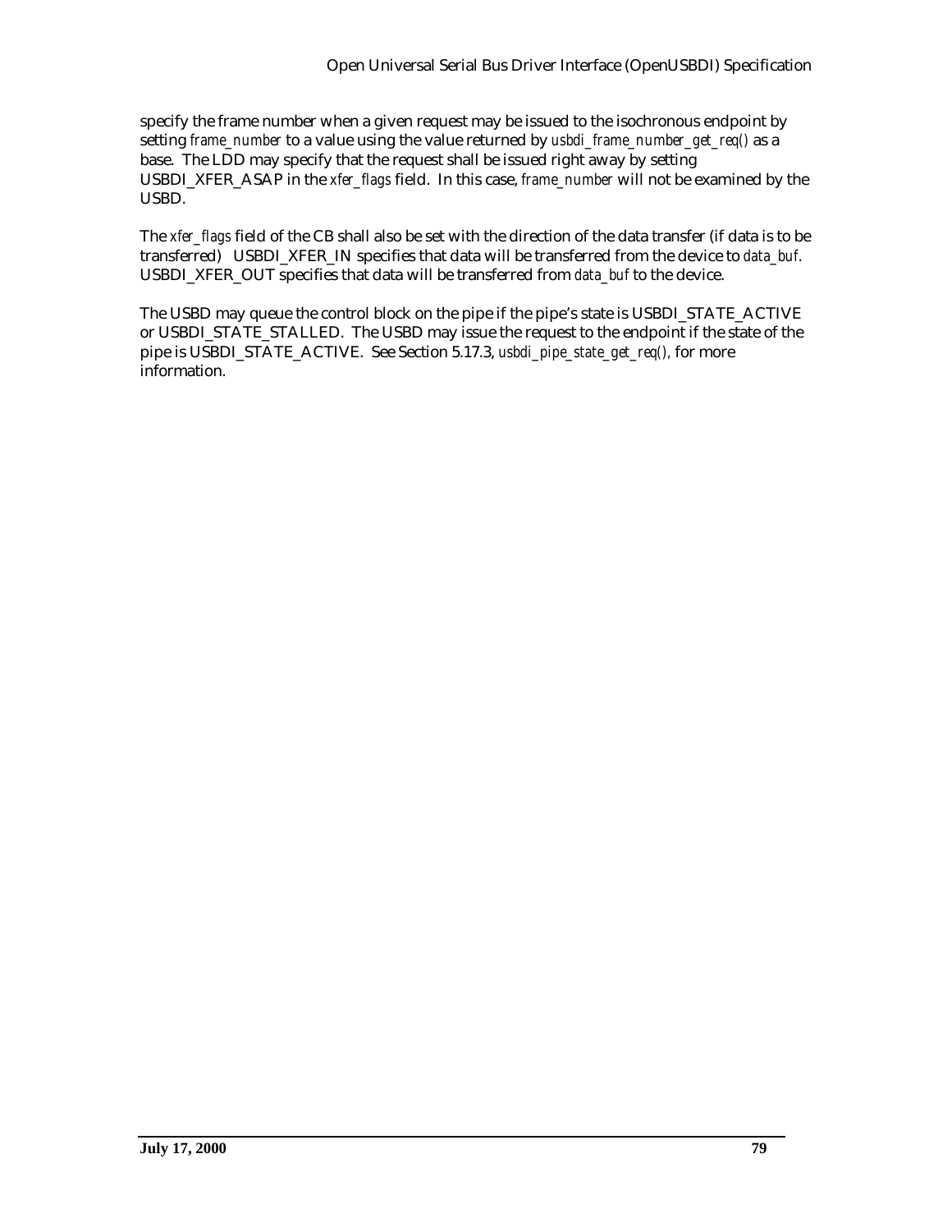specify the frame number when a given request may be issued to the isochronous endpoint by setting *frame_number* to a value using the value returned by *usbdi_frame_number_get_req()* as a base. The LDD may specify that the request shall be issued right away by setting USBDI_XFER_ASAP in the *xfer_flags* field. In this case, *frame_number* will not be examined by the USBD.

The *xfer_flags* field of the CB shall also be set with the direction of the data transfer (if data is to be transferred) USBDI_XFER_IN specifies that data will be transferred from the device to *data_buf*. USBDI_XFER_OUT specifies that data will be transferred from *data_buf* to the device.

The USBD may queue the control block on the pipe if the pipe's state is USBDI_STATE_ACTIVE or USBDI_STATE_STALLED. The USBD may issue the request to the endpoint if the state of the pipe is USBDI_STATE_ACTIVE. See Section 5.17.3, *usbdi_pipe_state_get_req()*, for more information.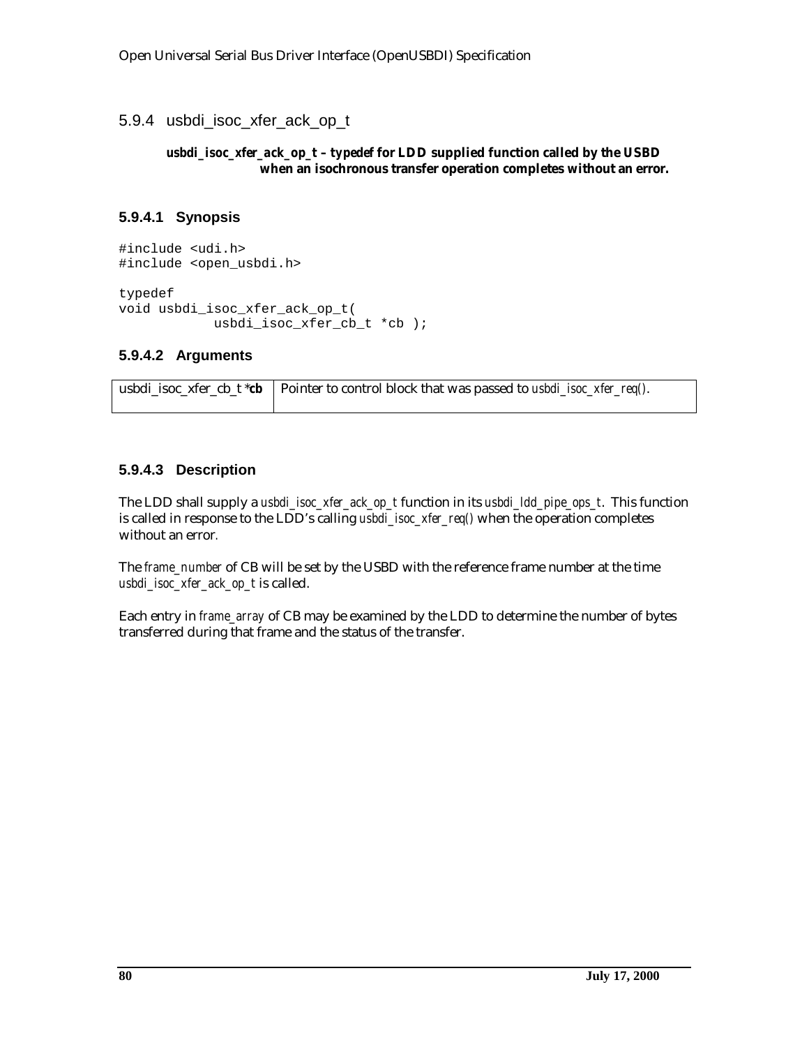## 5.9.4 usbdi_isoc_xfer_ack_op_t

**usbdi_isoc_xfer_ack_op_t – typedef for LDD supplied function called by the USBD when an isochronous transfer operation completes without an error.**

### 5.9.4.1 Synopsis

```
#include <udi.h>
#include <open_usbdi.h>

typedef
void usbdi_isoc_xfer_ack_op_t(
            usbdi_isoc_xfer_cb_t *cb );
```

### 5.9.4.2 Arguments

| | |
|---|---|
| usbdi_isoc_xfer_cb_t ***cb** | Pointer to control block that was passed to *usbdi_isoc_xfer_req()*. |

### 5.9.4.3 Description

The LDD shall supply a *usbdi_isoc_xfer_ack_op_t* function in its *usbdi_ldd_pipe_ops_t*. This function is called in response to the LDD's calling *usbdi_isoc_xfer_req()* when the operation completes without an error.

The *frame_number* of CB will be set by the USBD with the reference frame number at the time *usbdi_isoc_xfer_ack_op_t* is called.

Each entry in *frame_array* of CB may be examined by the LDD to determine the number of bytes transferred during that frame and the status of the transfer.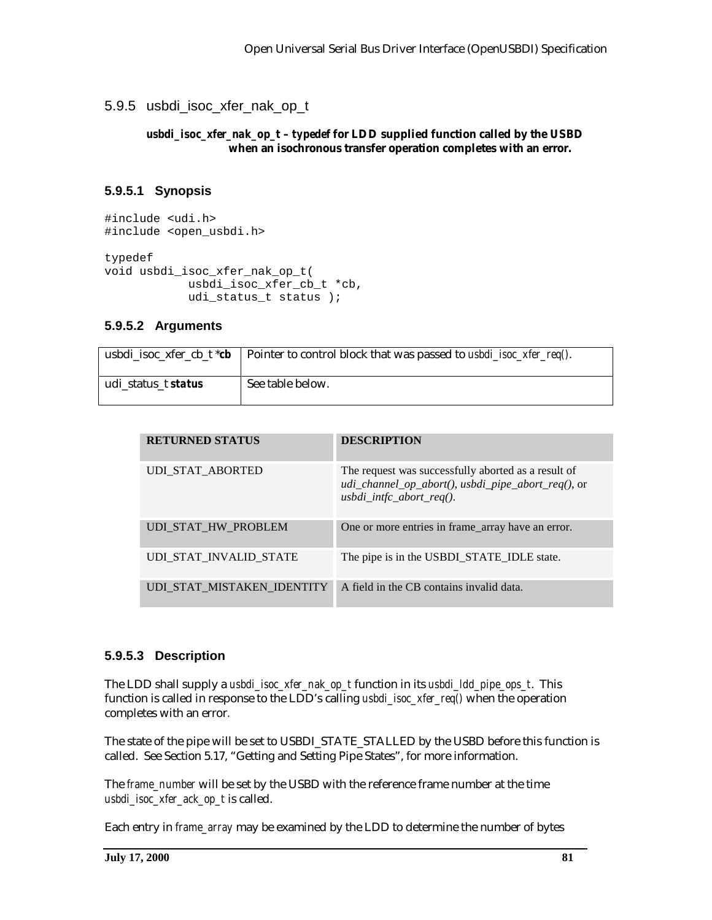## 5.9.5 usbdi_isoc_xfer_nak_op_t

***usbdi_isoc_xfer_nak_op_t* – typedef for LDD supplied function called by the USBD when an isochronous transfer operation completes with an error.**

### 5.9.5.1 Synopsis

```
#include <udi.h>
#include <open_usbdi.h>

typedef
void usbdi_isoc_xfer_nak_op_t(
            usbdi_isoc_xfer_cb_t *cb,
            udi_status_t status );
```

### 5.9.5.2 Arguments

| | |
|---|---|
| usbdi_isoc_xfer_cb_t ***cb** | Pointer to control block that was passed to *usbdi_isoc_xfer_req()*. |
| udi_status_t ***status*** | See table below. |

| RETURNED STATUS | DESCRIPTION |
|---|---|
| UDI_STAT_ABORTED | The request was successfully aborted as a result of *udi_channel_op_abort()*, *usbdi_pipe_abort_req()*, or *usbdi_intfc_abort_req()*. |
| UDI_STAT_HW_PROBLEM | One or more entries in frame_array have an error. |
| UDI_STAT_INVALID_STATE | The pipe is in the USBDI_STATE_IDLE state. |
| UDI_STAT_MISTAKEN_IDENTITY | A field in the CB contains invalid data. |

### 5.9.5.3 Description

The LDD shall supply a *usbdi_isoc_xfer_nak_op_t* function in its *usbdi_ldd_pipe_ops_t*. This function is called in response to the LDD's calling *usbdi_isoc_xfer_req()* when the operation completes with an error.

The state of the pipe will be set to USBDI_STATE_STALLED by the USBD before this function is called. See Section 5.17, "Getting and Setting Pipe States", for more information.

The *frame_number* will be set by the USBD with the reference frame number at the time *usbdi_isoc_xfer_ack_op_t* is called.

Each entry in *frame_array* may be examined by the LDD to determine the number of bytes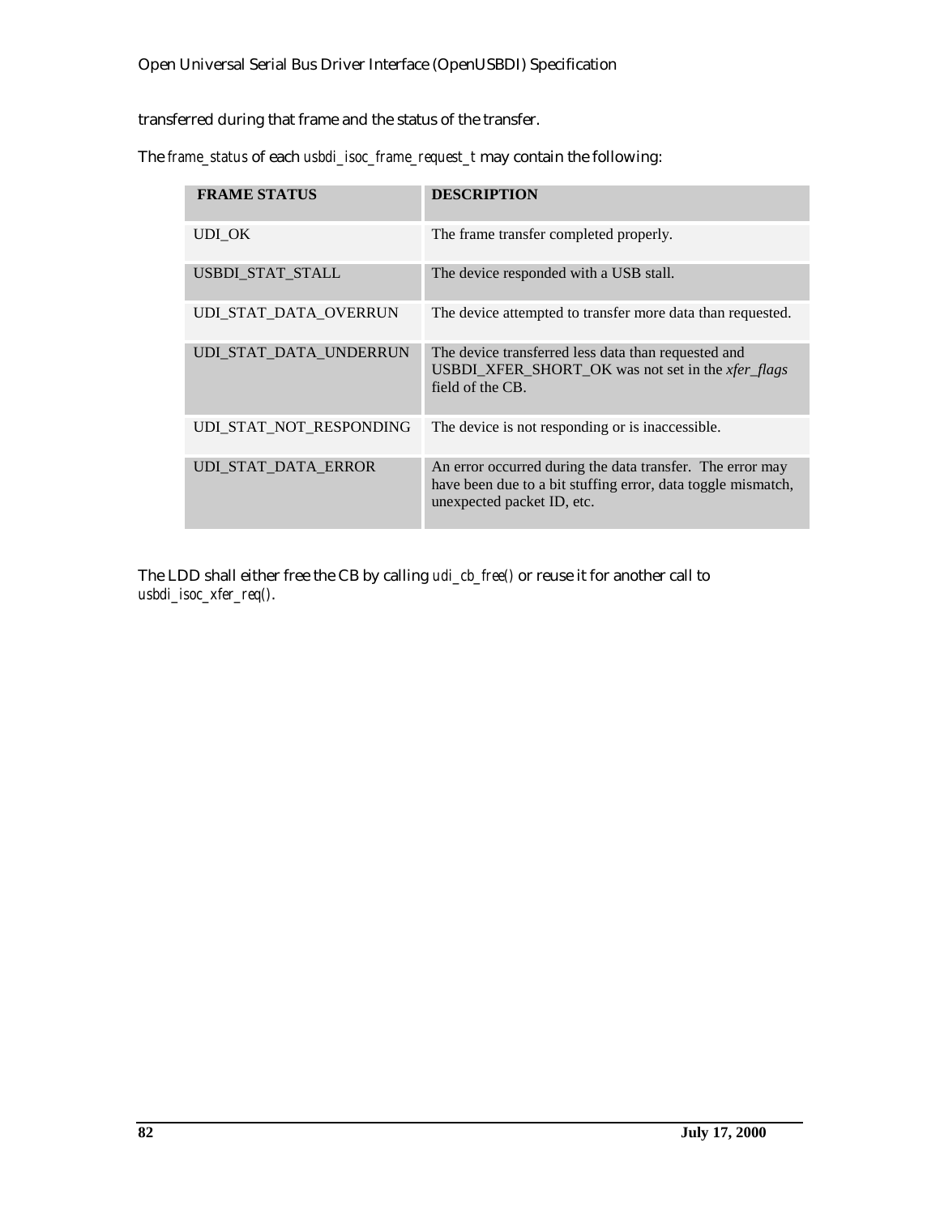transferred during that frame and the status of the transfer.

The *frame_status* of each *usbdi_isoc_frame_request_t* may contain the following:

| FRAME STATUS | DESCRIPTION |
|---|---|
| UDI_OK | The frame transfer completed properly. |
| USBDI_STAT_STALL | The device responded with a USB stall. |
| UDI_STAT_DATA_OVERRUN | The device attempted to transfer more data than requested. |
| UDI_STAT_DATA_UNDERRUN | The device transferred less data than requested and USBDI_XFER_SHORT_OK was not set in the *xfer_flags* field of the CB. |
| UDI_STAT_NOT_RESPONDING | The device is not responding or is inaccessible. |
| UDI_STAT_DATA_ERROR | An error occurred during the data transfer. The error may have been due to a bit stuffing error, data toggle mismatch, unexpected packet ID, etc. |

The LDD shall either free the CB by calling *udi_cb_free()* or reuse it for another call to *usbdi_isoc_xfer_req()*.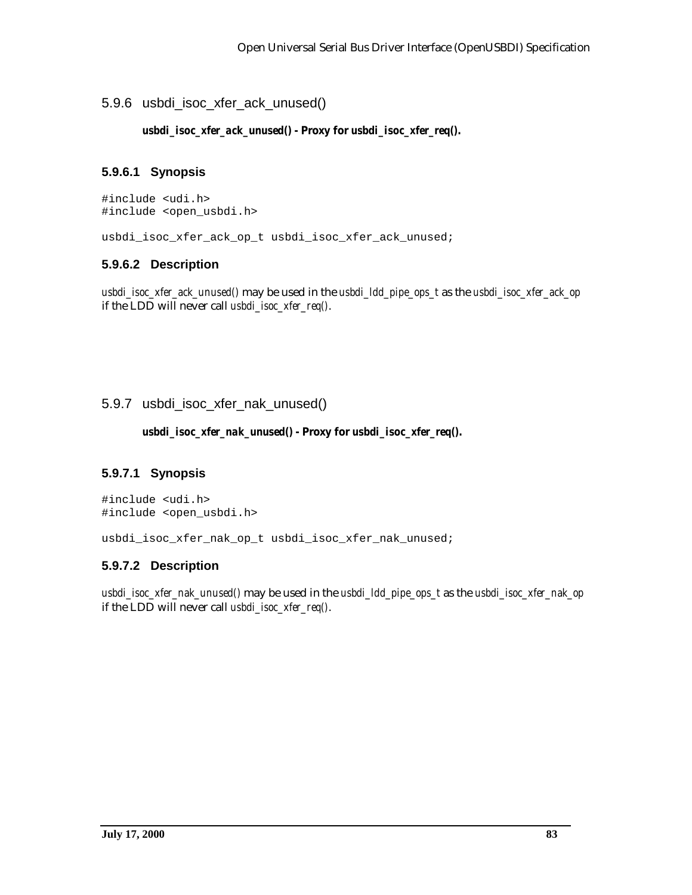## 5.9.6 usbdi_isoc_xfer_ack_unused()

**usbdi_isoc_xfer_ack_unused() - Proxy for usbdi_isoc_xfer_req().**

### 5.9.6.1 Synopsis

```
#include <udi.h>
#include <open_usbdi.h>

usbdi_isoc_xfer_ack_op_t usbdi_isoc_xfer_ack_unused;
```

### 5.9.6.2 Description

*usbdi_isoc_xfer_ack_unused()* may be used in the *usbdi_ldd_pipe_ops_t* as the *usbdi_isoc_xfer_ack_op* if the LDD will never call *usbdi_isoc_xfer_req()*.

## 5.9.7 usbdi_isoc_xfer_nak_unused()

**usbdi_isoc_xfer_nak_unused() - Proxy for usbdi_isoc_xfer_req().**

### 5.9.7.1 Synopsis

```
#include <udi.h>
#include <open_usbdi.h>

usbdi_isoc_xfer_nak_op_t usbdi_isoc_xfer_nak_unused;
```

### 5.9.7.2 Description

*usbdi_isoc_xfer_nak_unused()* may be used in the *usbdi_ldd_pipe_ops_t* as the *usbdi_isoc_xfer_nak_op* if the LDD will never call *usbdi_isoc_xfer_req()*.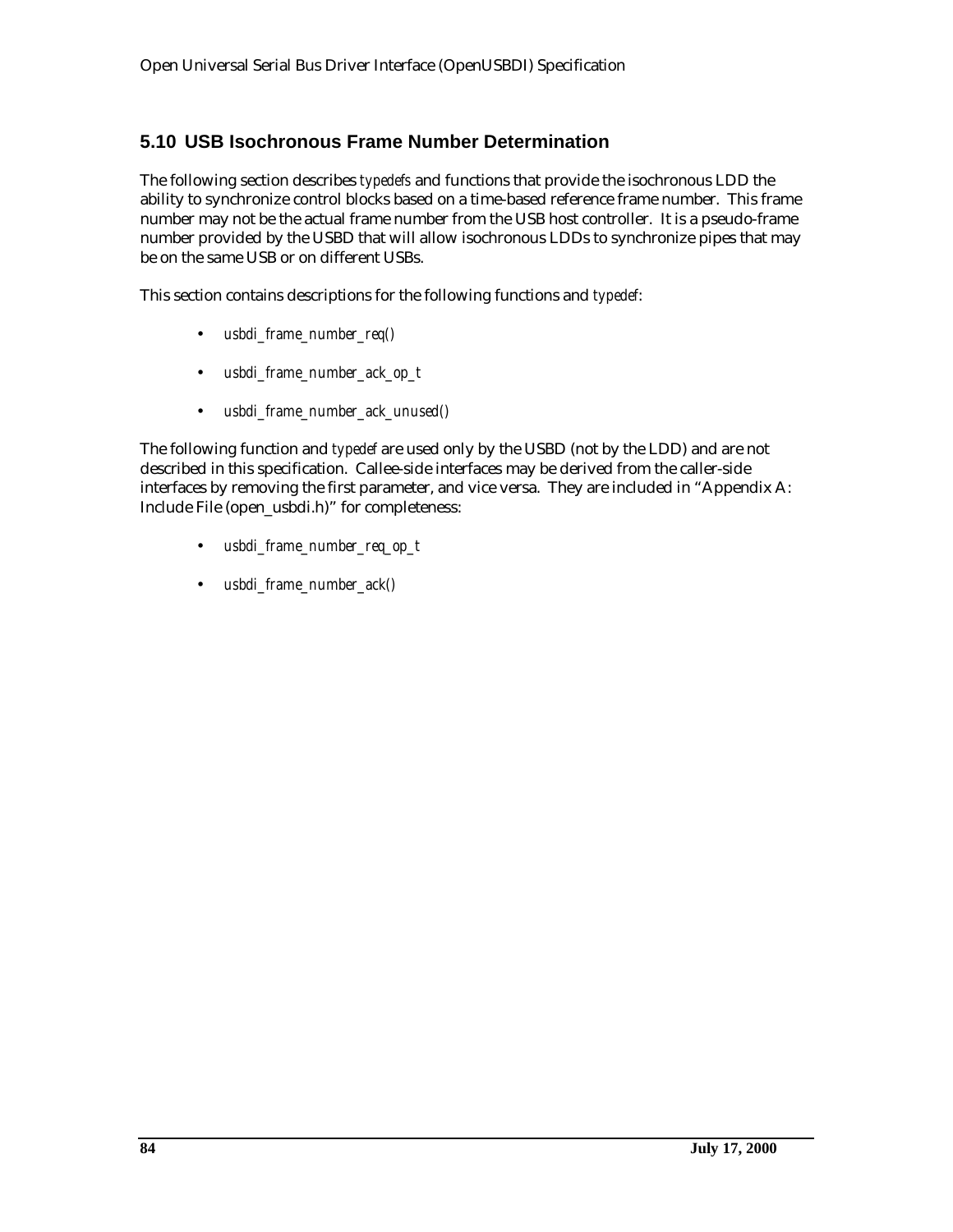## 5.10 USB Isochronous Frame Number Determination

The following section describes *typedefs* and functions that provide the isochronous LDD the ability to synchronize control blocks based on a time-based reference frame number. This frame number may not be the actual frame number from the USB host controller. It is a pseudo-frame number provided by the USBD that will allow isochronous LDDs to synchronize pipes that may be on the same USB or on different USBs.

This section contains descriptions for the following functions and *typedef*:

- *usbdi_frame_number_req()*
- *usbdi_frame_number_ack_op_t*
- *usbdi_frame_number_ack_unused()*

The following function and *typedef* are used only by the USBD (not by the LDD) and are not described in this specification. Callee-side interfaces may be derived from the caller-side interfaces by removing the first parameter, and vice versa. They are included in "Appendix A: Include File (open_usbdi.h)" for completeness:

- *usbdi_frame_number_req_op_t*
- *usbdi_frame_number_ack()*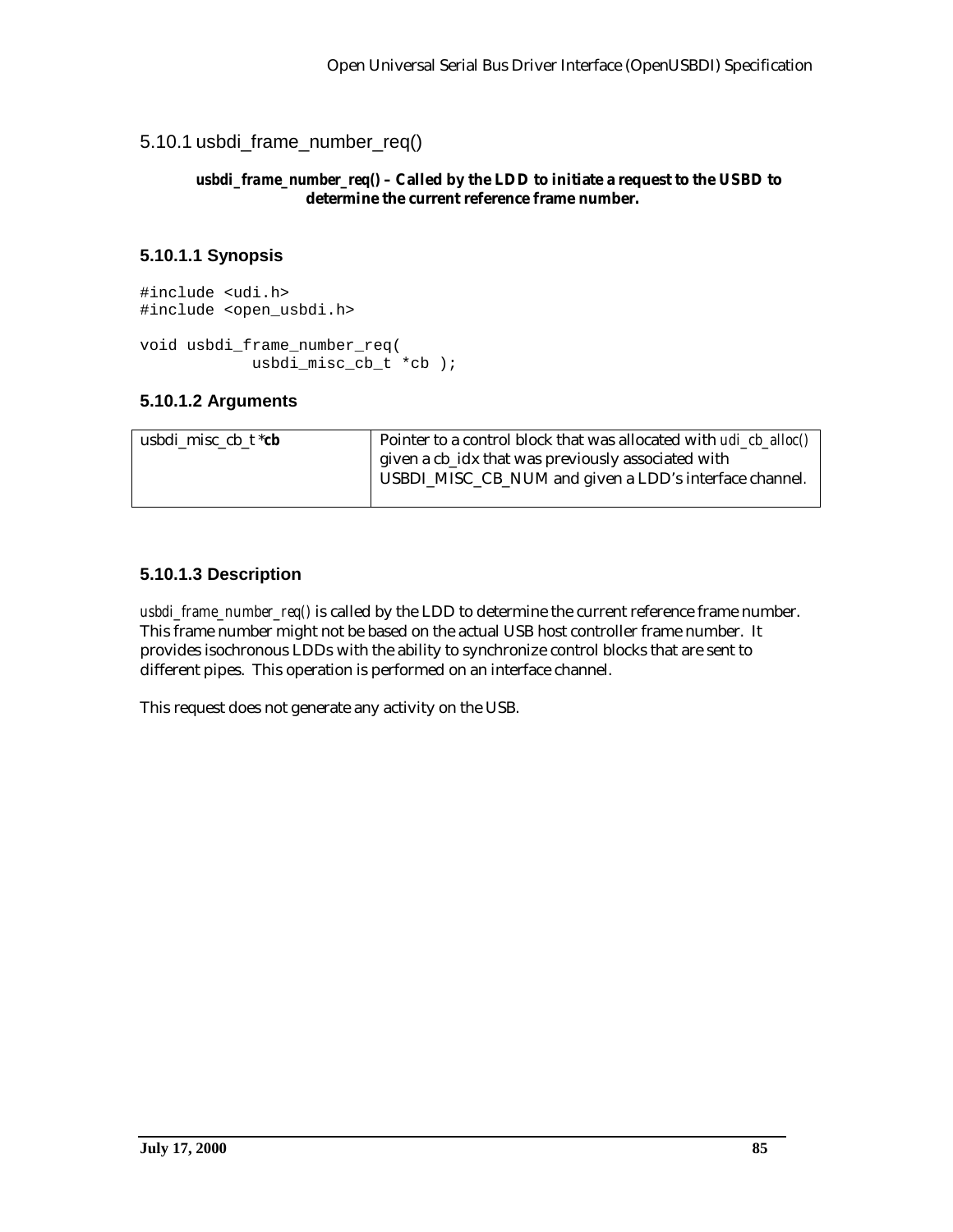## 5.10.1 usbdi_frame_number_req()

***usbdi_frame_number_req() – Called by the LDD to initiate a request to the USBD to determine the current reference frame number.***

### 5.10.1.1 Synopsis

```
#include <udi.h>
#include <open_usbdi.h>

void usbdi_frame_number_req(
            usbdi_misc_cb_t *cb );
```

### 5.10.1.2 Arguments

| | |
|---|---|
| usbdi_misc_cb_t ***cb** | Pointer to a control block that was allocated with *udi_cb_alloc()* given a cb_idx that was previously associated with USBDI_MISC_CB_NUM and given a LDD's interface channel. |

### 5.10.1.3 Description

*usbdi_frame_number_req()* is called by the LDD to determine the current reference frame number. This frame number might not be based on the actual USB host controller frame number. It provides isochronous LDDs with the ability to synchronize control blocks that are sent to different pipes. This operation is performed on an interface channel.

This request does not generate any activity on the USB.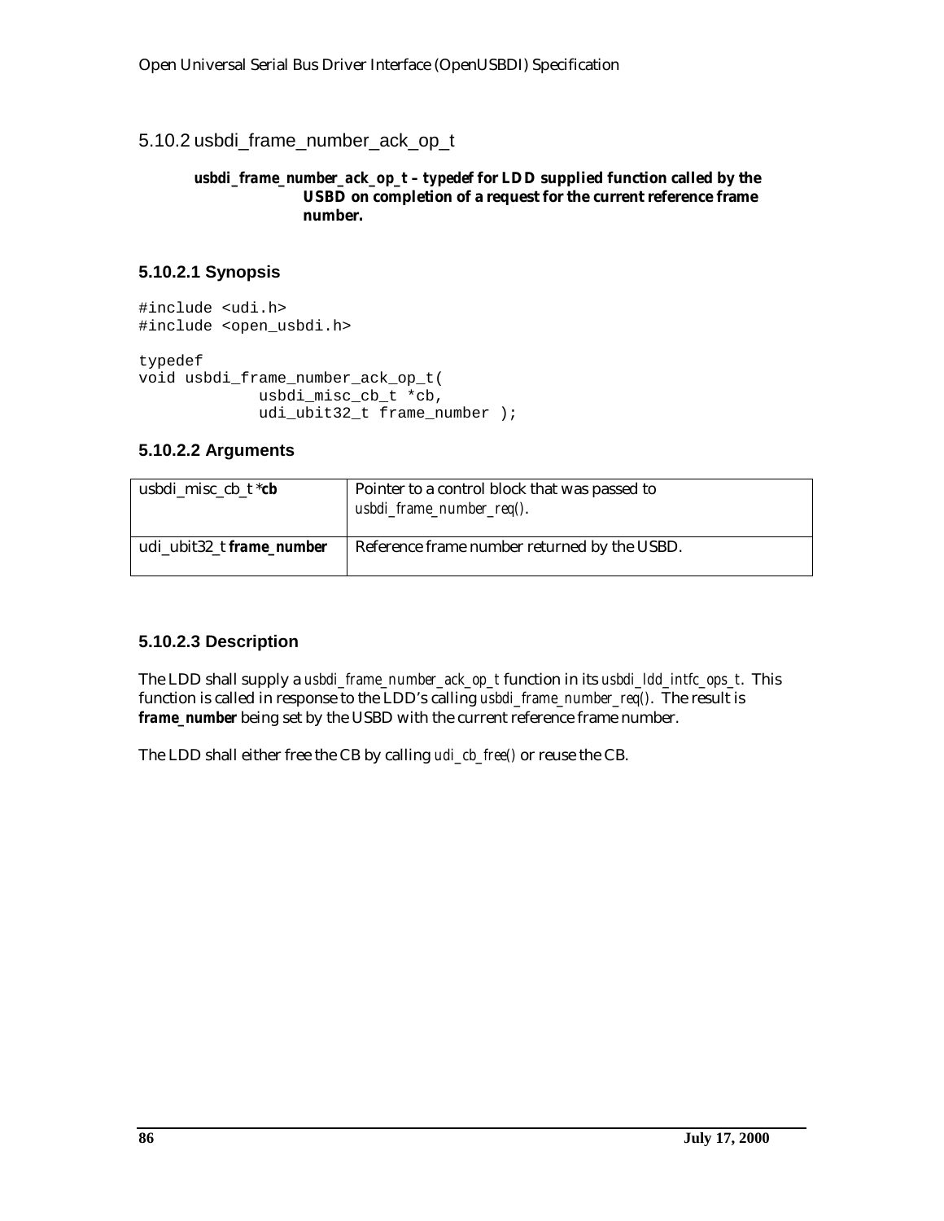## 5.10.2 usbdi_frame_number_ack_op_t

***usbdi_frame_number_ack_op_t* – typedef for LDD supplied function called by the USBD on completion of a request for the current reference frame number.**

### 5.10.2.1 Synopsis

```
#include <udi.h>
#include <open_usbdi.h>

typedef
void usbdi_frame_number_ack_op_t(
            usbdi_misc_cb_t *cb,
            udi_ubit32_t frame_number );
```

### 5.10.2.2 Arguments

| | |
|---|---|
| usbdi_misc_cb_t ***cb** | Pointer to a control block that was passed to *usbdi_frame_number_req()*. |
| udi_ubit32_t **frame_number** | Reference frame number returned by the USBD. |

### 5.10.2.3 Description

The LDD shall supply a *usbdi_frame_number_ack_op_t* function in its *usbdi_ldd_intfc_ops_t*. This function is called in response to the LDD's calling *usbdi_frame_number_req()*. The result is ***frame_number*** being set by the USBD with the current reference frame number.

The LDD shall either free the CB by calling *udi_cb_free()* or reuse the CB.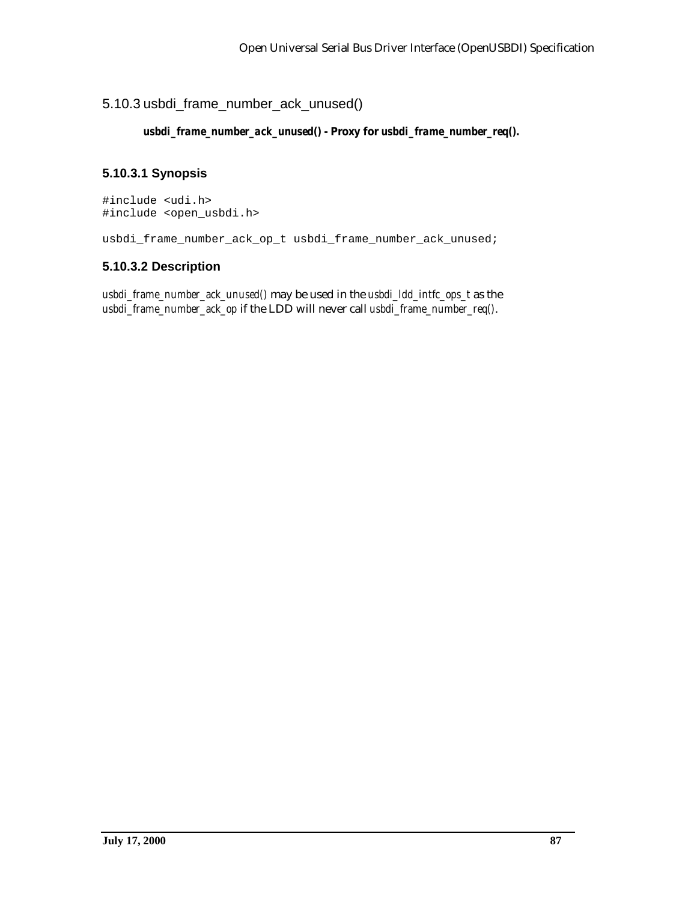## 5.10.3 usbdi_frame_number_ack_unused()

***usbdi_frame_number_ack_unused() - Proxy for usbdi_frame_number_req().***

### 5.10.3.1 Synopsis

```
#include <udi.h>
#include <open_usbdi.h>

usbdi_frame_number_ack_op_t usbdi_frame_number_ack_unused;
```

### 5.10.3.2 Description

*usbdi_frame_number_ack_unused()* may be used in the *usbdi_ldd_intfc_ops_t* as the *usbdi_frame_number_ack_op* if the LDD will never call *usbdi_frame_number_req()*.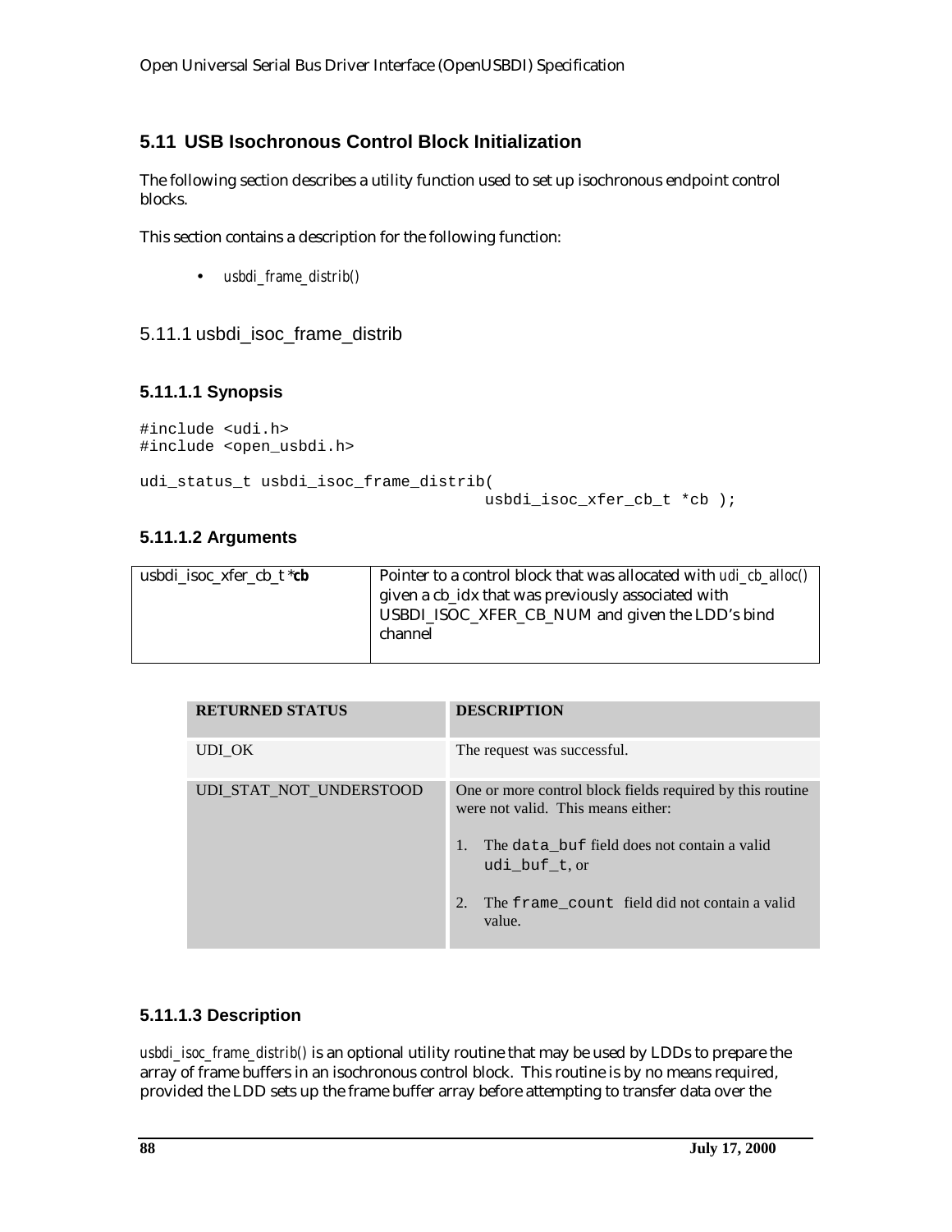## 5.11 USB Isochronous Control Block Initialization

The following section describes a utility function used to set up isochronous endpoint control blocks.

This section contains a description for the following function:

- *usbdi_frame_distrib()*

### 5.11.1 usbdi_isoc_frame_distrib

#### 5.11.1.1 Synopsis

```
#include <udi.h>
#include <open_usbdi.h>

udi_status_t usbdi_isoc_frame_distrib(
                                    usbdi_isoc_xfer_cb_t *cb );
```

#### 5.11.1.2 Arguments

| | |
|---|---|
| usbdi_isoc_xfer_cb_t ***cb** | Pointer to a control block that was allocated with *udi_cb_alloc()* given a cb_idx that was previously associated with USBDI_ISOC_XFER_CB_NUM and given the LDD's bind channel |

| RETURNED STATUS | DESCRIPTION |
|---|---|
| UDI_OK | The request was successful. |
| UDI_STAT_NOT_UNDERSTOOD | One or more control block fields required by this routine were not valid. This means either:<br>1. The `data_buf` field does not contain a valid `udi_buf_t`, or<br>2. The `frame_count` field did not contain a valid value. |

#### 5.11.1.3 Description

*usbdi_isoc_frame_distrib()* is an optional utility routine that may be used by LDDs to prepare the array of frame buffers in an isochronous control block. This routine is by no means required, provided the LDD sets up the frame buffer array before attempting to transfer data over the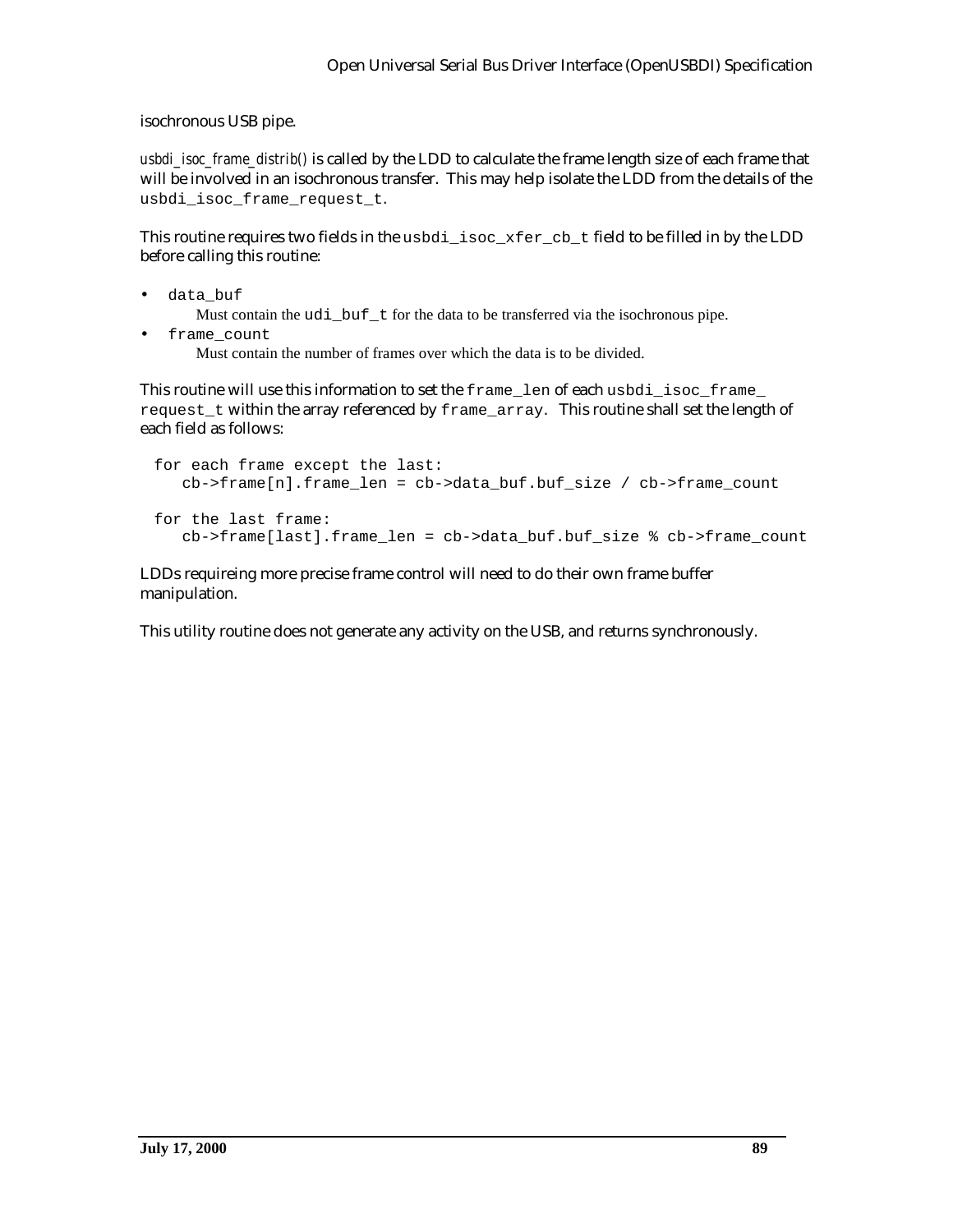isochronous USB pipe.

*usbdi_isoc_frame_distrib()* is called by the LDD to calculate the frame length size of each frame that will be involved in an isochronous transfer. This may help isolate the LDD from the details of the `usbdi_isoc_frame_request_t`.

This routine requires two fields in the `usbdi_isoc_xfer_cb_t` field to be filled in by the LDD before calling this routine:

- `data_buf`
  Must contain the `udi_buf_t` for the data to be transferred via the isochronous pipe.
- `frame_count`
  Must contain the number of frames over which the data is to be divided.

This routine will use this information to set the `frame_len` of each `usbdi_isoc_frame_request_t` within the array referenced by `frame_array`. This routine shall set the length of each field as follows:

```
for each frame except the last:
   cb->frame[n].frame_len = cb->data_buf.buf_size / cb->frame_count

for the last frame:
   cb->frame[last].frame_len = cb->data_buf.buf_size % cb->frame_count
```

LDDs requireing more precise frame control will need to do their own frame buffer manipulation.

This utility routine does not generate any activity on the USB, and returns synchronously.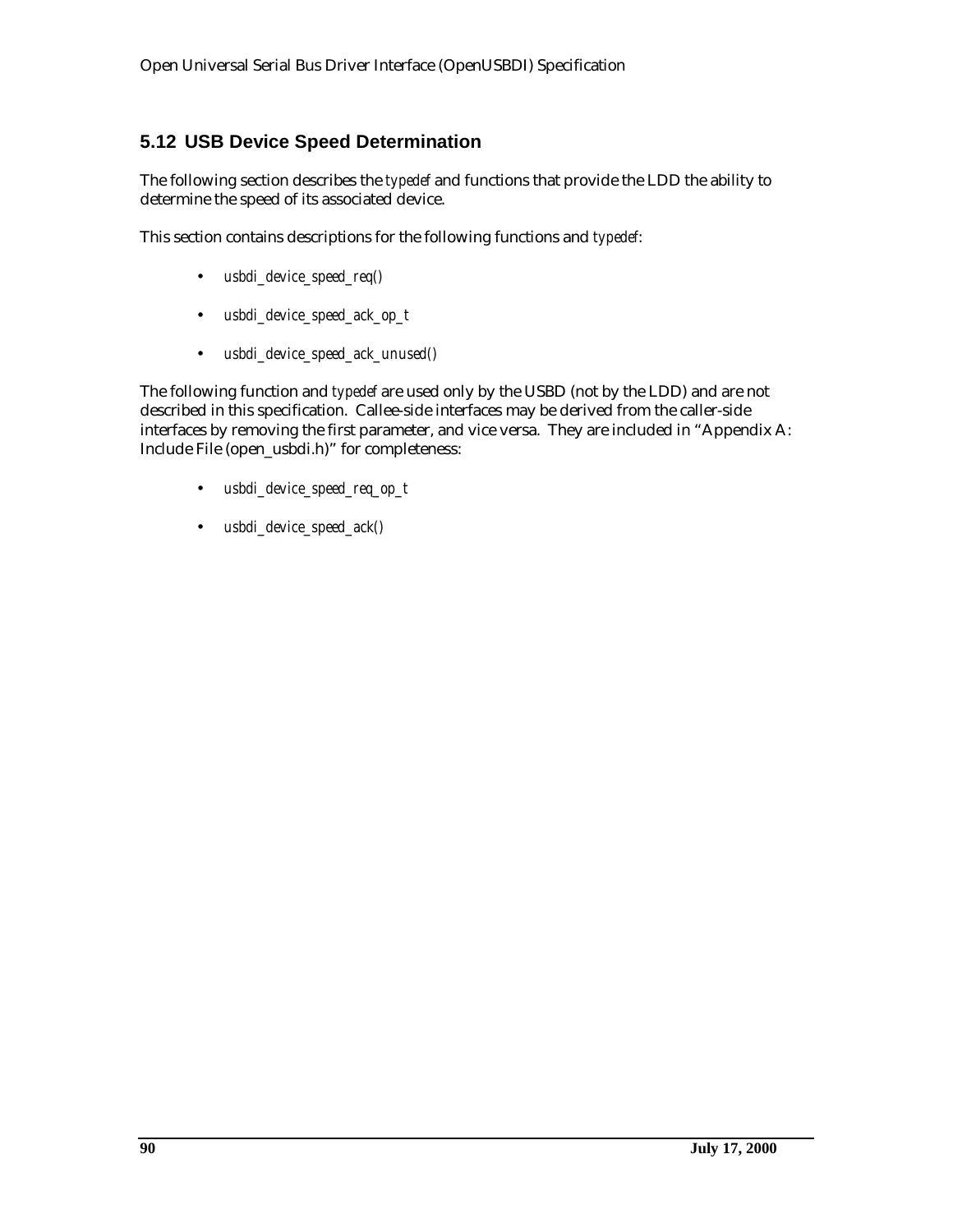## 5.12 USB Device Speed Determination

The following section describes the *typedef* and functions that provide the LDD the ability to determine the speed of its associated device.

This section contains descriptions for the following functions and *typedef*:

- *usbdi_device_speed_req()*
- *usbdi_device_speed_ack_op_t*
- *usbdi_device_speed_ack_unused()*

The following function and *typedef* are used only by the USBD (not by the LDD) and are not described in this specification. Callee-side interfaces may be derived from the caller-side interfaces by removing the first parameter, and vice versa. They are included in "Appendix A: Include File (open_usbdi.h)" for completeness:

- *usbdi_device_speed_req_op_t*
- *usbdi_device_speed_ack()*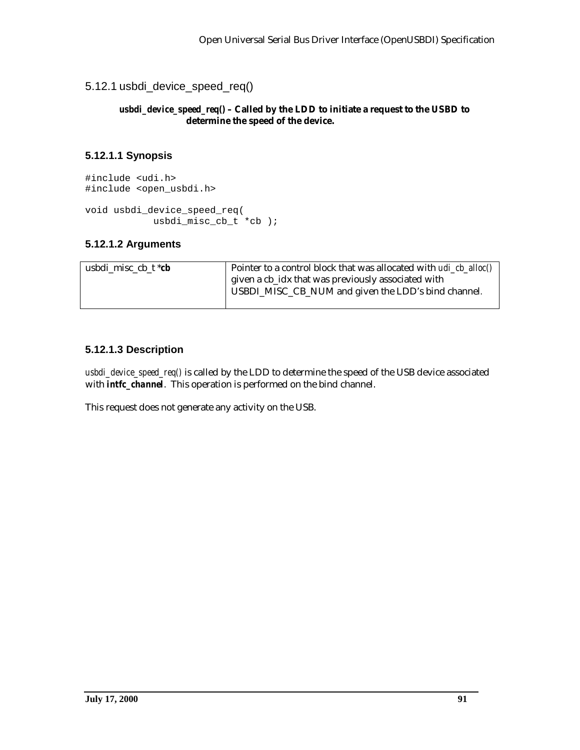### 5.12.1 usbdi_device_speed_req()

***usbdi_device_speed_req()* – Called by the LDD to initiate a request to the USBD to determine the speed of the device.**

#### 5.12.1.1 Synopsis

```
#include <udi.h>
#include <open_usbdi.h>

void usbdi_device_speed_req(
            usbdi_misc_cb_t *cb );
```

#### 5.12.1.2 Arguments

| | |
|---|---|
| usbdi_misc_cb_t ***cb** | Pointer to a control block that was allocated with *udi_cb_alloc()* given a cb_idx that was previously associated with USBDI_MISC_CB_NUM and given the LDD's bind channel. |

#### 5.12.1.3 Description

*usbdi_device_speed_req()* is called by the LDD to determine the speed of the USB device associated with ***intfc_channel***. This operation is performed on the bind channel.

This request does not generate any activity on the USB.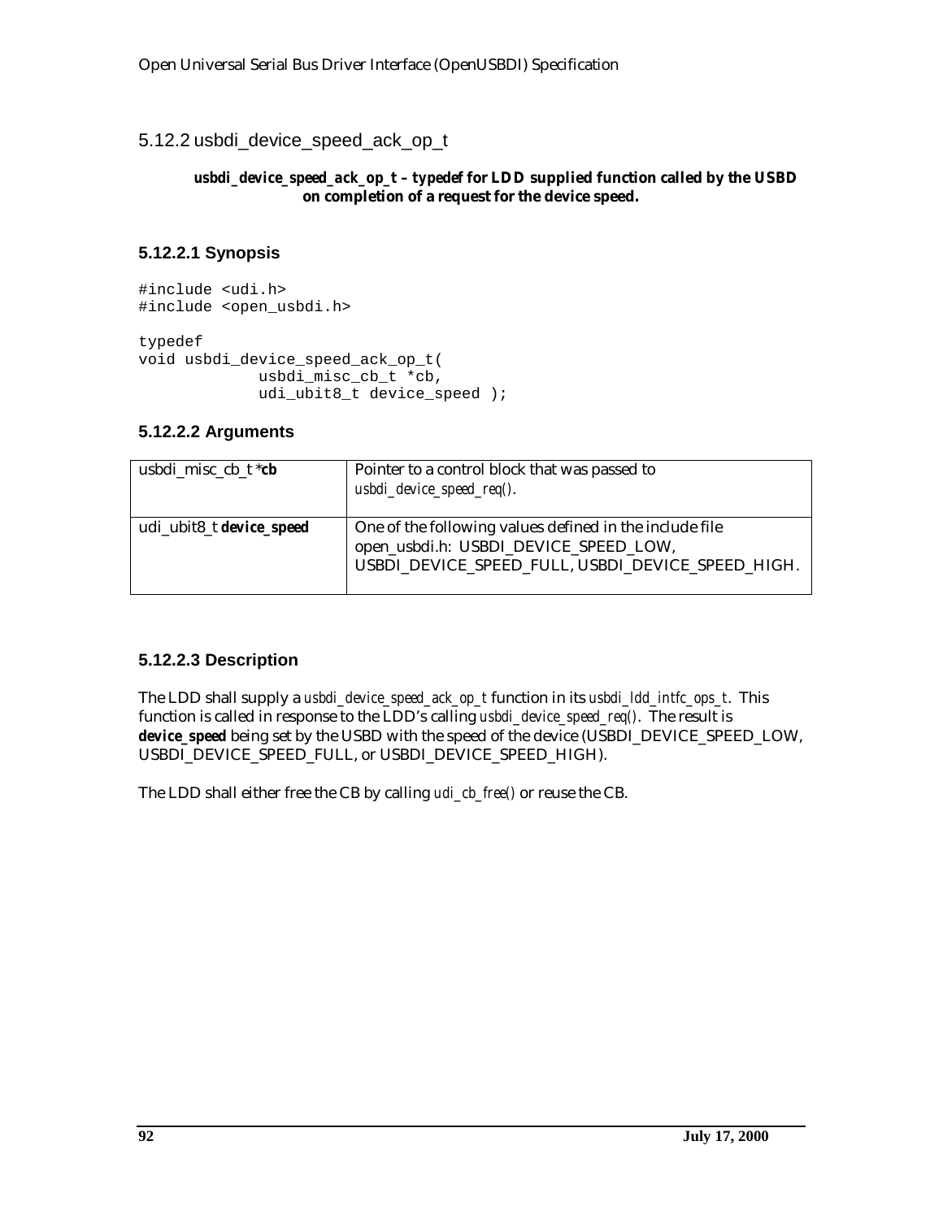## 5.12.2 usbdi_device_speed_ack_op_t

**usbdi_device_speed_ack_op_t – typedef for LDD supplied function called by the USBD on completion of a request for the device speed.**

### 5.12.2.1 Synopsis

```
#include <udi.h>
#include <open_usbdi.h>

typedef
void usbdi_device_speed_ack_op_t(
            usbdi_misc_cb_t *cb,
            udi_ubit8_t device_speed );
```

### 5.12.2.2 Arguments

| | |
|---|---|
| usbdi_misc_cb_t ***cb** | Pointer to a control block that was passed to *usbdi_device_speed_req()*. |
| udi_ubit8_t **device_speed** | One of the following values defined in the include file open_usbdi.h: USBDI_DEVICE_SPEED_LOW, USBDI_DEVICE_SPEED_FULL, USBDI_DEVICE_SPEED_HIGH. |

### 5.12.2.3 Description

The LDD shall supply a *usbdi_device_speed_ack_op_t* function in its *usbdi_ldd_intfc_ops_t*. This function is called in response to the LDD's calling *usbdi_device_speed_req()*. The result is **device_speed** being set by the USBD with the speed of the device (USBDI_DEVICE_SPEED_LOW, USBDI_DEVICE_SPEED_FULL, or USBDI_DEVICE_SPEED_HIGH).

The LDD shall either free the CB by calling *udi_cb_free()* or reuse the CB.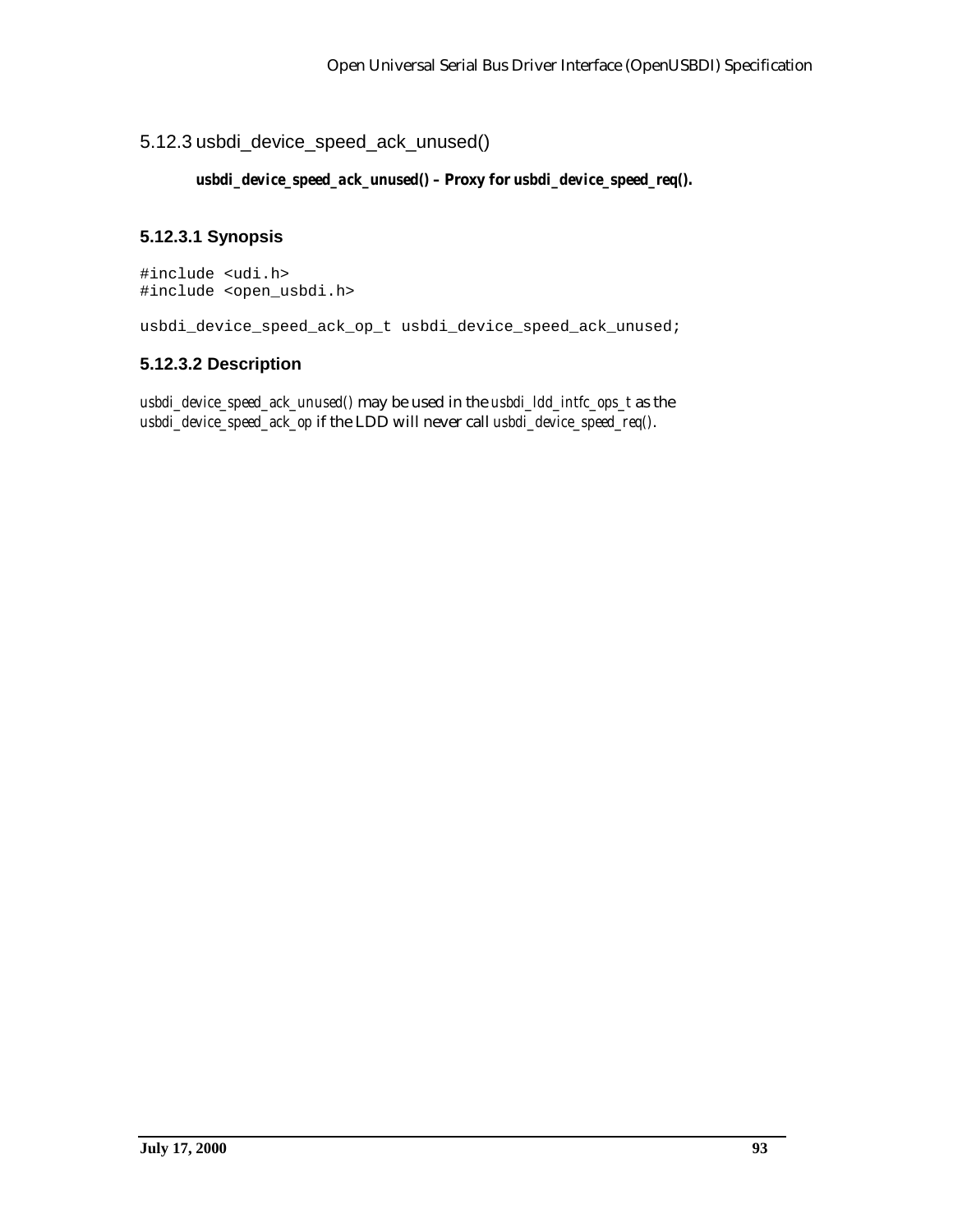### 5.12.3 usbdi_device_speed_ack_unused()

***usbdi_device_speed_ack_unused()* – Proxy for *usbdi_device_speed_req()*.**

#### 5.12.3.1 Synopsis

```
#include <udi.h>
#include <open_usbdi.h>

usbdi_device_speed_ack_op_t usbdi_device_speed_ack_unused;
```

#### 5.12.3.2 Description

*usbdi_device_speed_ack_unused()* may be used in the *usbdi_ldd_intfc_ops_t* as the *usbdi_device_speed_ack_op* if the LDD will never call *usbdi_device_speed_req()*.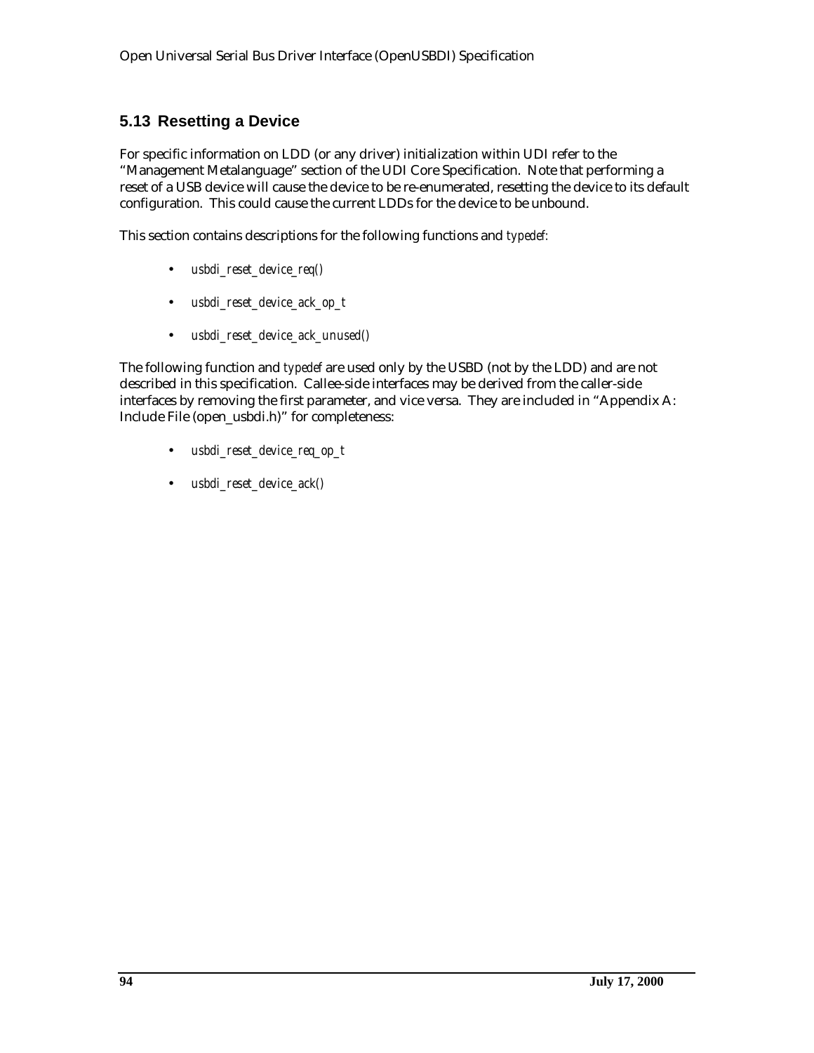## 5.13 Resetting a Device

For specific information on LDD (or any driver) initialization within UDI refer to the "Management Metalanguage" section of the UDI Core Specification. Note that performing a reset of a USB device will cause the device to be re-enumerated, resetting the device to its default configuration. This could cause the current LDDs for the device to be unbound.

This section contains descriptions for the following functions and *typedef*:

- *usbdi_reset_device_req()*
- *usbdi_reset_device_ack_op_t*
- *usbdi_reset_device_ack_unused()*

The following function and *typedef* are used only by the USBD (not by the LDD) and are not described in this specification. Callee-side interfaces may be derived from the caller-side interfaces by removing the first parameter, and vice versa. They are included in "Appendix A: Include File (open_usbdi.h)" for completeness:

- *usbdi_reset_device_req_op_t*
- *usbdi_reset_device_ack()*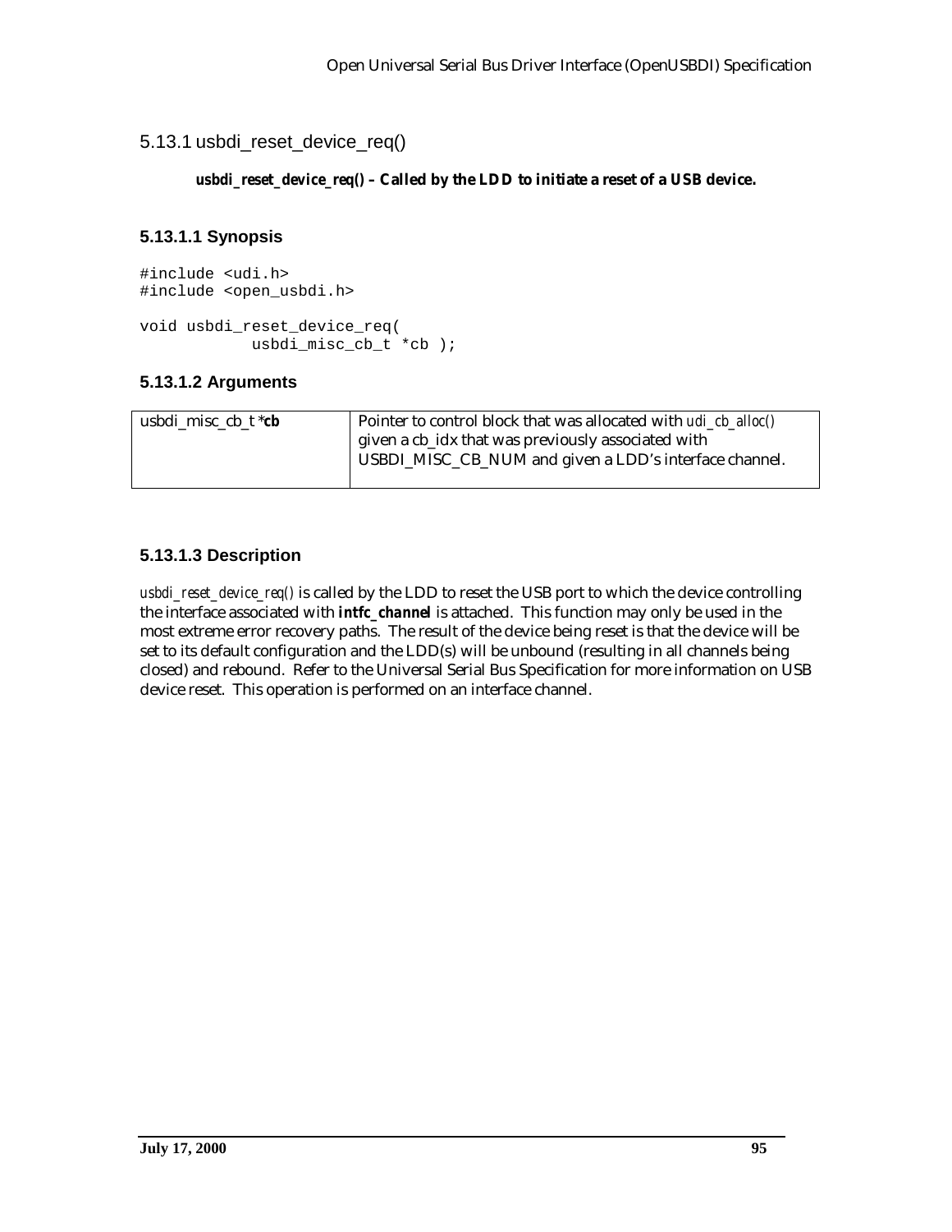### 5.13.1 usbdi_reset_device_req()

***usbdi_reset_device_req() – Called by the LDD to initiate a reset of a USB device.***

#### 5.13.1.1 Synopsis

```
#include <udi.h>
#include <open_usbdi.h>

void usbdi_reset_device_req(
            usbdi_misc_cb_t *cb );
```

#### 5.13.1.2 Arguments

| | |
|---|---|
| usbdi_misc_cb_t ***cb** | Pointer to control block that was allocated with *udi_cb_alloc()* given a cb_idx that was previously associated with USBDI_MISC_CB_NUM and given a LDD's interface channel. |

#### 5.13.1.3 Description

*usbdi_reset_device_req()* is called by the LDD to reset the USB port to which the device controlling the interface associated with ***intfc_channel*** is attached. This function may only be used in the most extreme error recovery paths. The result of the device being reset is that the device will be set to its default configuration and the LDD(s) will be unbound (resulting in all channels being closed) and rebound. Refer to the Universal Serial Bus Specification for more information on USB device reset. This operation is performed on an interface channel.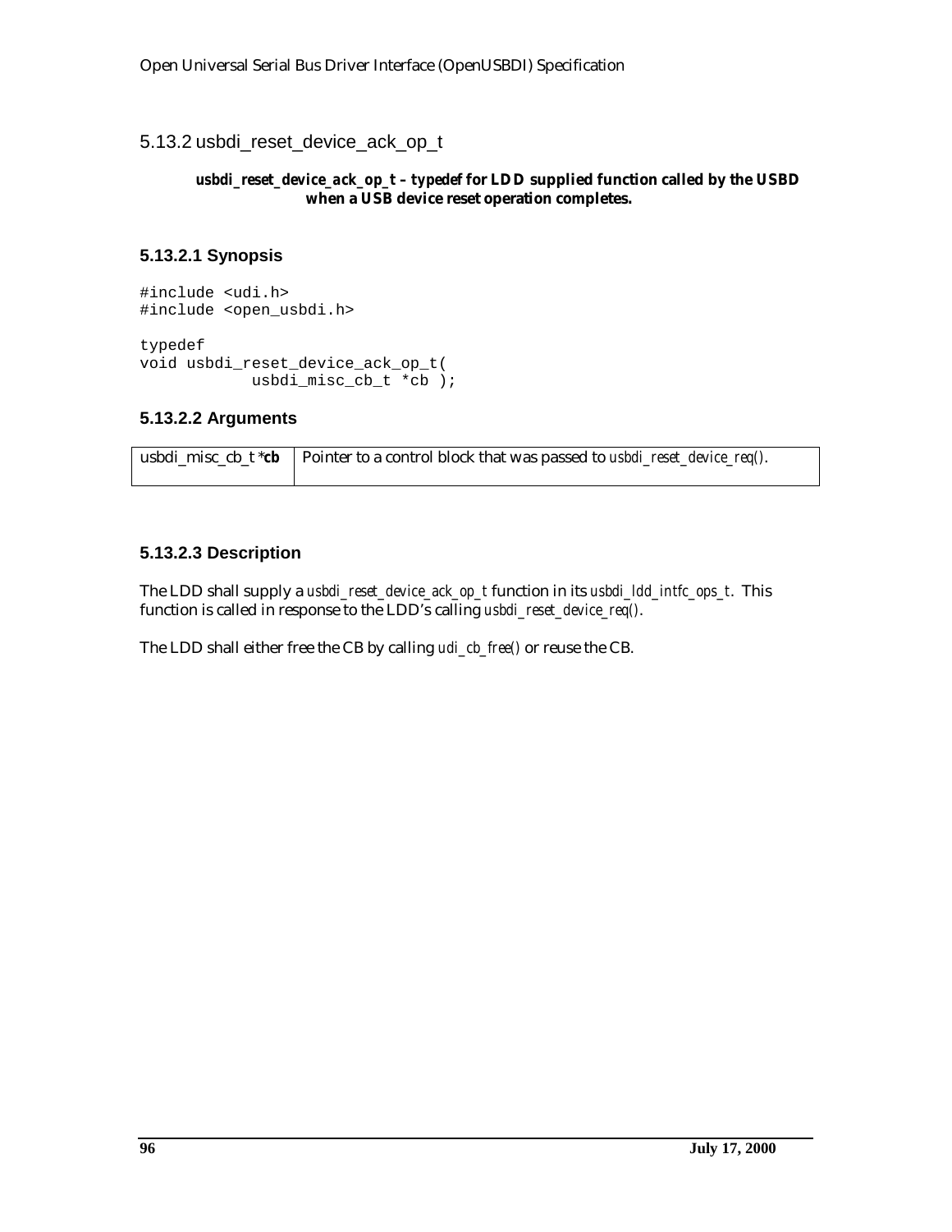## 5.13.2 usbdi_reset_device_ack_op_t

**usbdi_reset_device_ack_op_t – typedef for LDD supplied function called by the USBD when a USB device reset operation completes.**

### 5.13.2.1 Synopsis

```
#include <udi.h>
#include <open_usbdi.h>

typedef
void usbdi_reset_device_ack_op_t(
            usbdi_misc_cb_t *cb );
```

### 5.13.2.2 Arguments

| | |
|---|---|
| usbdi_misc_cb_t ***cb** | Pointer to a control block that was passed to *usbdi_reset_device_req()*. |

### 5.13.2.3 Description

The LDD shall supply a *usbdi_reset_device_ack_op_t* function in its *usbdi_ldd_intfc_ops_t*. This function is called in response to the LDD's calling *usbdi_reset_device_req()*.

The LDD shall either free the CB by calling *udi_cb_free()* or reuse the CB.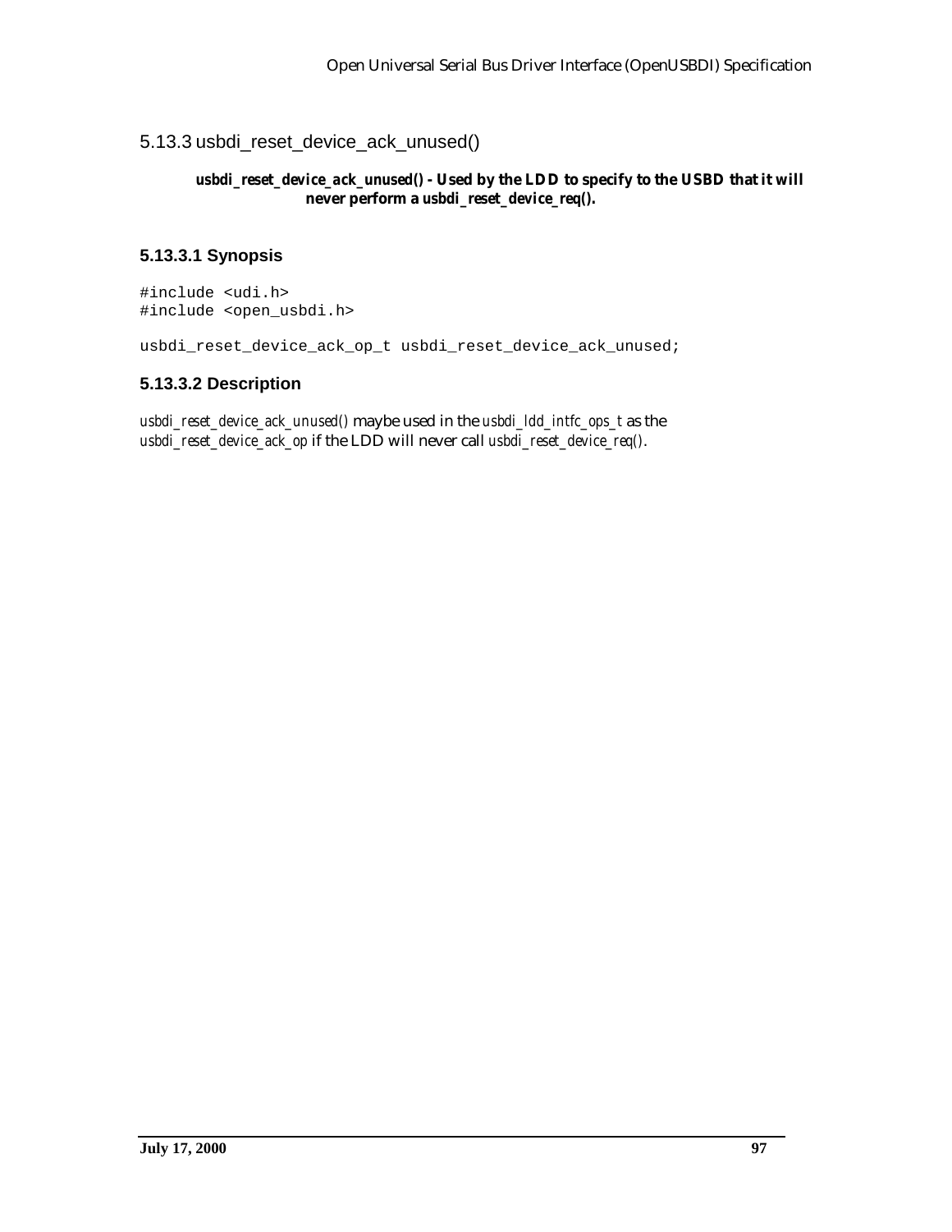## 5.13.3 usbdi_reset_device_ack_unused()

**usbdi_reset_device_ack_unused() - Used by the LDD to specify to the USBD that it will never perform a usbdi_reset_device_req().**

### 5.13.3.1 Synopsis

```
#include <udi.h>
#include <open_usbdi.h>

usbdi_reset_device_ack_op_t usbdi_reset_device_ack_unused;
```

### 5.13.3.2 Description

*usbdi_reset_device_ack_unused()* maybe used in the *usbdi_ldd_intfc_ops_t* as the *usbdi_reset_device_ack_op* if the LDD will never call *usbdi_reset_device_req()*.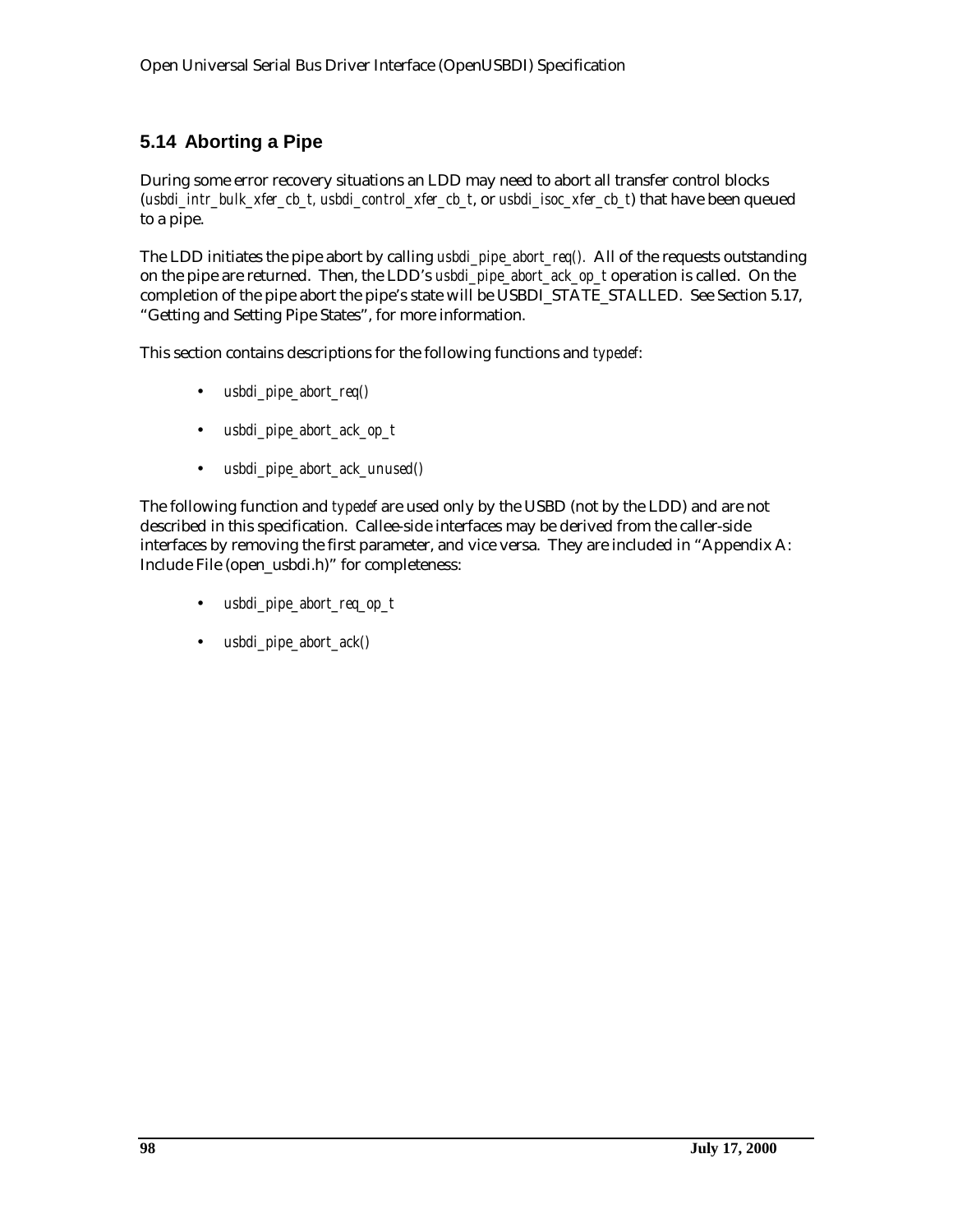## 5.14 Aborting a Pipe

During some error recovery situations an LDD may need to abort all transfer control blocks (*usbdi_intr_bulk_xfer_cb_t*, *usbdi_control_xfer_cb_t*, or *usbdi_isoc_xfer_cb_t*) that have been queued to a pipe.

The LDD initiates the pipe abort by calling *usbdi_pipe_abort_req()*. All of the requests outstanding on the pipe are returned. Then, the LDD's *usbdi_pipe_abort_ack_op_t* operation is called. On the completion of the pipe abort the pipe's state will be USBDI_STATE_STALLED. See Section 5.17, "Getting and Setting Pipe States", for more information.

This section contains descriptions for the following functions and *typedef*:

- *usbdi_pipe_abort_req()*
- *usbdi_pipe_abort_ack_op_t*
- *usbdi_pipe_abort_ack_unused()*

The following function and *typedef* are used only by the USBD (not by the LDD) and are not described in this specification. Callee-side interfaces may be derived from the caller-side interfaces by removing the first parameter, and vice versa. They are included in "Appendix A: Include File (open_usbdi.h)" for completeness:

- *usbdi_pipe_abort_req_op_t*
- *usbdi_pipe_abort_ack()*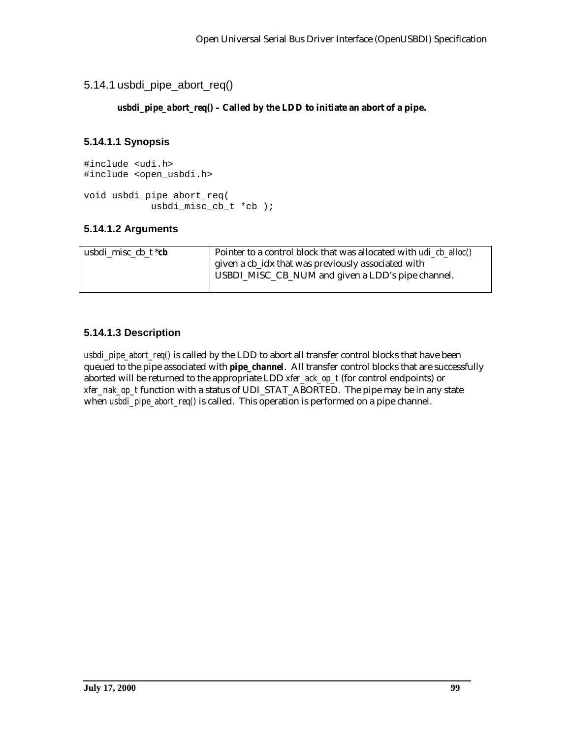## 5.14.1 usbdi_pipe_abort_req()

***usbdi_pipe_abort_req() – Called by the LDD to initiate an abort of a pipe.***

### 5.14.1.1 Synopsis

```
#include <udi.h>
#include <open_usbdi.h>

void usbdi_pipe_abort_req(
            usbdi_misc_cb_t *cb );
```

### 5.14.1.2 Arguments

| | |
|---|---|
| usbdi_misc_cb_t ***cb** | Pointer to a control block that was allocated with *udi_cb_alloc()* given a cb_idx that was previously associated with USBDI_MISC_CB_NUM and given a LDD's pipe channel. |

### 5.14.1.3 Description

*usbdi_pipe_abort_req()* is called by the LDD to abort all transfer control blocks that have been queued to the pipe associated with ***pipe_channel***. All transfer control blocks that are successfully aborted will be returned to the appropriate LDD *xfer_ack_op_t* (for control endpoints) or *xfer_nak_op_t* function with a status of UDI_STAT_ABORTED. The pipe may be in any state when *usbdi_pipe_abort_req()* is called. This operation is performed on a pipe channel.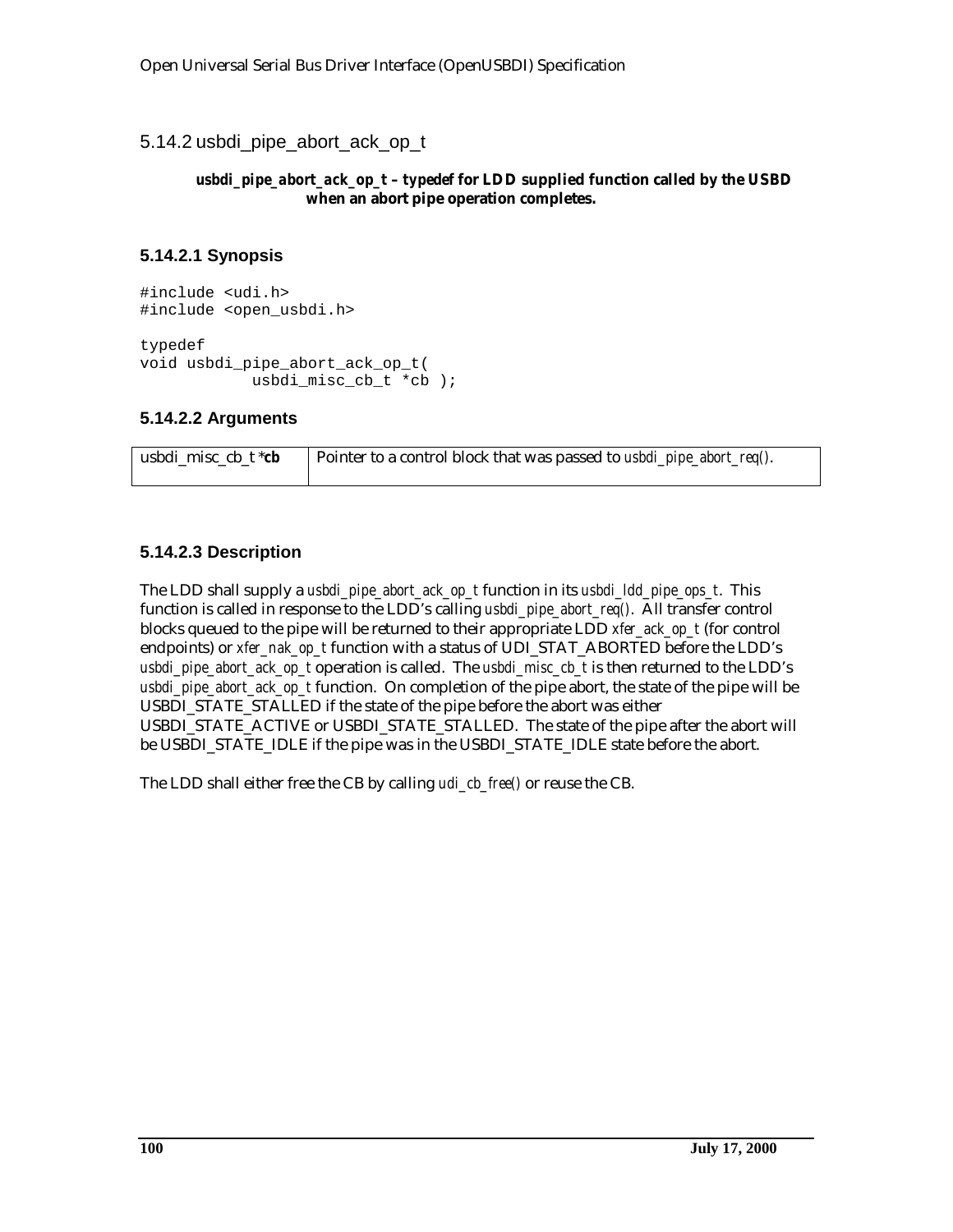## 5.14.2 usbdi_pipe_abort_ack_op_t

***usbdi_pipe_abort_ack_op_t* – typedef for LDD supplied function called by the USBD when an abort pipe operation completes.**

### 5.14.2.1 Synopsis

```
#include <udi.h>
#include <open_usbdi.h>

typedef
void usbdi_pipe_abort_ack_op_t(
            usbdi_misc_cb_t *cb );
```

### 5.14.2.2 Arguments

| | |
|---|---|
| usbdi_misc_cb_t ***cb** | Pointer to a control block that was passed to *usbdi_pipe_abort_req()*. |

### 5.14.2.3 Description

The LDD shall supply a *usbdi_pipe_abort_ack_op_t* function in its *usbdi_ldd_pipe_ops_t*. This function is called in response to the LDD's calling *usbdi_pipe_abort_req()*. All transfer control blocks queued to the pipe will be returned to their appropriate LDD *xfer_ack_op_t* (for control endpoints) or *xfer_nak_op_t* function with a status of UDI_STAT_ABORTED before the LDD's *usbdi_pipe_abort_ack_op_t* operation is called. The *usbdi_misc_cb_t* is then returned to the LDD's *usbdi_pipe_abort_ack_op_t* function. On completion of the pipe abort, the state of the pipe will be USBDI_STATE_STALLED if the state of the pipe before the abort was either USBDI_STATE_ACTIVE or USBDI_STATE_STALLED. The state of the pipe after the abort will be USBDI_STATE_IDLE if the pipe was in the USBDI_STATE_IDLE state before the abort.

The LDD shall either free the CB by calling *udi_cb_free()* or reuse the CB.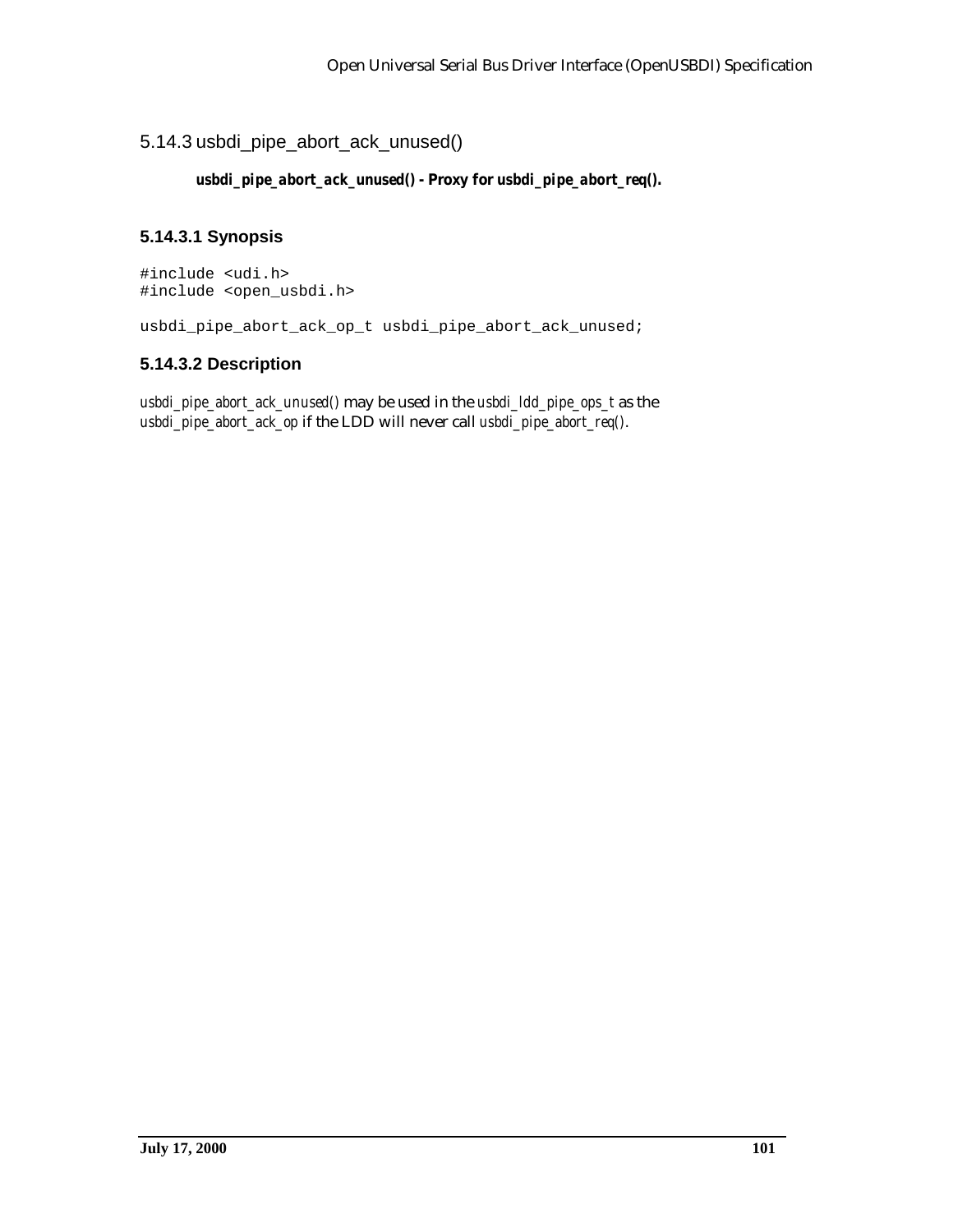## 5.14.3 usbdi_pipe_abort_ack_unused()

***usbdi_pipe_abort_ack_unused() - Proxy for usbdi_pipe_abort_req().***

### 5.14.3.1 Synopsis

```
#include <udi.h>
#include <open_usbdi.h>

usbdi_pipe_abort_ack_op_t usbdi_pipe_abort_ack_unused;
```

### 5.14.3.2 Description

*usbdi_pipe_abort_ack_unused()* may be used in the *usbdi_ldd_pipe_ops_t* as the *usbdi_pipe_abort_ack_op* if the LDD will never call *usbdi_pipe_abort_req()*.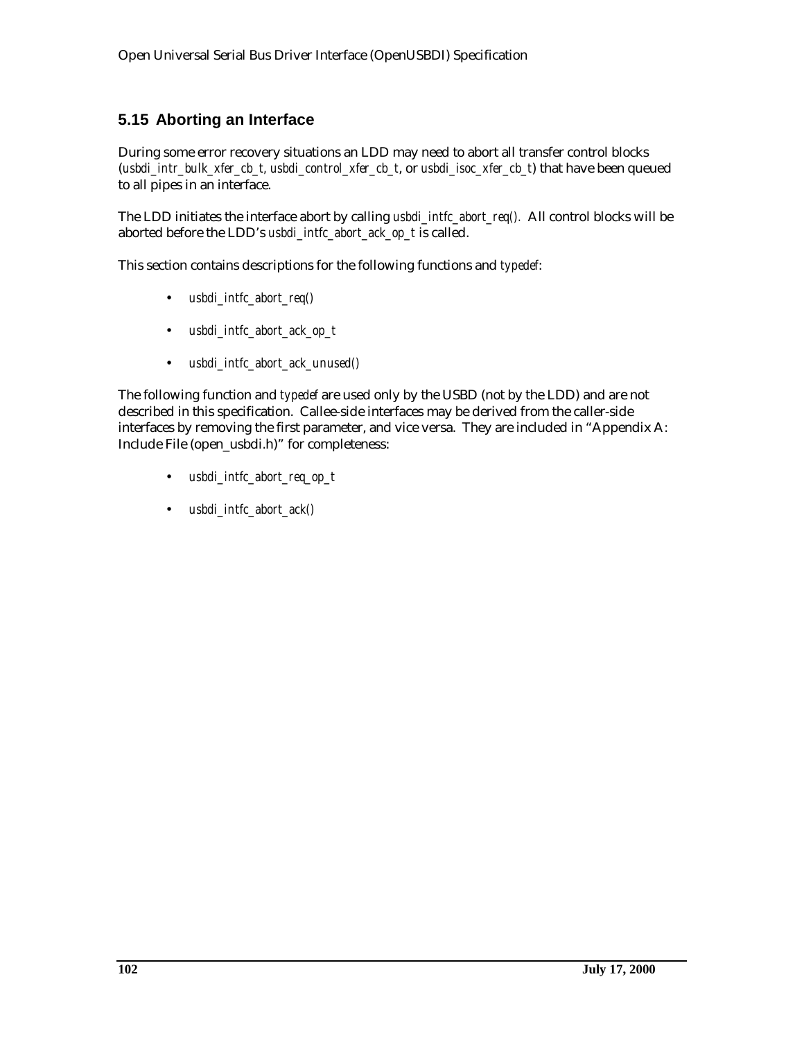## 5.15 Aborting an Interface

During some error recovery situations an LDD may need to abort all transfer control blocks (*usbdi_intr_bulk_xfer_cb_t*, *usbdi_control_xfer_cb_t*, or *usbdi_isoc_xfer_cb_t*) that have been queued to all pipes in an interface.

The LDD initiates the interface abort by calling *usbdi_intfc_abort_req()*. All control blocks will be aborted before the LDD's *usbdi_intfc_abort_ack_op_t* is called.

This section contains descriptions for the following functions and *typedef*:

- *usbdi_intfc_abort_req()*
- *usbdi_intfc_abort_ack_op_t*
- *usbdi_intfc_abort_ack_unused()*

The following function and *typedef* are used only by the USBD (not by the LDD) and are not described in this specification. Callee-side interfaces may be derived from the caller-side interfaces by removing the first parameter, and vice versa. They are included in "Appendix A: Include File (open_usbdi.h)" for completeness:

- *usbdi_intfc_abort_req_op_t*
- *usbdi_intfc_abort_ack()*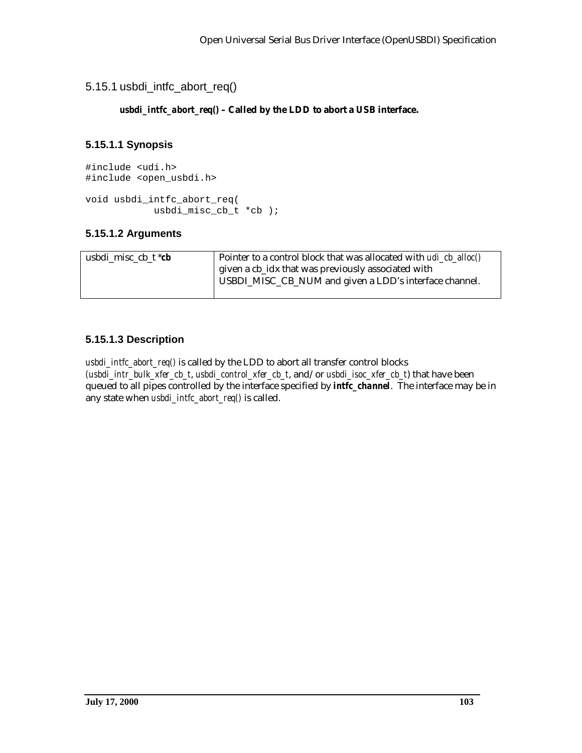## 5.15.1 usbdi_intfc_abort_req()

***usbdi_intfc_abort_req()* – Called by the LDD to abort a USB interface.**

### 5.15.1.1 Synopsis

```
#include <udi.h>
#include <open_usbdi.h>

void usbdi_intfc_abort_req(
            usbdi_misc_cb_t *cb );
```

### 5.15.1.2 Arguments

| | |
|---|---|
| usbdi_misc_cb_t ***cb** | Pointer to a control block that was allocated with *udi_cb_alloc()* given a cb_idx that was previously associated with USBDI_MISC_CB_NUM and given a LDD's interface channel. |

### 5.15.1.3 Description

*usbdi_intfc_abort_req()* is called by the LDD to abort all transfer control blocks (*usbdi_intr_bulk_xfer_cb_t*, *usbdi_control_xfer_cb_t*, and/or *usbdi_isoc_xfer_cb_t*) that have been queued to all pipes controlled by the interface specified by ***intfc_channel***. The interface may be in any state when *usbdi_intfc_abort_req()* is called.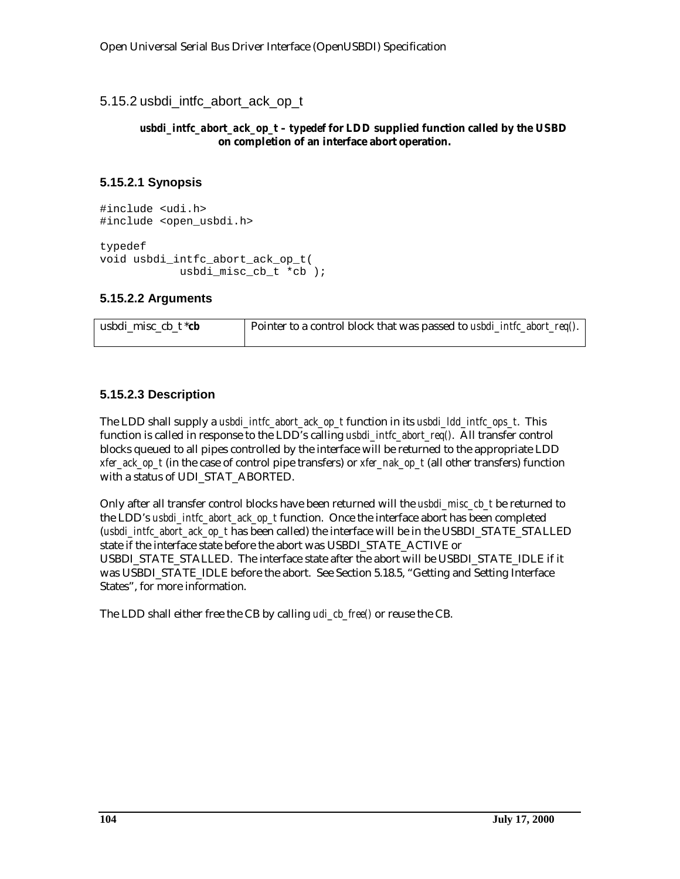## 5.15.2 usbdi_intfc_abort_ack_op_t

**usbdi_intfc_abort_ack_op_t – typedef for LDD supplied function called by the USBD on completion of an interface abort operation.**

### 5.15.2.1 Synopsis

```
#include <udi.h>
#include <open_usbdi.h>

typedef
void usbdi_intfc_abort_ack_op_t(
            usbdi_misc_cb_t *cb );
```

### 5.15.2.2 Arguments

| | |
|---|---|
| usbdi_misc_cb_t ***cb** | Pointer to a control block that was passed to *usbdi_intfc_abort_req()*. |

### 5.15.2.3 Description

The LDD shall supply a *usbdi_intfc_abort_ack_op_t* function in its *usbdi_ldd_intfc_ops_t*. This function is called in response to the LDD's calling *usbdi_intfc_abort_req()*. All transfer control blocks queued to all pipes controlled by the interface will be returned to the appropriate LDD *xfer_ack_op_t* (in the case of control pipe transfers) or *xfer_nak_op_t* (all other transfers) function with a status of UDI_STAT_ABORTED.

Only after all transfer control blocks have been returned will the *usbdi_misc_cb_t* be returned to the LDD's *usbdi_intfc_abort_ack_op_t* function. Once the interface abort has been completed (*usbdi_intfc_abort_ack_op_t* has been called) the interface will be in the USBDI_STATE_STALLED state if the interface state before the abort was USBDI_STATE_ACTIVE or USBDI_STATE_STALLED. The interface state after the abort will be USBDI_STATE_IDLE if it was USBDI_STATE_IDLE before the abort. See Section 5.18.5, "Getting and Setting Interface States", for more information.

The LDD shall either free the CB by calling *udi_cb_free()* or reuse the CB.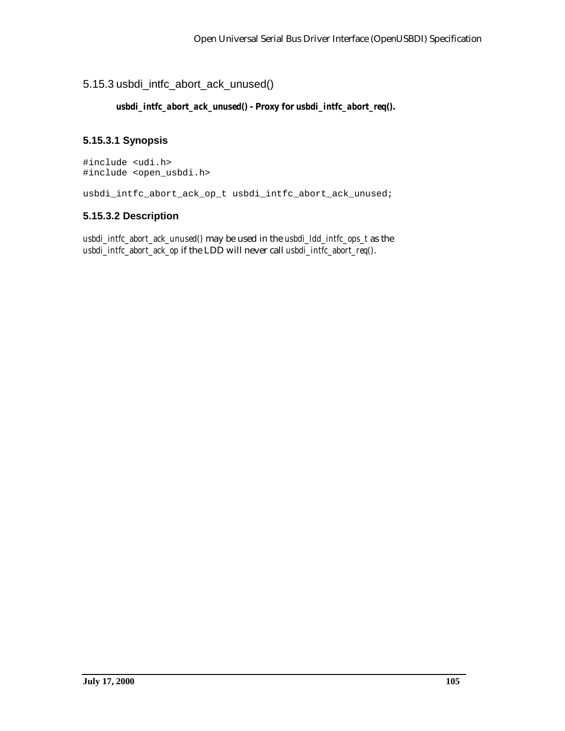## 5.15.3 usbdi_intfc_abort_ack_unused()

***usbdi_intfc_abort_ack_unused() - Proxy for usbdi_intfc_abort_req().***

### 5.15.3.1 Synopsis

```
#include <udi.h>
#include <open_usbdi.h>

usbdi_intfc_abort_ack_op_t usbdi_intfc_abort_ack_unused;
```

### 5.15.3.2 Description

*usbdi_intfc_abort_ack_unused()* may be used in the *usbdi_ldd_intfc_ops_t* as the *usbdi_intfc_abort_ack_op* if the LDD will never call *usbdi_intfc_abort_req()*.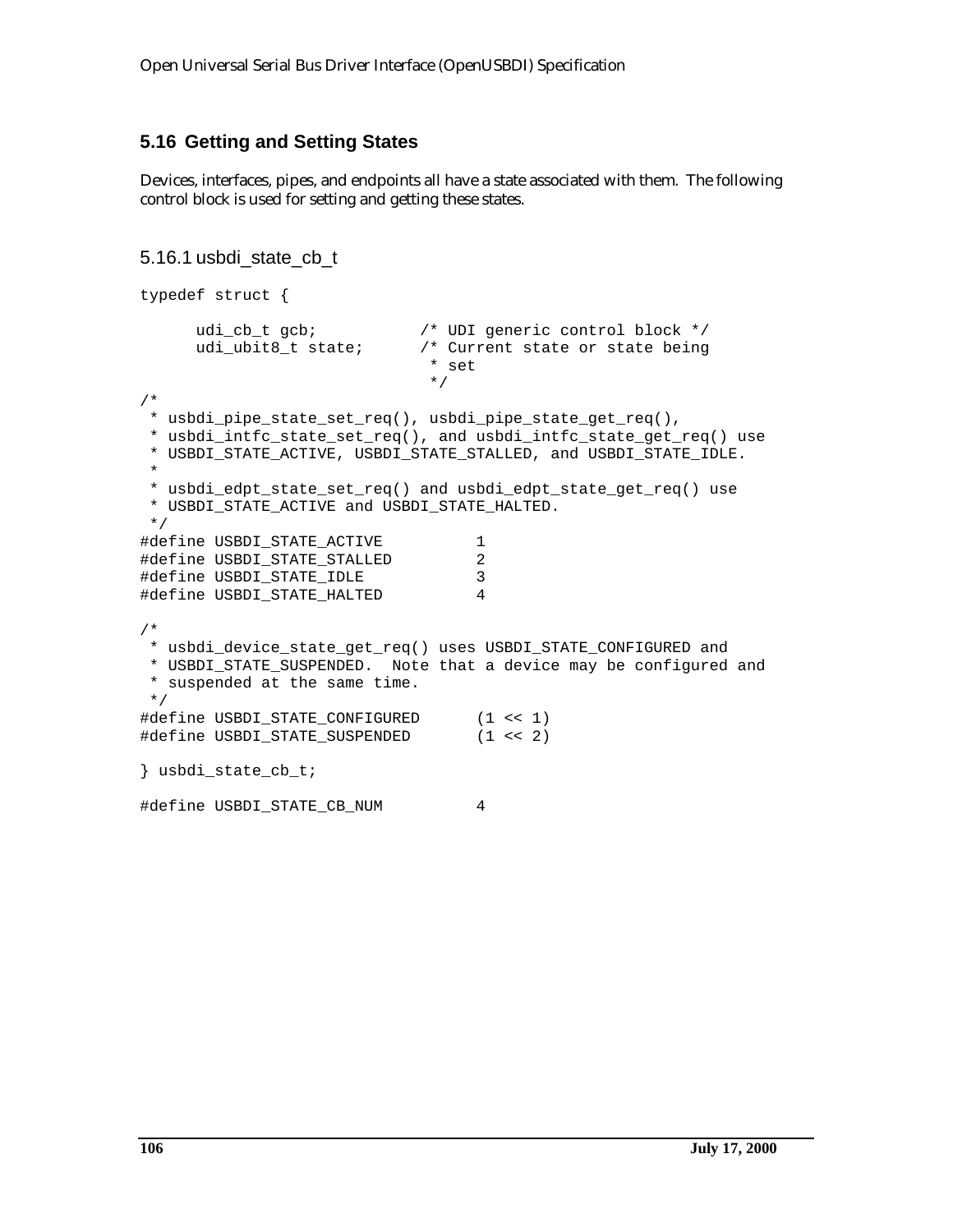## 5.16 Getting and Setting States

Devices, interfaces, pipes, and endpoints all have a state associated with them. The following control block is used for setting and getting these states.

### 5.16.1 usbdi_state_cb_t

```
typedef struct {

      udi_cb_t gcb;           /* UDI generic control block */
      udi_ubit8_t state;      /* Current state or state being
                               * set
                               */
/*
 * usbdi_pipe_state_set_req(), usbdi_pipe_state_get_req(),
 * usbdi_intfc_state_set_req(), and usbdi_intfc_state_get_req() use
 * USBDI_STATE_ACTIVE, USBDI_STATE_STALLED, and USBDI_STATE_IDLE.
 *
 * usbdi_edpt_state_set_req() and usbdi_edpt_state_get_req() use
 * USBDI_STATE_ACTIVE and USBDI_STATE_HALTED.
 */
#define USBDI_STATE_ACTIVE          1
#define USBDI_STATE_STALLED         2
#define USBDI_STATE_IDLE            3
#define USBDI_STATE_HALTED          4

/*
 * usbdi_device_state_get_req() uses USBDI_STATE_CONFIGURED and
 * USBDI_STATE_SUSPENDED.  Note that a device may be configured and
 * suspended at the same time.
 */
#define USBDI_STATE_CONFIGURED      (1 << 1)
#define USBDI_STATE_SUSPENDED       (1 << 2)

} usbdi_state_cb_t;

#define USBDI_STATE_CB_NUM          4
```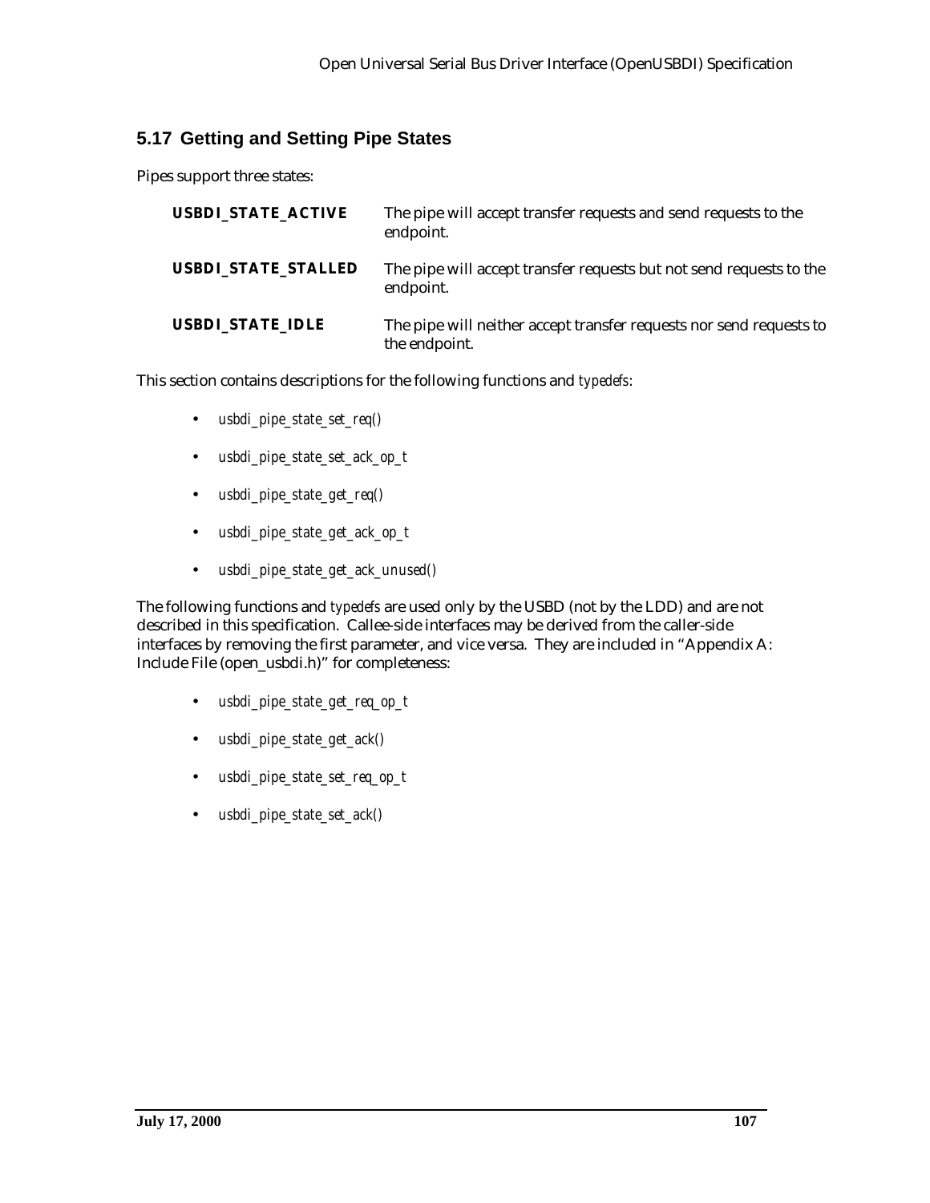## 5.17 Getting and Setting Pipe States

Pipes support three states:

| | |
|---|---|
| **USBDI_STATE_ACTIVE** | The pipe will accept transfer requests and send requests to the endpoint. |
| **USBDI_STATE_STALLED** | The pipe will accept transfer requests but not send requests to the endpoint. |
| **USBDI_STATE_IDLE** | The pipe will neither accept transfer requests nor send requests to the endpoint. |

This section contains descriptions for the following functions and *typedefs*:

- *usbdi_pipe_state_set_req()*
- *usbdi_pipe_state_set_ack_op_t*
- *usbdi_pipe_state_get_req()*
- *usbdi_pipe_state_get_ack_op_t*
- *usbdi_pipe_state_get_ack_unused()*

The following functions and *typedefs* are used only by the USBD (not by the LDD) and are not described in this specification. Callee-side interfaces may be derived from the caller-side interfaces by removing the first parameter, and vice versa. They are included in "Appendix A: Include File (open_usbdi.h)" for completeness:

- *usbdi_pipe_state_get_req_op_t*
- *usbdi_pipe_state_get_ack()*
- *usbdi_pipe_state_set_req_op_t*
- *usbdi_pipe_state_set_ack()*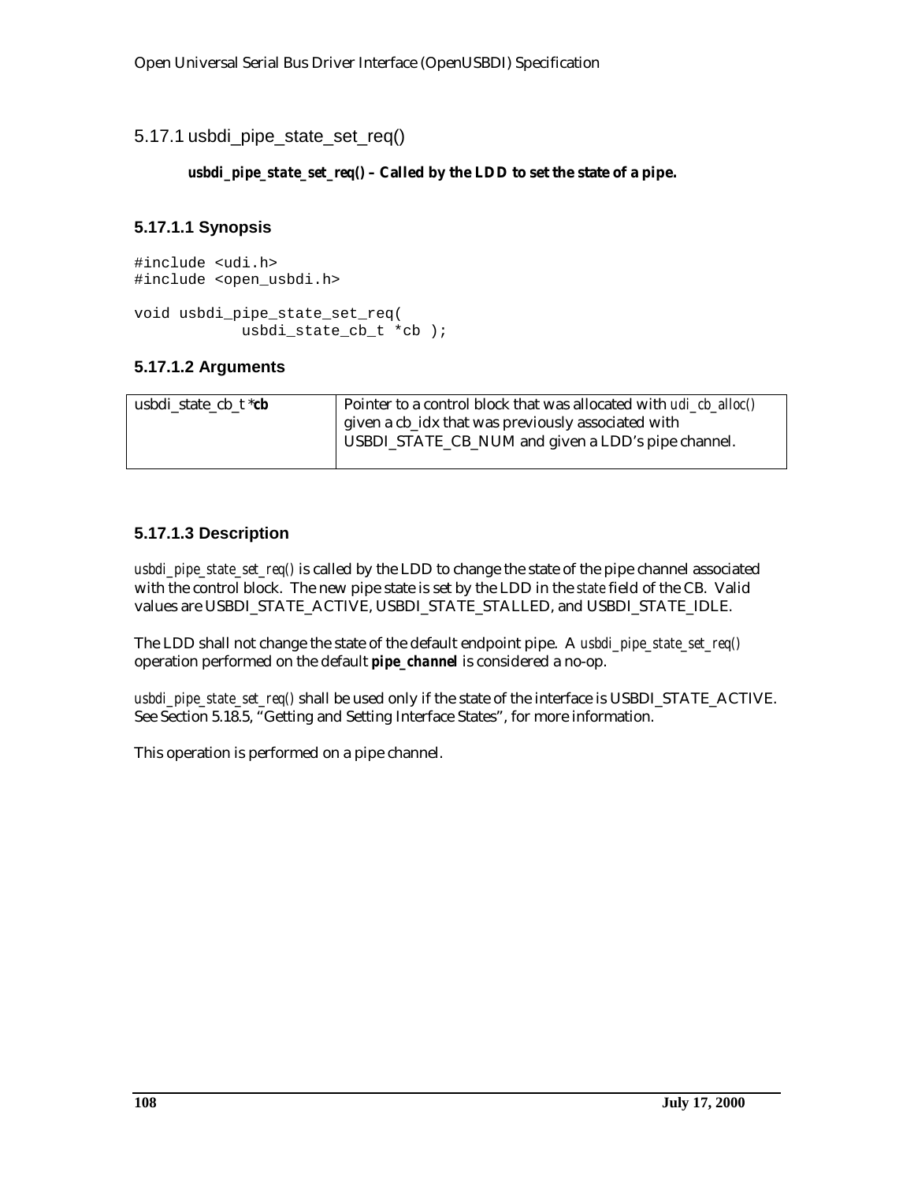### 5.17.1 usbdi_pipe_state_set_req()

***usbdi_pipe_state_set_req()* – Called by the LDD to set the state of a pipe.**

#### 5.17.1.1 Synopsis

```
#include <udi.h>
#include <open_usbdi.h>

void usbdi_pipe_state_set_req(
            usbdi_state_cb_t *cb );
```

#### 5.17.1.2 Arguments

| | |
|---|---|
| usbdi_state_cb_t ***cb** | Pointer to a control block that was allocated with *udi_cb_alloc()* given a cb_idx that was previously associated with USBDI_STATE_CB_NUM and given a LDD's pipe channel. |

#### 5.17.1.3 Description

*usbdi_pipe_state_set_req()* is called by the LDD to change the state of the pipe channel associated with the control block. The new pipe state is set by the LDD in the *state* field of the CB. Valid values are USBDI_STATE_ACTIVE, USBDI_STATE_STALLED, and USBDI_STATE_IDLE.

The LDD shall not change the state of the default endpoint pipe. A *usbdi_pipe_state_set_req()* operation performed on the default ***pipe_channel*** is considered a no-op.

*usbdi_pipe_state_set_req()* shall be used only if the state of the interface is USBDI_STATE_ACTIVE. See Section 5.18.5, "Getting and Setting Interface States", for more information.

This operation is performed on a pipe channel.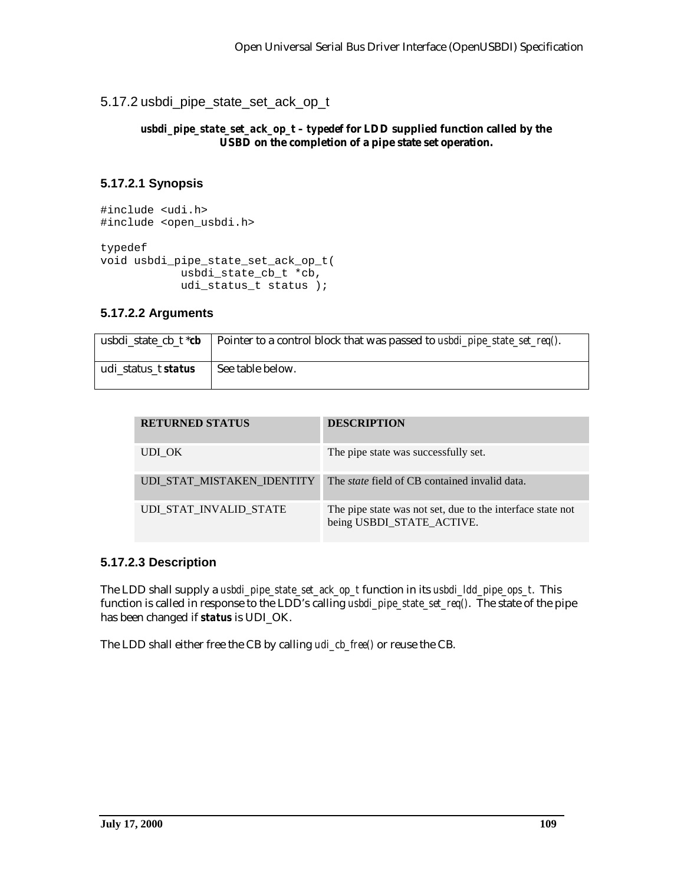## 5.17.2 usbdi_pipe_state_set_ack_op_t

***usbdi_pipe_state_set_ack_op_t* – typedef for LDD supplied function called by the USBD on the completion of a pipe state set operation.**

### 5.17.2.1 Synopsis

```
#include <udi.h>
#include <open_usbdi.h>

typedef
void usbdi_pipe_state_set_ack_op_t(
            usbdi_state_cb_t *cb,
            udi_status_t status );
```

### 5.17.2.2 Arguments

| | |
|---|---|
| usbdi_state_cb_t ***cb** | Pointer to a control block that was passed to *usbdi_pipe_state_set_req()*. |
| udi_status_t ***status*** | See table below. |

| RETURNED STATUS | DESCRIPTION |
|---|---|
| UDI_OK | The pipe state was successfully set. |
| UDI_STAT_MISTAKEN_IDENTITY | The *state* field of CB contained invalid data. |
| UDI_STAT_INVALID_STATE | The pipe state was not set, due to the interface state not being USBDI_STATE_ACTIVE. |

### 5.17.2.3 Description

The LDD shall supply a *usbdi_pipe_state_set_ack_op_t* function in its *usbdi_ldd_pipe_ops_t*. This function is called in response to the LDD's calling *usbdi_pipe_state_set_req()*. The state of the pipe has been changed if ***status*** is UDI_OK.

The LDD shall either free the CB by calling *udi_cb_free()* or reuse the CB.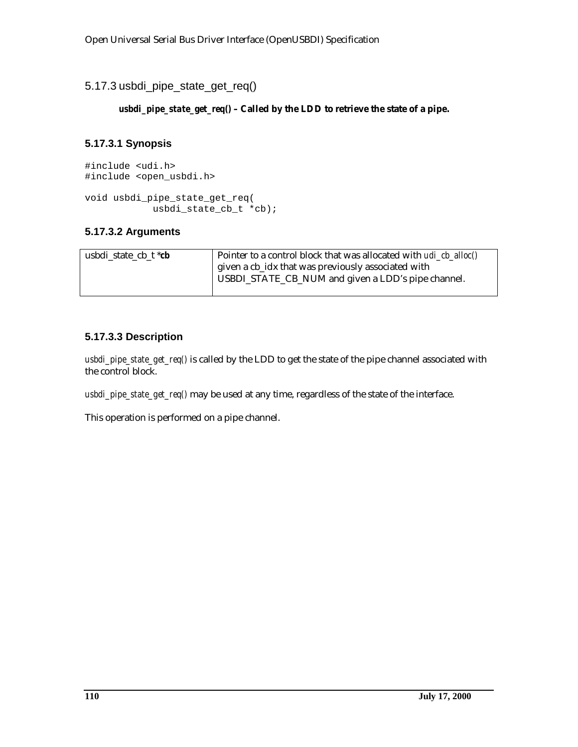## 5.17.3 usbdi_pipe_state_get_req()

***usbdi_pipe_state_get_req()* – Called by the LDD to retrieve the state of a pipe.**

### 5.17.3.1 Synopsis

```
#include <udi.h>
#include <open_usbdi.h>

void usbdi_pipe_state_get_req(
            usbdi_state_cb_t *cb);
```

### 5.17.3.2 Arguments

| | |
|---|---|
| usbdi_state_cb_t ***cb** | Pointer to a control block that was allocated with *udi_cb_alloc()* given a cb_idx that was previously associated with USBDI_STATE_CB_NUM and given a LDD's pipe channel. |

### 5.17.3.3 Description

*usbdi_pipe_state_get_req()* is called by the LDD to get the state of the pipe channel associated with the control block.

*usbdi_pipe_state_get_req()* may be used at any time, regardless of the state of the interface.

This operation is performed on a pipe channel.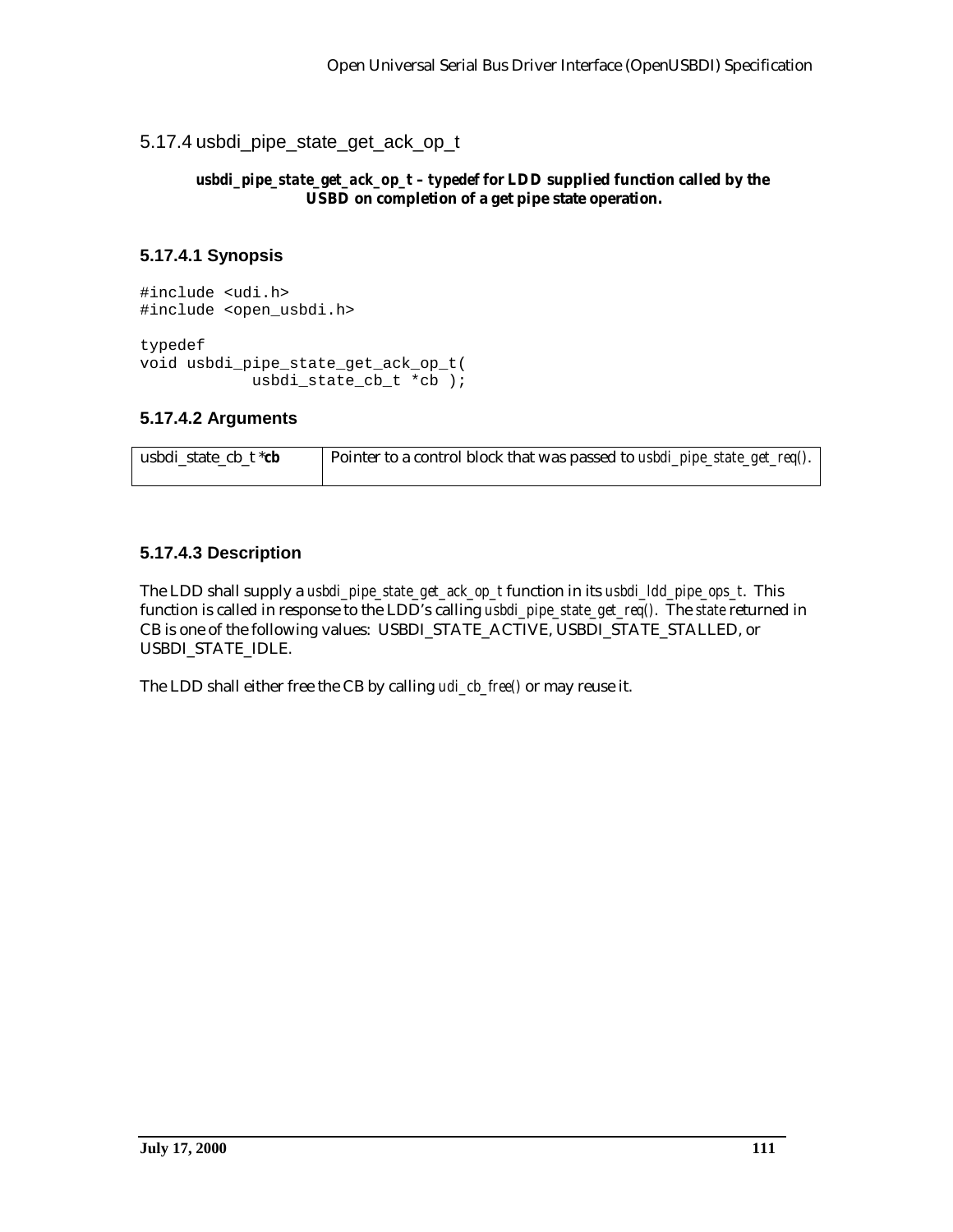## 5.17.4 usbdi_pipe_state_get_ack_op_t

***usbdi_pipe_state_get_ack_op_t* – typedef for LDD supplied function called by the USBD on completion of a get pipe state operation.**

### 5.17.4.1 Synopsis

```
#include <udi.h>
#include <open_usbdi.h>

typedef
void usbdi_pipe_state_get_ack_op_t(
            usbdi_state_cb_t *cb );
```

### 5.17.4.2 Arguments

| | |
|---|---|
| usbdi_state_cb_t ***cb** | Pointer to a control block that was passed to *usbdi_pipe_state_get_req()*. |

### 5.17.4.3 Description

The LDD shall supply a *usbdi_pipe_state_get_ack_op_t* function in its *usbdi_ldd_pipe_ops_t*. This function is called in response to the LDD's calling *usbdi_pipe_state_get_req()*. The *state* returned in CB is one of the following values: USBDI_STATE_ACTIVE, USBDI_STATE_STALLED, or USBDI_STATE_IDLE.

The LDD shall either free the CB by calling *udi_cb_free()* or may reuse it.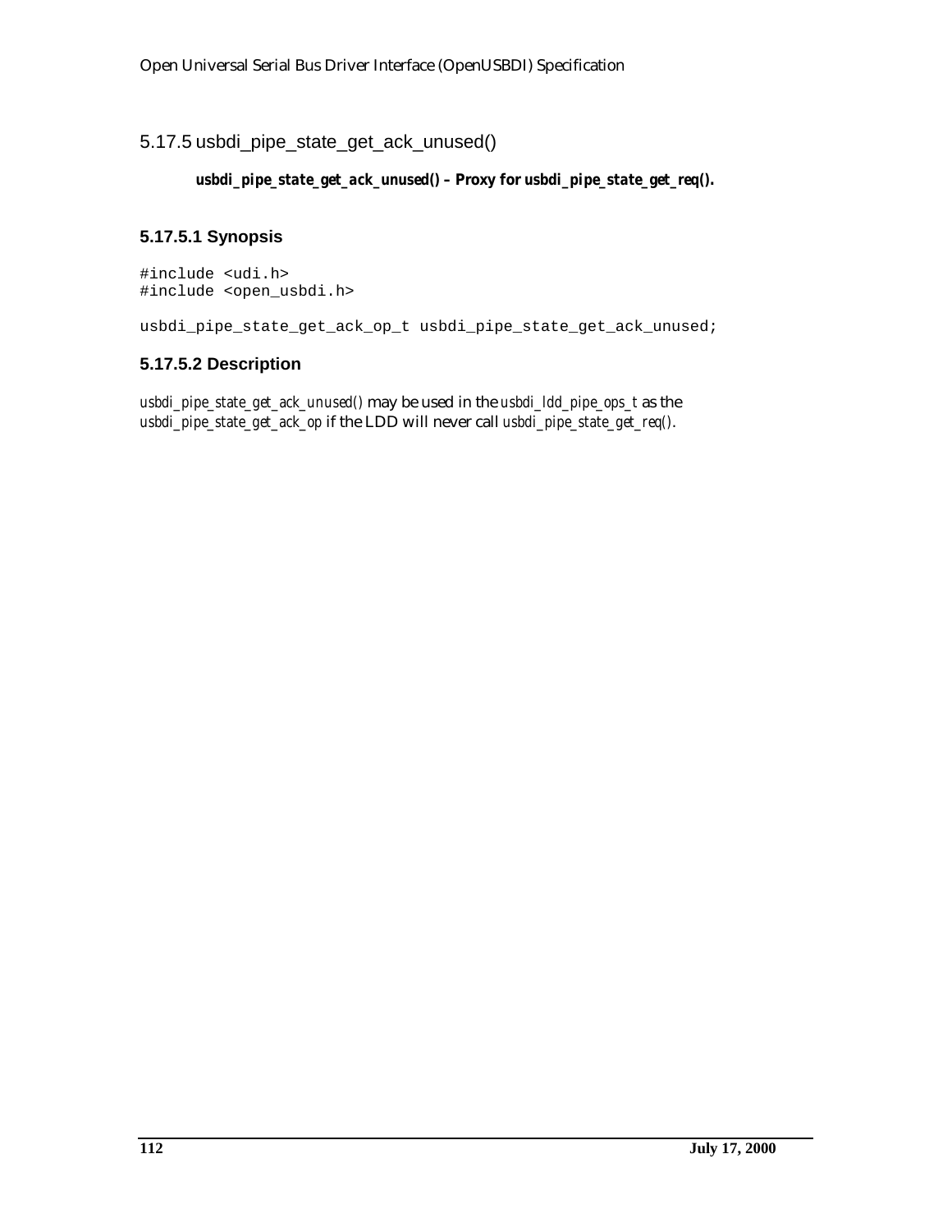### 5.17.5 usbdi_pipe_state_get_ack_unused()

**usbdi_pipe_state_get_ack_unused() – Proxy for usbdi_pipe_state_get_req().**

#### 5.17.5.1 Synopsis

```
#include <udi.h>
#include <open_usbdi.h>

usbdi_pipe_state_get_ack_op_t usbdi_pipe_state_get_ack_unused;
```

#### 5.17.5.2 Description

*usbdi_pipe_state_get_ack_unused()* may be used in the *usbdi_ldd_pipe_ops_t* as the *usbdi_pipe_state_get_ack_op* if the LDD will never call *usbdi_pipe_state_get_req()*.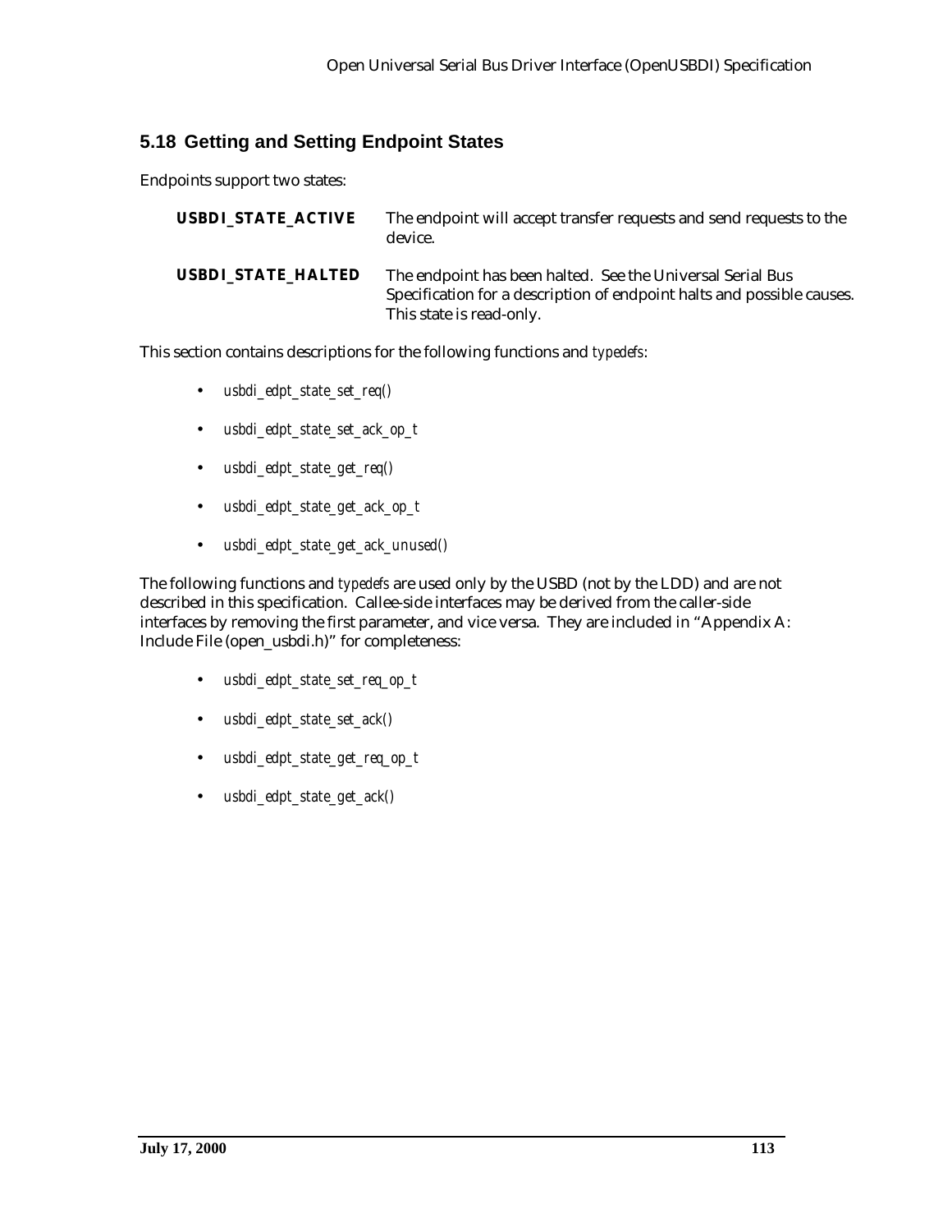## 5.18 Getting and Setting Endpoint States

Endpoints support two states:

| | |
|---|---|
| **USBDI_STATE_ACTIVE** | The endpoint will accept transfer requests and send requests to the device. |
| **USBDI_STATE_HALTED** | The endpoint has been halted. See the Universal Serial Bus Specification for a description of endpoint halts and possible causes. This state is read-only. |

This section contains descriptions for the following functions and *typedefs*:

- *usbdi_edpt_state_set_req()*
- *usbdi_edpt_state_set_ack_op_t*
- *usbdi_edpt_state_get_req()*
- *usbdi_edpt_state_get_ack_op_t*
- *usbdi_edpt_state_get_ack_unused()*

The following functions and *typedefs* are used only by the USBD (not by the LDD) and are not described in this specification. Callee-side interfaces may be derived from the caller-side interfaces by removing the first parameter, and vice versa. They are included in "Appendix A: Include File (open_usbdi.h)" for completeness:

- *usbdi_edpt_state_set_req_op_t*
- *usbdi_edpt_state_set_ack()*
- *usbdi_edpt_state_get_req_op_t*
- *usbdi_edpt_state_get_ack()*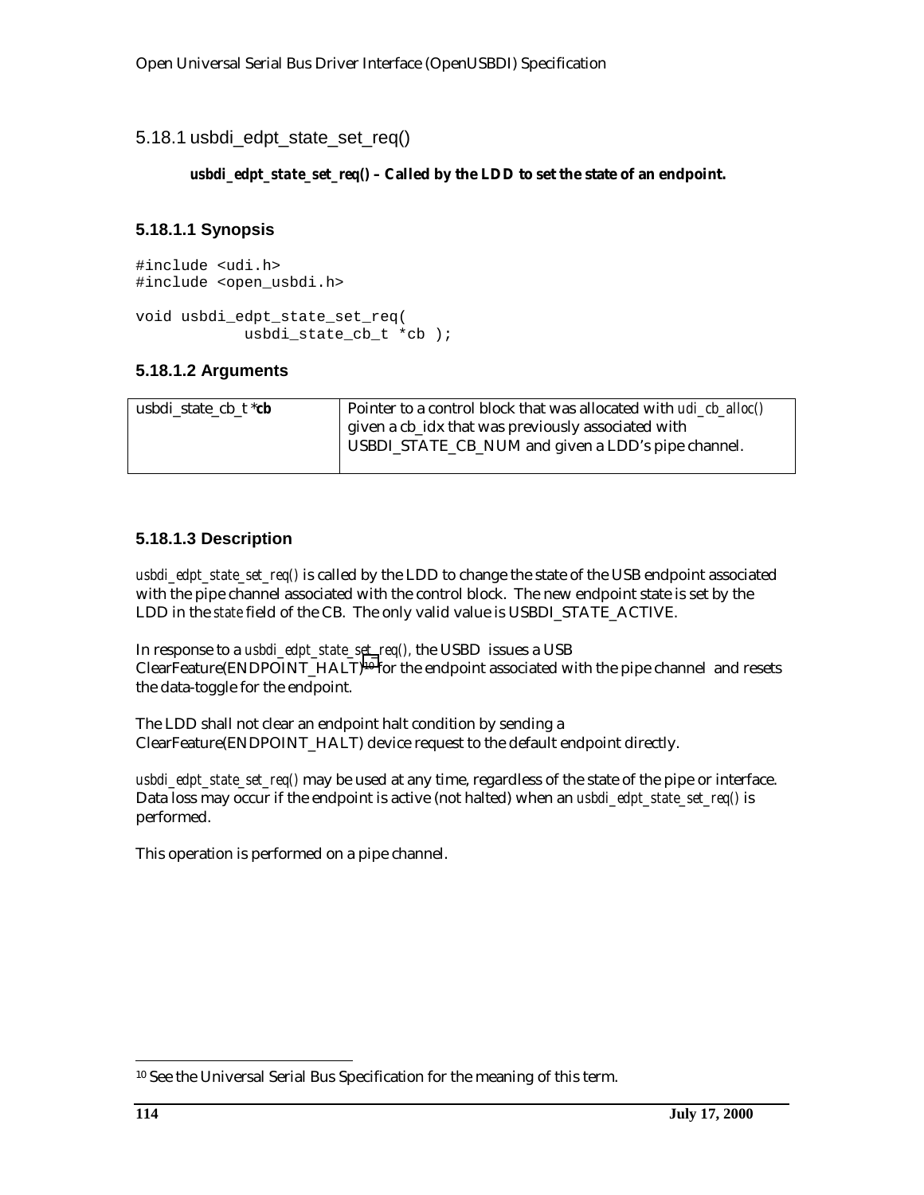## 5.18.1 usbdi_edpt_state_set_req()

***usbdi_edpt_state_set_req()* – Called by the LDD to set the state of an endpoint.**

### 5.18.1.1 Synopsis

```
#include <udi.h>
#include <open_usbdi.h>

void usbdi_edpt_state_set_req(
            usbdi_state_cb_t *cb );
```

### 5.18.1.2 Arguments

| | |
|---|---|
| usbdi_state_cb_t ***cb** | Pointer to a control block that was allocated with *udi_cb_alloc()* given a cb_idx that was previously associated with USBDI_STATE_CB_NUM and given a LDD's pipe channel. |

### 5.18.1.3 Description

*usbdi_edpt_state_set_req()* is called by the LDD to change the state of the USB endpoint associated with the pipe channel associated with the control block. The new endpoint state is set by the LDD in the *state* field of the CB. The only valid value is USBDI_STATE_ACTIVE.

In response to a *usbdi_edpt_state_set_req(),* the USBD issues a USB ClearFeature(ENDPOINT_HALT)[10] for the endpoint associated with the pipe channel and resets the data-toggle for the endpoint.

The LDD shall not clear an endpoint halt condition by sending a ClearFeature(ENDPOINT_HALT) device request to the default endpoint directly.

*usbdi_edpt_state_set_req()* may be used at any time, regardless of the state of the pipe or interface. Data loss may occur if the endpoint is active (not halted) when an *usbdi_edpt_state_set_req()* is performed.

This operation is performed on a pipe channel.

[10] See the Universal Serial Bus Specification for the meaning of this term.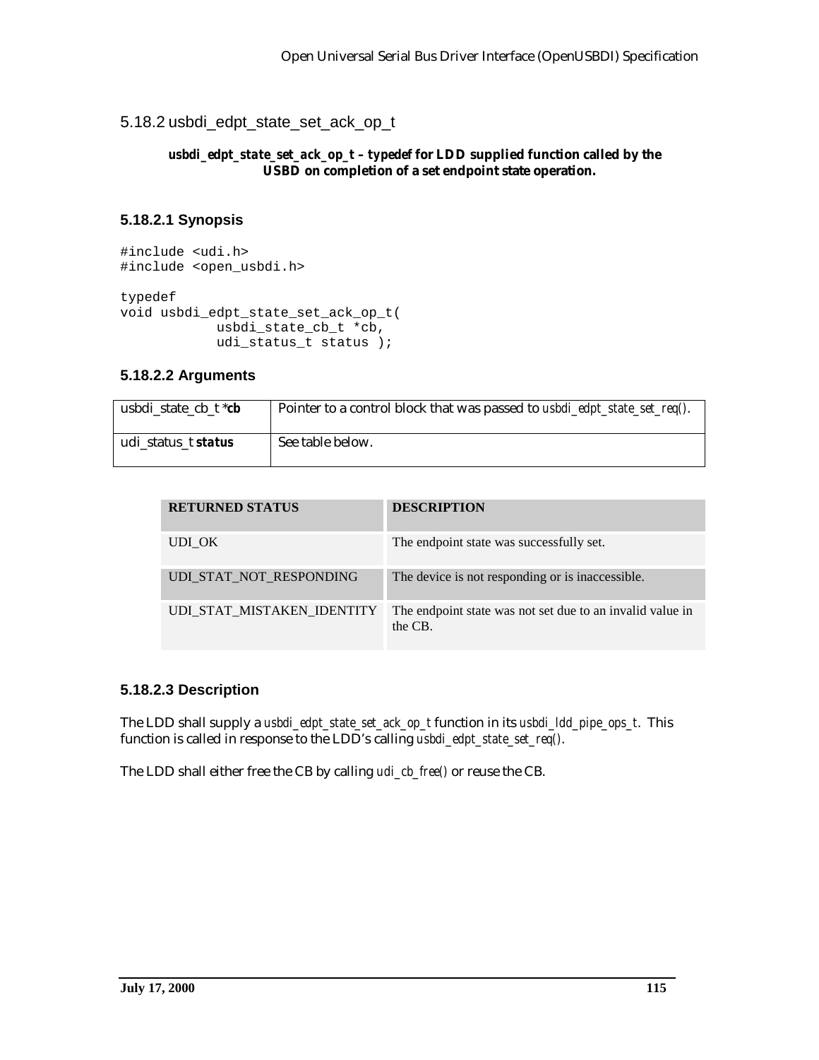## 5.18.2 usbdi_edpt_state_set_ack_op_t

***usbdi_edpt_state_set_ack_op_t – typedef for LDD supplied function called by the USBD on completion of a set endpoint state operation.***

### 5.18.2.1 Synopsis

```
#include <udi.h>
#include <open_usbdi.h>

typedef
void usbdi_edpt_state_set_ack_op_t(
            usbdi_state_cb_t *cb,
            udi_status_t status );
```

### 5.18.2.2 Arguments

| | |
|---|---|
| usbdi_state_cb_t ***cb** | Pointer to a control block that was passed to *usbdi_edpt_state_set_req()*. |
| udi_status_t ***status*** | See table below. |

| RETURNED STATUS | DESCRIPTION |
|---|---|
| UDI_OK | The endpoint state was successfully set. |
| UDI_STAT_NOT_RESPONDING | The device is not responding or is inaccessible. |
| UDI_STAT_MISTAKEN_IDENTITY | The endpoint state was not set due to an invalid value in the CB. |

### 5.18.2.3 Description

The LDD shall supply a *usbdi_edpt_state_set_ack_op_t* function in its *usbdi_ldd_pipe_ops_t*. This function is called in response to the LDD's calling *usbdi_edpt_state_set_req()*.

The LDD shall either free the CB by calling *udi_cb_free()* or reuse the CB.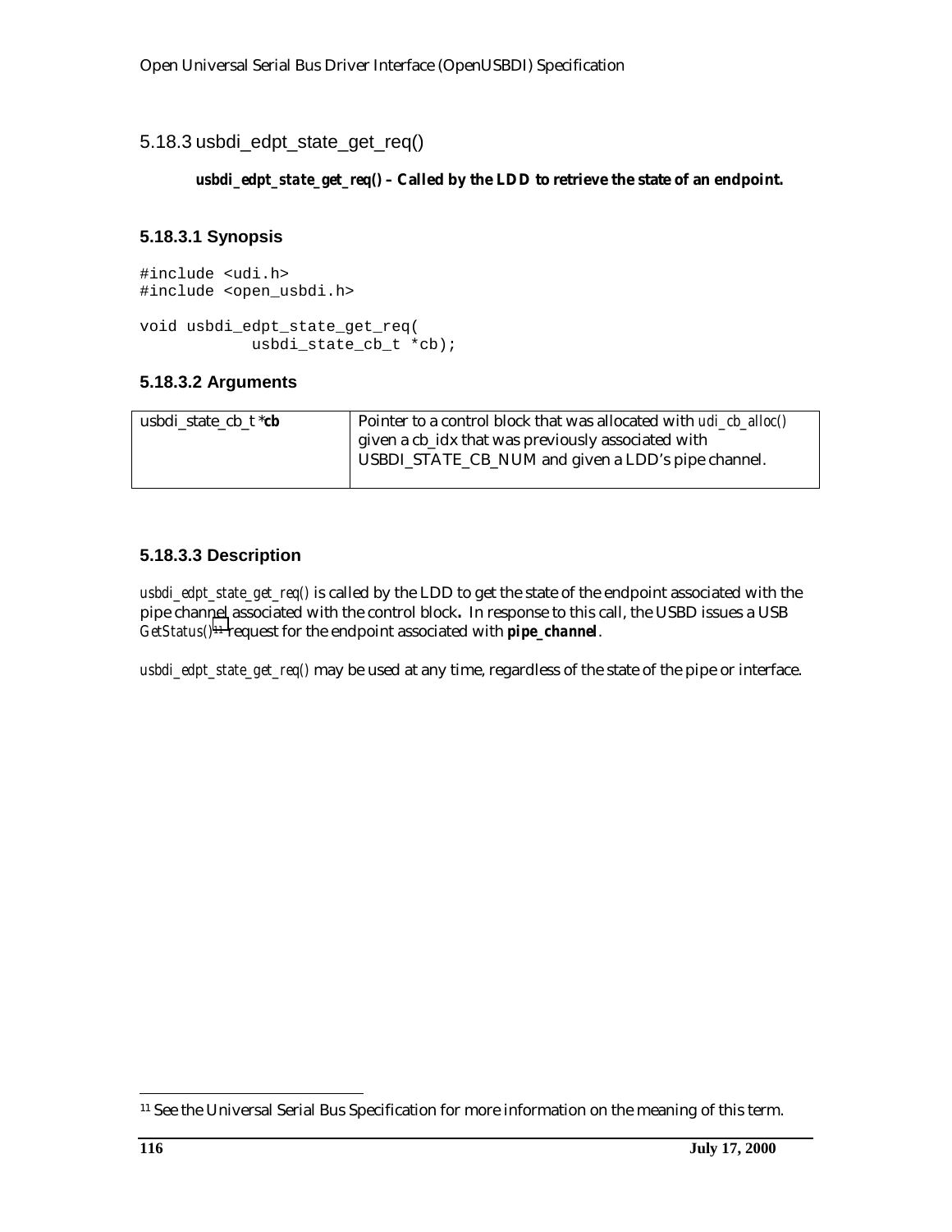## 5.18.3 usbdi_edpt_state_get_req()

***usbdi_edpt_state_get_req()* – Called by the LDD to retrieve the state of an endpoint.**

### 5.18.3.1 Synopsis

```
#include <udi.h>
#include <open_usbdi.h>

void usbdi_edpt_state_get_req(
            usbdi_state_cb_t *cb);
```

### 5.18.3.2 Arguments

| | |
|---|---|
| usbdi_state_cb_t ***cb** | Pointer to a control block that was allocated with *udi_cb_alloc()* given a cb_idx that was previously associated with USBDI_STATE_CB_NUM and given a LDD's pipe channel. |

### 5.18.3.3 Description

*usbdi_edpt_state_get_req()* is called by the LDD to get the state of the endpoint associated with the pipe channel associated with the control block**.** In response to this call, the USBD issues a USB *GetStatus()*[11] request for the endpoint associated with ***pipe_channel***.

*usbdi_edpt_state_get_req()* may be used at any time, regardless of the state of the pipe or interface.

---

[11] See the Universal Serial Bus Specification for more information on the meaning of this term.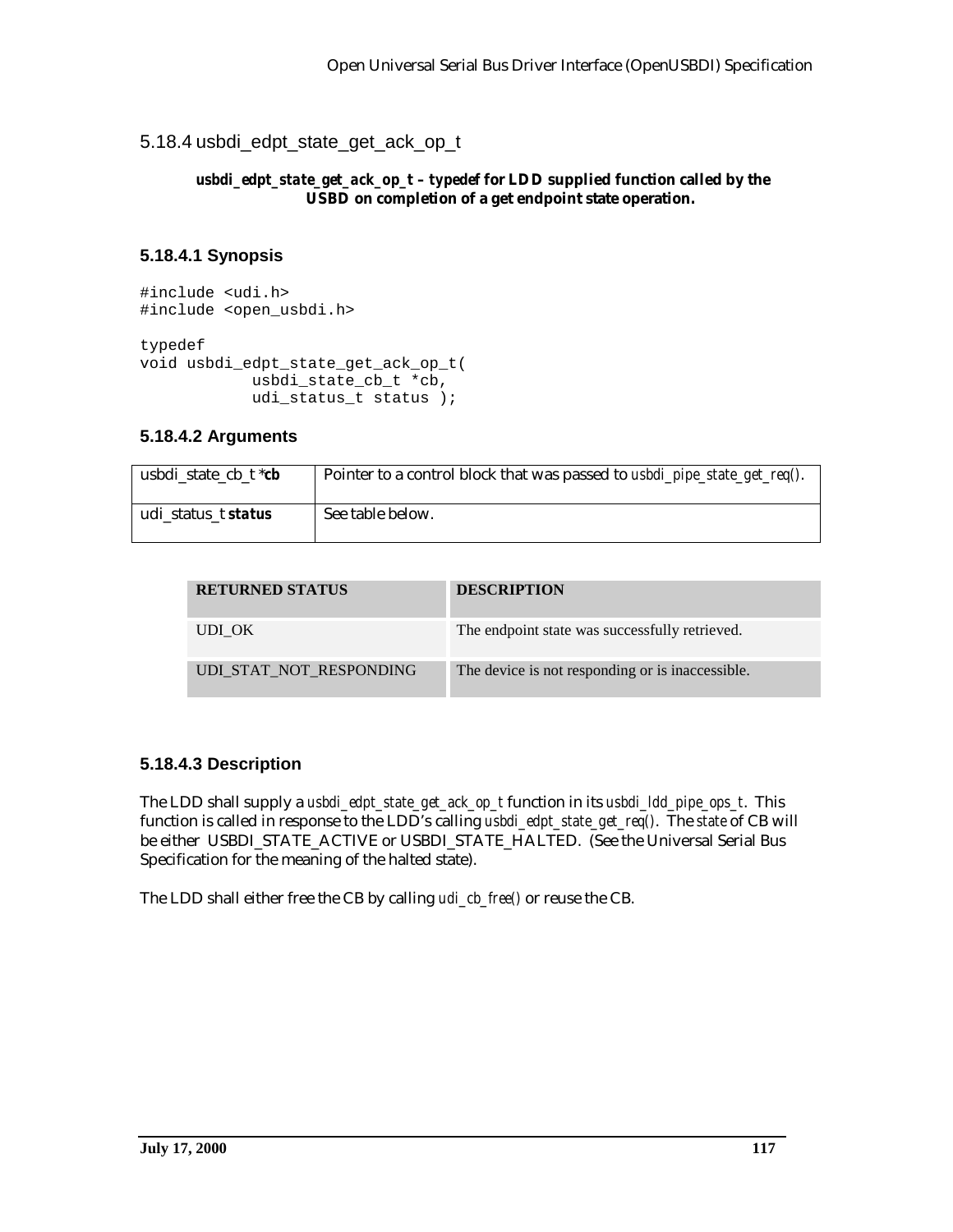## 5.18.4 usbdi_edpt_state_get_ack_op_t

***usbdi_edpt_state_get_ack_op_t* – typedef for LDD supplied function called by the USBD on completion of a get endpoint state operation.**

### 5.18.4.1 Synopsis

```
#include <udi.h>
#include <open_usbdi.h>

typedef
void usbdi_edpt_state_get_ack_op_t(
            usbdi_state_cb_t *cb,
            udi_status_t status );
```

### 5.18.4.2 Arguments

| | |
|---|---|
| usbdi_state_cb_t ***cb** | Pointer to a control block that was passed to *usbdi_pipe_state_get_req()*. |
| udi_status_t ***status*** | See table below. |

| RETURNED STATUS | DESCRIPTION |
|---|---|
| UDI_OK | The endpoint state was successfully retrieved. |
| UDI_STAT_NOT_RESPONDING | The device is not responding or is inaccessible. |

### 5.18.4.3 Description

The LDD shall supply a *usbdi_edpt_state_get_ack_op_t* function in its *usbdi_ldd_pipe_ops_t*. This function is called in response to the LDD's calling *usbdi_edpt_state_get_req()*. The *state* of CB will be either USBDI_STATE_ACTIVE or USBDI_STATE_HALTED. (See the Universal Serial Bus Specification for the meaning of the halted state).

The LDD shall either free the CB by calling *udi_cb_free()* or reuse the CB.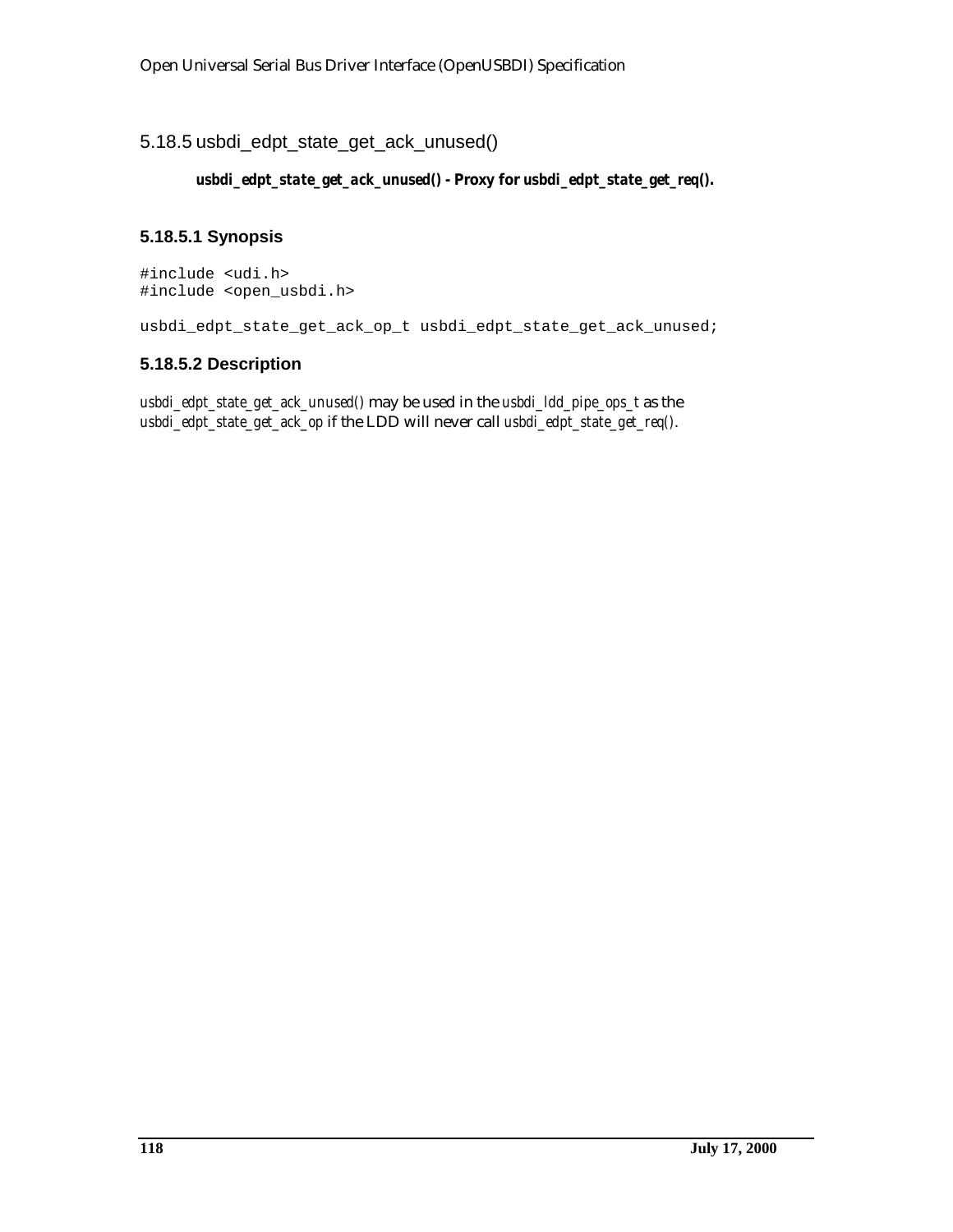## 5.18.5 usbdi_edpt_state_get_ack_unused()

***usbdi_edpt_state_get_ack_unused() - Proxy for usbdi_edpt_state_get_req().***

### 5.18.5.1 Synopsis

```
#include <udi.h>
#include <open_usbdi.h>

usbdi_edpt_state_get_ack_op_t usbdi_edpt_state_get_ack_unused;
```

### 5.18.5.2 Description

*usbdi_edpt_state_get_ack_unused()* may be used in the *usbdi_ldd_pipe_ops_t* as the *usbdi_edpt_state_get_ack_op* if the LDD will never call *usbdi_edpt_state_get_req()*.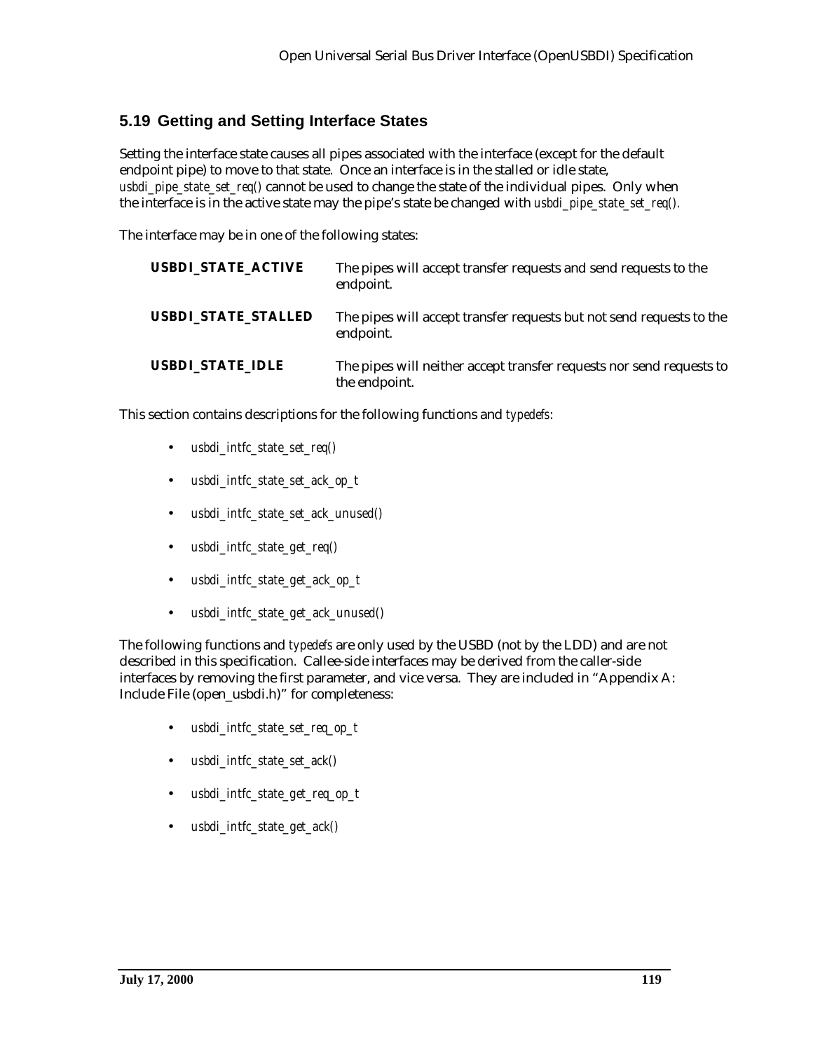## 5.19 Getting and Setting Interface States

Setting the interface state causes all pipes associated with the interface (except for the default endpoint pipe) to move to that state. Once an interface is in the stalled or idle state, *usbdi_pipe_state_set_req()* cannot be used to change the state of the individual pipes. Only when the interface is in the active state may the pipe's state be changed with *usbdi_pipe_state_set_req()*.

The interface may be in one of the following states:

| | |
|---|---|
| **USBDI_STATE_ACTIVE** | The pipes will accept transfer requests and send requests to the endpoint. |
| **USBDI_STATE_STALLED** | The pipes will accept transfer requests but not send requests to the endpoint. |
| **USBDI_STATE_IDLE** | The pipes will neither accept transfer requests nor send requests to the endpoint. |

This section contains descriptions for the following functions and *typedefs*:

- *usbdi_intfc_state_set_req()*
- *usbdi_intfc_state_set_ack_op_t*
- *usbdi_intfc_state_set_ack_unused()*
- *usbdi_intfc_state_get_req()*
- *usbdi_intfc_state_get_ack_op_t*
- *usbdi_intfc_state_get_ack_unused()*

The following functions and *typedefs* are only used by the USBD (not by the LDD) and are not described in this specification. Callee-side interfaces may be derived from the caller-side interfaces by removing the first parameter, and vice versa. They are included in "Appendix A: Include File (open_usbdi.h)" for completeness:

- *usbdi_intfc_state_set_req_op_t*
- *usbdi_intfc_state_set_ack()*
- *usbdi_intfc_state_get_req_op_t*
- *usbdi_intfc_state_get_ack()*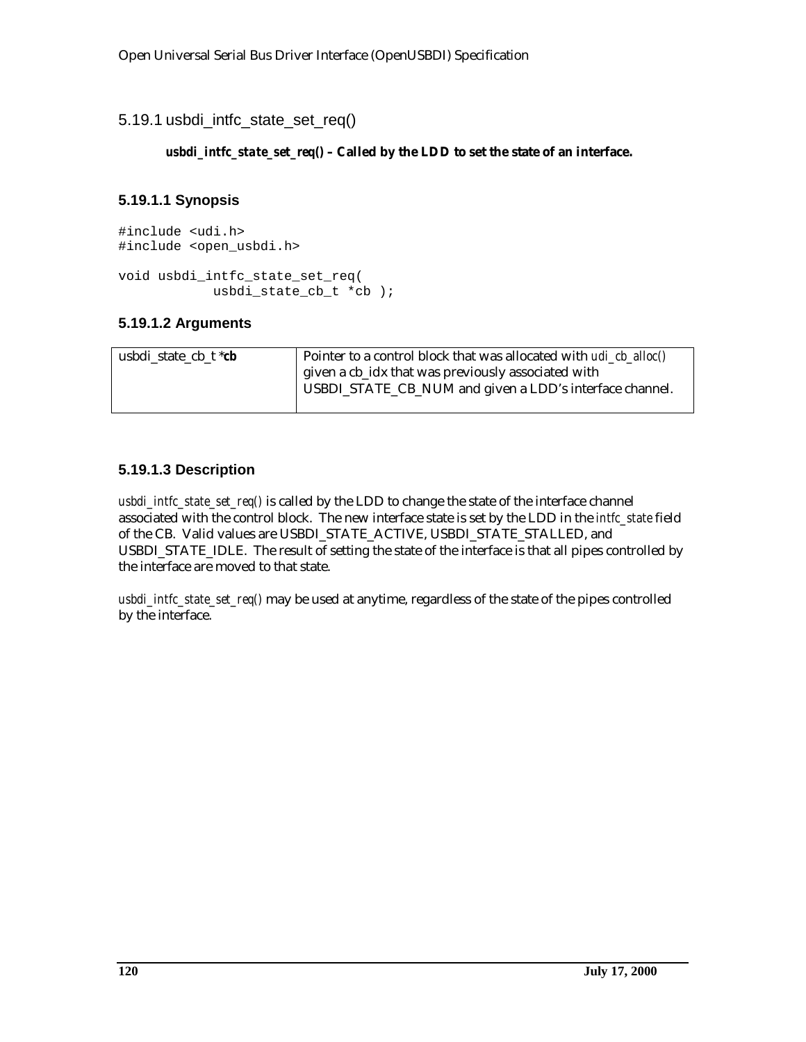## 5.19.1 usbdi_intfc_state_set_req()

***usbdi_intfc_state_set_req()* – Called by the LDD to set the state of an interface.**

### 5.19.1.1 Synopsis

```
#include <udi.h>
#include <open_usbdi.h>

void usbdi_intfc_state_set_req(
            usbdi_state_cb_t *cb );
```

### 5.19.1.2 Arguments

| | |
|---|---|
| usbdi_state_cb_t ***cb** | Pointer to a control block that was allocated with *udi_cb_alloc()* given a cb_idx that was previously associated with USBDI_STATE_CB_NUM and given a LDD's interface channel. |

### 5.19.1.3 Description

*usbdi_intfc_state_set_req()* is called by the LDD to change the state of the interface channel associated with the control block. The new interface state is set by the LDD in the *intfc_state* field of the CB. Valid values are USBDI_STATE_ACTIVE, USBDI_STATE_STALLED, and USBDI_STATE_IDLE. The result of setting the state of the interface is that all pipes controlled by the interface are moved to that state.

*usbdi_intfc_state_set_req()* may be used at anytime, regardless of the state of the pipes controlled by the interface.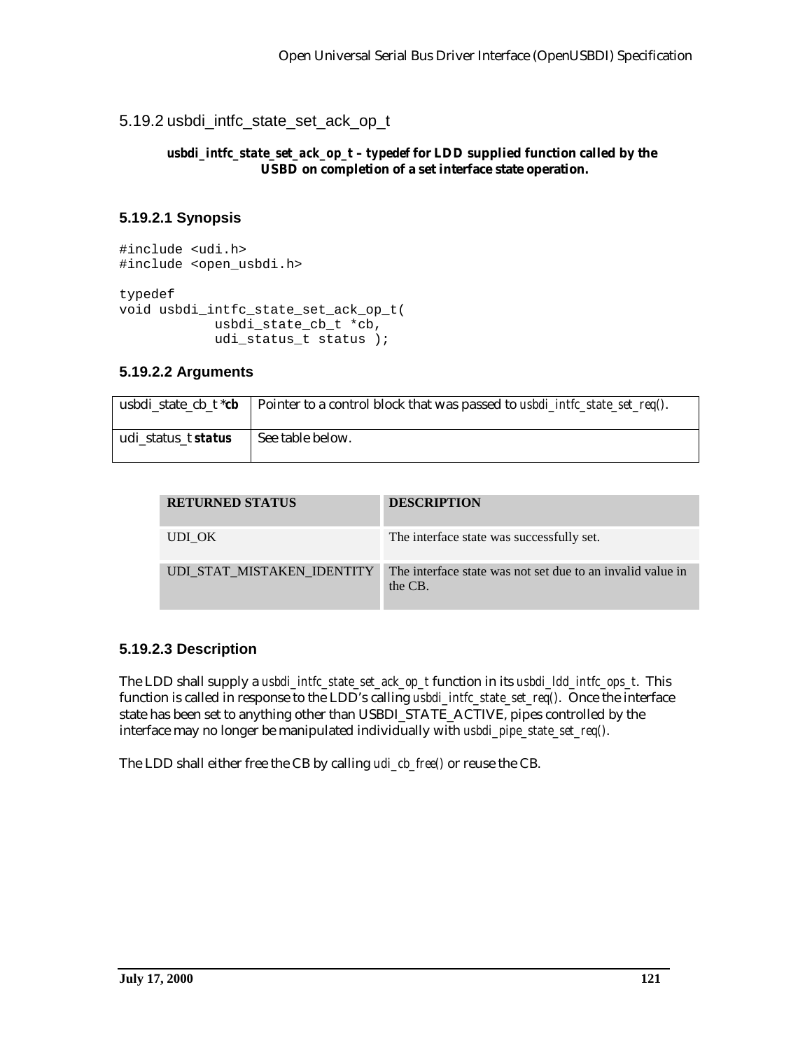## 5.19.2 usbdi_intfc_state_set_ack_op_t

***usbdi_intfc_state_set_ack_op_t* – typedef for LDD supplied function called by the USBD on completion of a set interface state operation.**

### 5.19.2.1 Synopsis

```
#include <udi.h>
#include <open_usbdi.h>

typedef
void usbdi_intfc_state_set_ack_op_t(
            usbdi_state_cb_t *cb,
            udi_status_t status );
```

### 5.19.2.2 Arguments

| | |
|---|---|
| usbdi_state_cb_t ***cb** | Pointer to a control block that was passed to *usbdi_intfc_state_set_req()*. |
| udi_status_t ***status*** | See table below. |

| RETURNED STATUS | DESCRIPTION |
|---|---|
| UDI_OK | The interface state was successfully set. |
| UDI_STAT_MISTAKEN_IDENTITY | The interface state was not set due to an invalid value in the CB. |

### 5.19.2.3 Description

The LDD shall supply a *usbdi_intfc_state_set_ack_op_t* function in its *usbdi_ldd_intfc_ops_t*. This function is called in response to the LDD's calling *usbdi_intfc_state_set_req()*. Once the interface state has been set to anything other than USBDI_STATE_ACTIVE, pipes controlled by the interface may no longer be manipulated individually with *usbdi_pipe_state_set_req()*.

The LDD shall either free the CB by calling *udi_cb_free()* or reuse the CB.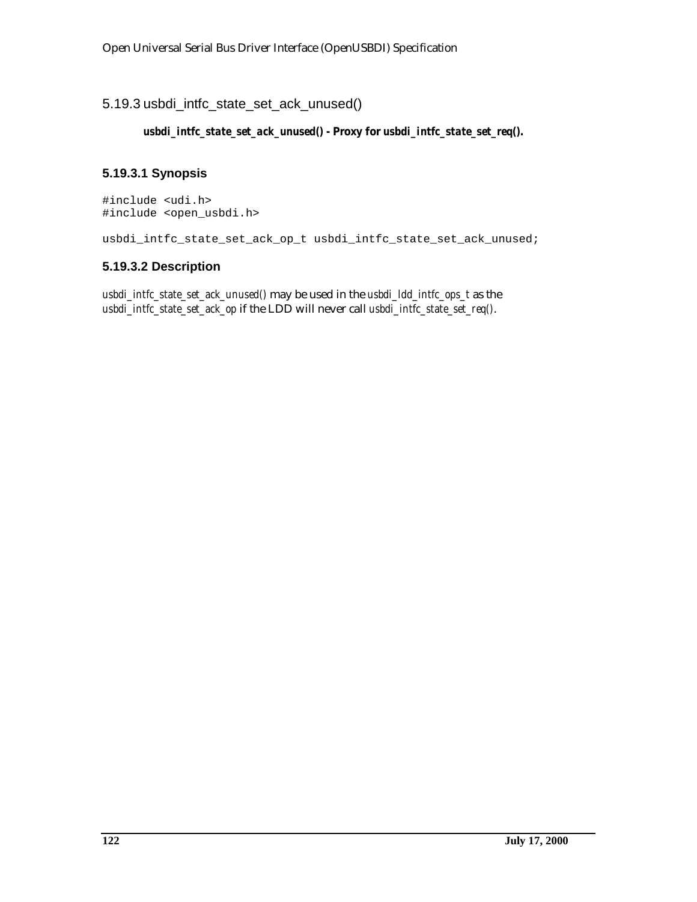## 5.19.3 usbdi_intfc_state_set_ack_unused()

***usbdi_intfc_state_set_ack_unused() - Proxy for usbdi_intfc_state_set_req().***

### 5.19.3.1 Synopsis

```
#include <udi.h>
#include <open_usbdi.h>

usbdi_intfc_state_set_ack_op_t usbdi_intfc_state_set_ack_unused;
```

### 5.19.3.2 Description

*usbdi_intfc_state_set_ack_unused()* may be used in the *usbdi_ldd_intfc_ops_t* as the *usbdi_intfc_state_set_ack_op* if the LDD will never call *usbdi_intfc_state_set_req()*.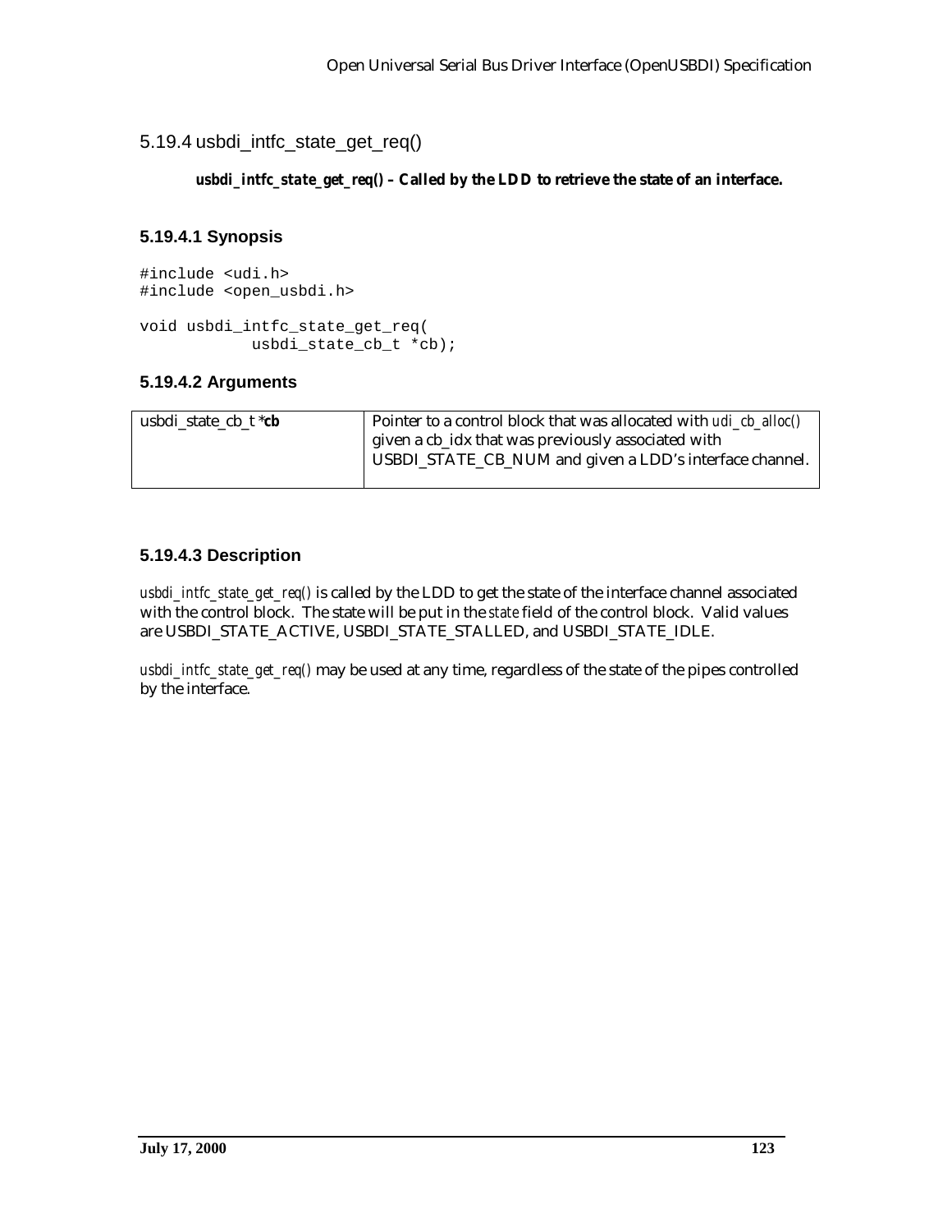## 5.19.4 usbdi_intfc_state_get_req()

**_usbdi_intfc_state_get_req()_ – Called by the LDD to retrieve the state of an interface.**

### 5.19.4.1 Synopsis

```
#include <udi.h>
#include <open_usbdi.h>

void usbdi_intfc_state_get_req(
            usbdi_state_cb_t *cb);
```

### 5.19.4.2 Arguments

| | |
|---|---|
| usbdi_state_cb_t ***cb** | Pointer to a control block that was allocated with *udi_cb_alloc()* given a cb_idx that was previously associated with USBDI_STATE_CB_NUM and given a LDD's interface channel. |

### 5.19.4.3 Description

*usbdi_intfc_state_get_req()* is called by the LDD to get the state of the interface channel associated with the control block. The state will be put in the *state* field of the control block. Valid values are USBDI_STATE_ACTIVE, USBDI_STATE_STALLED, and USBDI_STATE_IDLE.

*usbdi_intfc_state_get_req()* may be used at any time, regardless of the state of the pipes controlled by the interface.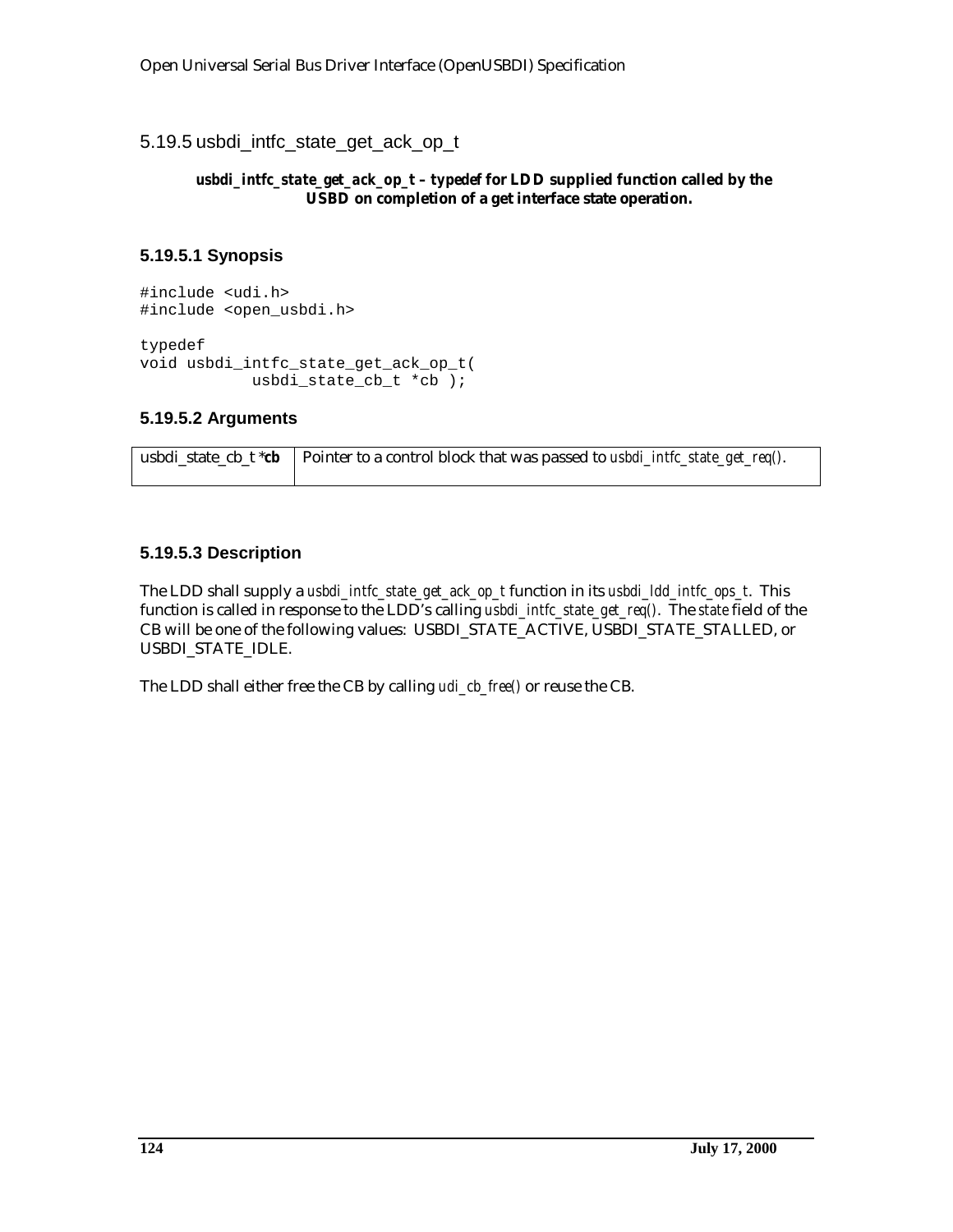## 5.19.5 usbdi_intfc_state_get_ack_op_t

***usbdi_intfc_state_get_ack_op_t* – typedef for LDD supplied function called by the USBD on completion of a get interface state operation.**

### 5.19.5.1 Synopsis

```
#include <udi.h>
#include <open_usbdi.h>

typedef
void usbdi_intfc_state_get_ack_op_t(
            usbdi_state_cb_t *cb );
```

### 5.19.5.2 Arguments

| | |
|---|---|
| usbdi_state_cb_t ***cb** | Pointer to a control block that was passed to *usbdi_intfc_state_get_req()*. |

### 5.19.5.3 Description

The LDD shall supply a *usbdi_intfc_state_get_ack_op_t* function in its *usbdi_ldd_intfc_ops_t*. This function is called in response to the LDD's calling *usbdi_intfc_state_get_req()*. The *state* field of the CB will be one of the following values: USBDI_STATE_ACTIVE, USBDI_STATE_STALLED, or USBDI_STATE_IDLE.

The LDD shall either free the CB by calling *udi_cb_free()* or reuse the CB.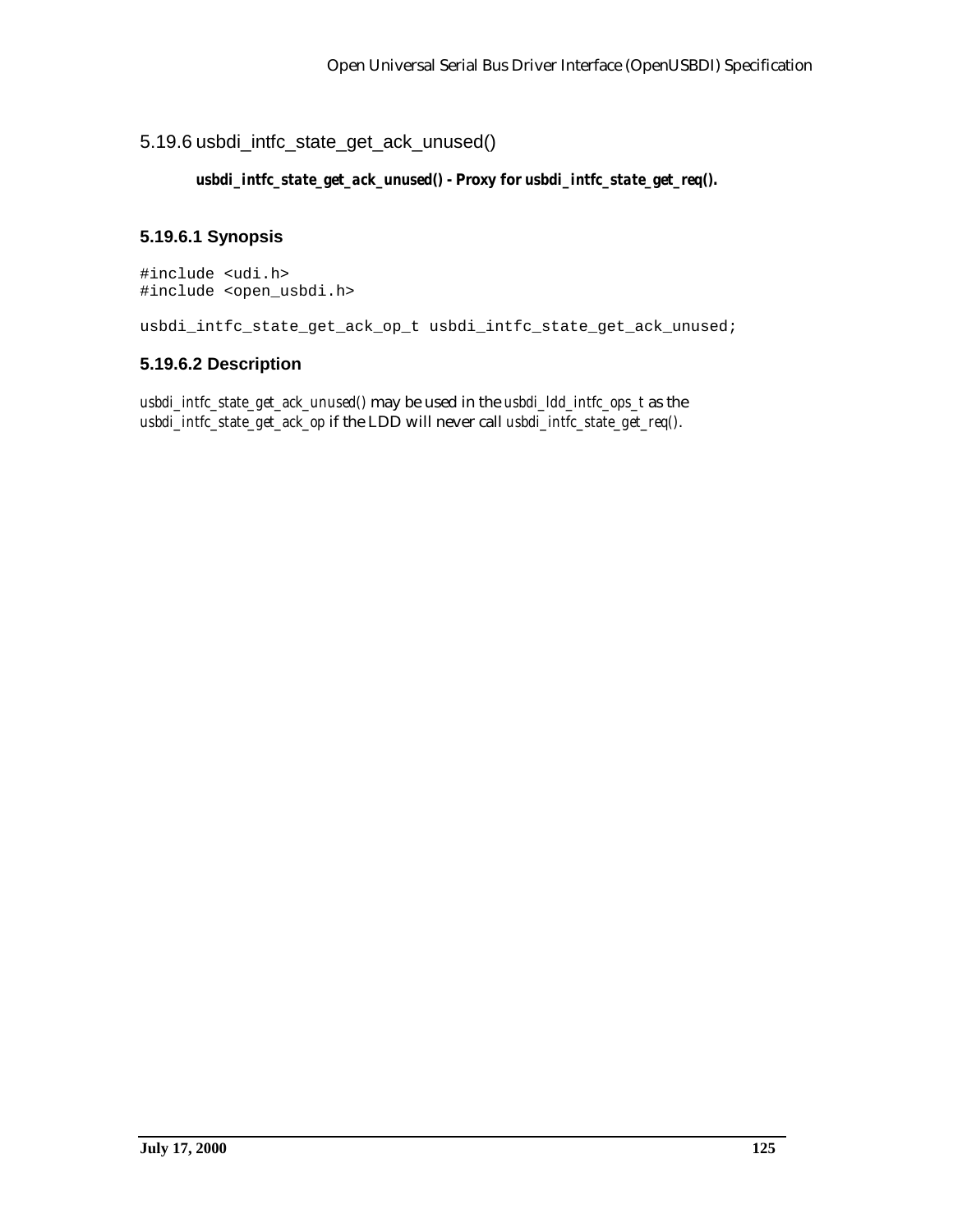### 5.19.6 usbdi_intfc_state_get_ack_unused()

***usbdi_intfc_state_get_ack_unused() - Proxy for usbdi_intfc_state_get_req().***

#### 5.19.6.1 Synopsis

```
#include <udi.h>
#include <open_usbdi.h>

usbdi_intfc_state_get_ack_op_t usbdi_intfc_state_get_ack_unused;
```

#### 5.19.6.2 Description

*usbdi_intfc_state_get_ack_unused()* may be used in the *usbdi_ldd_intfc_ops_t* as the *usbdi_intfc_state_get_ack_op* if the LDD will never call *usbdi_intfc_state_get_req()*.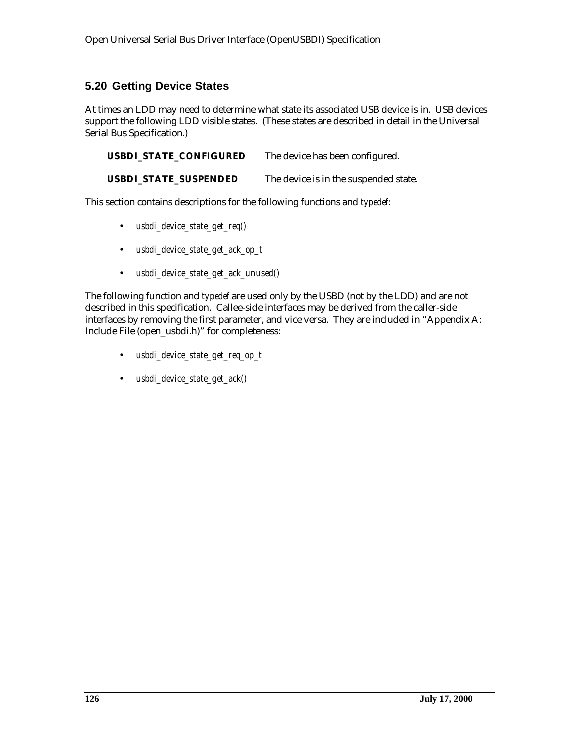## 5.20 Getting Device States

At times an LDD may need to determine what state its associated USB device is in. USB devices support the following LDD visible states. (These states are described in detail in the Universal Serial Bus Specification.)

| | |
|---|---|
| **USBDI_STATE_CONFIGURED** | The device has been configured. |
| **USBDI_STATE_SUSPENDED** | The device is in the suspended state. |

This section contains descriptions for the following functions and *typedef*:

- *usbdi_device_state_get_req()*
- *usbdi_device_state_get_ack_op_t*
- *usbdi_device_state_get_ack_unused()*

The following function and *typedef* are used only by the USBD (not by the LDD) and are not described in this specification. Callee-side interfaces may be derived from the caller-side interfaces by removing the first parameter, and vice versa. They are included in "Appendix A: Include File (open_usbdi.h)" for completeness:

- *usbdi_device_state_get_req_op_t*
- *usbdi_device_state_get_ack()*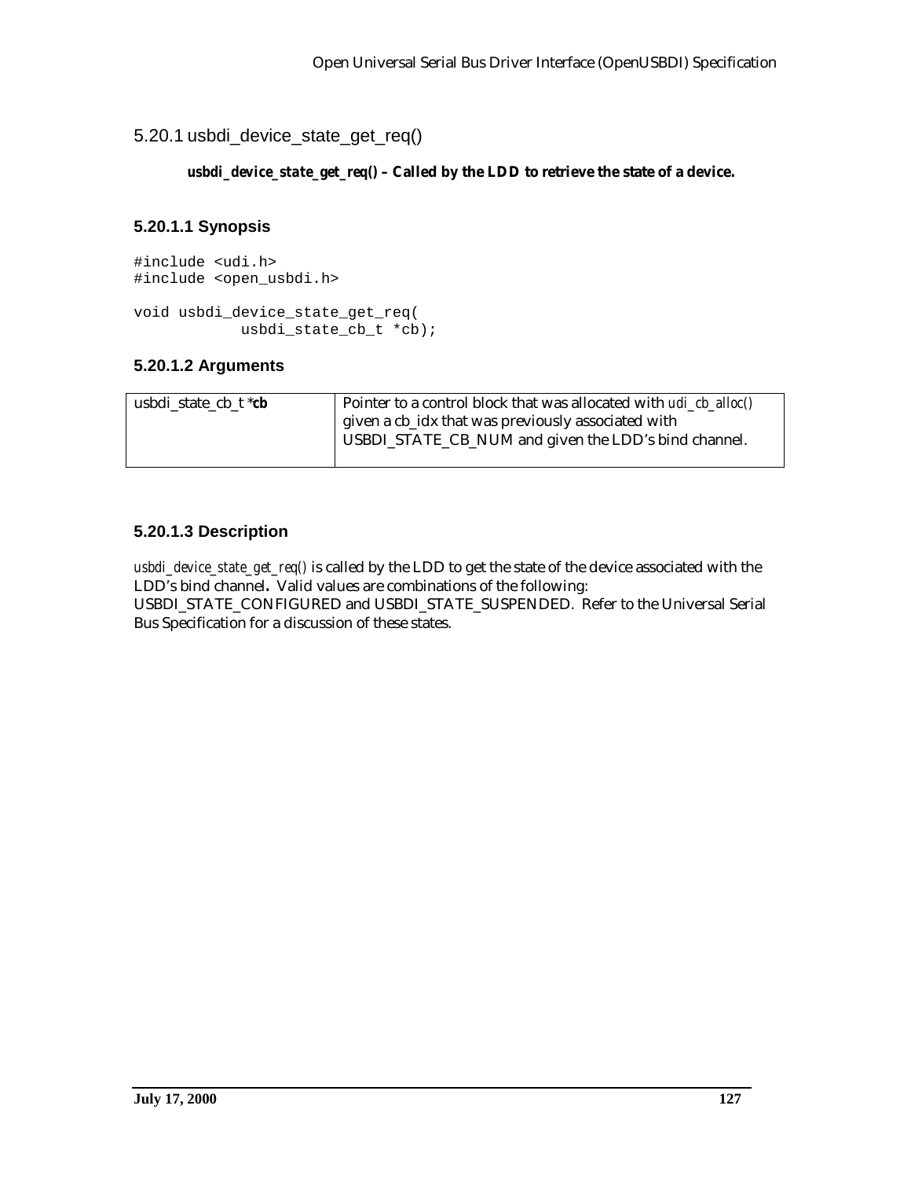## 5.20.1 usbdi_device_state_get_req()

***usbdi_device_state_get_req()* – Called by the LDD to retrieve the state of a device.**

### 5.20.1.1 Synopsis

```
#include <udi.h>
#include <open_usbdi.h>

void usbdi_device_state_get_req(
            usbdi_state_cb_t *cb);
```

### 5.20.1.2 Arguments

| | |
|---|---|
| usbdi_state_cb_t ***cb** | Pointer to a control block that was allocated with *udi_cb_alloc()* given a cb_idx that was previously associated with USBDI_STATE_CB_NUM and given the LDD's bind channel. |

### 5.20.1.3 Description

*usbdi_device_state_get_req()* is called by the LDD to get the state of the device associated with the LDD's bind channel**.** Valid values are combinations of the following: USBDI_STATE_CONFIGURED and USBDI_STATE_SUSPENDED. Refer to the Universal Serial Bus Specification for a discussion of these states.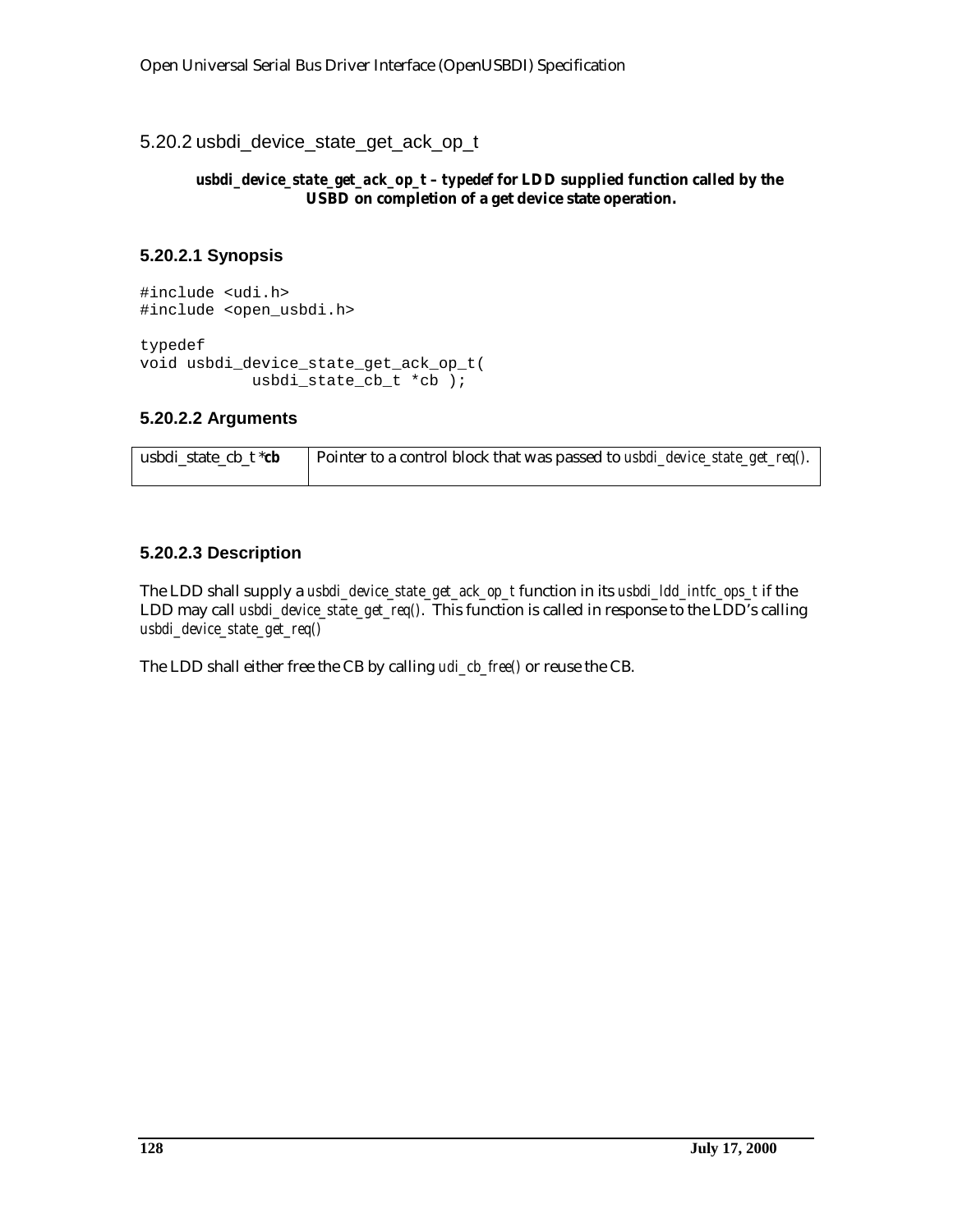## 5.20.2 usbdi_device_state_get_ack_op_t

**usbdi_device_state_get_ack_op_t – typedef for LDD supplied function called by the USBD on completion of a get device state operation.**

### 5.20.2.1 Synopsis

```
#include <udi.h>
#include <open_usbdi.h>

typedef
void usbdi_device_state_get_ack_op_t(
            usbdi_state_cb_t *cb );
```

### 5.20.2.2 Arguments

| | |
|---|---|
| usbdi_state_cb_t ***cb** | Pointer to a control block that was passed to *usbdi_device_state_get_req()*. |

### 5.20.2.3 Description

The LDD shall supply a *usbdi_device_state_get_ack_op_t* function in its *usbdi_ldd_intfc_ops_t* if the LDD may call *usbdi_device_state_get_req()*. This function is called in response to the LDD's calling *usbdi_device_state_get_req()*

The LDD shall either free the CB by calling *udi_cb_free()* or reuse the CB.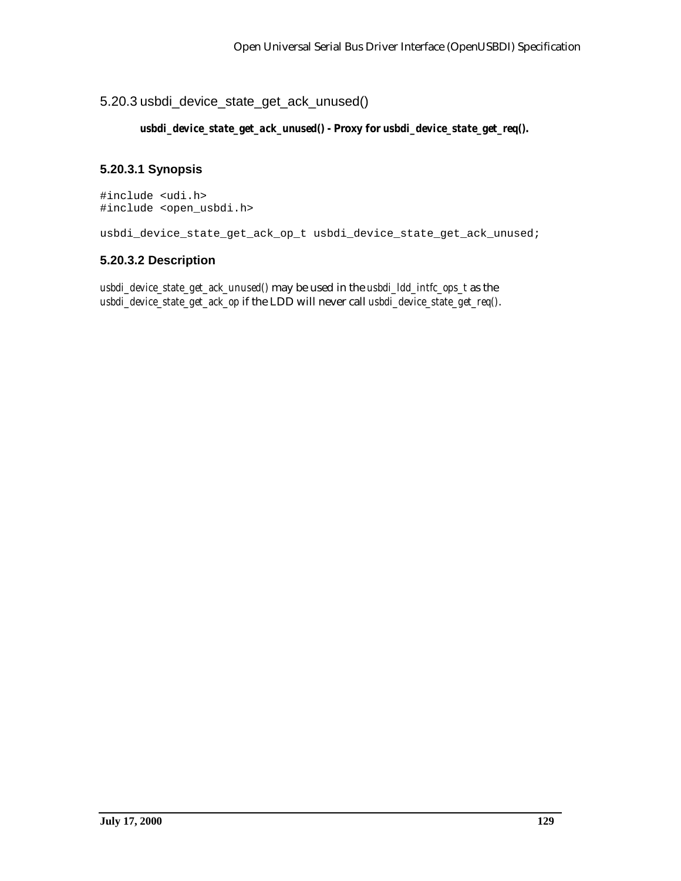## 5.20.3 usbdi_device_state_get_ack_unused()

**usbdi_device_state_get_ack_unused() - Proxy for usbdi_device_state_get_req().**

### 5.20.3.1 Synopsis

```
#include <udi.h>
#include <open_usbdi.h>

usbdi_device_state_get_ack_op_t usbdi_device_state_get_ack_unused;
```

### 5.20.3.2 Description

*usbdi_device_state_get_ack_unused()* may be used in the *usbdi_ldd_intfc_ops_t* as the *usbdi_device_state_get_ack_op* if the LDD will never call *usbdi_device_state_get_req()*.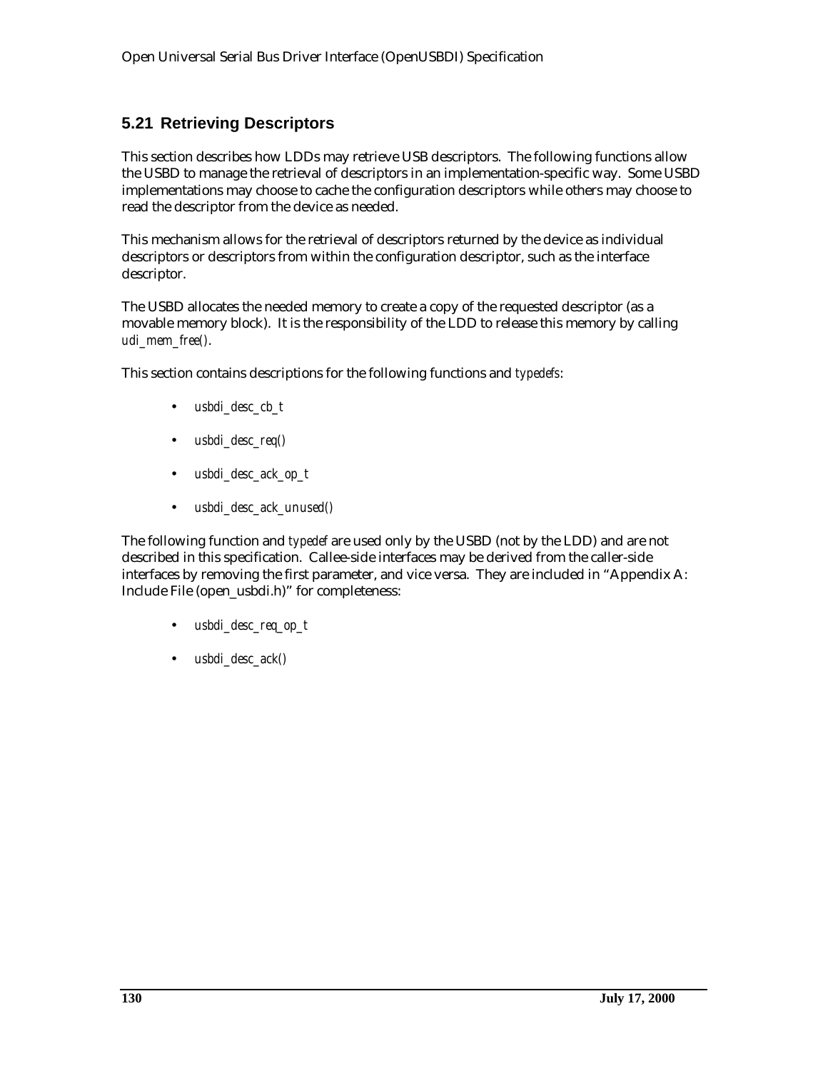## 5.21 Retrieving Descriptors

This section describes how LDDs may retrieve USB descriptors. The following functions allow the USBD to manage the retrieval of descriptors in an implementation-specific way. Some USBD implementations may choose to cache the configuration descriptors while others may choose to read the descriptor from the device as needed.

This mechanism allows for the retrieval of descriptors returned by the device as individual descriptors or descriptors from within the configuration descriptor, such as the interface descriptor.

The USBD allocates the needed memory to create a copy of the requested descriptor (as a movable memory block). It is the responsibility of the LDD to release this memory by calling *udi_mem_free()*.

This section contains descriptions for the following functions and *typedefs*:

- *usbdi_desc_cb_t*
- *usbdi_desc_req()*
- *usbdi_desc_ack_op_t*
- *usbdi_desc_ack_unused()*

The following function and *typedef* are used only by the USBD (not by the LDD) and are not described in this specification. Callee-side interfaces may be derived from the caller-side interfaces by removing the first parameter, and vice versa. They are included in "Appendix A: Include File (open_usbdi.h)" for completeness:

- *usbdi_desc_req_op_t*
- *usbdi_desc_ack()*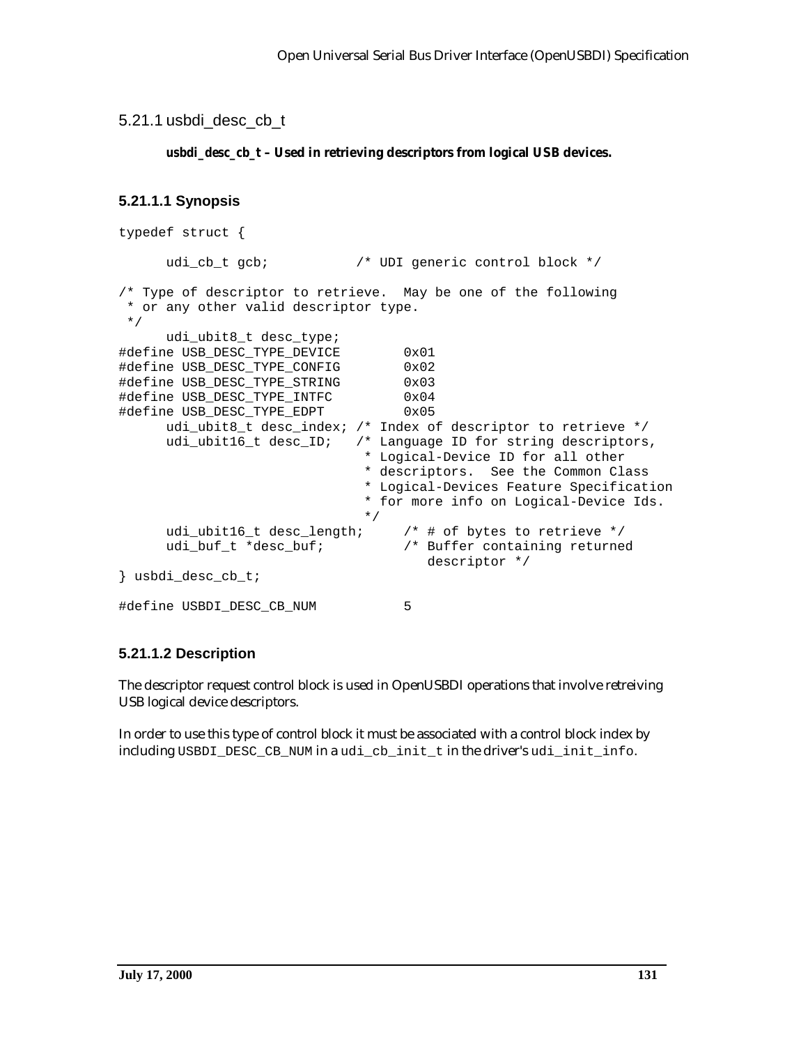## 5.21.1 usbdi_desc_cb_t

**usbdi_desc_cb_t – Used in retrieving descriptors from logical USB devices.**

### 5.21.1.1 Synopsis

```
typedef struct {

      udi_cb_t gcb;            /* UDI generic control block */

/* Type of descriptor to retrieve.  May be one of the following
 * or any other valid descriptor type.
 */
      udi_ubit8_t desc_type;
#define USB_DESC_TYPE_DEVICE        0x01
#define USB_DESC_TYPE_CONFIG        0x02
#define USB_DESC_TYPE_STRING        0x03
#define USB_DESC_TYPE_INTFC         0x04
#define USB_DESC_TYPE_EDPT          0x05
      udi_ubit8_t desc_index; /* Index of descriptor to retrieve */
      udi_ubit16_t desc_ID;   /* Language ID for string descriptors,
                               * Logical-Device ID for all other
                               * descriptors.  See the Common Class
                               * Logical-Devices Feature Specification
                               * for more info on Logical-Device Ids.
                               */
      udi_ubit16_t desc_length;     /* # of bytes to retrieve */
      udi_buf_t *desc_buf;          /* Buffer containing returned
                                       descriptor */
} usbdi_desc_cb_t;

#define USBDI_DESC_CB_NUM           5
```

### 5.21.1.2 Description

The descriptor request control block is used in OpenUSBDI operations that involve retreiving USB logical device descriptors.

In order to use this type of control block it must be associated with a control block index by including `USBDI_DESC_CB_NUM` in a `udi_cb_init_t` in the driver's `udi_init_info`.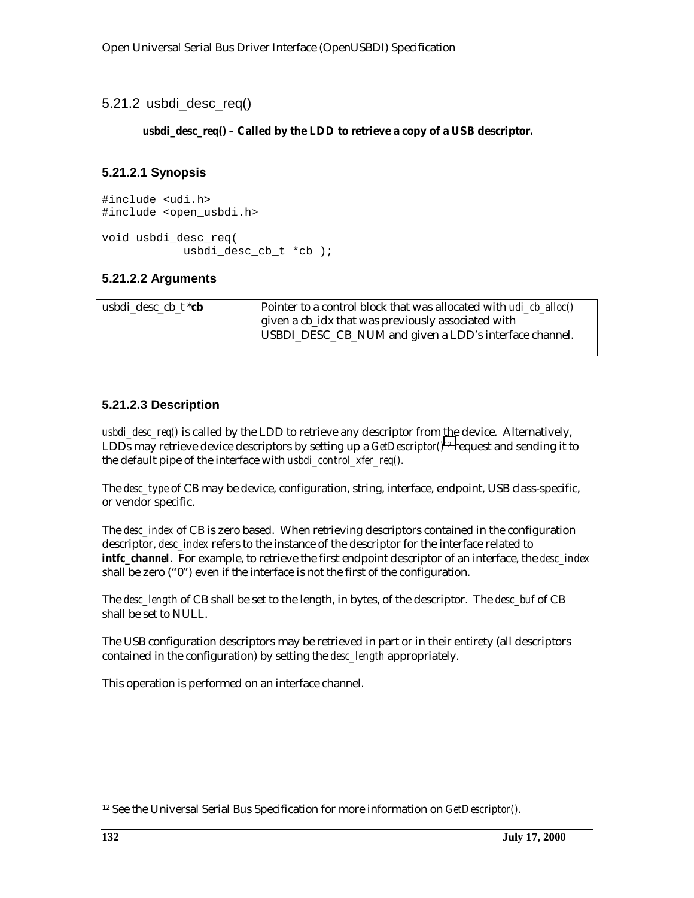## 5.21.2 usbdi_desc_req()

***usbdi_desc_req() – Called by the LDD to retrieve a copy of a USB descriptor.***

### 5.21.2.1 Synopsis

```
#include <udi.h>
#include <open_usbdi.h>

void usbdi_desc_req(
            usbdi_desc_cb_t *cb );
```

### 5.21.2.2 Arguments

| | |
|---|---|
| usbdi_desc_cb_t ***cb** | Pointer to a control block that was allocated with *udi_cb_alloc()* given a cb_idx that was previously associated with USBDI_DESC_CB_NUM and given a LDD's interface channel. |

### 5.21.2.3 Description

*usbdi_desc_req()* is called by the LDD to retrieve any descriptor from the device. Alternatively, LDDs may retrieve device descriptors by setting up a *GetDescriptor()*[12] request and sending it to the default pipe of the interface with *usbdi_control_xfer_req()*.

The *desc_type* of CB may be device, configuration, string, interface, endpoint, USB class-specific, or vendor specific.

The *desc_index* of CB is zero based. When retrieving descriptors contained in the configuration descriptor, *desc_index* refers to the instance of the descriptor for the interface related to ***intfc_channel***. For example, to retrieve the first endpoint descriptor of an interface, the *desc_index* shall be zero ("0") even if the interface is not the first of the configuration.

The *desc_length* of CB shall be set to the length, in bytes, of the descriptor. The *desc_buf* of CB shall be set to NULL.

The USB configuration descriptors may be retrieved in part or in their entirety (all descriptors contained in the configuration) by setting the *desc_length* appropriately.

This operation is performed on an interface channel.

[12] See the Universal Serial Bus Specification for more information on *GetDescriptor()*.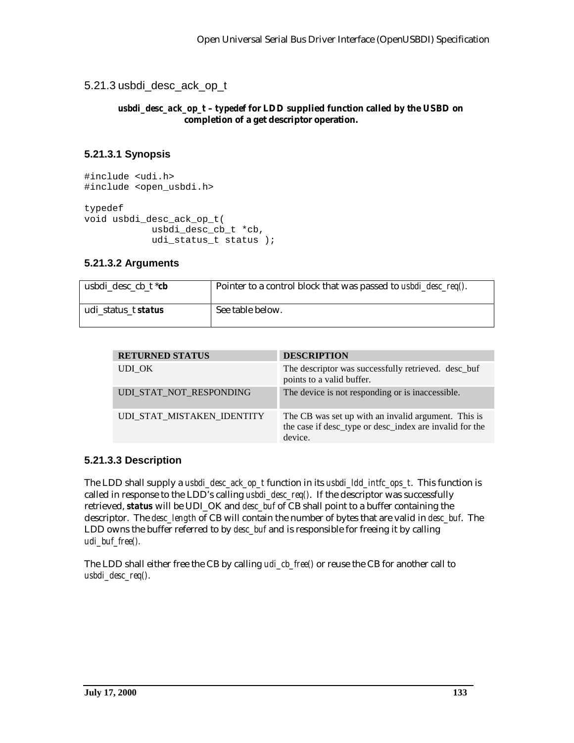### 5.21.3 usbdi_desc_ack_op_t

***usbdi_desc_ack_op_t* – typedef for LDD supplied function called by the USBD on completion of a get descriptor operation.**

#### 5.21.3.1 Synopsis

```
#include <udi.h>
#include <open_usbdi.h>

typedef
void usbdi_desc_ack_op_t(
            usbdi_desc_cb_t *cb,
            udi_status_t status );
```

#### 5.21.3.2 Arguments

| | |
|---|---|
| usbdi_desc_cb_t ***cb** | Pointer to a control block that was passed to *usbdi_desc_req()*. |
| udi_status_t ***status*** | See table below. |

| RETURNED STATUS | DESCRIPTION |
|---|---|
| UDI_OK | The descriptor was successfully retrieved. desc_buf points to a valid buffer. |
| UDI_STAT_NOT_RESPONDING | The device is not responding or is inaccessible. |
| UDI_STAT_MISTAKEN_IDENTITY | The CB was set up with an invalid argument. This is the case if desc_type or desc_index are invalid for the device. |

#### 5.21.3.3 Description

The LDD shall supply a *usbdi_desc_ack_op_t* function in its *usbdi_ldd_intfc_ops_t*. This function is called in response to the LDD's calling *usbdi_desc_req()*. If the descriptor was successfully retrieved, ***status*** will be UDI_OK and *desc_buf* of CB shall point to a buffer containing the descriptor. The *desc_length* of CB will contain the number of bytes that are valid in *desc_buf*. The LDD owns the buffer referred to by *desc_buf* and is responsible for freeing it by calling *udi_buf_free()*.

The LDD shall either free the CB by calling *udi_cb_free()* or reuse the CB for another call to *usbdi_desc_req()*.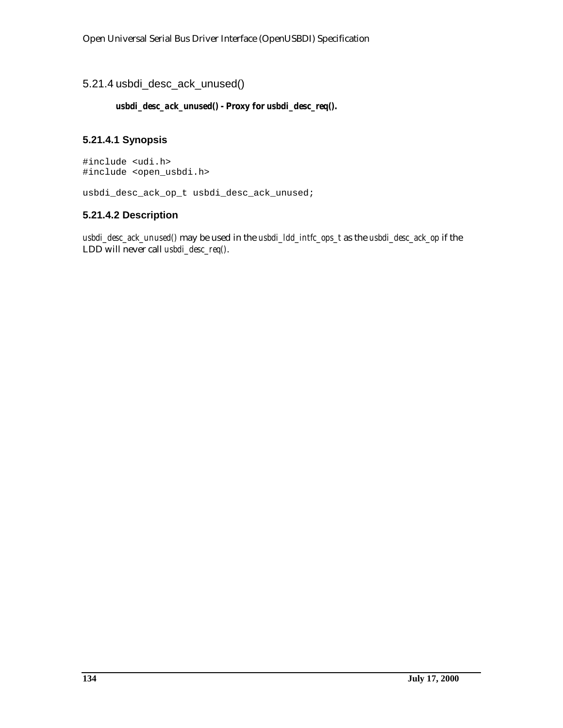### 5.21.4 usbdi_desc_ack_unused()

**usbdi_desc_ack_unused() - Proxy for usbdi_desc_req().**

#### 5.21.4.1 Synopsis

```
#include <udi.h>
#include <open_usbdi.h>

usbdi_desc_ack_op_t usbdi_desc_ack_unused;
```

#### 5.21.4.2 Description

*usbdi_desc_ack_unused()* may be used in the *usbdi_ldd_intfc_ops_t* as the *usbdi_desc_ack_op* if the LDD will never call *usbdi_desc_req()*.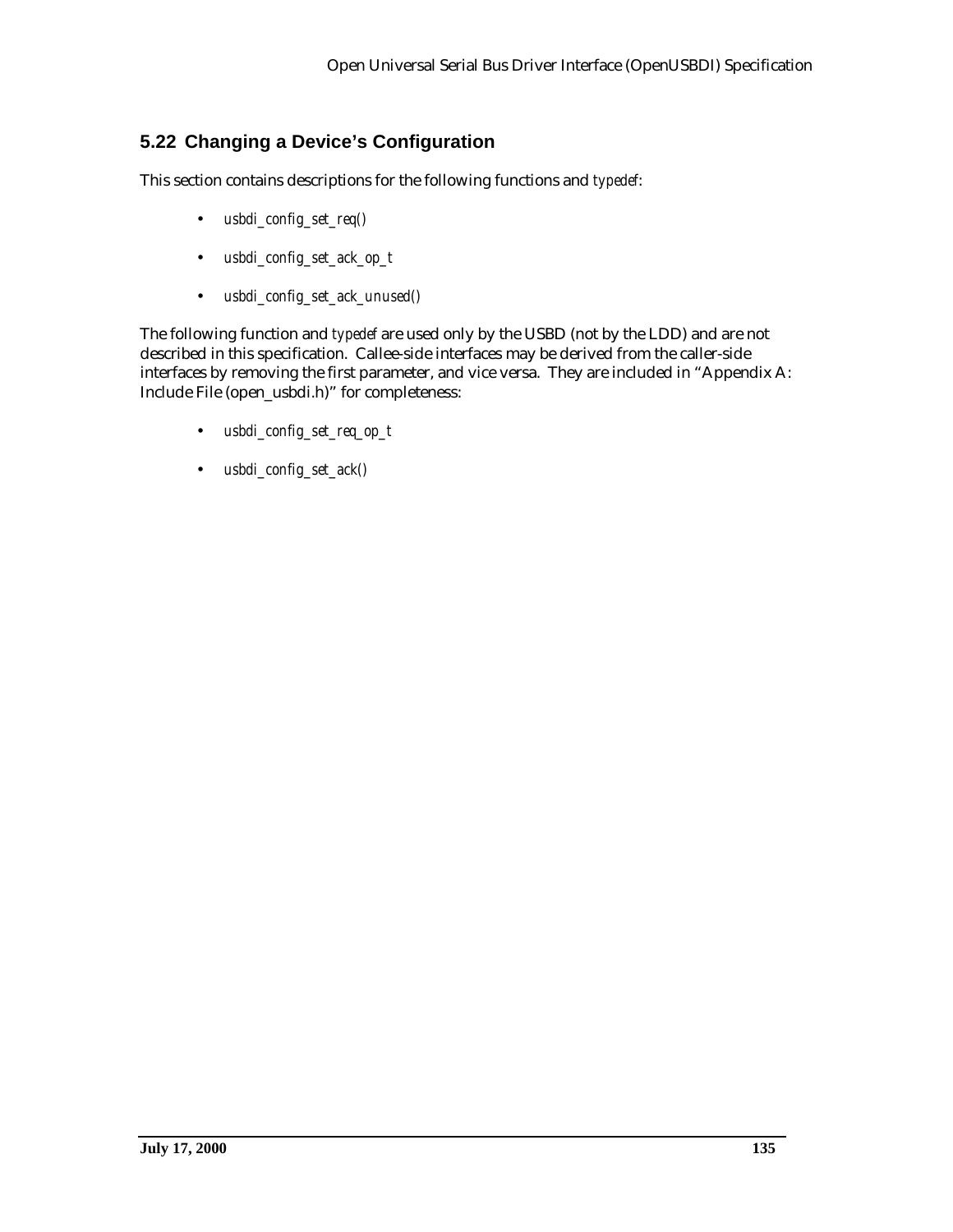## 5.22 Changing a Device's Configuration

This section contains descriptions for the following functions and *typedef*:

- *usbdi_config_set_req()*
- *usbdi_config_set_ack_op_t*
- *usbdi_config_set_ack_unused()*

The following function and *typedef* are used only by the USBD (not by the LDD) and are not described in this specification. Callee-side interfaces may be derived from the caller-side interfaces by removing the first parameter, and vice versa. They are included in "Appendix A: Include File (open_usbdi.h)" for completeness:

- *usbdi_config_set_req_op_t*
- *usbdi_config_set_ack()*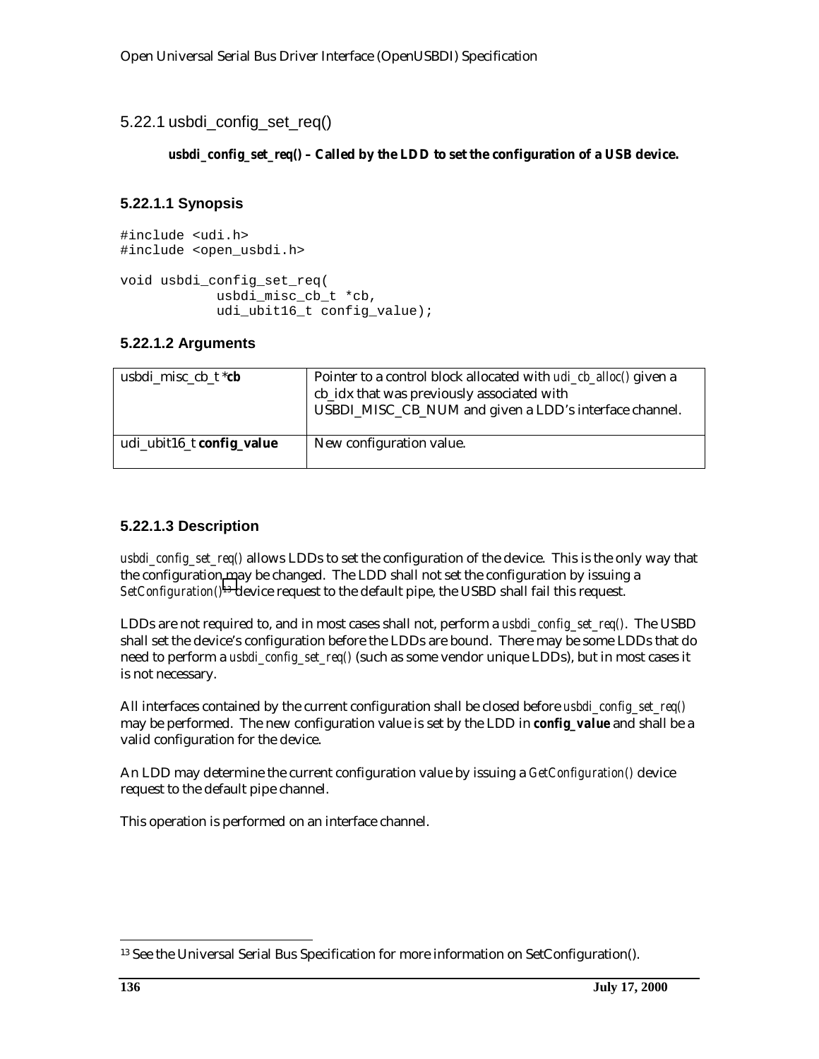## 5.22.1 usbdi_config_set_req()

***usbdi_config_set_req()* – Called by the LDD to set the configuration of a USB device.**

### 5.22.1.1 Synopsis

```
#include <udi.h>
#include <open_usbdi.h>

void usbdi_config_set_req(
            usbdi_misc_cb_t *cb,
            udi_ubit16_t config_value);
```

### 5.22.1.2 Arguments

| | |
|---|---|
| usbdi_misc_cb_t ***cb** | Pointer to a control block allocated with *udi_cb_alloc()* given a cb_idx that was previously associated with USBDI_MISC_CB_NUM and given a LDD's interface channel. |
| udi_ubit16_t **config_value** | New configuration value. |

### 5.22.1.3 Description

*usbdi_config_set_req()* allows LDDs to set the configuration of the device. This is the only way that the configuration may be changed. The LDD shall not set the configuration by issuing a *SetConfiguration()*[13] device request to the default pipe, the USBD shall fail this request.

LDDs are not required to, and in most cases shall not, perform a *usbdi_config_set_req()*. The USBD shall set the device's configuration before the LDDs are bound. There may be some LDDs that do need to perform a *usbdi_config_set_req()* (such as some vendor unique LDDs), but in most cases it is not necessary.

All interfaces contained by the current configuration shall be closed before *usbdi_config_set_req()* may be performed. The new configuration value is set by the LDD in ***config_value*** and shall be a valid configuration for the device.

An LDD may determine the current configuration value by issuing a *GetConfiguration()* device request to the default pipe channel.

This operation is performed on an interface channel.

[13] See the Universal Serial Bus Specification for more information on SetConfiguration().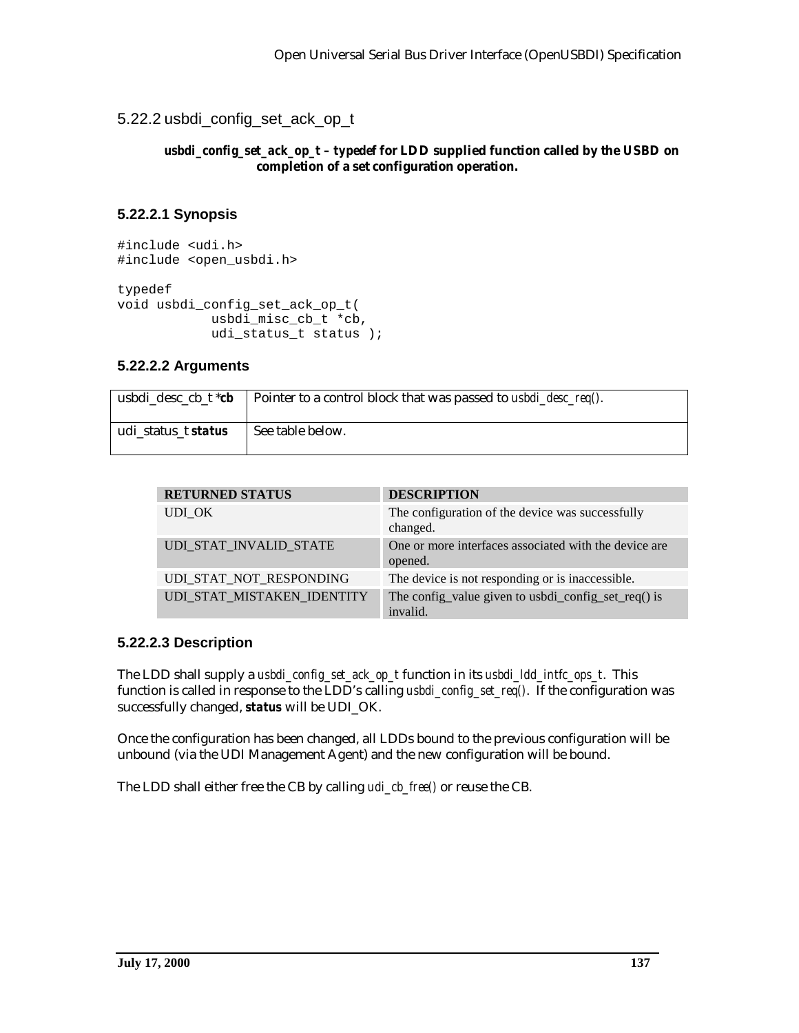## 5.22.2 usbdi_config_set_ack_op_t

***usbdi_config_set_ack_op_t – typedef for LDD supplied function called by the USBD on completion of a set configuration operation.***

### 5.22.2.1 Synopsis

```
#include <udi.h>
#include <open_usbdi.h>

typedef
void usbdi_config_set_ack_op_t(
            usbdi_misc_cb_t *cb,
            udi_status_t status );
```

### 5.22.2.2 Arguments

| | |
|---|---|
| usbdi_desc_cb_t ***cb** | Pointer to a control block that was passed to *usbdi_desc_req()*. |
| udi_status_t ***status*** | See table below. |

| RETURNED STATUS | DESCRIPTION |
|---|---|
| UDI_OK | The configuration of the device was successfully changed. |
| UDI_STAT_INVALID_STATE | One or more interfaces associated with the device are opened. |
| UDI_STAT_NOT_RESPONDING | The device is not responding or is inaccessible. |
| UDI_STAT_MISTAKEN_IDENTITY | The config_value given to usbdi_config_set_req() is invalid. |

### 5.22.2.3 Description

The LDD shall supply a *usbdi_config_set_ack_op_t* function in its *usbdi_ldd_intfc_ops_t*. This function is called in response to the LDD's calling *usbdi_config_set_req()*. If the configuration was successfully changed, ***status*** will be UDI_OK.

Once the configuration has been changed, all LDDs bound to the previous configuration will be unbound (via the UDI Management Agent) and the new configuration will be bound.

The LDD shall either free the CB by calling *udi_cb_free()* or reuse the CB.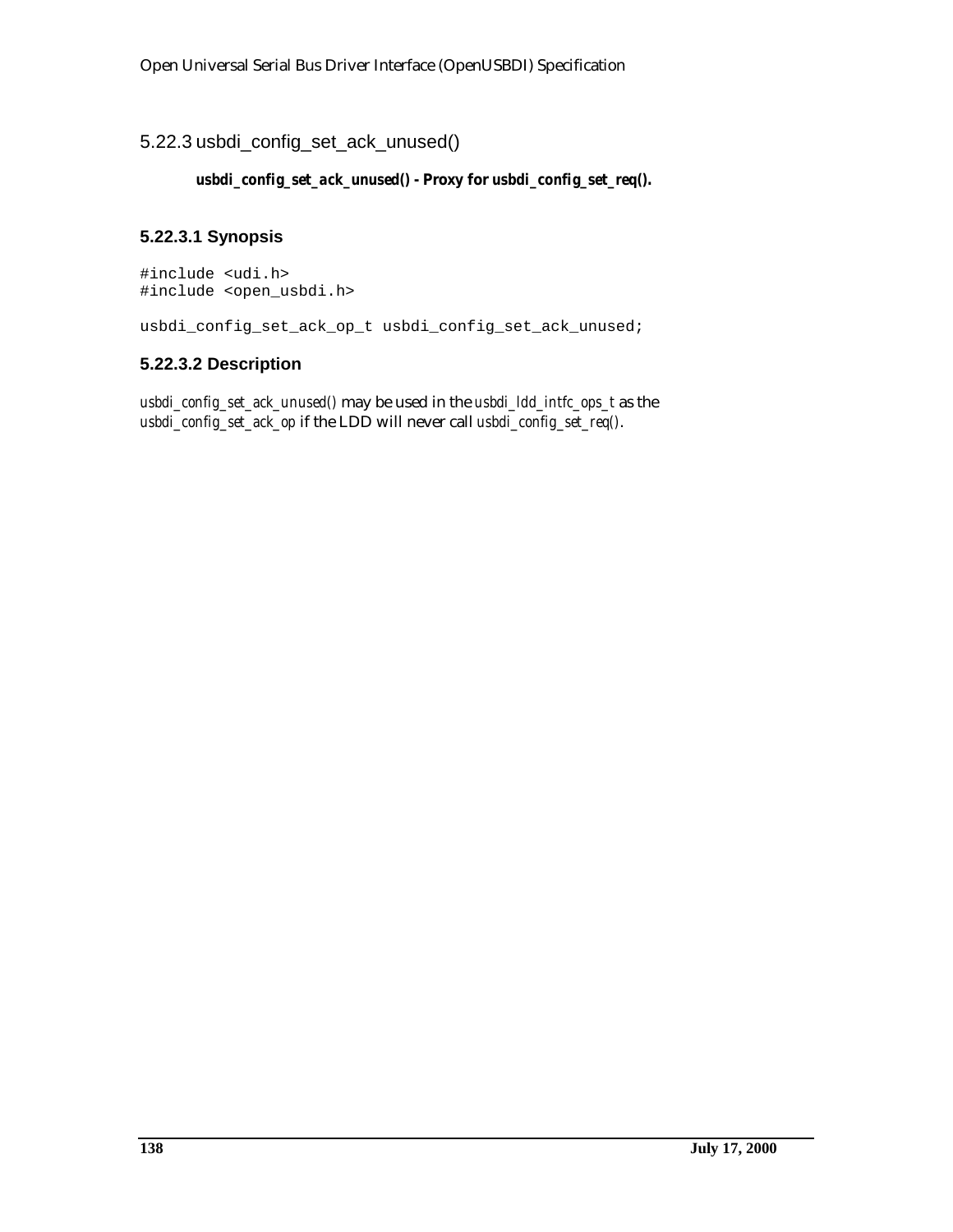### 5.22.3 usbdi_config_set_ack_unused()

***usbdi_config_set_ack_unused() - Proxy for usbdi_config_set_req().***

#### 5.22.3.1 Synopsis

```
#include <udi.h>
#include <open_usbdi.h>

usbdi_config_set_ack_op_t usbdi_config_set_ack_unused;
```

#### 5.22.3.2 Description

*usbdi_config_set_ack_unused()* may be used in the *usbdi_ldd_intfc_ops_t* as the *usbdi_config_set_ack_op* if the LDD will never call *usbdi_config_set_req()*.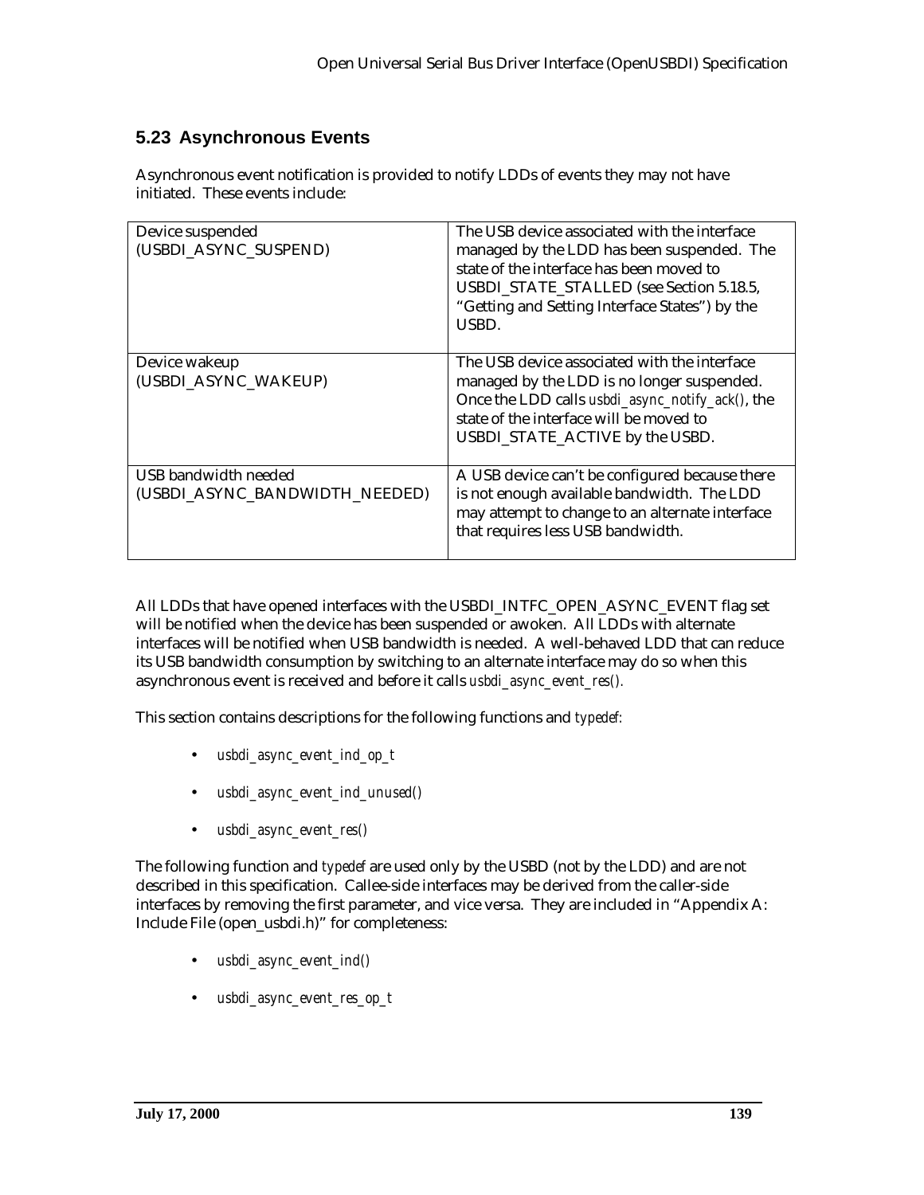## 5.23 Asynchronous Events

Asynchronous event notification is provided to notify LDDs of events they may not have initiated. These events include:

| | |
|---|---|
| Device suspended (USBDI_ASYNC_SUSPEND) | The USB device associated with the interface managed by the LDD has been suspended. The state of the interface has been moved to USBDI_STATE_STALLED (see Section 5.18.5, "Getting and Setting Interface States") by the USBD. |
| Device wakeup (USBDI_ASYNC_WAKEUP) | The USB device associated with the interface managed by the LDD is no longer suspended. Once the LDD calls *usbdi_async_notify_ack()*, the state of the interface will be moved to USBDI_STATE_ACTIVE by the USBD. |
| USB bandwidth needed (USBDI_ASYNC_BANDWIDTH_NEEDED) | A USB device can't be configured because there is not enough available bandwidth. The LDD may attempt to change to an alternate interface that requires less USB bandwidth. |

All LDDs that have opened interfaces with the USBDI_INTFC_OPEN_ASYNC_EVENT flag set will be notified when the device has been suspended or awoken. All LDDs with alternate interfaces will be notified when USB bandwidth is needed. A well-behaved LDD that can reduce its USB bandwidth consumption by switching to an alternate interface may do so when this asynchronous event is received and before it calls *usbdi_async_event_res().*

This section contains descriptions for the following functions and *typedef:*

- *usbdi_async_event_ind_op_t*
- *usbdi_async_event_ind_unused()*
- *usbdi_async_event_res()*

The following function and *typedef* are used only by the USBD (not by the LDD) and are not described in this specification. Callee-side interfaces may be derived from the caller-side interfaces by removing the first parameter, and vice versa. They are included in "Appendix A: Include File (open_usbdi.h)" for completeness:

- *usbdi_async_event_ind()*
- *usbdi_async_event_res_op_t*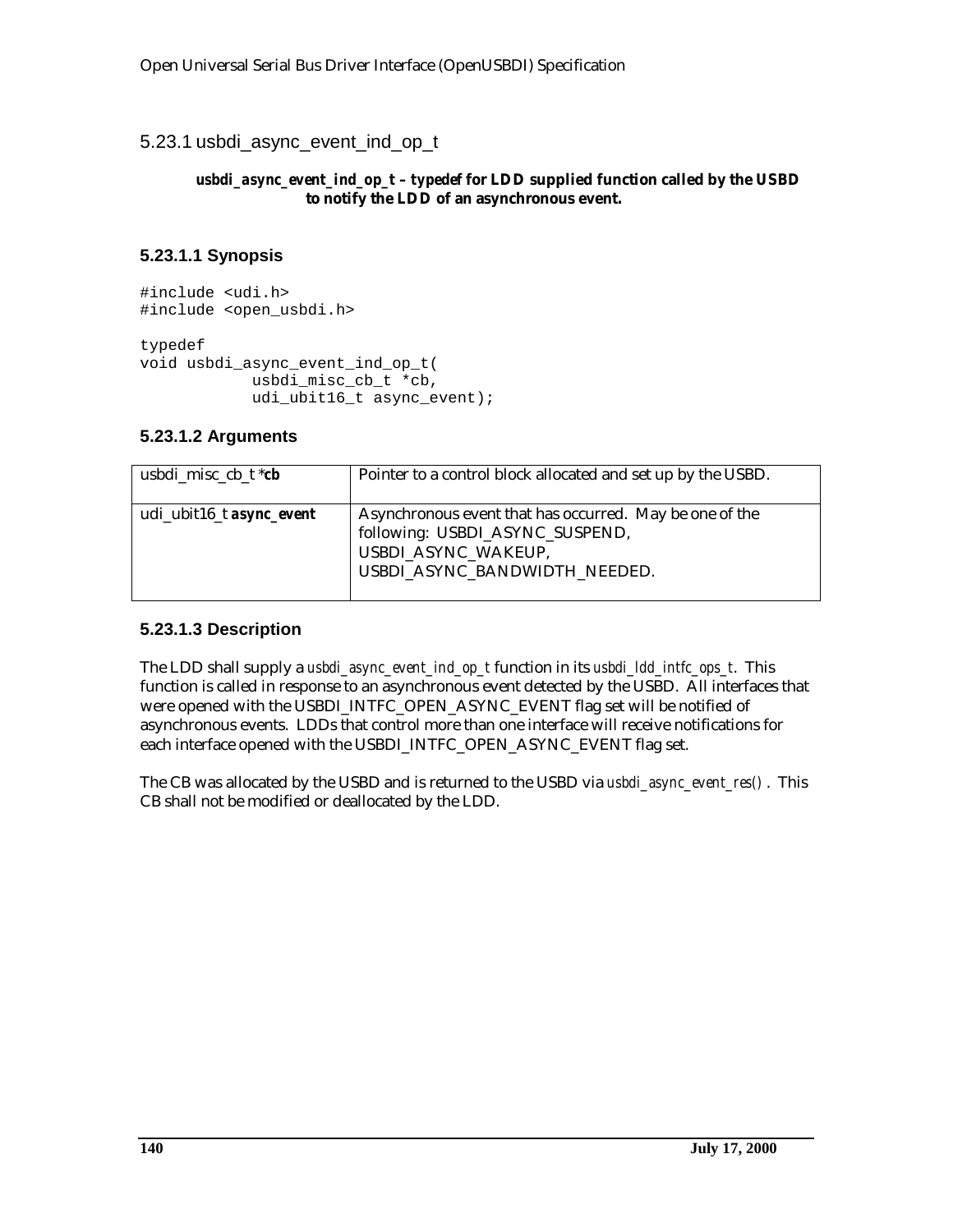## 5.23.1 usbdi_async_event_ind_op_t

***usbdi_async_event_ind_op_t – typedef for LDD supplied function called by the USBD to notify the LDD of an asynchronous event.***

### 5.23.1.1 Synopsis

```
#include <udi.h>
#include <open_usbdi.h>

typedef
void usbdi_async_event_ind_op_t(
            usbdi_misc_cb_t *cb,
            udi_ubit16_t async_event);
```

### 5.23.1.2 Arguments

| | |
|---|---|
| usbdi_misc_cb_t ***cb** | Pointer to a control block allocated and set up by the USBD. |
| udi_ubit16_t **async_event** | Asynchronous event that has occurred. May be one of the following: USBDI_ASYNC_SUSPEND, USBDI_ASYNC_WAKEUP, USBDI_ASYNC_BANDWIDTH_NEEDED. |

### 5.23.1.3 Description

The LDD shall supply a *usbdi_async_event_ind_op_t* function in its *usbdi_ldd_intfc_ops_t*. This function is called in response to an asynchronous event detected by the USBD. All interfaces that were opened with the USBDI_INTFC_OPEN_ASYNC_EVENT flag set will be notified of asynchronous events. LDDs that control more than one interface will receive notifications for each interface opened with the USBDI_INTFC_OPEN_ASYNC_EVENT flag set.

The CB was allocated by the USBD and is returned to the USBD via *usbdi_async_event_res()*. This CB shall not be modified or deallocated by the LDD.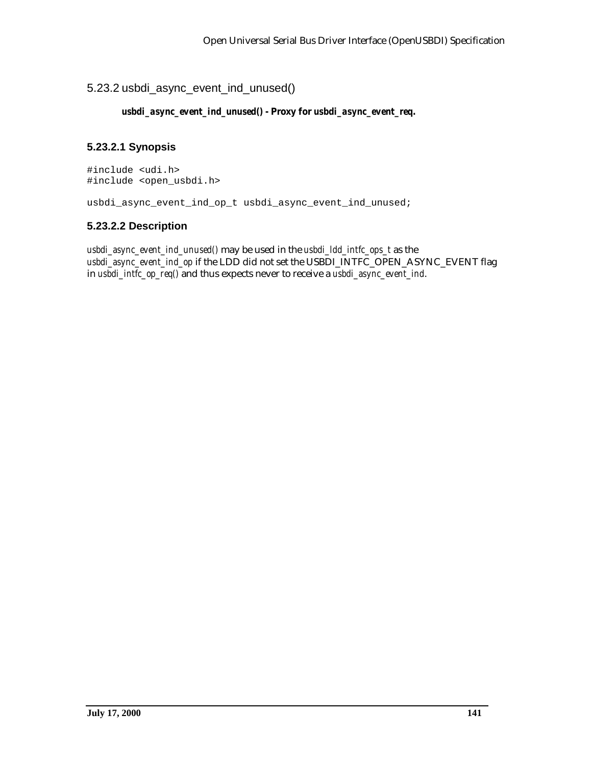## 5.23.2 usbdi_async_event_ind_unused()

***usbdi_async_event_ind_unused() - Proxy for usbdi_async_event_req.***

### 5.23.2.1 Synopsis

```
#include <udi.h>
#include <open_usbdi.h>

usbdi_async_event_ind_op_t usbdi_async_event_ind_unused;
```

### 5.23.2.2 Description

*usbdi_async_event_ind_unused()* may be used in the *usbdi_ldd_intfc_ops_t* as the *usbdi_async_event_ind_op* if the LDD did not set the USBDI_INTFC_OPEN_ASYNC_EVENT flag in *usbdi_intfc_op_req()* and thus expects never to receive a *usbdi_async_event_ind*.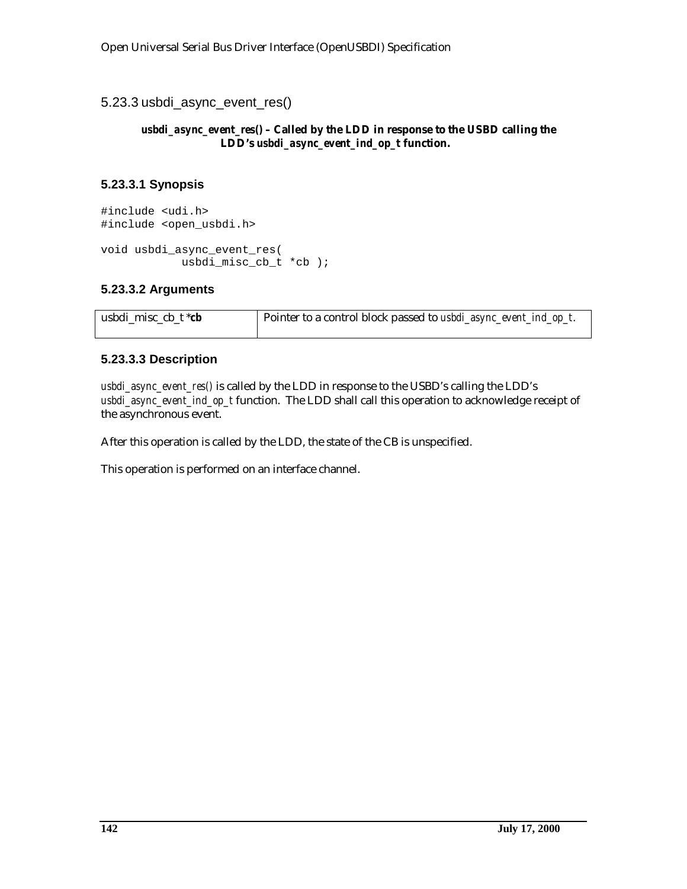### 5.23.3 usbdi_async_event_res()

***usbdi_async_event_res() – Called by the LDD in response to the USBD calling the LDD's usbdi_async_event_ind_op_t function.***

#### 5.23.3.1 Synopsis

```
#include <udi.h>
#include <open_usbdi.h>

void usbdi_async_event_res(
            usbdi_misc_cb_t *cb );
```

#### 5.23.3.2 Arguments

| | |
|---|---|
| usbdi_misc_cb_t ***cb** | Pointer to a control block passed to *usbdi_async_event_ind_op_t*. |

#### 5.23.3.3 Description

*usbdi_async_event_res()* is called by the LDD in response to the USBD's calling the LDD's *usbdi_async_event_ind_op_t* function. The LDD shall call this operation to acknowledge receipt of the asynchronous event.

After this operation is called by the LDD, the state of the CB is unspecified.

This operation is performed on an interface channel.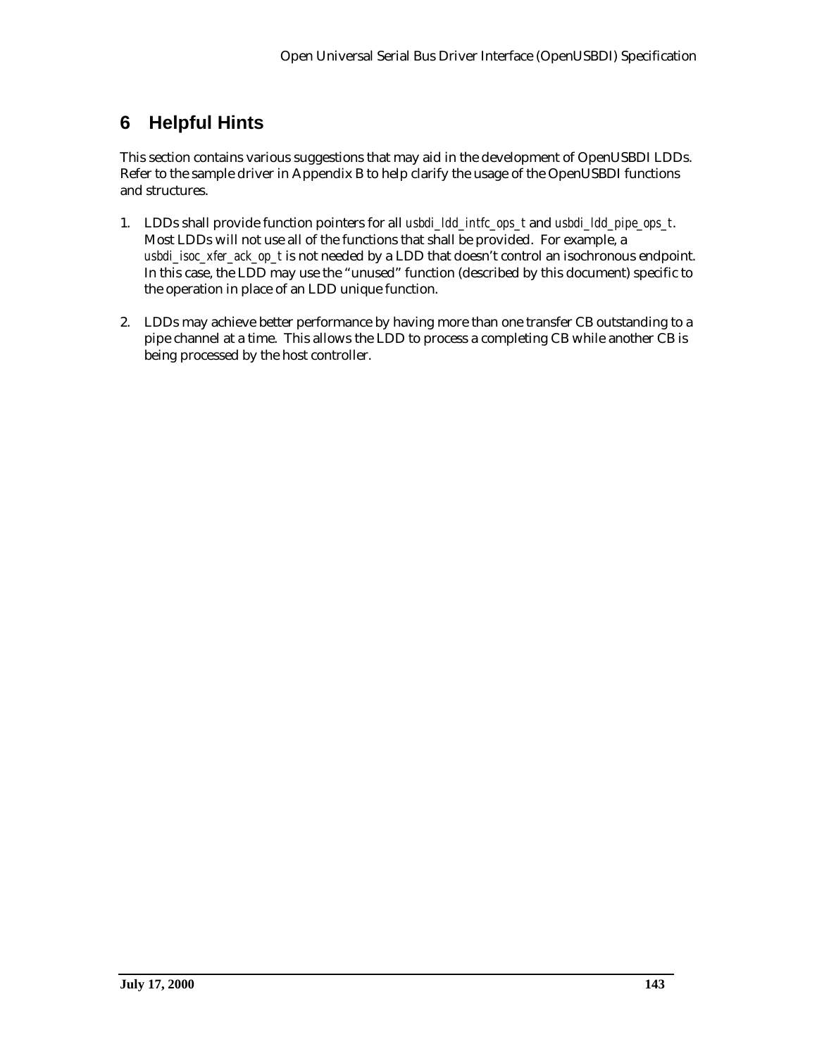# 6 Helpful Hints

This section contains various suggestions that may aid in the development of OpenUSBDI LDDs. Refer to the sample driver in Appendix B to help clarify the usage of the OpenUSBDI functions and structures.

1. LDDs shall provide function pointers for all *usbdi_ldd_intfc_ops_t* and *usbdi_ldd_pipe_ops_t*. Most LDDs will not use all of the functions that shall be provided. For example, a *usbdi_isoc_xfer_ack_op_t* is not needed by a LDD that doesn't control an isochronous endpoint. In this case, the LDD may use the "unused" function (described by this document) specific to the operation in place of an LDD unique function.

2. LDDs may achieve better performance by having more than one transfer CB outstanding to a pipe channel at a time. This allows the LDD to process a completing CB while another CB is being processed by the host controller.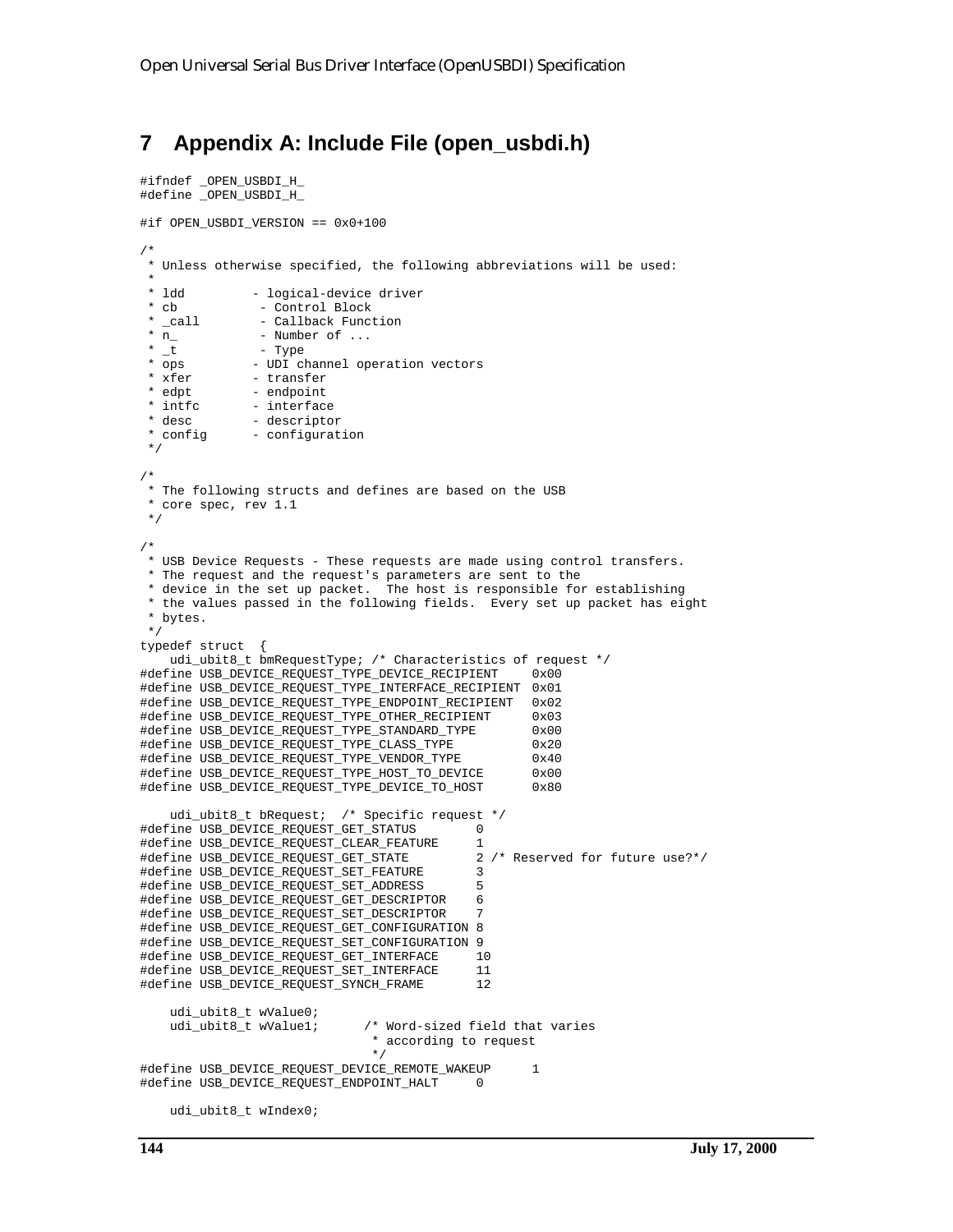# 7 Appendix A: Include File (open_usbdi.h)

```
#ifndef _OPEN_USBDI_H_
#define _OPEN_USBDI_H_

#if OPEN_USBDI_VERSION == 0x0+100

/*
 * Unless otherwise specified, the following abbreviations will be used:
 *
 * ldd         - logical-device driver
 * cb           - Control Block
 * _call        - Callback Function
 * n_           - Number of ...
 * _t           - Type
 * ops         - UDI channel operation vectors
 * xfer        - transfer
 * edpt        - endpoint
 * intfc       - interface
 * desc        - descriptor
 * config      - configuration
 */

/*
 * The following structs and defines are based on the USB
 * core spec, rev 1.1
 */

/*
 * USB Device Requests - These requests are made using control transfers.
 * The request and the request's parameters are sent to the
 * device in the set up packet.  The host is responsible for establishing
 * the values passed in the following fields.  Every set up packet has eight
 * bytes.
 */
typedef struct  {
    udi_ubit8_t bmRequestType; /* Characteristics of request */
#define USB_DEVICE_REQUEST_TYPE_DEVICE_RECIPIENT     0x00
#define USB_DEVICE_REQUEST_TYPE_INTERFACE_RECIPIENT  0x01
#define USB_DEVICE_REQUEST_TYPE_ENDPOINT_RECIPIENT   0x02
#define USB_DEVICE_REQUEST_TYPE_OTHER_RECIPIENT      0x03
#define USB_DEVICE_REQUEST_TYPE_STANDARD_TYPE        0x00
#define USB_DEVICE_REQUEST_TYPE_CLASS_TYPE           0x20
#define USB_DEVICE_REQUEST_TYPE_VENDOR_TYPE          0x40
#define USB_DEVICE_REQUEST_TYPE_HOST_TO_DEVICE       0x00
#define USB_DEVICE_REQUEST_TYPE_DEVICE_TO_HOST       0x80

    udi_ubit8_t bRequest;  /* Specific request */
#define USB_DEVICE_REQUEST_GET_STATUS        0
#define USB_DEVICE_REQUEST_CLEAR_FEATURE     1
#define USB_DEVICE_REQUEST_GET_STATE         2 /* Reserved for future use?*/
#define USB_DEVICE_REQUEST_SET_FEATURE       3
#define USB_DEVICE_REQUEST_SET_ADDRESS       5
#define USB_DEVICE_REQUEST_GET_DESCRIPTOR    6
#define USB_DEVICE_REQUEST_SET_DESCRIPTOR    7
#define USB_DEVICE_REQUEST_GET_CONFIGURATION 8
#define USB_DEVICE_REQUEST_SET_CONFIGURATION 9
#define USB_DEVICE_REQUEST_GET_INTERFACE     10
#define USB_DEVICE_REQUEST_SET_INTERFACE     11
#define USB_DEVICE_REQUEST_SYNCH_FRAME       12

    udi_ubit8_t wValue0;
    udi_ubit8_t wValue1;      /* Word-sized field that varies
                               * according to request
                               */
#define USB_DEVICE_REQUEST_DEVICE_REMOTE_WAKEUP     1
#define USB_DEVICE_REQUEST_ENDPOINT_HALT     0

    udi_ubit8_t wIndex0;
```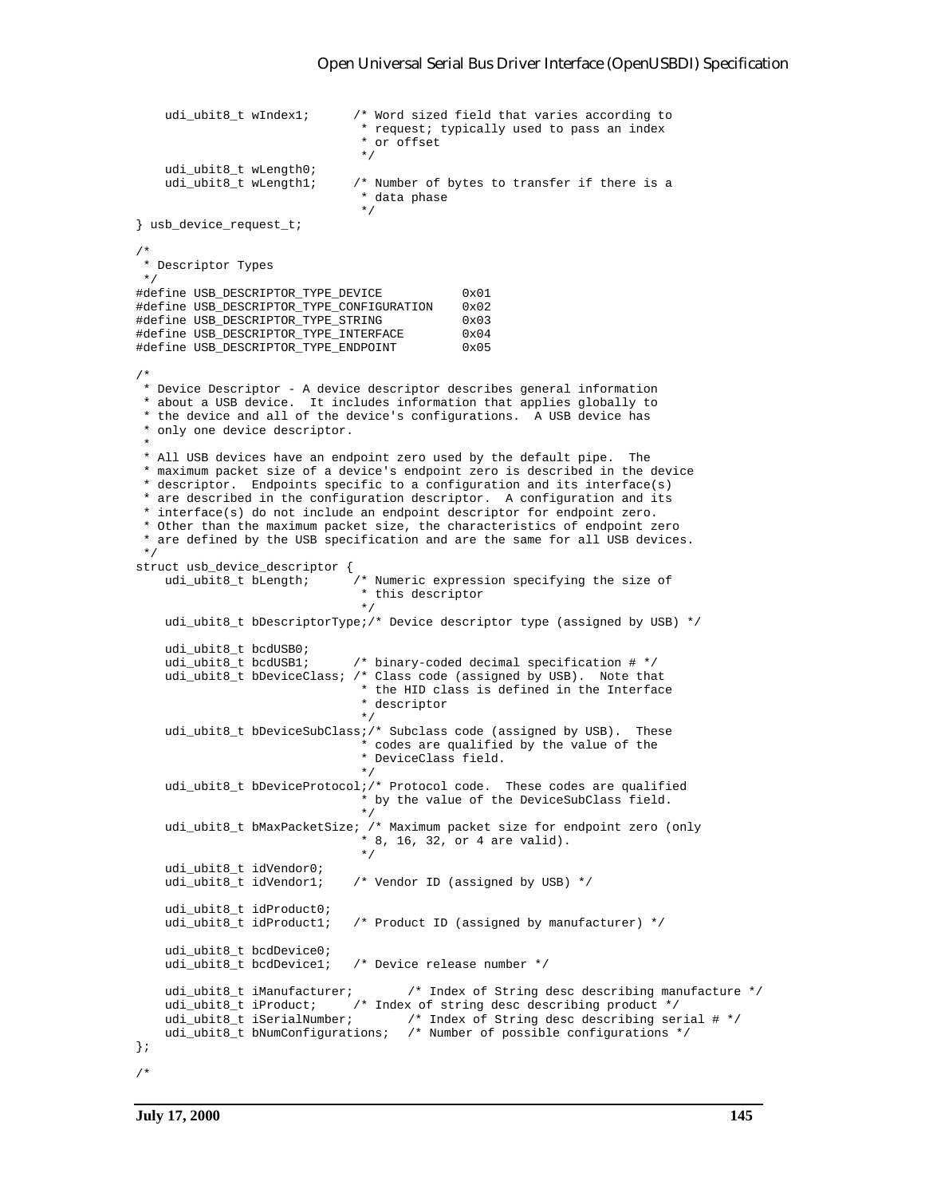```
    udi_ubit8_t wIndex1;      /* Word sized field that varies according to
                               * request; typically used to pass an index
                               * or offset
                               */
    udi_ubit8_t wLength0;
    udi_ubit8_t wLength1;     /* Number of bytes to transfer if there is a
                               * data phase
                               */
} usb_device_request_t;

/*
 * Descriptor Types
 */
#define USB_DESCRIPTOR_TYPE_DEVICE           0x01
#define USB_DESCRIPTOR_TYPE_CONFIGURATION    0x02
#define USB_DESCRIPTOR_TYPE_STRING           0x03
#define USB_DESCRIPTOR_TYPE_INTERFACE        0x04
#define USB_DESCRIPTOR_TYPE_ENDPOINT         0x05

/*
 * Device Descriptor - A device descriptor describes general information
 * about a USB device.  It includes information that applies globally to
 * the device and all of the device's configurations.  A USB device has
 * only one device descriptor.
 *
 * All USB devices have an endpoint zero used by the default pipe.  The
 * maximum packet size of a device's endpoint zero is described in the device
 * descriptor.  Endpoints specific to a configuration and its interface(s)
 * are described in the configuration descriptor.  A configuration and its
 * interface(s) do not include an endpoint descriptor for endpoint zero.
 * Other than the maximum packet size, the characteristics of endpoint zero
 * are defined by the USB specification and are the same for all USB devices.
 */
struct usb_device_descriptor {
    udi_ubit8_t bLength;      /* Numeric expression specifying the size of
                               * this descriptor
                               */
    udi_ubit8_t bDescriptorType;/* Device descriptor type (assigned by USB) */

    udi_ubit8_t bcdUSB0;
    udi_ubit8_t bcdUSB1;      /* binary-coded decimal specification # */
    udi_ubit8_t bDeviceClass; /* Class code (assigned by USB).  Note that
                               * the HID class is defined in the Interface
                               * descriptor
                               */
    udi_ubit8_t bDeviceSubClass;/* Subclass code (assigned by USB).  These
                               * codes are qualified by the value of the
                               * DeviceClass field.
                               */
    udi_ubit8_t bDeviceProtocol;/* Protocol code.  These codes are qualified
                               * by the value of the DeviceSubClass field.
                               */
    udi_ubit8_t bMaxPacketSize; /* Maximum packet size for endpoint zero (only
                               * 8, 16, 32, or 4 are valid).
                               */
    udi_ubit8_t idVendor0;
    udi_ubit8_t idVendor1;    /* Vendor ID (assigned by USB) */

    udi_ubit8_t idProduct0;
    udi_ubit8_t idProduct1;   /* Product ID (assigned by manufacturer) */

    udi_ubit8_t bcdDevice0;
    udi_ubit8_t bcdDevice1;   /* Device release number */

    udi_ubit8_t iManufacturer;       /* Index of String desc describing manufacture */
    udi_ubit8_t iProduct;     /* Index of string desc describing product */
    udi_ubit8_t iSerialNumber;       /* Index of String desc describing serial # */
    udi_ubit8_t bNumConfigurations;  /* Number of possible configurations */
};

/*
```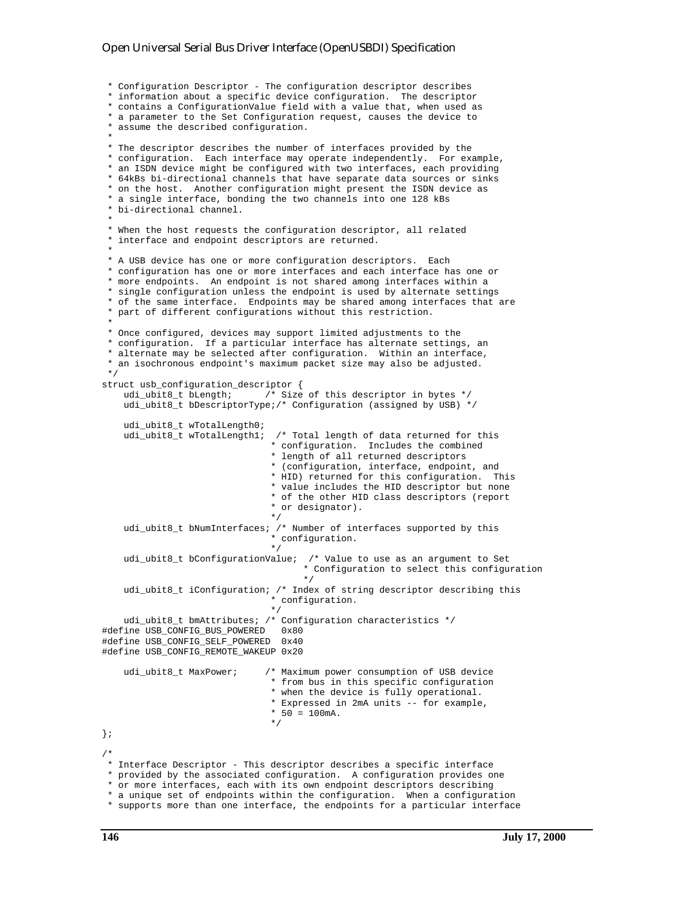```
 * Configuration Descriptor - The configuration descriptor describes
 * information about a specific device configuration.  The descriptor
 * contains a ConfigurationValue field with a value that, when used as
 * a parameter to the Set Configuration request, causes the device to
 * assume the described configuration.
 *
 * The descriptor describes the number of interfaces provided by the
 * configuration.  Each interface may operate independently.  For example,
 * an ISDN device might be configured with two interfaces, each providing
 * 64kBs bi-directional channels that have separate data sources or sinks
 * on the host.  Another configuration might present the ISDN device as
 * a single interface, bonding the two channels into one 128 kBs
 * bi-directional channel.
 *
 * When the host requests the configuration descriptor, all related
 * interface and endpoint descriptors are returned.
 *
 * A USB device has one or more configuration descriptors.  Each
 * configuration has one or more interfaces and each interface has one or
 * more endpoints.  An endpoint is not shared among interfaces within a
 * single configuration unless the endpoint is used by alternate settings
 * of the same interface.  Endpoints may be shared among interfaces that are
 * part of different configurations without this restriction.
 *
 * Once configured, devices may support limited adjustments to the
 * configuration.  If a particular interface has alternate settings, an
 * alternate may be selected after configuration.  Within an interface,
 * an isochronous endpoint's maximum packet size may also be adjusted.
 */
struct usb_configuration_descriptor {
    udi_ubit8_t bLength;       /* Size of this descriptor in bytes */
    udi_ubit8_t bDescriptorType;/* Configuration (assigned by USB) */

    udi_ubit8_t wTotalLength0;
    udi_ubit8_t wTotalLength1;  /* Total length of data returned for this
                                 * configuration.  Includes the combined
                                 * length of all returned descriptors
                                 * (configuration, interface, endpoint, and
                                 * HID) returned for this configuration.  This
                                 * value includes the HID descriptor but none
                                 * of the other HID class descriptors (report
                                 * or designator).
                                 */
    udi_ubit8_t bNumInterfaces; /* Number of interfaces supported by this
                                 * configuration.
                                 */
    udi_ubit8_t bConfigurationValue;  /* Value to use as an argument to Set
                                       * Configuration to select this configuration
                                       */
    udi_ubit8_t iConfiguration; /* Index of string descriptor describing this
                                 * configuration.
                                 */
    udi_ubit8_t bmAttributes; /* Configuration characteristics */
#define USB_CONFIG_BUS_POWERED   0x80
#define USB_CONFIG_SELF_POWERED  0x40
#define USB_CONFIG_REMOTE_WAKEUP 0x20

    udi_ubit8_t MaxPower;      /* Maximum power consumption of USB device
                                 * from bus in this specific configuration
                                 * when the device is fully operational.
                                 * Expressed in 2mA units -- for example,
                                 * 50 = 100mA.
                                 */
};

/*
 * Interface Descriptor - This descriptor describes a specific interface
 * provided by the associated configuration.  A configuration provides one
 * or more interfaces, each with its own endpoint descriptors describing
 * a unique set of endpoints within the configuration.  When a configuration
 * supports more than one interface, the endpoints for a particular interface
```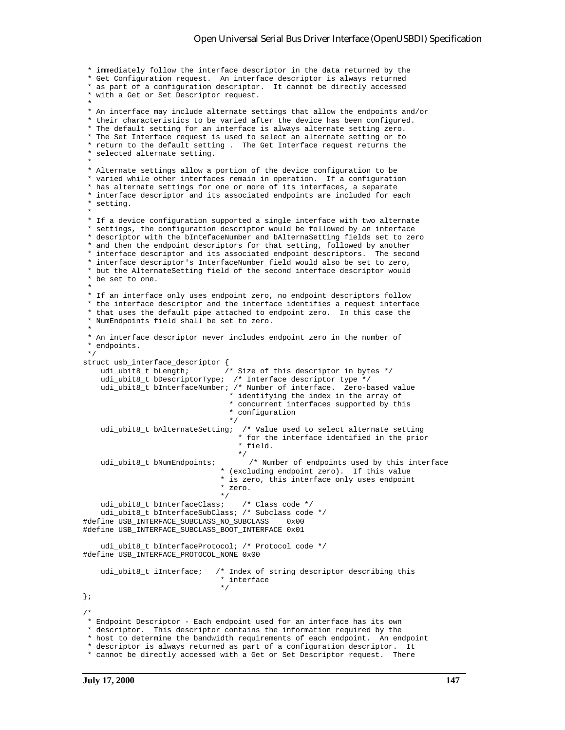```
 * immediately follow the interface descriptor in the data returned by the
 * Get Configuration request.  An interface descriptor is always returned
 * as part of a configuration descriptor.  It cannot be directly accessed
 * with a Get or Set Descriptor request.
 *
 * An interface may include alternate settings that allow the endpoints and/or
 * their characteristics to be varied after the device has been configured.
 * The default setting for an interface is always alternate setting zero.
 * The Set Interface request is used to select an alternate setting or to
 * return to the default setting .  The Get Interface request returns the
 * selected alternate setting.
 *
 * Alternate settings allow a portion of the device configuration to be
 * varied while other interfaces remain in operation.  If a configuration
 * has alternate settings for one or more of its interfaces, a separate
 * interface descriptor and its associated endpoints are included for each
 * setting.
 *
 * If a device configuration supported a single interface with two alternate
 * settings, the configuration descriptor would be followed by an interface
 * descriptor with the bIntefaceNumber and bAlternaSetting fields set to zero
 * and then the endpoint descriptors for that setting, followed by another
 * interface descriptor and its associated endpoint descriptors.  The second
 * interface descriptor's InterfaceNumber field would also be set to zero,
 * but the AlternateSetting field of the second interface descriptor would
 * be set to one.
 *
 * If an interface only uses endpoint zero, no endpoint descriptors follow
 * the interface descriptor and the interface identifies a request interface
 * that uses the default pipe attached to endpoint zero.  In this case the
 * NumEndpoints field shall be set to zero.
 *
 * An interface descriptor never includes endpoint zero in the number of
 * endpoints.
 */
struct usb_interface_descriptor {
    udi_ubit8_t bLength;        /* Size of this descriptor in bytes */
    udi_ubit8_t bDescriptorType;  /* Interface descriptor type */
    udi_ubit8_t bInterfaceNumber; /* Number of interface.  Zero-based value
                                  * identifying the index in the array of
                                  * concurrent interfaces supported by this
                                  * configuration
                                  */
    udi_ubit8_t bAlternateSetting;  /* Value used to select alternate setting
                                      * for the interface identified in the prior
                                      * field.
                                      */
    udi_ubit8_t bNumEndpoints;        /* Number of endpoints used by this interface
                                 * (excluding endpoint zero).  If this value
                                 * is zero, this interface only uses endpoint
                                 * zero.
                                 */
    udi_ubit8_t bInterfaceClass;    /* Class code */
    udi_ubit8_t bInterfaceSubClass; /* Subclass code */
#define USB_INTERFACE_SUBCLASS_NO_SUBCLASS    0x00
#define USB_INTERFACE_SUBCLASS_BOOT_INTERFACE 0x01

    udi_ubit8_t bInterfaceProtocol; /* Protocol code */
#define USB_INTERFACE_PROTOCOL_NONE 0x00

    udi_ubit8_t iInterface;   /* Index of string descriptor describing this
                                * interface
                                */
};

/*
 * Endpoint Descriptor - Each endpoint used for an interface has its own
 * descriptor.  This descriptor contains the information required by the
 * host to determine the bandwidth requirements of each endpoint.  An endpoint
 * descriptor is always returned as part of a configuration descriptor.  It
 * cannot be directly accessed with a Get or Set Descriptor request.  There
```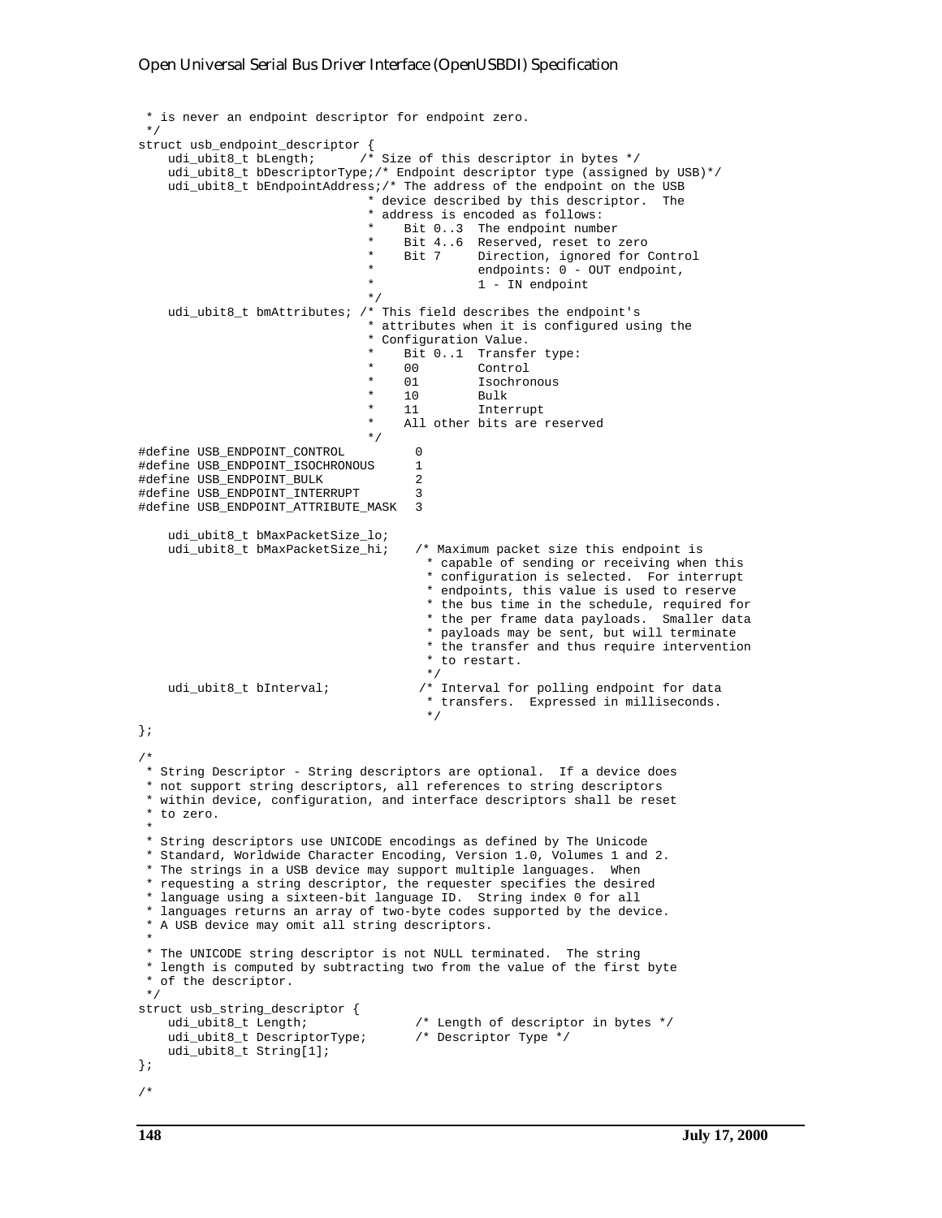```
 * is never an endpoint descriptor for endpoint zero.
 */
struct usb_endpoint_descriptor {
    udi_ubit8_t bLength;      /* Size of this descriptor in bytes */
    udi_ubit8_t bDescriptorType;/* Endpoint descriptor type (assigned by USB)*/
    udi_ubit8_t bEndpointAddress;/* The address of the endpoint on the USB
                               * device described by this descriptor.  The
                               * address is encoded as follows:
                               *    Bit 0..3  The endpoint number
                               *    Bit 4..6  Reserved, reset to zero
                               *    Bit 7     Direction, ignored for Control
                               *              endpoints: 0 - OUT endpoint,
                               *              1 - IN endpoint
                               */
    udi_ubit8_t bmAttributes; /* This field describes the endpoint's
                               * attributes when it is configured using the
                               * Configuration Value.
                               *    Bit 0..1  Transfer type:
                               *    00        Control
                               *    01        Isochronous
                               *    10        Bulk
                               *    11        Interrupt
                               *    All other bits are reserved
                               */
#define USB_ENDPOINT_CONTROL         0
#define USB_ENDPOINT_ISOCHRONOUS     1
#define USB_ENDPOINT_BULK            2
#define USB_ENDPOINT_INTERRUPT       3
#define USB_ENDPOINT_ATTRIBUTE_MASK  3

    udi_ubit8_t bMaxPacketSize_lo;
    udi_ubit8_t bMaxPacketSize_hi;    /* Maximum packet size this endpoint is
                                       * capable of sending or receiving when this
                                       * configuration is selected.  For interrupt
                                       * endpoints, this value is used to reserve
                                       * the bus time in the schedule, required for
                                       * the per frame data payloads.  Smaller data
                                       * payloads may be sent, but will terminate
                                       * the transfer and thus require intervention
                                       * to restart.
                                       */
    udi_ubit8_t bInterval;            /* Interval for polling endpoint for data
                                       * transfers.  Expressed in milliseconds.
                                       */
};

/*
 * String Descriptor - String descriptors are optional.  If a device does
 * not support string descriptors, all references to string descriptors
 * within device, configuration, and interface descriptors shall be reset
 * to zero.
 *
 * String descriptors use UNICODE encodings as defined by The Unicode
 * Standard, Worldwide Character Encoding, Version 1.0, Volumes 1 and 2.
 * The strings in a USB device may support multiple languages.  When
 * requesting a string descriptor, the requester specifies the desired
 * language using a sixteen-bit language ID.  String index 0 for all
 * languages returns an array of two-byte codes supported by the device.
 * A USB device may omit all string descriptors.
 *
 * The UNICODE string descriptor is not NULL terminated.  The string
 * length is computed by subtracting two from the value of the first byte
 * of the descriptor.
 */
struct usb_string_descriptor {
    udi_ubit8_t Length;              /* Length of descriptor in bytes */
    udi_ubit8_t DescriptorType;      /* Descriptor Type */
    udi_ubit8_t String[1];
};

/*
```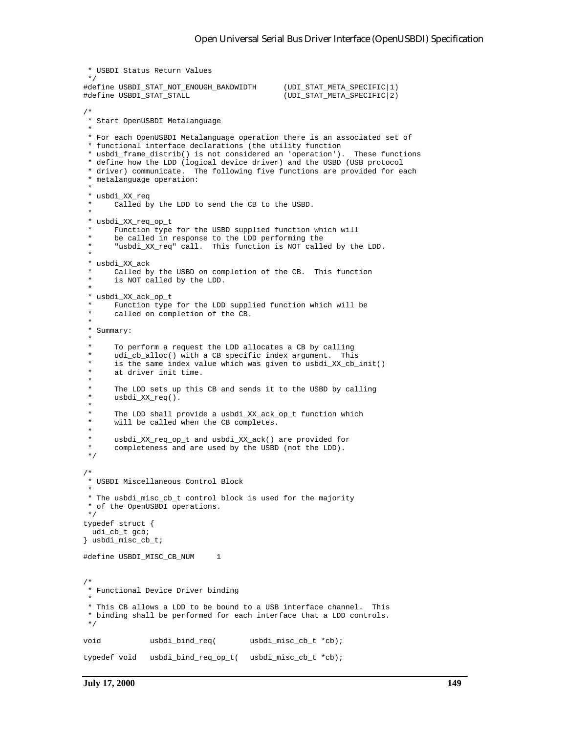```
 * USBDI Status Return Values
 */
#define USBDI_STAT_NOT_ENOUGH_BANDWIDTH      (UDI_STAT_META_SPECIFIC|1)
#define USBDI_STAT_STALL                     (UDI_STAT_META_SPECIFIC|2)

/*
 * Start OpenUSBDI Metalanguage
 *
 * For each OpenUSBDI Metalanguage operation there is an associated set of
 * functional interface declarations (the utility function
 * usbdi_frame_distrib() is not considered an 'operation').  These functions
 * define how the LDD (logical device driver) and the USBD (USB protocol
 * driver) communicate.  The following five functions are provided for each
 * metalanguage operation:
 *
 * usbdi_XX_req
 *     Called by the LDD to send the CB to the USBD.
 *
 * usbdi_XX_req_op_t
 *     Function type for the USBD supplied function which will
 *     be called in response to the LDD performing the
 *     "usbdi_XX_req" call.  This function is NOT called by the LDD.
 *
 * usbdi_XX_ack
 *     Called by the USBD on completion of the CB.  This function
 *     is NOT called by the LDD.
 *
 * usbdi_XX_ack_op_t
 *     Function type for the LDD supplied function which will be
 *     called on completion of the CB.
 *
 * Summary:
 *
 *     To perform a request the LDD allocates a CB by calling
 *     udi_cb_alloc() with a CB specific index argument.  This
 *     is the same index value which was given to usbdi_XX_cb_init()
 *     at driver init time.
 *
 *     The LDD sets up this CB and sends it to the USBD by calling
 *     usbdi_XX_req().
 *
 *     The LDD shall provide a usbdi_XX_ack_op_t function which
 *     will be called when the CB completes.
 *
 *     usbdi_XX_req_op_t and usbdi_XX_ack() are provided for
 *     completeness and are used by the USBD (not the LDD).
 */

/*
 * USBDI Miscellaneous Control Block
 *
 * The usbdi_misc_cb_t control block is used for the majority
 * of the OpenUSBDI operations.
 */
typedef struct {
  udi_cb_t gcb;
} usbdi_misc_cb_t;

#define USBDI_MISC_CB_NUM     1


/*
 * Functional Device Driver binding
 *
 * This CB allows a LDD to be bound to a USB interface channel.  This
 * binding shall be performed for each interface that a LDD controls.
 */

void           usbdi_bind_req(       usbdi_misc_cb_t *cb);

typedef void   usbdi_bind_req_op_t(  usbdi_misc_cb_t *cb);
```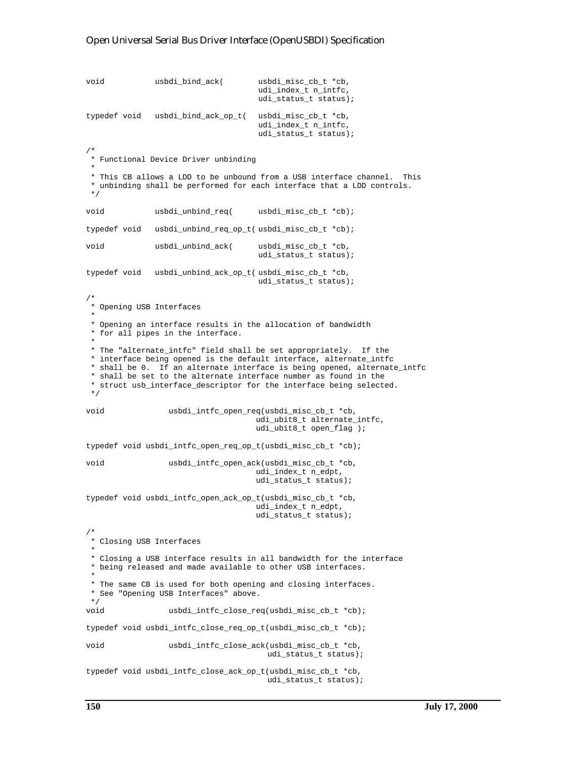```
void           usbdi_bind_ack(       usbdi_misc_cb_t *cb,
                                     udi_index_t n_intfc,
                                     udi_status_t status);

typedef void   usbdi_bind_ack_op_t(  usbdi_misc_cb_t *cb,
                                     udi_index_t n_intfc,
                                     udi_status_t status);

/*
 * Functional Device Driver unbinding
 *
 * This CB allows a LDD to be unbound from a USB interface channel.  This
 * unbinding shall be performed for each interface that a LDD controls.
 */

void           usbdi_unbind_req(     usbdi_misc_cb_t *cb);

typedef void   usbdi_unbind_req_op_t( usbdi_misc_cb_t *cb);

void           usbdi_unbind_ack(     usbdi_misc_cb_t *cb,
                                     udi_status_t status);

typedef void   usbdi_unbind_ack_op_t( usbdi_misc_cb_t *cb,
                                     udi_status_t status);

/*
 * Opening USB Interfaces
 *
 * Opening an interface results in the allocation of bandwidth
 * for all pipes in the interface.
 *
 * The "alternate_intfc" field shall be set appropriately.  If the
 * interface being opened is the default interface, alternate_intfc
 * shall be 0.  If an alternate interface is being opened, alternate_intfc
 * shall be set to the alternate interface number as found in the
 * struct usb_interface_descriptor for the interface being selected.
 */

void              usbdi_intfc_open_req(usbdi_misc_cb_t *cb,
                                    udi_ubit8_t alternate_intfc,
                                    udi_ubit8_t open_flag );

typedef void usbdi_intfc_open_req_op_t(usbdi_misc_cb_t *cb);

void              usbdi_intfc_open_ack(usbdi_misc_cb_t *cb,
                                    udi_index_t n_edpt,
                                    udi_status_t status);

typedef void usbdi_intfc_open_ack_op_t(usbdi_misc_cb_t *cb,
                                    udi_index_t n_edpt,
                                    udi_status_t status);

/*
 * Closing USB Interfaces
 *
 * Closing a USB interface results in all bandwidth for the interface
 * being released and made available to other USB interfaces.
 *
 * The same CB is used for both opening and closing interfaces.
 * See "Opening USB Interfaces" above.
 */
void              usbdi_intfc_close_req(usbdi_misc_cb_t *cb);

typedef void usbdi_intfc_close_req_op_t(usbdi_misc_cb_t *cb);

void              usbdi_intfc_close_ack(usbdi_misc_cb_t *cb,
                                       udi_status_t status);

typedef void usbdi_intfc_close_ack_op_t(usbdi_misc_cb_t *cb,
                                       udi_status_t status);
```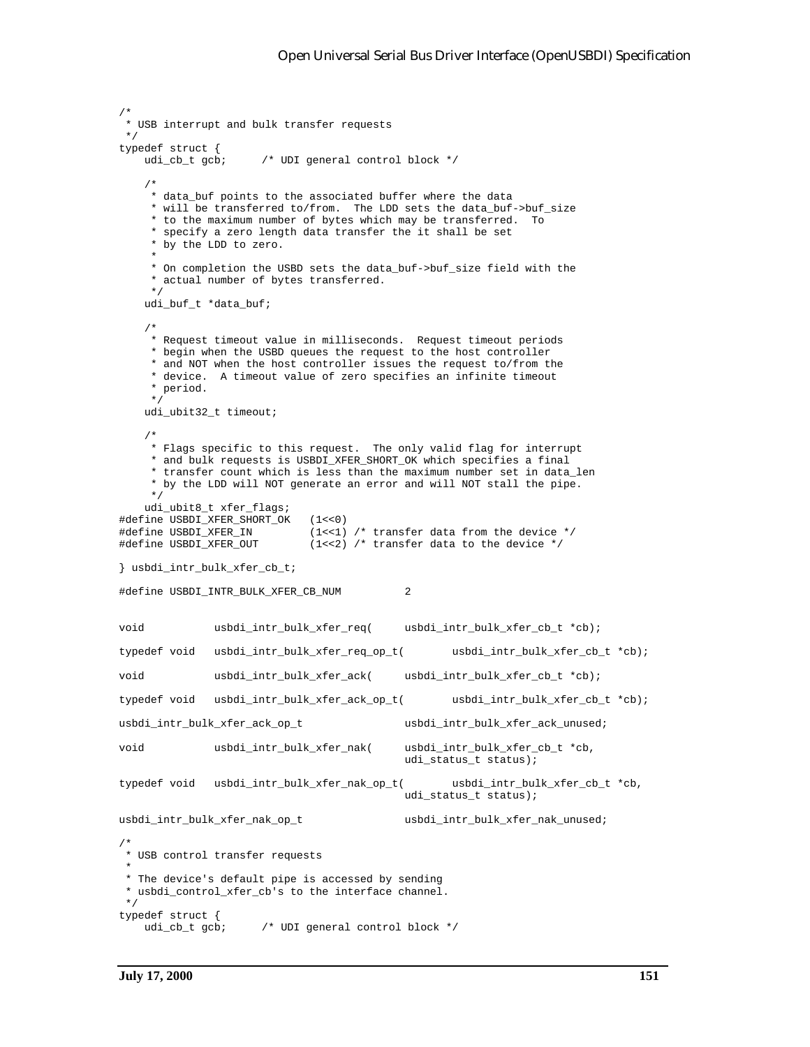```
/*
 * USB interrupt and bulk transfer requests
 */
typedef struct {
    udi_cb_t gcb;      /* UDI general control block */

    /*
     * data_buf points to the associated buffer where the data
     * will be transferred to/from.  The LDD sets the data_buf->buf_size
     * to the maximum number of bytes which may be transferred.  To
     * specify a zero length data transfer the it shall be set
     * by the LDD to zero.
     *
     * On completion the USBD sets the data_buf->buf_size field with the
     * actual number of bytes transferred.
     */
    udi_buf_t *data_buf;

    /*
     * Request timeout value in milliseconds.  Request timeout periods
     * begin when the USBD queues the request to the host controller
     * and NOT when the host controller issues the request to/from the
     * device.  A timeout value of zero specifies an infinite timeout
     * period.
     */
    udi_ubit32_t timeout;

    /*
     * Flags specific to this request.  The only valid flag for interrupt
     * and bulk requests is USBDI_XFER_SHORT_OK which specifies a final
     * transfer count which is less than the maximum number set in data_len
     * by the LDD will NOT generate an error and will NOT stall the pipe.
     */
    udi_ubit8_t xfer_flags;
#define USBDI_XFER_SHORT_OK   (1<<0)
#define USBDI_XFER_IN         (1<<1) /* transfer data from the device */
#define USBDI_XFER_OUT        (1<<2) /* transfer data to the device */

} usbdi_intr_bulk_xfer_cb_t;

#define USBDI_INTR_BULK_XFER_CB_NUM          2


void           usbdi_intr_bulk_xfer_req(     usbdi_intr_bulk_xfer_cb_t *cb);

typedef void   usbdi_intr_bulk_xfer_req_op_t(       usbdi_intr_bulk_xfer_cb_t *cb);

void           usbdi_intr_bulk_xfer_ack(     usbdi_intr_bulk_xfer_cb_t *cb);

typedef void   usbdi_intr_bulk_xfer_ack_op_t(       usbdi_intr_bulk_xfer_cb_t *cb);

usbdi_intr_bulk_xfer_ack_op_t                usbdi_intr_bulk_xfer_ack_unused;

void           usbdi_intr_bulk_xfer_nak(     usbdi_intr_bulk_xfer_cb_t *cb,
                                             udi_status_t status);

typedef void   usbdi_intr_bulk_xfer_nak_op_t(       usbdi_intr_bulk_xfer_cb_t *cb,
                                             udi_status_t status);

usbdi_intr_bulk_xfer_nak_op_t                usbdi_intr_bulk_xfer_nak_unused;

/*
 * USB control transfer requests
 *
 * The device's default pipe is accessed by sending
 * usbdi_control_xfer_cb's to the interface channel.
 */
typedef struct {
    udi_cb_t gcb;      /* UDI general control block */
```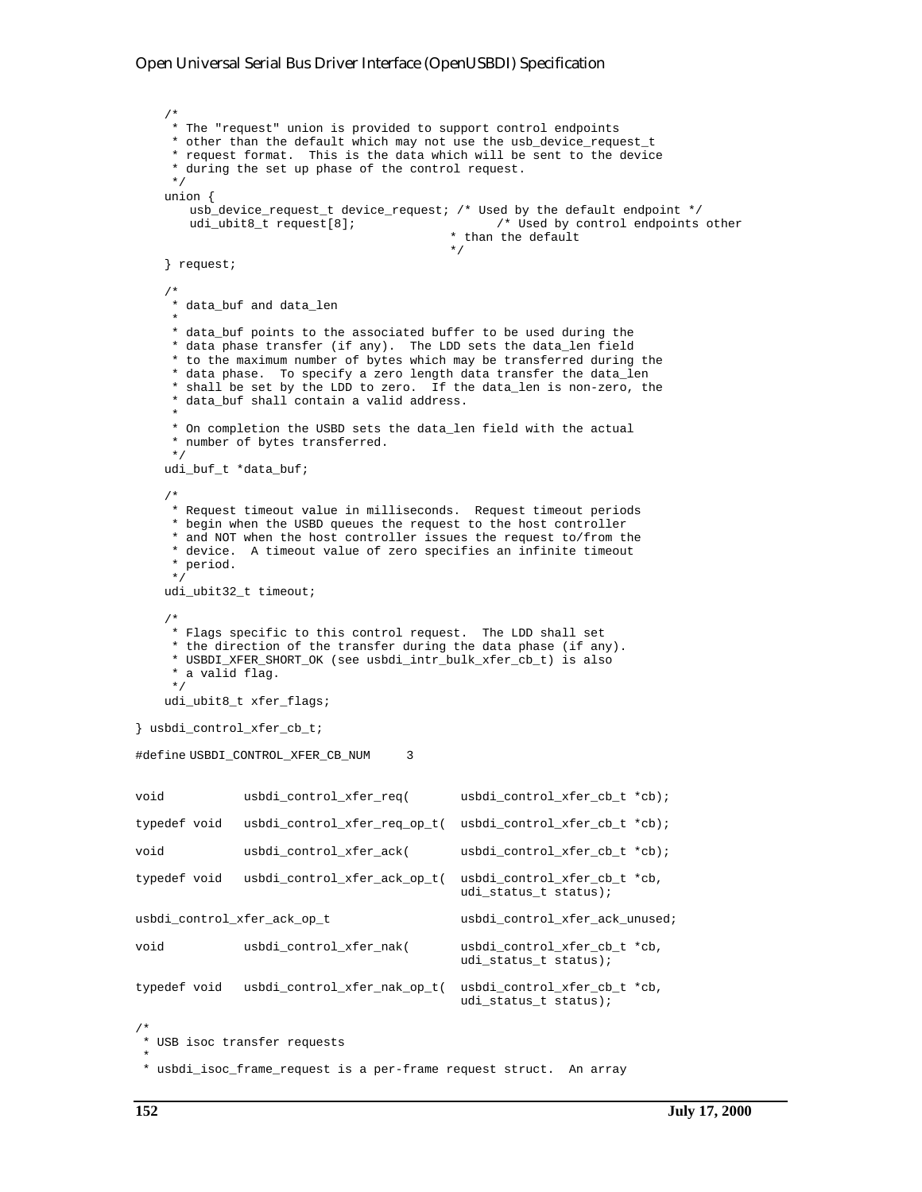```
    /*
     * The "request" union is provided to support control endpoints
     * other than the default which may not use the usb_device_request_t
     * request format.  This is the data which will be sent to the device
     * during the set up phase of the control request.
     */
    union {
        usb_device_request_t device_request; /* Used by the default endpoint */
        udi_ubit8_t request[8];                    /* Used by control endpoints other
                                            * than the default
                                            */
    } request;

    /*
     * data_buf and data_len
     *
     * data_buf points to the associated buffer to be used during the
     * data phase transfer (if any).  The LDD sets the data_len field
     * to the maximum number of bytes which may be transferred during the
     * data phase.  To specify a zero length data transfer the data_len
     * shall be set by the LDD to zero.  If the data_len is non-zero, the
     * data_buf shall contain a valid address.
     *
     * On completion the USBD sets the data_len field with the actual
     * number of bytes transferred.
     */
    udi_buf_t *data_buf;

    /*
     * Request timeout value in milliseconds.  Request timeout periods
     * begin when the USBD queues the request to the host controller
     * and NOT when the host controller issues the request to/from the
     * device.  A timeout value of zero specifies an infinite timeout
     * period.
     */
    udi_ubit32_t timeout;

    /*
     * Flags specific to this control request.  The LDD shall set
     * the direction of the transfer during the data phase (if any).
     * USBDI_XFER_SHORT_OK (see usbdi_intr_bulk_xfer_cb_t) is also
     * a valid flag.
     */
    udi_ubit8_t xfer_flags;

} usbdi_control_xfer_cb_t;

#define USBDI_CONTROL_XFER_CB_NUM     3


void           usbdi_control_xfer_req(       usbdi_control_xfer_cb_t *cb);

typedef void   usbdi_control_xfer_req_op_t(  usbdi_control_xfer_cb_t *cb);

void           usbdi_control_xfer_ack(       usbdi_control_xfer_cb_t *cb);

typedef void   usbdi_control_xfer_ack_op_t(  usbdi_control_xfer_cb_t *cb,
                                             udi_status_t status);

usbdi_control_xfer_ack_op_t                  usbdi_control_xfer_ack_unused;

void           usbdi_control_xfer_nak(       usbdi_control_xfer_cb_t *cb,
                                             udi_status_t status);

typedef void   usbdi_control_xfer_nak_op_t(  usbdi_control_xfer_cb_t *cb,
                                             udi_status_t status);

/*
 * USB isoc transfer requests
 *
 * usbdi_isoc_frame_request is a per-frame request struct.  An array
```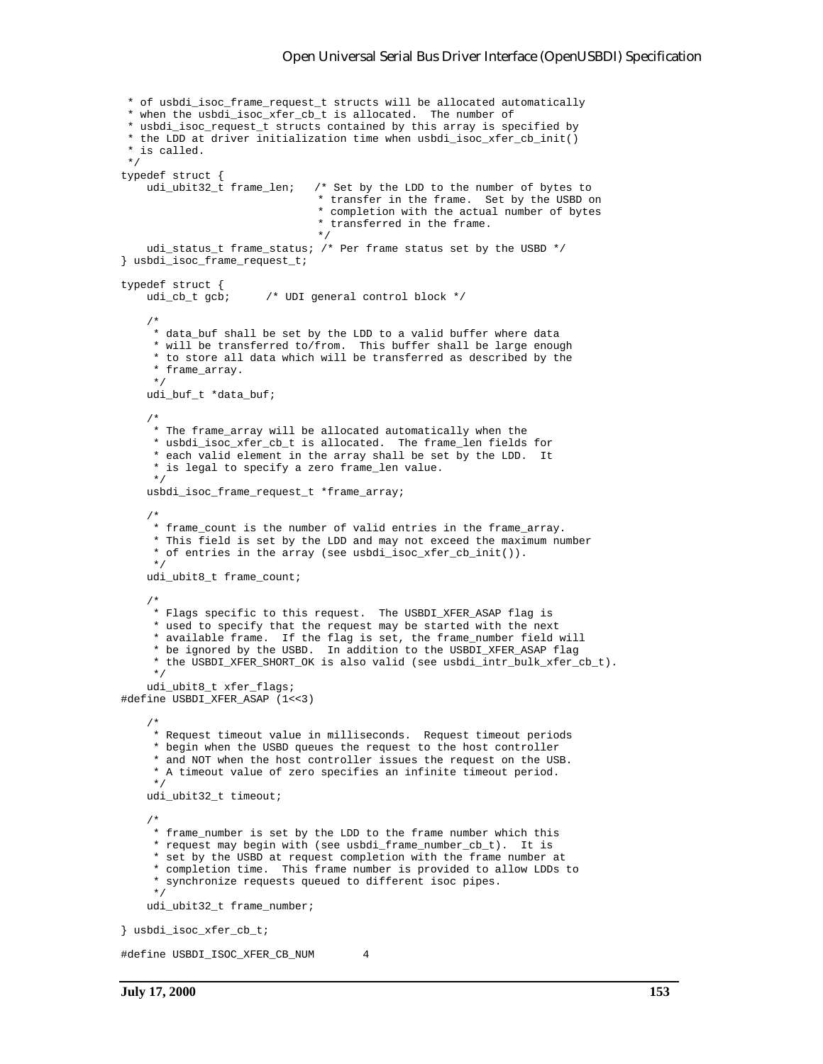```
 * of usbdi_isoc_frame_request_t structs will be allocated automatically
 * when the usbdi_isoc_xfer_cb_t is allocated.  The number of
 * usbdi_isoc_request_t structs contained by this array is specified by
 * the LDD at driver initialization time when usbdi_isoc_xfer_cb_init()
 * is called.
 */
typedef struct {
    udi_ubit32_t frame_len;   /* Set by the LDD to the number of bytes to
                               * transfer in the frame.  Set by the USBD on
                               * completion with the actual number of bytes
                               * transferred in the frame.
                               */
    udi_status_t frame_status; /* Per frame status set by the USBD */
} usbdi_isoc_frame_request_t;

typedef struct {
    udi_cb_t gcb;      /* UDI general control block */

    /*
     * data_buf shall be set by the LDD to a valid buffer where data
     * will be transferred to/from.  This buffer shall be large enough
     * to store all data which will be transferred as described by the
     * frame_array.
     */
    udi_buf_t *data_buf;

    /*
     * The frame_array will be allocated automatically when the
     * usbdi_isoc_xfer_cb_t is allocated.  The frame_len fields for
     * each valid element in the array shall be set by the LDD.  It
     * is legal to specify a zero frame_len value.
     */
    usbdi_isoc_frame_request_t *frame_array;

    /*
     * frame_count is the number of valid entries in the frame_array.
     * This field is set by the LDD and may not exceed the maximum number
     * of entries in the array (see usbdi_isoc_xfer_cb_init()).
     */
    udi_ubit8_t frame_count;

    /*
     * Flags specific to this request.  The USBDI_XFER_ASAP flag is
     * used to specify that the request may be started with the next
     * available frame.  If the flag is set, the frame_number field will
     * be ignored by the USBD.  In addition to the USBDI_XFER_ASAP flag
     * the USBDI_XFER_SHORT_OK is also valid (see usbdi_intr_bulk_xfer_cb_t).
     */
    udi_ubit8_t xfer_flags;
#define USBDI_XFER_ASAP (1<<3)

    /*
     * Request timeout value in milliseconds.  Request timeout periods
     * begin when the USBD queues the request to the host controller
     * and NOT when the host controller issues the request on the USB.
     * A timeout value of zero specifies an infinite timeout period.
     */
    udi_ubit32_t timeout;

    /*
     * frame_number is set by the LDD to the frame number which this
     * request may begin with (see usbdi_frame_number_cb_t).  It is
     * set by the USBD at request completion with the frame number at
     * completion time.  This frame number is provided to allow LDDs to
     * synchronize requests queued to different isoc pipes.
     */
    udi_ubit32_t frame_number;

} usbdi_isoc_xfer_cb_t;

#define USBDI_ISOC_XFER_CB_NUM       4
```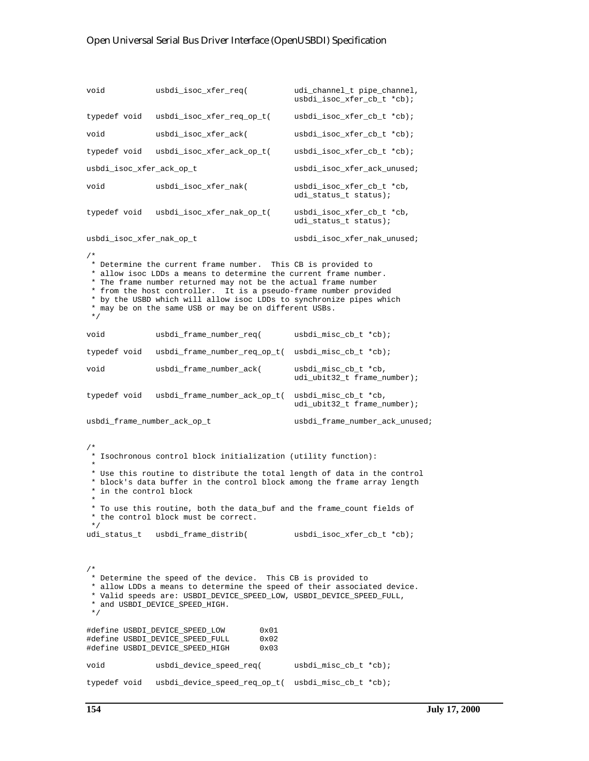```
void           usbdi_isoc_xfer_req(          udi_channel_t pipe_channel,
                                             usbdi_isoc_xfer_cb_t *cb);

typedef void   usbdi_isoc_xfer_req_op_t(     usbdi_isoc_xfer_cb_t *cb);

void           usbdi_isoc_xfer_ack(          usbdi_isoc_xfer_cb_t *cb);

typedef void   usbdi_isoc_xfer_ack_op_t(     usbdi_isoc_xfer_cb_t *cb);

usbdi_isoc_xfer_ack_op_t                     usbdi_isoc_xfer_ack_unused;

void           usbdi_isoc_xfer_nak(          usbdi_isoc_xfer_cb_t *cb,
                                             udi_status_t status);

typedef void   usbdi_isoc_xfer_nak_op_t(     usbdi_isoc_xfer_cb_t *cb,
                                             udi_status_t status);

usbdi_isoc_xfer_nak_op_t                     usbdi_isoc_xfer_nak_unused;

/*
 * Determine the current frame number.  This CB is provided to
 * allow isoc LDDs a means to determine the current frame number.
 * The frame number returned may not be the actual frame number
 * from the host controller.  It is a pseudo-frame number provided
 * by the USBD which will allow isoc LDDs to synchronize pipes which
 * may be on the same USB or may be on different USBs.
 */

void           usbdi_frame_number_req(       usbdi_misc_cb_t *cb);

typedef void   usbdi_frame_number_req_op_t(  usbdi_misc_cb_t *cb);

void           usbdi_frame_number_ack(       usbdi_misc_cb_t *cb,
                                             udi_ubit32_t frame_number);

typedef void   usbdi_frame_number_ack_op_t(  usbdi_misc_cb_t *cb,
                                             udi_ubit32_t frame_number);

usbdi_frame_number_ack_op_t                  usbdi_frame_number_ack_unused;


/*
 * Isochronous control block initialization (utility function):
 *
 * Use this routine to distribute the total length of data in the control
 * block's data buffer in the control block among the frame array length
 * in the control block
 *
 * To use this routine, both the data_buf and the frame_count fields of
 * the control block must be correct.
 */
udi_status_t   usbdi_frame_distrib(          usbdi_isoc_xfer_cb_t *cb);



/*
 * Determine the speed of the device.  This CB is provided to
 * allow LDDs a means to determine the speed of their associated device.
 * Valid speeds are: USBDI_DEVICE_SPEED_LOW, USBDI_DEVICE_SPEED_FULL,
 * and USBDI_DEVICE_SPEED_HIGH.
 */

#define USBDI_DEVICE_SPEED_LOW        0x01
#define USBDI_DEVICE_SPEED_FULL       0x02
#define USBDI_DEVICE_SPEED_HIGH       0x03

void           usbdi_device_speed_req(       usbdi_misc_cb_t *cb);

typedef void   usbdi_device_speed_req_op_t(  usbdi_misc_cb_t *cb);
```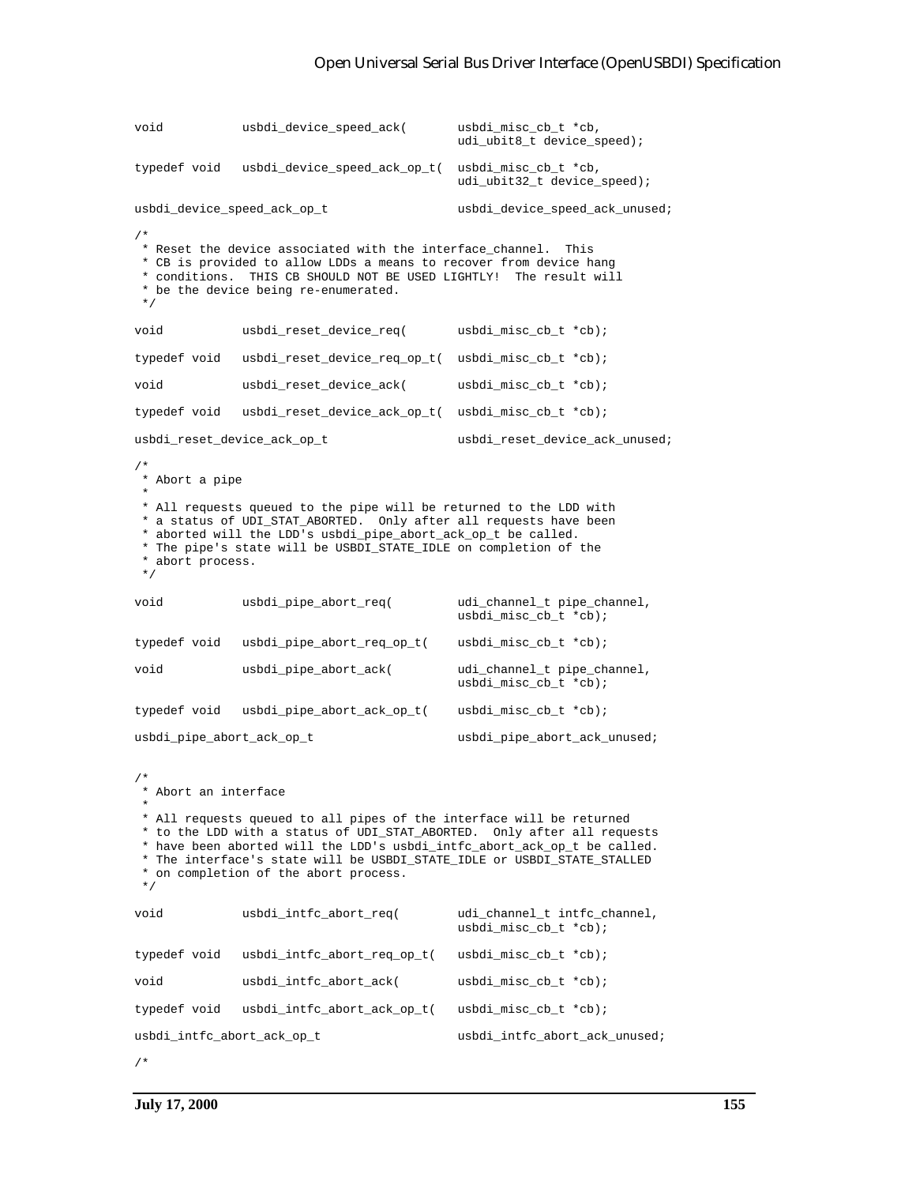```
void            usbdi_device_speed_ack(       usbdi_misc_cb_t *cb,
                                              udi_ubit8_t device_speed);

typedef void    usbdi_device_speed_ack_op_t(  usbdi_misc_cb_t *cb,
                                              udi_ubit32_t device_speed);

usbdi_device_speed_ack_op_t                   usbdi_device_speed_ack_unused;

/*
 * Reset the device associated with the interface_channel.  This
 * CB is provided to allow LDDs a means to recover from device hang
 * conditions.  THIS CB SHOULD NOT BE USED LIGHTLY!  The result will
 * be the device being re-enumerated.
 */

void            usbdi_reset_device_req(       usbdi_misc_cb_t *cb);

typedef void    usbdi_reset_device_req_op_t(  usbdi_misc_cb_t *cb);

void            usbdi_reset_device_ack(       usbdi_misc_cb_t *cb);

typedef void    usbdi_reset_device_ack_op_t(  usbdi_misc_cb_t *cb);

usbdi_reset_device_ack_op_t                   usbdi_reset_device_ack_unused;

/*
 * Abort a pipe
 *
 * All requests queued to the pipe will be returned to the LDD with
 * a status of UDI_STAT_ABORTED.  Only after all requests have been
 * aborted will the LDD's usbdi_pipe_abort_ack_op_t be called.
 * The pipe's state will be USBDI_STATE_IDLE on completion of the
 * abort process.
 */

void            usbdi_pipe_abort_req(         udi_channel_t pipe_channel,
                                              usbdi_misc_cb_t *cb);

typedef void    usbdi_pipe_abort_req_op_t(    usbdi_misc_cb_t *cb);

void            usbdi_pipe_abort_ack(         udi_channel_t pipe_channel,
                                              usbdi_misc_cb_t *cb);

typedef void    usbdi_pipe_abort_ack_op_t(    usbdi_misc_cb_t *cb);

usbdi_pipe_abort_ack_op_t                     usbdi_pipe_abort_ack_unused;


/*
 * Abort an interface
 *
 * All requests queued to all pipes of the interface will be returned
 * to the LDD with a status of UDI_STAT_ABORTED.  Only after all requests
 * have been aborted will the LDD's usbdi_intfc_abort_ack_op_t be called.
 * The interface's state will be USBDI_STATE_IDLE or USBDI_STATE_STALLED
 * on completion of the abort process.
 */

void            usbdi_intfc_abort_req(        udi_channel_t intfc_channel,
                                              usbdi_misc_cb_t *cb);

typedef void    usbdi_intfc_abort_req_op_t(   usbdi_misc_cb_t *cb);

void            usbdi_intfc_abort_ack(        usbdi_misc_cb_t *cb);

typedef void    usbdi_intfc_abort_ack_op_t(   usbdi_misc_cb_t *cb);

usbdi_intfc_abort_ack_op_t                    usbdi_intfc_abort_ack_unused;

/*
```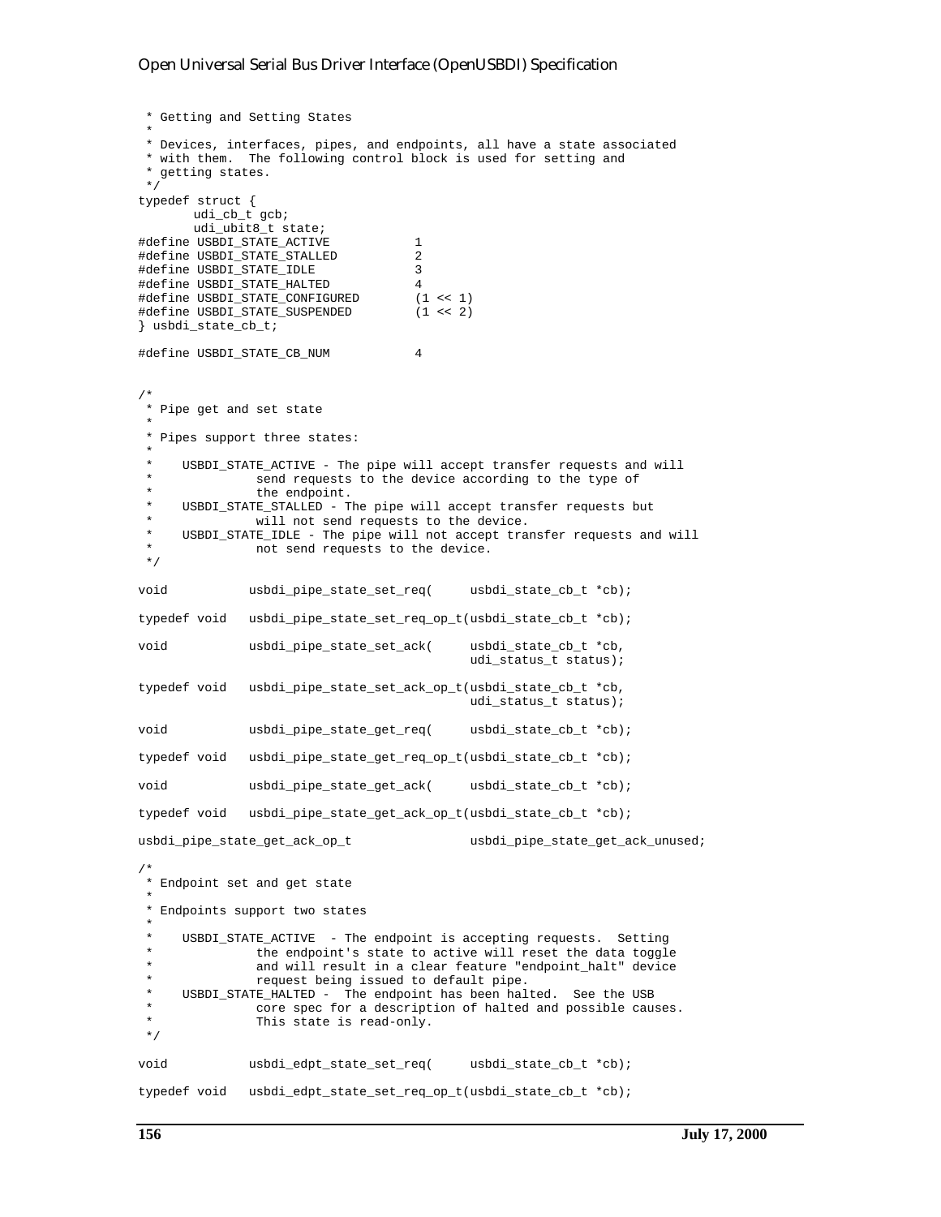```
 * Getting and Setting States
 *
 * Devices, interfaces, pipes, and endpoints, all have a state associated
 * with them.  The following control block is used for setting and
 * getting states.
 */
typedef struct {
       udi_cb_t gcb;
       udi_ubit8_t state;
#define USBDI_STATE_ACTIVE           1
#define USBDI_STATE_STALLED          2
#define USBDI_STATE_IDLE             3
#define USBDI_STATE_HALTED           4
#define USBDI_STATE_CONFIGURED       (1 << 1)
#define USBDI_STATE_SUSPENDED        (1 << 2)
} usbdi_state_cb_t;

#define USBDI_STATE_CB_NUM           4


/*
 * Pipe get and set state
 *
 * Pipes support three states:
 *
 *    USBDI_STATE_ACTIVE - The pipe will accept transfer requests and will
 *              send requests to the device according to the type of
 *              the endpoint.
 *    USBDI_STATE_STALLED - The pipe will accept transfer requests but
 *              will not send requests to the device.
 *    USBDI_STATE_IDLE - The pipe will not accept transfer requests and will
 *              not send requests to the device.
 */

void           usbdi_pipe_state_set_req(     usbdi_state_cb_t *cb);

typedef void   usbdi_pipe_state_set_req_op_t(usbdi_state_cb_t *cb);

void           usbdi_pipe_state_set_ack(     usbdi_state_cb_t *cb,
                                             udi_status_t status);

typedef void   usbdi_pipe_state_set_ack_op_t(usbdi_state_cb_t *cb,
                                             udi_status_t status);

void           usbdi_pipe_state_get_req(     usbdi_state_cb_t *cb);

typedef void   usbdi_pipe_state_get_req_op_t(usbdi_state_cb_t *cb);

void           usbdi_pipe_state_get_ack(     usbdi_state_cb_t *cb);

typedef void   usbdi_pipe_state_get_ack_op_t(usbdi_state_cb_t *cb);

usbdi_pipe_state_get_ack_op_t                usbdi_pipe_state_get_ack_unused;

/*
 * Endpoint set and get state
 *
 * Endpoints support two states
 *
 *    USBDI_STATE_ACTIVE  - The endpoint is accepting requests.  Setting
 *              the endpoint's state to active will reset the data toggle
 *              and will result in a clear feature "endpoint_halt" device
 *              request being issued to default pipe.
 *    USBDI_STATE_HALTED -  The endpoint has been halted.  See the USB
 *              core spec for a description of halted and possible causes.
 *              This state is read-only.
 */

void           usbdi_edpt_state_set_req(     usbdi_state_cb_t *cb);

typedef void   usbdi_edpt_state_set_req_op_t(usbdi_state_cb_t *cb);
```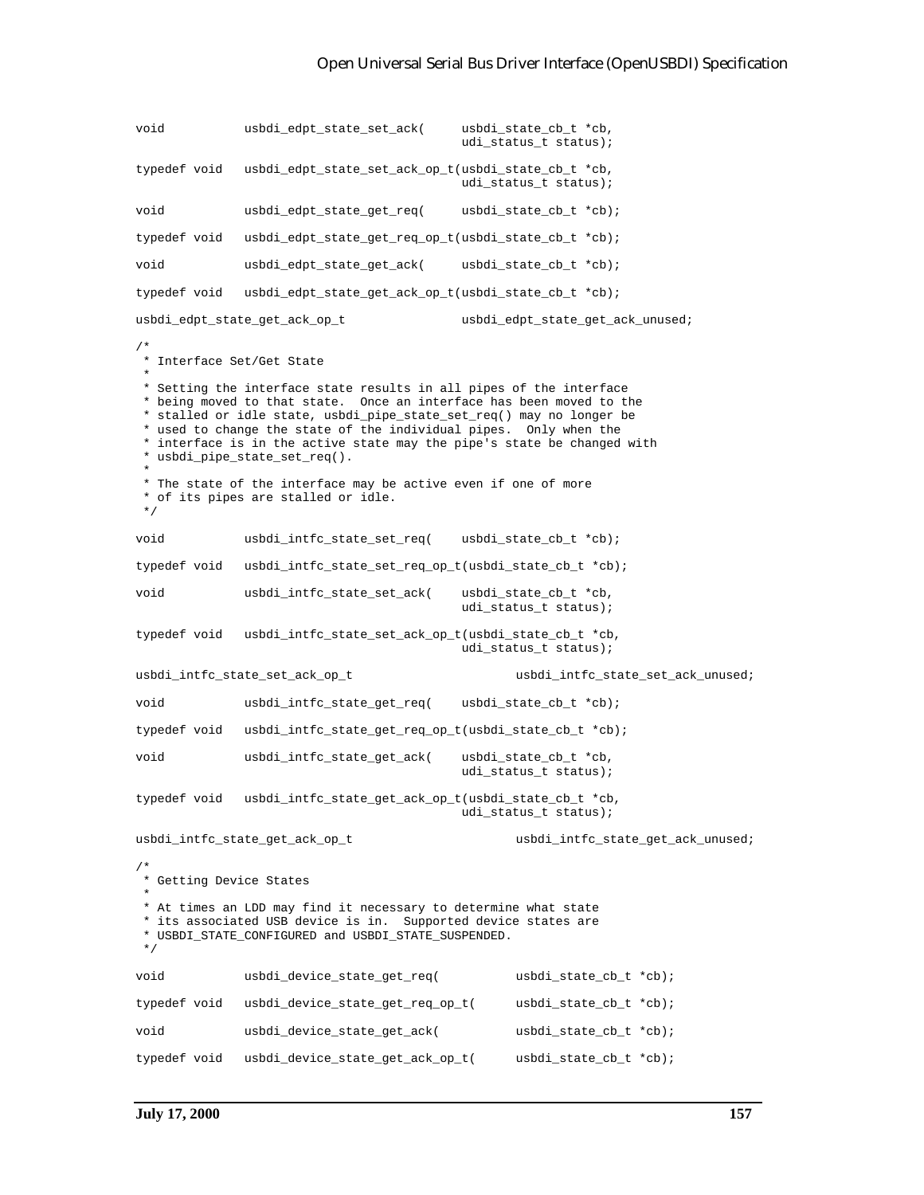```
void           usbdi_edpt_state_set_ack(     usbdi_state_cb_t *cb,
                                             udi_status_t status);

typedef void   usbdi_edpt_state_set_ack_op_t(usbdi_state_cb_t *cb,
                                             udi_status_t status);

void           usbdi_edpt_state_get_req(     usbdi_state_cb_t *cb);

typedef void   usbdi_edpt_state_get_req_op_t(usbdi_state_cb_t *cb);

void           usbdi_edpt_state_get_ack(     usbdi_state_cb_t *cb);

typedef void   usbdi_edpt_state_get_ack_op_t(usbdi_state_cb_t *cb);

usbdi_edpt_state_get_ack_op_t                usbdi_edpt_state_get_ack_unused;

/*
 * Interface Set/Get State
 *
 * Setting the interface state results in all pipes of the interface
 * being moved to that state.  Once an interface has been moved to the
 * stalled or idle state, usbdi_pipe_state_set_req() may no longer be
 * used to change the state of the individual pipes.  Only when the
 * interface is in the active state may the pipe's state be changed with
 * usbdi_pipe_state_set_req().
 *
 * The state of the interface may be active even if one of more
 * of its pipes are stalled or idle.
 */

void           usbdi_intfc_state_set_req(    usbdi_state_cb_t *cb);

typedef void   usbdi_intfc_state_set_req_op_t(usbdi_state_cb_t *cb);

void           usbdi_intfc_state_set_ack(    usbdi_state_cb_t *cb,
                                             udi_status_t status);

typedef void   usbdi_intfc_state_set_ack_op_t(usbdi_state_cb_t *cb,
                                             udi_status_t status);

usbdi_intfc_state_set_ack_op_t                       usbdi_intfc_state_set_ack_unused;

void           usbdi_intfc_state_get_req(    usbdi_state_cb_t *cb);

typedef void   usbdi_intfc_state_get_req_op_t(usbdi_state_cb_t *cb);

void           usbdi_intfc_state_get_ack(    usbdi_state_cb_t *cb,
                                             udi_status_t status);

typedef void   usbdi_intfc_state_get_ack_op_t(usbdi_state_cb_t *cb,
                                             udi_status_t status);

usbdi_intfc_state_get_ack_op_t                       usbdi_intfc_state_get_ack_unused;

/*
 * Getting Device States
 *
 * At times an LDD may find it necessary to determine what state
 * its associated USB device is in.  Supported device states are
 * USBDI_STATE_CONFIGURED and USBDI_STATE_SUSPENDED.
 */

void           usbdi_device_state_get_req(          usbdi_state_cb_t *cb);

typedef void   usbdi_device_state_get_req_op_t(     usbdi_state_cb_t *cb);

void           usbdi_device_state_get_ack(          usbdi_state_cb_t *cb);

typedef void   usbdi_device_state_get_ack_op_t(     usbdi_state_cb_t *cb);
```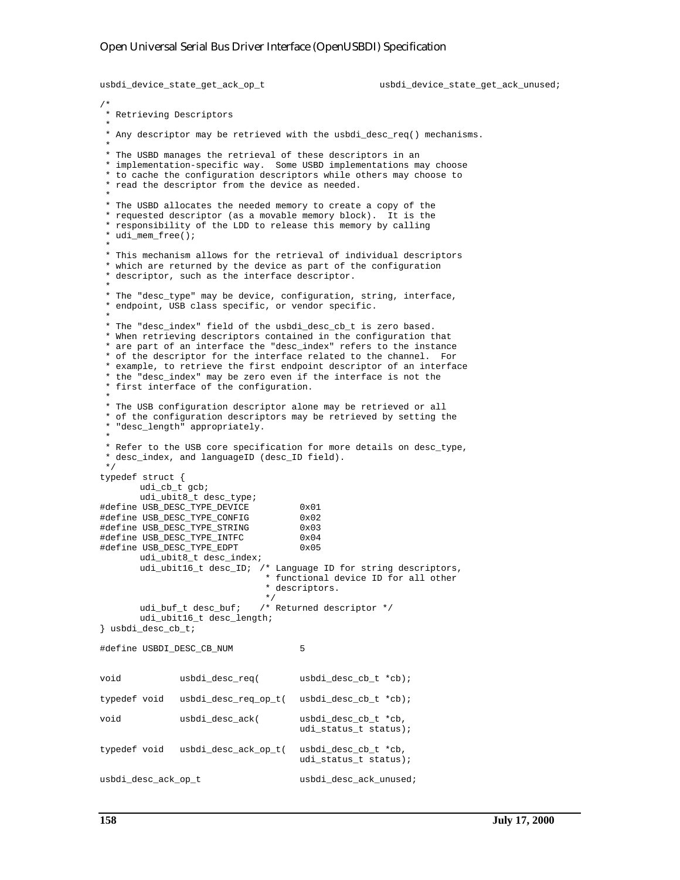```
usbdi_device_state_get_ack_op_t                     usbdi_device_state_get_ack_unused;

/*
 * Retrieving Descriptors
 *
 * Any descriptor may be retrieved with the usbdi_desc_req() mechanisms.
 *
 * The USBD manages the retrieval of these descriptors in an
 * implementation-specific way.  Some USBD implementations may choose
 * to cache the configuration descriptors while others may choose to
 * read the descriptor from the device as needed.
 *
 * The USBD allocates the needed memory to create a copy of the
 * requested descriptor (as a movable memory block).  It is the
 * responsibility of the LDD to release this memory by calling
 * udi_mem_free();
 *
 * This mechanism allows for the retrieval of individual descriptors
 * which are returned by the device as part of the configuration
 * descriptor, such as the interface descriptor.
 *
 * The "desc_type" may be device, configuration, string, interface,
 * endpoint, USB class specific, or vendor specific.
 *
 * The "desc_index" field of the usbdi_desc_cb_t is zero based.
 * When retrieving descriptors contained in the configuration that
 * are part of an interface the "desc_index" refers to the instance
 * of the descriptor for the interface related to the channel.  For
 * example, to retrieve the first endpoint descriptor of an interface
 * the "desc_index" may be zero even if the interface is not the
 * first interface of the configuration.
 *
 * The USB configuration descriptor alone may be retrieved or all
 * of the configuration descriptors may be retrieved by setting the
 * "desc_length" appropriately.
 *
 * Refer to the USB core specification for more details on desc_type,
 * desc_index, and languageID (desc_ID field).
 */
typedef struct {
        udi_cb_t gcb;
        udi_ubit8_t desc_type;
#define USB_DESC_TYPE_DEVICE          0x01
#define USB_DESC_TYPE_CONFIG          0x02
#define USB_DESC_TYPE_STRING          0x03
#define USB_DESC_TYPE_INTFC           0x04
#define USB_DESC_TYPE_EDPT            0x05
        udi_ubit8_t desc_index;
        udi_ubit16_t desc_ID;  /* Language ID for string descriptors,
                                * functional device ID for all other
                                * descriptors.
                                */
        udi_buf_t desc_buf;    /* Returned descriptor */
        udi_ubit16_t desc_length;
} usbdi_desc_cb_t;

#define USBDI_DESC_CB_NUM             5


void           usbdi_desc_req(       usbdi_desc_cb_t *cb);

typedef void   usbdi_desc_req_op_t(  usbdi_desc_cb_t *cb);

void           usbdi_desc_ack(       usbdi_desc_cb_t *cb,
                                     udi_status_t status);

typedef void   usbdi_desc_ack_op_t(  usbdi_desc_cb_t *cb,
                                     udi_status_t status);

usbdi_desc_ack_op_t                  usbdi_desc_ack_unused;
```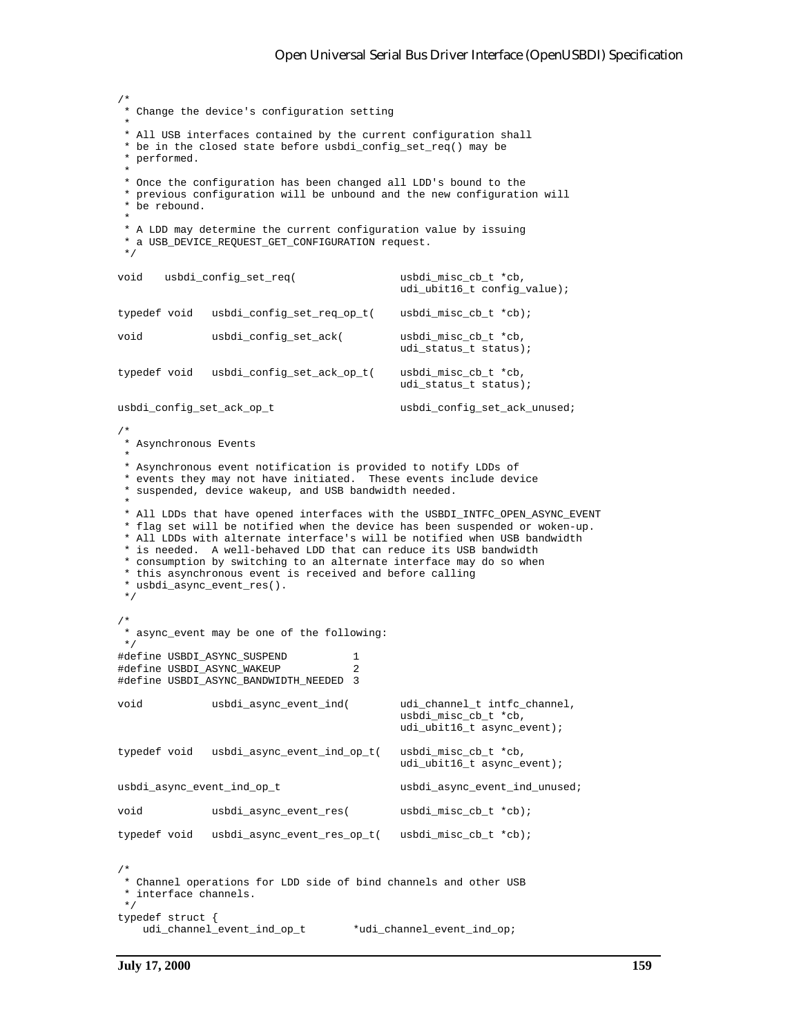```
/*
 * Change the device's configuration setting
 *
 * All USB interfaces contained by the current configuration shall
 * be in the closed state before usbdi_config_set_req() may be
 * performed.
 *
 * Once the configuration has been changed all LDD's bound to the
 * previous configuration will be unbound and the new configuration will
 * be rebound.
 *
 * A LDD may determine the current configuration value by issuing
 * a USB_DEVICE_REQUEST_GET_CONFIGURATION request.
 */

void    usbdi_config_set_req(                usbdi_misc_cb_t *cb,
                                             udi_ubit16_t config_value);

typedef void   usbdi_config_set_req_op_t(    usbdi_misc_cb_t *cb);

void           usbdi_config_set_ack(         usbdi_misc_cb_t *cb,
                                             udi_status_t status);

typedef void   usbdi_config_set_ack_op_t(    usbdi_misc_cb_t *cb,
                                             udi_status_t status);

usbdi_config_set_ack_op_t                    usbdi_config_set_ack_unused;

/*
 * Asynchronous Events
 *
 * Asynchronous event notification is provided to notify LDDs of
 * events they may not have initiated.  These events include device
 * suspended, device wakeup, and USB bandwidth needed.
 *
 * All LDDs that have opened interfaces with the USBDI_INTFC_OPEN_ASYNC_EVENT
 * flag set will be notified when the device has been suspended or woken-up.
 * All LDDs with alternate interface's will be notified when USB bandwidth
 * is needed.  A well-behaved LDD that can reduce its USB bandwidth
 * consumption by switching to an alternate interface may do so when
 * this asynchronous event is received and before calling
 * usbdi_async_event_res().
 */

/*
 * async_event may be one of the following:
 */
#define USBDI_ASYNC_SUSPEND          1
#define USBDI_ASYNC_WAKEUP           2
#define USBDI_ASYNC_BANDWIDTH_NEEDED  3

void           usbdi_async_event_ind(        udi_channel_t intfc_channel,
                                             usbdi_misc_cb_t *cb,
                                             udi_ubit16_t async_event);

typedef void   usbdi_async_event_ind_op_t(   usbdi_misc_cb_t *cb,
                                             udi_ubit16_t async_event);

usbdi_async_event_ind_op_t                   usbdi_async_event_ind_unused;

void           usbdi_async_event_res(        usbdi_misc_cb_t *cb);

typedef void   usbdi_async_event_res_op_t(   usbdi_misc_cb_t *cb);


/*
 * Channel operations for LDD side of bind channels and other USB
 * interface channels.
 */
typedef struct {
    udi_channel_event_ind_op_t       *udi_channel_event_ind_op;
```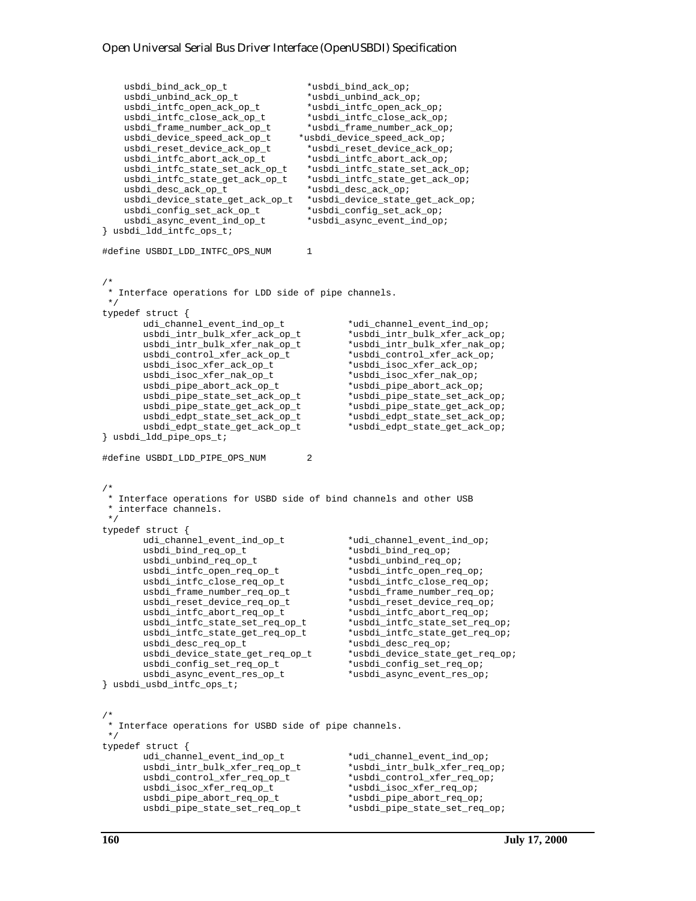```
    usbdi_bind_ack_op_t              *usbdi_bind_ack_op;
    usbdi_unbind_ack_op_t            *usbdi_unbind_ack_op;
    usbdi_intfc_open_ack_op_t        *usbdi_intfc_open_ack_op;
    usbdi_intfc_close_ack_op_t       *usbdi_intfc_close_ack_op;
    usbdi_frame_number_ack_op_t      *usbdi_frame_number_ack_op;
    usbdi_device_speed_ack_op_t     *usbdi_device_speed_ack_op;
    usbdi_reset_device_ack_op_t      *usbdi_reset_device_ack_op;
    usbdi_intfc_abort_ack_op_t       *usbdi_intfc_abort_ack_op;
    usbdi_intfc_state_set_ack_op_t   *usbdi_intfc_state_set_ack_op;
    usbdi_intfc_state_get_ack_op_t   *usbdi_intfc_state_get_ack_op;
    usbdi_desc_ack_op_t              *usbdi_desc_ack_op;
    usbdi_device_state_get_ack_op_t  *usbdi_device_state_get_ack_op;
    usbdi_config_set_ack_op_t        *usbdi_config_set_ack_op;
    usbdi_async_event_ind_op_t       *usbdi_async_event_ind_op;
} usbdi_ldd_intfc_ops_t;

#define USBDI_LDD_INTFC_OPS_NUM      1


/*
 * Interface operations for LDD side of pipe channels.
 */
typedef struct {
       udi_channel_event_ind_op_t           *udi_channel_event_ind_op;
       usbdi_intr_bulk_xfer_ack_op_t        *usbdi_intr_bulk_xfer_ack_op;
       usbdi_intr_bulk_xfer_nak_op_t        *usbdi_intr_bulk_xfer_nak_op;
       usbdi_control_xfer_ack_op_t          *usbdi_control_xfer_ack_op;
       usbdi_isoc_xfer_ack_op_t             *usbdi_isoc_xfer_ack_op;
       usbdi_isoc_xfer_nak_op_t             *usbdi_isoc_xfer_nak_op;
       usbdi_pipe_abort_ack_op_t            *usbdi_pipe_abort_ack_op;
       usbdi_pipe_state_set_ack_op_t        *usbdi_pipe_state_set_ack_op;
       usbdi_pipe_state_get_ack_op_t        *usbdi_pipe_state_get_ack_op;
       usbdi_edpt_state_set_ack_op_t        *usbdi_edpt_state_set_ack_op;
       usbdi_edpt_state_get_ack_op_t        *usbdi_edpt_state_get_ack_op;
} usbdi_ldd_pipe_ops_t;

#define USBDI_LDD_PIPE_OPS_NUM       2


/*
 * Interface operations for USBD side of bind channels and other USB
 * interface channels.
 */
typedef struct {
       udi_channel_event_ind_op_t           *udi_channel_event_ind_op;
       usbdi_bind_req_op_t                  *usbdi_bind_req_op;
       usbdi_unbind_req_op_t                *usbdi_unbind_req_op;
       usbdi_intfc_open_req_op_t            *usbdi_intfc_open_req_op;
       usbdi_intfc_close_req_op_t           *usbdi_intfc_close_req_op;
       usbdi_frame_number_req_op_t          *usbdi_frame_number_req_op;
       usbdi_reset_device_req_op_t          *usbdi_reset_device_req_op;
       usbdi_intfc_abort_req_op_t           *usbdi_intfc_abort_req_op;
       usbdi_intfc_state_set_req_op_t       *usbdi_intfc_state_set_req_op;
       usbdi_intfc_state_get_req_op_t       *usbdi_intfc_state_get_req_op;
       usbdi_desc_req_op_t                  *usbdi_desc_req_op;
       usbdi_device_state_get_req_op_t      *usbdi_device_state_get_req_op;
       usbdi_config_set_req_op_t            *usbdi_config_set_req_op;
       usbdi_async_event_res_op_t           *usbdi_async_event_res_op;
} usbdi_usbd_intfc_ops_t;


/*
 * Interface operations for USBD side of pipe channels.
 */
typedef struct {
       udi_channel_event_ind_op_t           *udi_channel_event_ind_op;
       usbdi_intr_bulk_xfer_req_op_t        *usbdi_intr_bulk_xfer_req_op;
       usbdi_control_xfer_req_op_t          *usbdi_control_xfer_req_op;
       usbdi_isoc_xfer_req_op_t             *usbdi_isoc_xfer_req_op;
       usbdi_pipe_abort_req_op_t            *usbdi_pipe_abort_req_op;
       usbdi_pipe_state_set_req_op_t        *usbdi_pipe_state_set_req_op;
```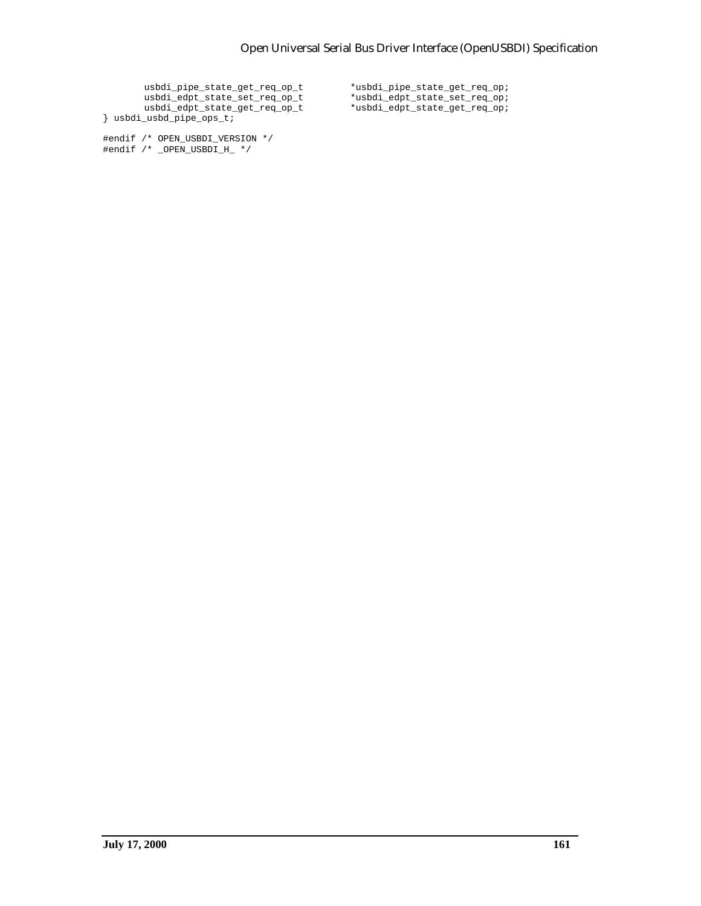```
        usbdi_pipe_state_get_req_op_t         *usbdi_pipe_state_get_req_op;
        usbdi_edpt_state_set_req_op_t         *usbdi_edpt_state_set_req_op;
        usbdi_edpt_state_get_req_op_t         *usbdi_edpt_state_get_req_op;
} usbdi_usbd_pipe_ops_t;

#endif /* OPEN_USBDI_VERSION */
#endif /* _OPEN_USBDI_H_ */
```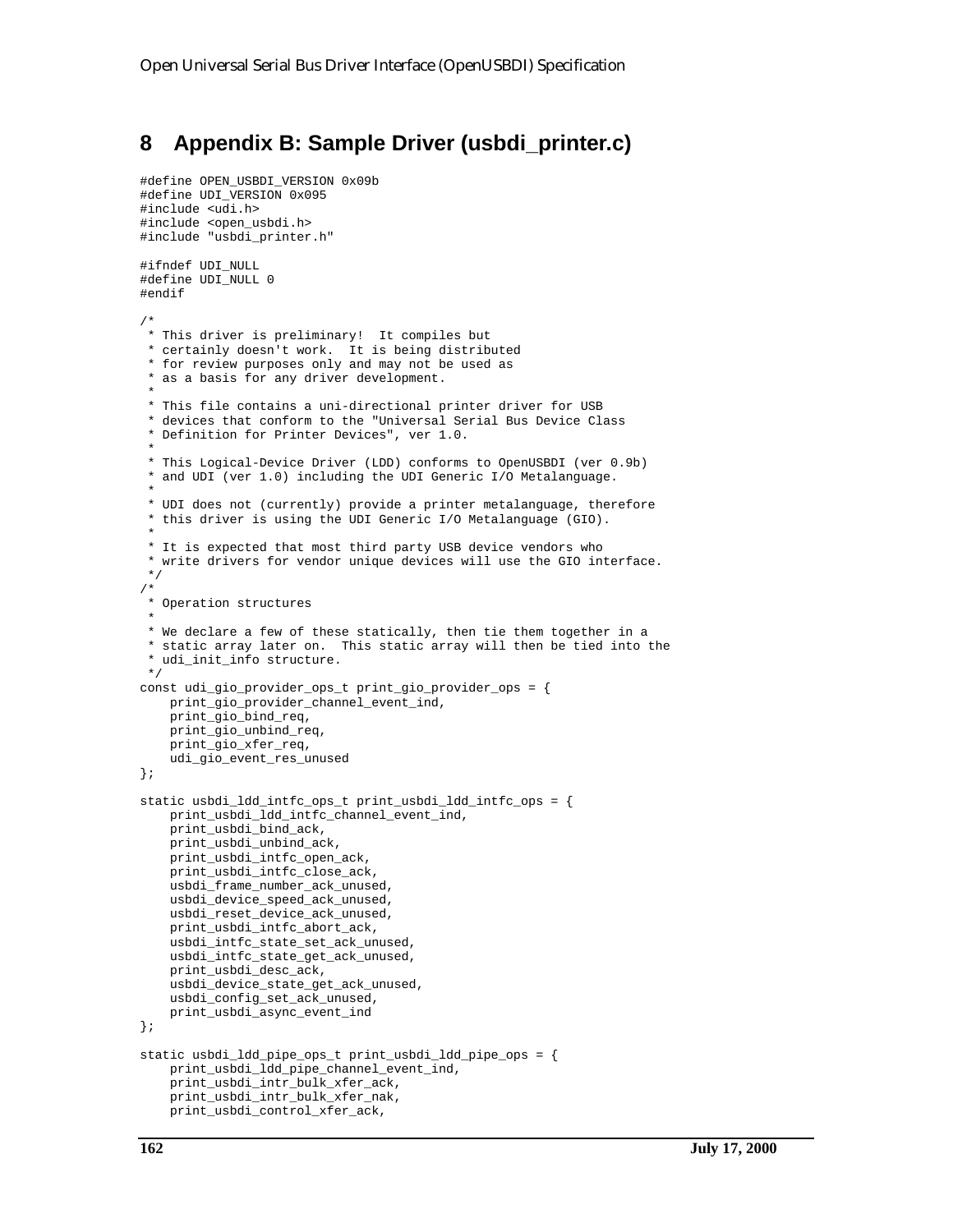# 8 Appendix B: Sample Driver (usbdi_printer.c)

```
#define OPEN_USBDI_VERSION 0x09b
#define UDI_VERSION 0x095
#include <udi.h>
#include <open_usbdi.h>
#include "usbdi_printer.h"

#ifndef UDI_NULL
#define UDI_NULL 0
#endif

/*
 * This driver is preliminary!  It compiles but
 * certainly doesn't work.  It is being distributed
 * for review purposes only and may not be used as
 * as a basis for any driver development.
 *
 * This file contains a uni-directional printer driver for USB
 * devices that conform to the "Universal Serial Bus Device Class
 * Definition for Printer Devices", ver 1.0.
 *
 * This Logical-Device Driver (LDD) conforms to OpenUSBDI (ver 0.9b)
 * and UDI (ver 1.0) including the UDI Generic I/O Metalanguage.
 *
 * UDI does not (currently) provide a printer metalanguage, therefore
 * this driver is using the UDI Generic I/O Metalanguage (GIO).
 *
 * It is expected that most third party USB device vendors who
 * write drivers for vendor unique devices will use the GIO interface.
 */
/*
 * Operation structures
 *
 * We declare a few of these statically, then tie them together in a
 * static array later on.  This static array will then be tied into the
 * udi_init_info structure.
 */
const udi_gio_provider_ops_t print_gio_provider_ops = {
    print_gio_provider_channel_event_ind,
    print_gio_bind_req,
    print_gio_unbind_req,
    print_gio_xfer_req,
    udi_gio_event_res_unused
};

static usbdi_ldd_intfc_ops_t print_usbdi_ldd_intfc_ops = {
    print_usbdi_ldd_intfc_channel_event_ind,
    print_usbdi_bind_ack,
    print_usbdi_unbind_ack,
    print_usbdi_intfc_open_ack,
    print_usbdi_intfc_close_ack,
    usbdi_frame_number_ack_unused,
    usbdi_device_speed_ack_unused,
    usbdi_reset_device_ack_unused,
    print_usbdi_intfc_abort_ack,
    usbdi_intfc_state_set_ack_unused,
    usbdi_intfc_state_get_ack_unused,
    print_usbdi_desc_ack,
    usbdi_device_state_get_ack_unused,
    usbdi_config_set_ack_unused,
    print_usbdi_async_event_ind
};

static usbdi_ldd_pipe_ops_t print_usbdi_ldd_pipe_ops = {
    print_usbdi_ldd_pipe_channel_event_ind,
    print_usbdi_intr_bulk_xfer_ack,
    print_usbdi_intr_bulk_xfer_nak,
    print_usbdi_control_xfer_ack,
```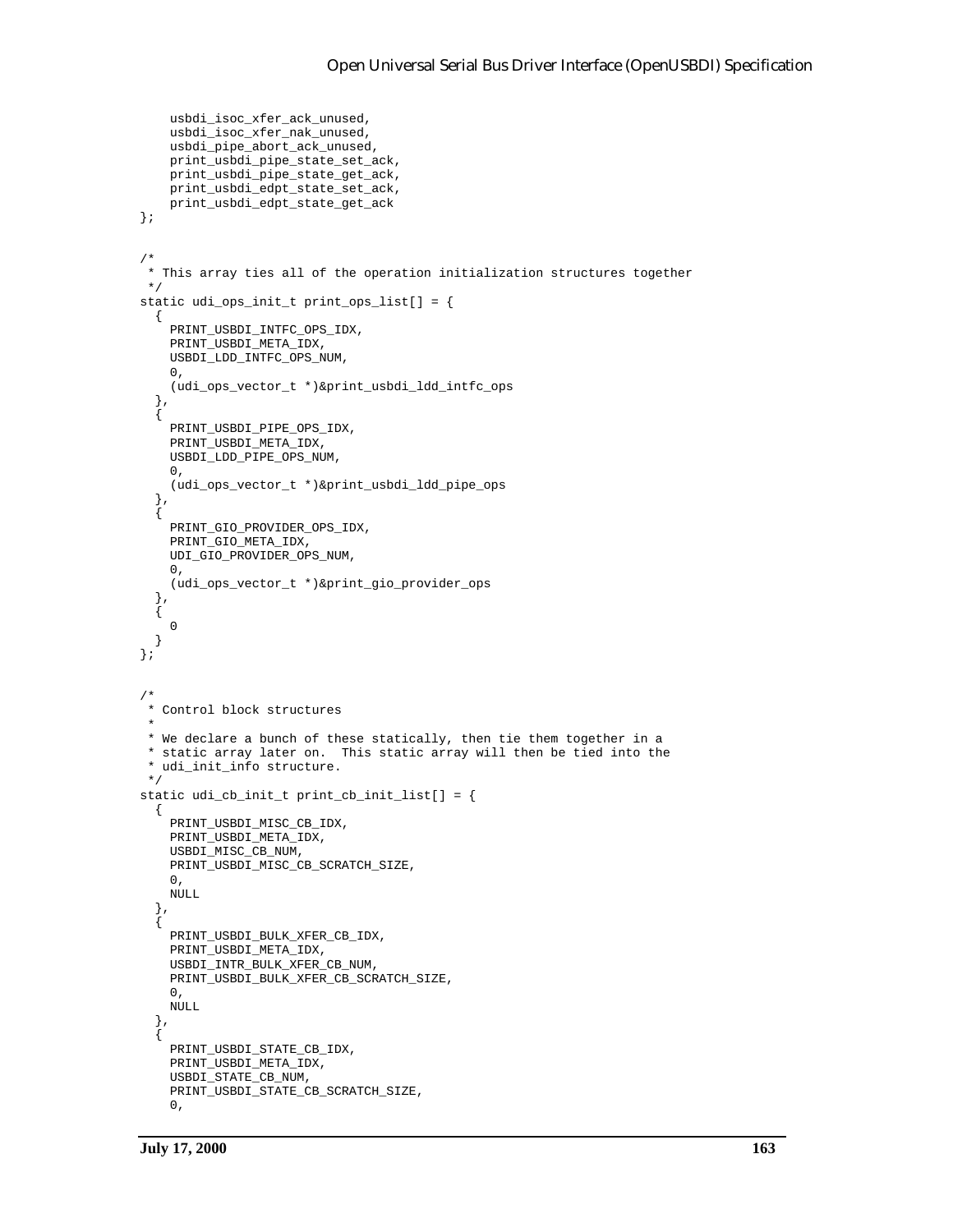```
    usbdi_isoc_xfer_ack_unused,
    usbdi_isoc_xfer_nak_unused,
    usbdi_pipe_abort_ack_unused,
    print_usbdi_pipe_state_set_ack,
    print_usbdi_pipe_state_get_ack,
    print_usbdi_edpt_state_set_ack,
    print_usbdi_edpt_state_get_ack
};


/*
 * This array ties all of the operation initialization structures together
 */
static udi_ops_init_t print_ops_list[] = {
  {
    PRINT_USBDI_INTFC_OPS_IDX,
    PRINT_USBDI_META_IDX,
    USBDI_LDD_INTFC_OPS_NUM,
    0,
    (udi_ops_vector_t *)&print_usbdi_ldd_intfc_ops
  },
  {
    PRINT_USBDI_PIPE_OPS_IDX,
    PRINT_USBDI_META_IDX,
    USBDI_LDD_PIPE_OPS_NUM,
    0,
    (udi_ops_vector_t *)&print_usbdi_ldd_pipe_ops
  },
  {
    PRINT_GIO_PROVIDER_OPS_IDX,
    PRINT_GIO_META_IDX,
    UDI_GIO_PROVIDER_OPS_NUM,
    0,
    (udi_ops_vector_t *)&print_gio_provider_ops
  },
  {
    0
  }
};


/*
 * Control block structures
 *
 * We declare a bunch of these statically, then tie them together in a
 * static array later on.  This static array will then be tied into the
 * udi_init_info structure.
 */
static udi_cb_init_t print_cb_init_list[] = {
  {
    PRINT_USBDI_MISC_CB_IDX,
    PRINT_USBDI_META_IDX,
    USBDI_MISC_CB_NUM,
    PRINT_USBDI_MISC_CB_SCRATCH_SIZE,
    0,
    NULL
  },
  {
    PRINT_USBDI_BULK_XFER_CB_IDX,
    PRINT_USBDI_META_IDX,
    USBDI_INTR_BULK_XFER_CB_NUM,
    PRINT_USBDI_BULK_XFER_CB_SCRATCH_SIZE,
    0,
    NULL
  },
  {
    PRINT_USBDI_STATE_CB_IDX,
    PRINT_USBDI_META_IDX,
    USBDI_STATE_CB_NUM,
    PRINT_USBDI_STATE_CB_SCRATCH_SIZE,
    0,
```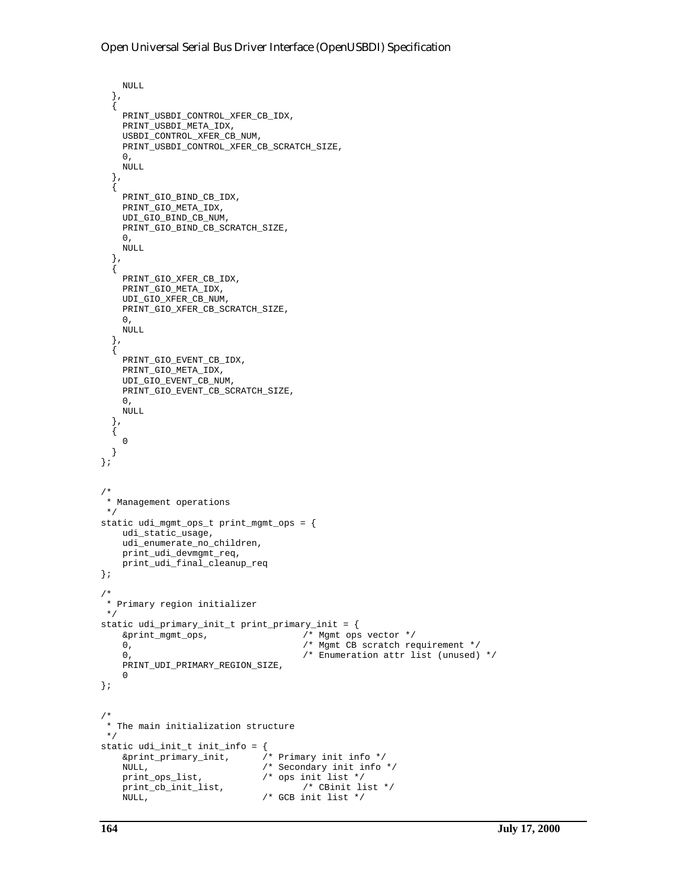```
    NULL
  },
  {
    PRINT_USBDI_CONTROL_XFER_CB_IDX,
    PRINT_USBDI_META_IDX,
    USBDI_CONTROL_XFER_CB_NUM,
    PRINT_USBDI_CONTROL_XFER_CB_SCRATCH_SIZE,
    0,
    NULL
  },
  {
    PRINT_GIO_BIND_CB_IDX,
    PRINT_GIO_META_IDX,
    UDI_GIO_BIND_CB_NUM,
    PRINT_GIO_BIND_CB_SCRATCH_SIZE,
    0,
    NULL
  },
  {
    PRINT_GIO_XFER_CB_IDX,
    PRINT_GIO_META_IDX,
    UDI_GIO_XFER_CB_NUM,
    PRINT_GIO_XFER_CB_SCRATCH_SIZE,
    0,
    NULL
  },
  {
    PRINT_GIO_EVENT_CB_IDX,
    PRINT_GIO_META_IDX,
    UDI_GIO_EVENT_CB_NUM,
    PRINT_GIO_EVENT_CB_SCRATCH_SIZE,
    0,
    NULL
  },
  {
    0
  }
};


/*
 * Management operations
 */
static udi_mgmt_ops_t print_mgmt_ops = {
    udi_static_usage,
    udi_enumerate_no_children,
    print_udi_devmgmt_req,
    print_udi_final_cleanup_req
};

/*
 * Primary region initializer
 */
static udi_primary_init_t print_primary_init = {
    &print_mgmt_ops,                 /* Mgmt ops vector */
    0,                               /* Mgmt CB scratch requirement */
    0,                               /* Enumeration attr list (unused) */
    PRINT_UDI_PRIMARY_REGION_SIZE,
    0
};


/*
 * The main initialization structure
 */
static udi_init_t init_info = {
    &print_primary_init,      /* Primary init info */
    NULL,                     /* Secondary init info */
    print_ops_list,           /* ops init list */
    print_cb_init_list,              /* CBinit list */
    NULL,                     /* GCB init list */
```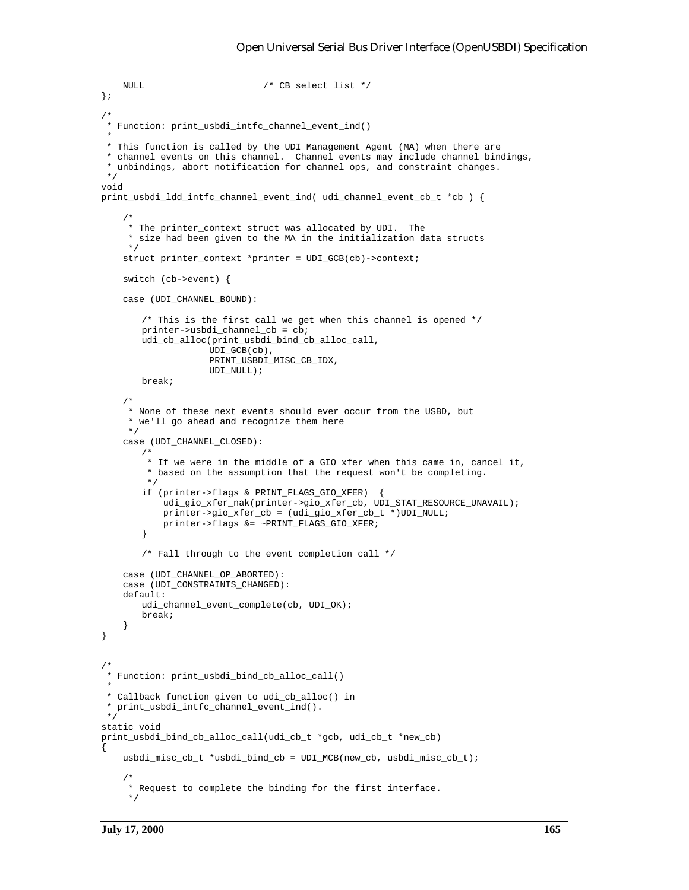```
    NULL                    /* CB select list */
};

/*
 * Function: print_usbdi_intfc_channel_event_ind()
 *
 * This function is called by the UDI Management Agent (MA) when there are
 * channel events on this channel.  Channel events may include channel bindings,
 * unbindings, abort notification for channel ops, and constraint changes.
 */
void
print_usbdi_ldd_intfc_channel_event_ind( udi_channel_event_cb_t *cb ) {

    /*
     * The printer_context struct was allocated by UDI.  The
     * size had been given to the MA in the initialization data structs
     */
    struct printer_context *printer = UDI_GCB(cb)->context;

    switch (cb->event) {

    case (UDI_CHANNEL_BOUND):

        /* This is the first call we get when this channel is opened */
        printer->usbdi_channel_cb = cb;
        udi_cb_alloc(print_usbdi_bind_cb_alloc_call,
                     UDI_GCB(cb),
                     PRINT_USBDI_MISC_CB_IDX,
                     UDI_NULL);
        break;

    /*
     * None of these next events should ever occur from the USBD, but
     * we'll go ahead and recognize them here
     */
    case (UDI_CHANNEL_CLOSED):
        /*
         * If we were in the middle of a GIO xfer when this came in, cancel it,
         * based on the assumption that the request won't be completing.
         */
        if (printer->flags & PRINT_FLAGS_GIO_XFER)  {
            udi_gio_xfer_nak(printer->gio_xfer_cb, UDI_STAT_RESOURCE_UNAVAIL);
            printer->gio_xfer_cb = (udi_gio_xfer_cb_t *)UDI_NULL;
            printer->flags &= ~PRINT_FLAGS_GIO_XFER;
        }

        /* Fall through to the event completion call */

    case (UDI_CHANNEL_OP_ABORTED):
    case (UDI_CONSTRAINTS_CHANGED):
    default:
        udi_channel_event_complete(cb, UDI_OK);
        break;
    }
}


/*
 * Function: print_usbdi_bind_cb_alloc_call()
 *
 * Callback function given to udi_cb_alloc() in
 * print_usbdi_intfc_channel_event_ind().
 */
static void
print_usbdi_bind_cb_alloc_call(udi_cb_t *gcb, udi_cb_t *new_cb)
{
    usbdi_misc_cb_t *usbdi_bind_cb = UDI_MCB(new_cb, usbdi_misc_cb_t);

    /*
     * Request to complete the binding for the first interface.
     */
```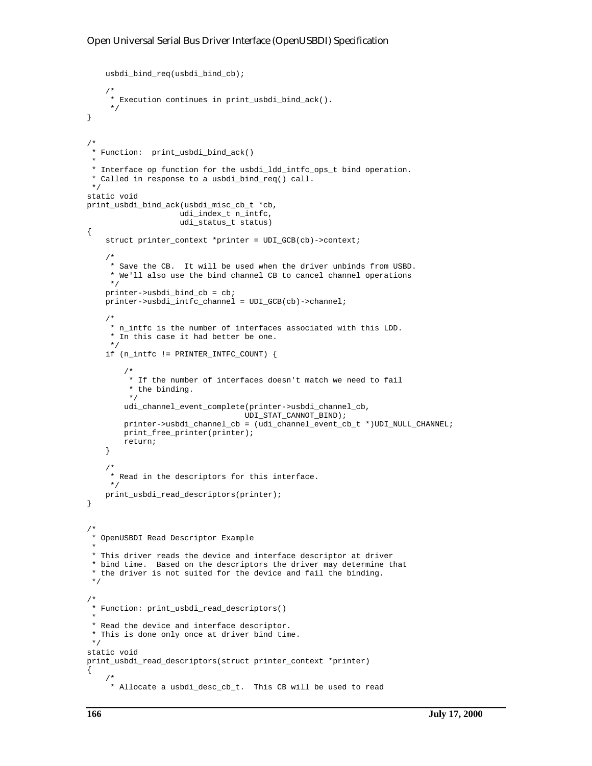```
    usbdi_bind_req(usbdi_bind_cb);

    /*
     * Execution continues in print_usbdi_bind_ack().
     */
}


/*
 * Function:  print_usbdi_bind_ack()
 *
 * Interface op function for the usbdi_ldd_intfc_ops_t bind operation.
 * Called in response to a usbdi_bind_req() call.
 */
static void
print_usbdi_bind_ack(usbdi_misc_cb_t *cb,
                     udi_index_t n_intfc,
                     udi_status_t status)
{
    struct printer_context *printer = UDI_GCB(cb)->context;

    /*
     * Save the CB.  It will be used when the driver unbinds from USBD.
     * We'll also use the bind channel CB to cancel channel operations
     */
    printer->usbdi_bind_cb = cb;
    printer->usbdi_intfc_channel = UDI_GCB(cb)->channel;

    /*
     * n_intfc is the number of interfaces associated with this LDD.
     * In this case it had better be one.
     */
    if (n_intfc != PRINTER_INTFC_COUNT) {

        /*
         * If the number of interfaces doesn't match we need to fail
         * the binding.
         */
        udi_channel_event_complete(printer->usbdi_channel_cb,
                                   UDI_STAT_CANNOT_BIND);
        printer->usbdi_channel_cb = (udi_channel_event_cb_t *)UDI_NULL_CHANNEL;
        print_free_printer(printer);
        return;
    }

    /*
     * Read in the descriptors for this interface.
     */
    print_usbdi_read_descriptors(printer);
}


/*
 * OpenUSBDI Read Descriptor Example
 *
 * This driver reads the device and interface descriptor at driver
 * bind time.  Based on the descriptors the driver may determine that
 * the driver is not suited for the device and fail the binding.
 */

/*
 * Function: print_usbdi_read_descriptors()
 *
 * Read the device and interface descriptor.
 * This is done only once at driver bind time.
 */
static void
print_usbdi_read_descriptors(struct printer_context *printer)
{
    /*
     * Allocate a usbdi_desc_cb_t.  This CB will be used to read
```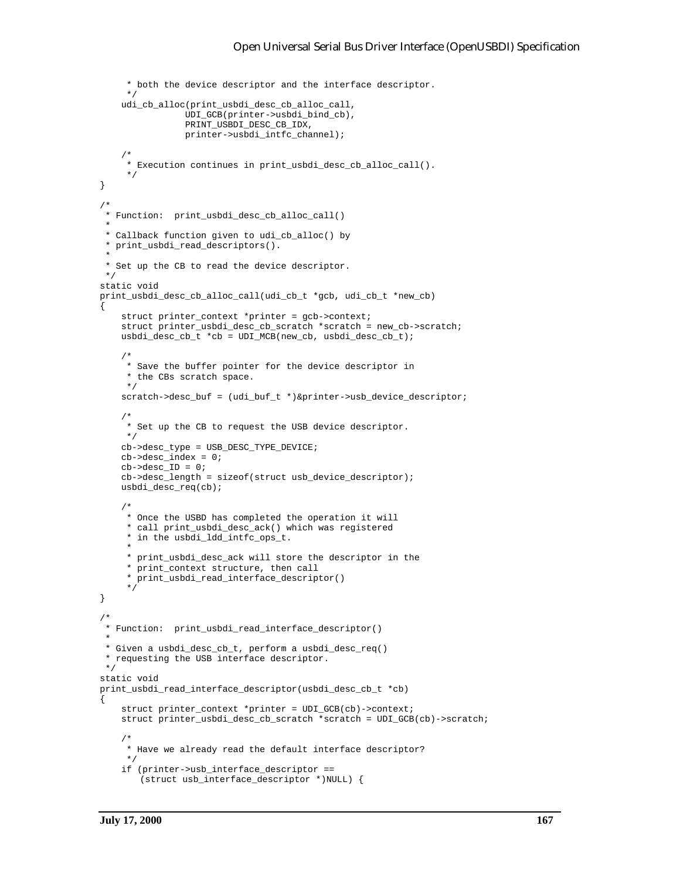```
     * both the device descriptor and the interface descriptor.
     */
    udi_cb_alloc(print_usbdi_desc_cb_alloc_call,
                 UDI_GCB(printer->usbdi_bind_cb),
                 PRINT_USBDI_DESC_CB_IDX,
                 printer->usbdi_intfc_channel);

    /*
     * Execution continues in print_usbdi_desc_cb_alloc_call().
     */
}

/*
 * Function:  print_usbdi_desc_cb_alloc_call()
 *
 * Callback function given to udi_cb_alloc() by
 * print_usbdi_read_descriptors().
 *
 * Set up the CB to read the device descriptor.
 */
static void
print_usbdi_desc_cb_alloc_call(udi_cb_t *gcb, udi_cb_t *new_cb)
{
    struct printer_context *printer = gcb->context;
    struct printer_usbdi_desc_cb_scratch *scratch = new_cb->scratch;
    usbdi_desc_cb_t *cb = UDI_MCB(new_cb, usbdi_desc_cb_t);

    /*
     * Save the buffer pointer for the device descriptor in
     * the CBs scratch space.
     */
    scratch->desc_buf = (udi_buf_t *)&printer->usb_device_descriptor;

    /*
     * Set up the CB to request the USB device descriptor.
     */
    cb->desc_type = USB_DESC_TYPE_DEVICE;
    cb->desc_index = 0;
    cb->desc_ID = 0;
    cb->desc_length = sizeof(struct usb_device_descriptor);
    usbdi_desc_req(cb);

    /*
     * Once the USBD has completed the operation it will
     * call print_usbdi_desc_ack() which was registered
     * in the usbdi_ldd_intfc_ops_t.
     *
     * print_usbdi_desc_ack will store the descriptor in the
     * print_context structure, then call
     * print_usbdi_read_interface_descriptor()
     */
}

/*
 * Function:  print_usbdi_read_interface_descriptor()
 *
 * Given a usbdi_desc_cb_t, perform a usbdi_desc_req()
 * requesting the USB interface descriptor.
 */
static void
print_usbdi_read_interface_descriptor(usbdi_desc_cb_t *cb)
{
    struct printer_context *printer = UDI_GCB(cb)->context;
    struct printer_usbdi_desc_cb_scratch *scratch = UDI_GCB(cb)->scratch;

    /*
     * Have we already read the default interface descriptor?
     */
    if (printer->usb_interface_descriptor ==
        (struct usb_interface_descriptor *)NULL) {
```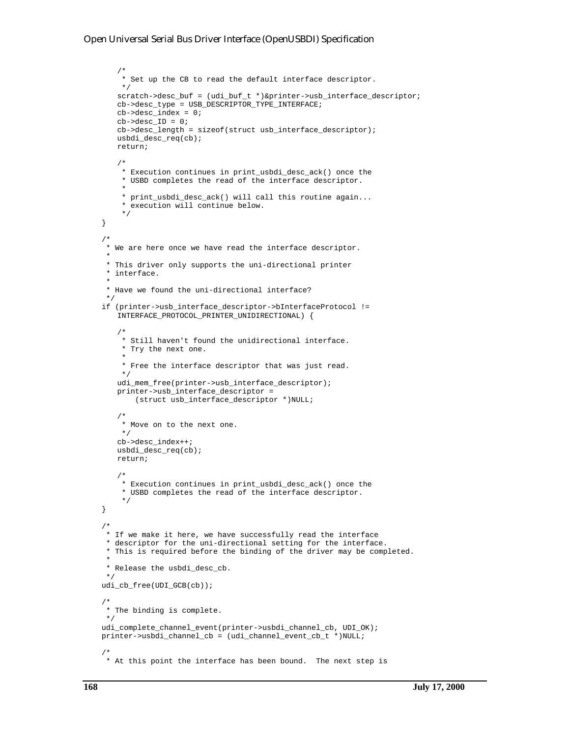```
        /*
         * Set up the CB to read the default interface descriptor.
         */
        scratch->desc_buf = (udi_buf_t *)&printer->usb_interface_descriptor;
        cb->desc_type = USB_DESCRIPTOR_TYPE_INTERFACE;
        cb->desc_index = 0;
        cb->desc_ID = 0;
        cb->desc_length = sizeof(struct usb_interface_descriptor);
        usbdi_desc_req(cb);
        return;

        /*
         * Execution continues in print_usbdi_desc_ack() once the
         * USBD completes the read of the interface descriptor.
         *
         * print_usbdi_desc_ack() will call this routine again...
         * execution will continue below.
         */
    }

    /*
     * We are here once we have read the interface descriptor.
     *
     * This driver only supports the uni-directional printer
     * interface.
     *
     * Have we found the uni-directional interface?
     */
    if (printer->usb_interface_descriptor->bInterfaceProtocol !=
        INTERFACE_PROTOCOL_PRINTER_UNIDIRECTIONAL) {

        /*
         * Still haven't found the unidirectional interface.
         * Try the next one.
         *
         * Free the interface descriptor that was just read.
         */
        udi_mem_free(printer->usb_interface_descriptor);
        printer->usb_interface_descriptor =
            (struct usb_interface_descriptor *)NULL;

        /*
         * Move on to the next one.
         */
        cb->desc_index++;
        usbdi_desc_req(cb);
        return;

        /*
         * Execution continues in print_usbdi_desc_ack() once the
         * USBD completes the read of the interface descriptor.
         */
    }

    /*
     * If we make it here, we have successfully read the interface
     * descriptor for the uni-directional setting for the interface.
     * This is required before the binding of the driver may be completed.
     *
     * Release the usbdi_desc_cb.
     */
    udi_cb_free(UDI_GCB(cb));

    /*
     * The binding is complete.
     */
    udi_complete_channel_event(printer->usbdi_channel_cb, UDI_OK);
    printer->usbdi_channel_cb = (udi_channel_event_cb_t *)NULL;

    /*
     * At this point the interface has been bound.  The next step is
```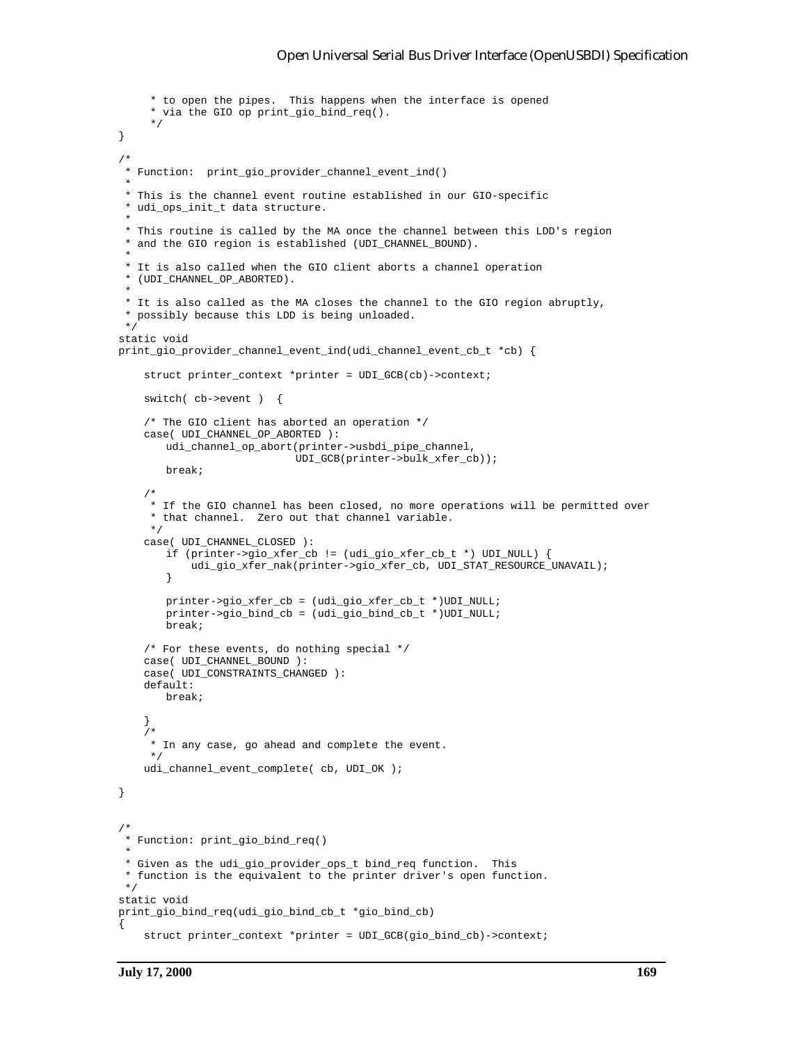```
     * to open the pipes.  This happens when the interface is opened
     * via the GIO op print_gio_bind_req().
     */
}

/*
 * Function:  print_gio_provider_channel_event_ind()
 *
 * This is the channel event routine established in our GIO-specific
 * udi_ops_init_t data structure.
 *
 * This routine is called by the MA once the channel between this LDD's region
 * and the GIO region is established (UDI_CHANNEL_BOUND).
 *
 * It is also called when the GIO client aborts a channel operation
 * (UDI_CHANNEL_OP_ABORTED).
 *
 * It is also called as the MA closes the channel to the GIO region abruptly,
 * possibly because this LDD is being unloaded.
 */
static void
print_gio_provider_channel_event_ind(udi_channel_event_cb_t *cb) {

    struct printer_context *printer = UDI_GCB(cb)->context;

    switch( cb->event )  {

    /* The GIO client has aborted an operation */
    case( UDI_CHANNEL_OP_ABORTED ):
        udi_channel_op_abort(printer->usbdi_pipe_channel,
                             UDI_GCB(printer->bulk_xfer_cb));
        break;

    /*
     * If the GIO channel has been closed, no more operations will be permitted over
     * that channel.  Zero out that channel variable.
     */
    case( UDI_CHANNEL_CLOSED ):
        if (printer->gio_xfer_cb != (udi_gio_xfer_cb_t *) UDI_NULL) {
            udi_gio_xfer_nak(printer->gio_xfer_cb, UDI_STAT_RESOURCE_UNAVAIL);
        }

        printer->gio_xfer_cb = (udi_gio_xfer_cb_t *)UDI_NULL;
        printer->gio_bind_cb = (udi_gio_bind_cb_t *)UDI_NULL;
        break;

    /* For these events, do nothing special */
    case( UDI_CHANNEL_BOUND ):
    case( UDI_CONSTRAINTS_CHANGED ):
    default:
        break;

    }
    /*
     * In any case, go ahead and complete the event.
     */
    udi_channel_event_complete( cb, UDI_OK );

}


/*
 * Function: print_gio_bind_req()
 *
 * Given as the udi_gio_provider_ops_t bind_req function.  This
 * function is the equivalent to the printer driver's open function.
 */
static void
print_gio_bind_req(udi_gio_bind_cb_t *gio_bind_cb)
{
    struct printer_context *printer = UDI_GCB(gio_bind_cb)->context;
```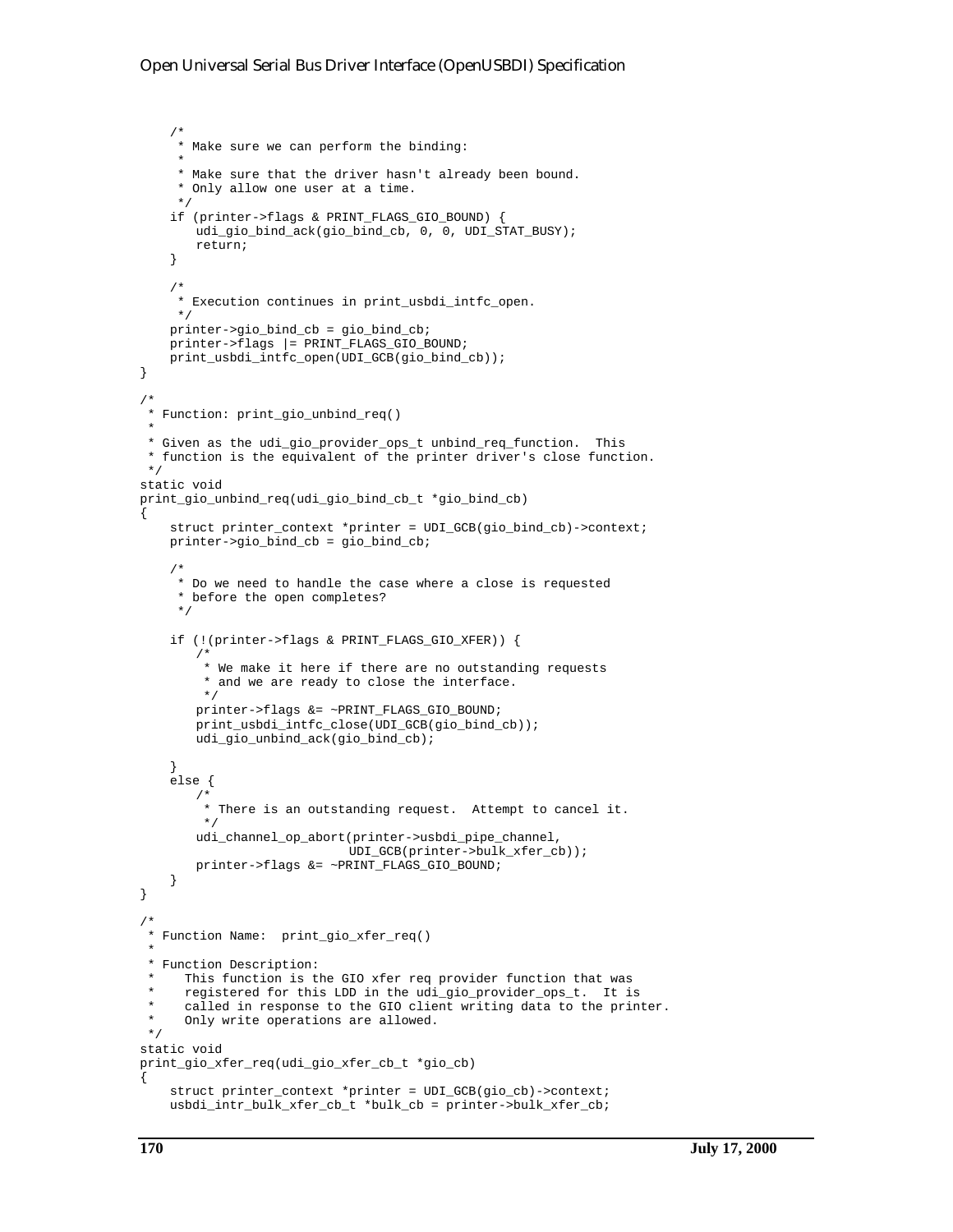```
    /*
     * Make sure we can perform the binding:
     *
     * Make sure that the driver hasn't already been bound.
     * Only allow one user at a time.
     */
    if (printer->flags & PRINT_FLAGS_GIO_BOUND) {
        udi_gio_bind_ack(gio_bind_cb, 0, 0, UDI_STAT_BUSY);
        return;
    }

    /*
     * Execution continues in print_usbdi_intfc_open.
     */
    printer->gio_bind_cb = gio_bind_cb;
    printer->flags |= PRINT_FLAGS_GIO_BOUND;
    print_usbdi_intfc_open(UDI_GCB(gio_bind_cb));
}

/*
 * Function: print_gio_unbind_req()
 *
 * Given as the udi_gio_provider_ops_t unbind_req_function.  This
 * function is the equivalent of the printer driver's close function.
 */
static void
print_gio_unbind_req(udi_gio_bind_cb_t *gio_bind_cb)
{
    struct printer_context *printer = UDI_GCB(gio_bind_cb)->context;
    printer->gio_bind_cb = gio_bind_cb;

    /*
     * Do we need to handle the case where a close is requested
     * before the open completes?
     */

    if (!(printer->flags & PRINT_FLAGS_GIO_XFER)) {
        /*
         * We make it here if there are no outstanding requests
         * and we are ready to close the interface.
         */
        printer->flags &= ~PRINT_FLAGS_GIO_BOUND;
        print_usbdi_intfc_close(UDI_GCB(gio_bind_cb));
        udi_gio_unbind_ack(gio_bind_cb);

    }
    else {
        /*
         * There is an outstanding request.  Attempt to cancel it.
         */
        udi_channel_op_abort(printer->usbdi_pipe_channel,
                             UDI_GCB(printer->bulk_xfer_cb));
        printer->flags &= ~PRINT_FLAGS_GIO_BOUND;
    }
}

/*
 * Function Name:  print_gio_xfer_req()
 *
 * Function Description:
 *    This function is the GIO xfer req provider function that was
 *    registered for this LDD in the udi_gio_provider_ops_t.  It is
 *    called in response to the GIO client writing data to the printer.
 *    Only write operations are allowed.
 */
static void
print_gio_xfer_req(udi_gio_xfer_cb_t *gio_cb)
{
    struct printer_context *printer = UDI_GCB(gio_cb)->context;
    usbdi_intr_bulk_xfer_cb_t *bulk_cb = printer->bulk_xfer_cb;
```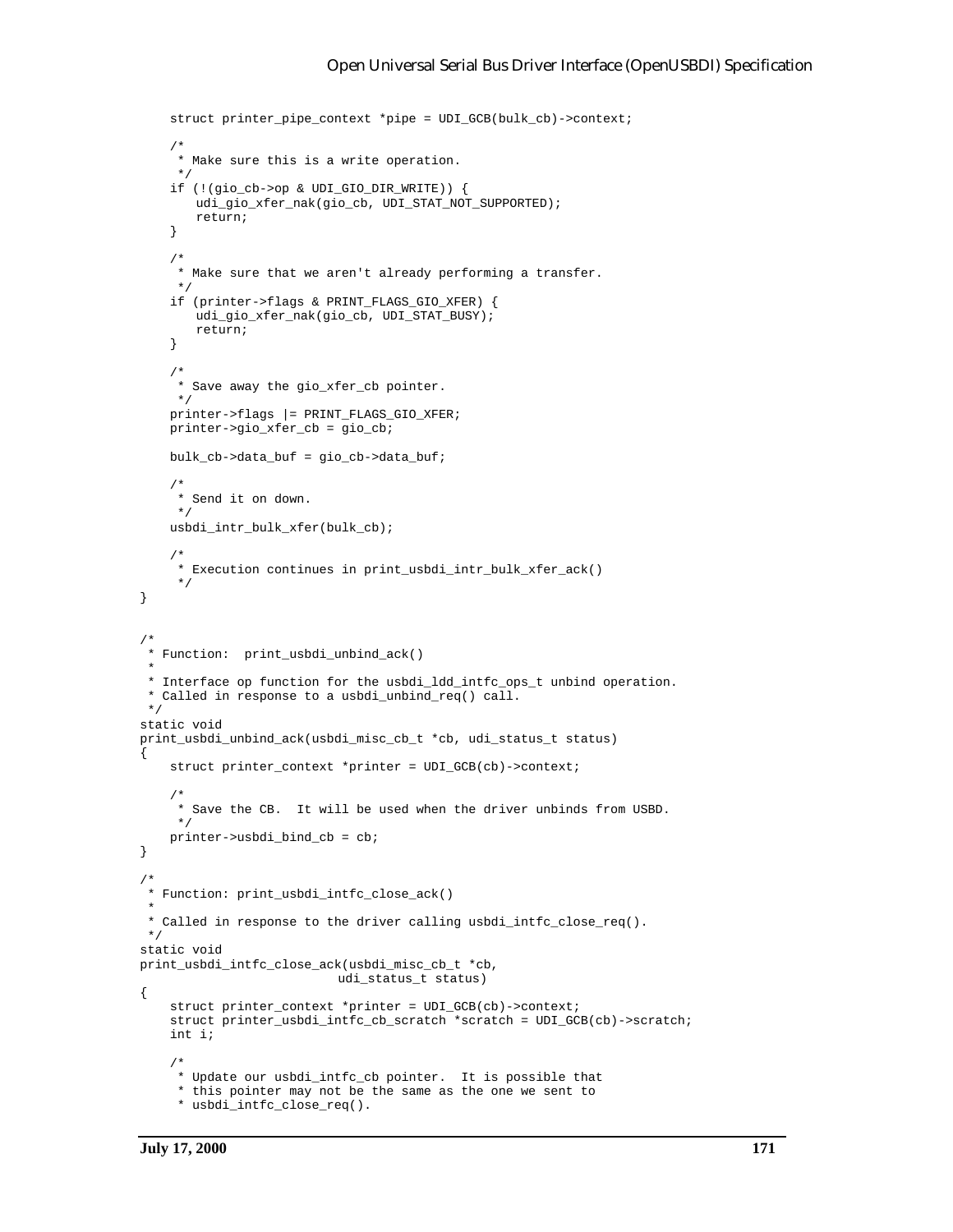```
    struct printer_pipe_context *pipe = UDI_GCB(bulk_cb)->context;

    /*
     * Make sure this is a write operation.
     */
    if (!(gio_cb->op & UDI_GIO_DIR_WRITE)) {
        udi_gio_xfer_nak(gio_cb, UDI_STAT_NOT_SUPPORTED);
        return;
    }

    /*
     * Make sure that we aren't already performing a transfer.
     */
    if (printer->flags & PRINT_FLAGS_GIO_XFER) {
        udi_gio_xfer_nak(gio_cb, UDI_STAT_BUSY);
        return;
    }

    /*
     * Save away the gio_xfer_cb pointer.
     */
    printer->flags |= PRINT_FLAGS_GIO_XFER;
    printer->gio_xfer_cb = gio_cb;

    bulk_cb->data_buf = gio_cb->data_buf;

    /*
     * Send it on down.
     */
    usbdi_intr_bulk_xfer(bulk_cb);

    /*
     * Execution continues in print_usbdi_intr_bulk_xfer_ack()
     */
}


/*
 * Function:  print_usbdi_unbind_ack()
 *
 * Interface op function for the usbdi_ldd_intfc_ops_t unbind operation.
 * Called in response to a usbdi_unbind_req() call.
 */
static void
print_usbdi_unbind_ack(usbdi_misc_cb_t *cb, udi_status_t status)
{
    struct printer_context *printer = UDI_GCB(cb)->context;

    /*
     * Save the CB.  It will be used when the driver unbinds from USBD.
     */
    printer->usbdi_bind_cb = cb;
}

/*
 * Function: print_usbdi_intfc_close_ack()
 *
 * Called in response to the driver calling usbdi_intfc_close_req().
 */
static void
print_usbdi_intfc_close_ack(usbdi_misc_cb_t *cb,
                            udi_status_t status)
{
    struct printer_context *printer = UDI_GCB(cb)->context;
    struct printer_usbdi_intfc_cb_scratch *scratch = UDI_GCB(cb)->scratch;
    int i;

    /*
     * Update our usbdi_intfc_cb pointer.  It is possible that
     * this pointer may not be the same as the one we sent to
     * usbdi_intfc_close_req().
```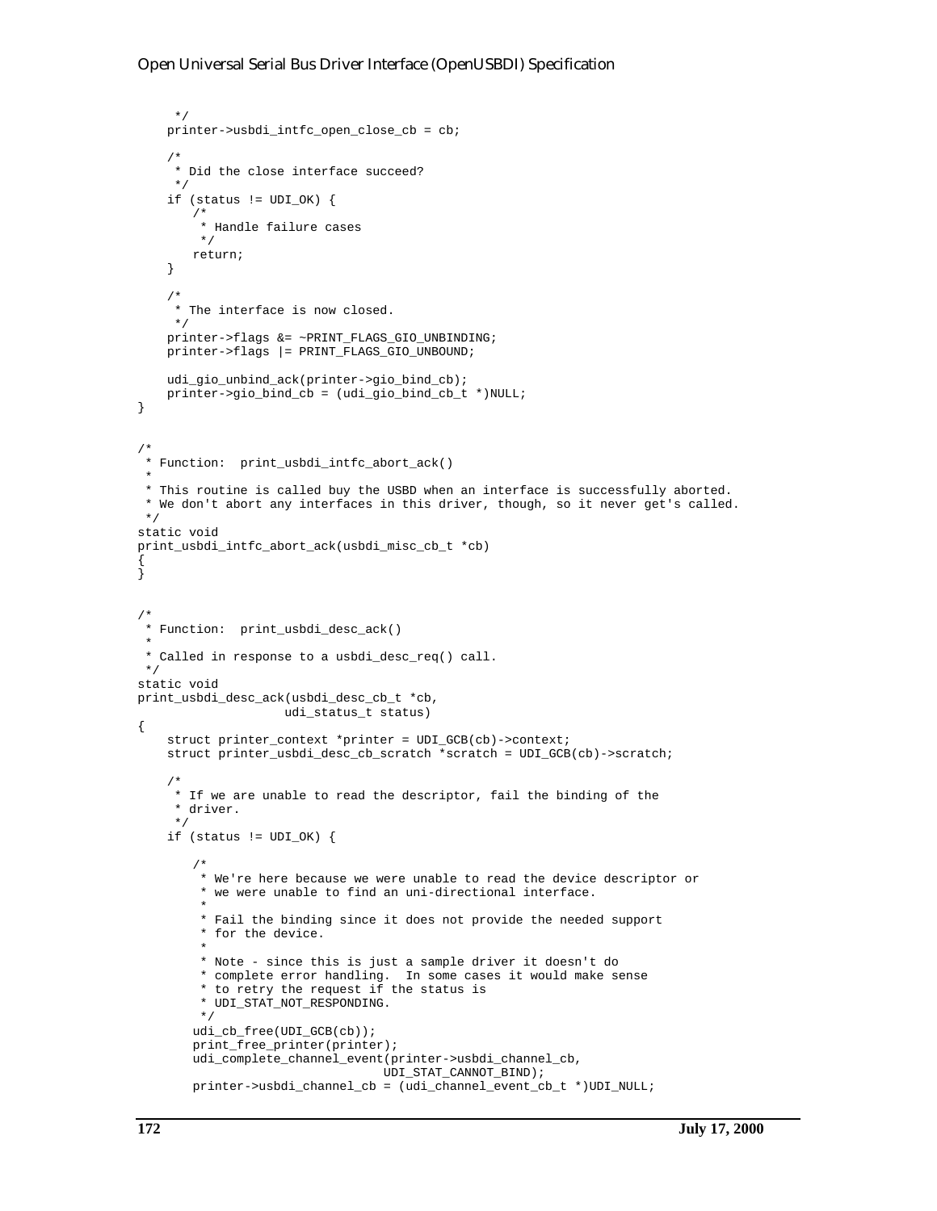```
     */
    printer->usbdi_intfc_open_close_cb = cb;

    /*
     * Did the close interface succeed?
     */
    if (status != UDI_OK) {
        /*
         * Handle failure cases
         */
        return;
    }

    /*
     * The interface is now closed.
     */
    printer->flags &= ~PRINT_FLAGS_GIO_UNBINDING;
    printer->flags |= PRINT_FLAGS_GIO_UNBOUND;

    udi_gio_unbind_ack(printer->gio_bind_cb);
    printer->gio_bind_cb = (udi_gio_bind_cb_t *)NULL;
}


/*
 * Function:  print_usbdi_intfc_abort_ack()
 *
 * This routine is called buy the USBD when an interface is successfully aborted.
 * We don't abort any interfaces in this driver, though, so it never get's called.
 */
static void
print_usbdi_intfc_abort_ack(usbdi_misc_cb_t *cb)
{
}


/*
 * Function:  print_usbdi_desc_ack()
 *
 * Called in response to a usbdi_desc_req() call.
 */
static void
print_usbdi_desc_ack(usbdi_desc_cb_t *cb,
                     udi_status_t status)
{
    struct printer_context *printer = UDI_GCB(cb)->context;
    struct printer_usbdi_desc_cb_scratch *scratch = UDI_GCB(cb)->scratch;

    /*
     * If we are unable to read the descriptor, fail the binding of the
     * driver.
     */
    if (status != UDI_OK) {

        /*
         * We're here because we were unable to read the device descriptor or
         * we were unable to find an uni-directional interface.
         *
         * Fail the binding since it does not provide the needed support
         * for the device.
         *
         * Note - since this is just a sample driver it doesn't do
         * complete error handling.  In some cases it would make sense
         * to retry the request if the status is
         * UDI_STAT_NOT_RESPONDING.
         */
        udi_cb_free(UDI_GCB(cb));
        print_free_printer(printer);
        udi_complete_channel_event(printer->usbdi_channel_cb,
                                   UDI_STAT_CANNOT_BIND);
        printer->usbdi_channel_cb = (udi_channel_event_cb_t *)UDI_NULL;
```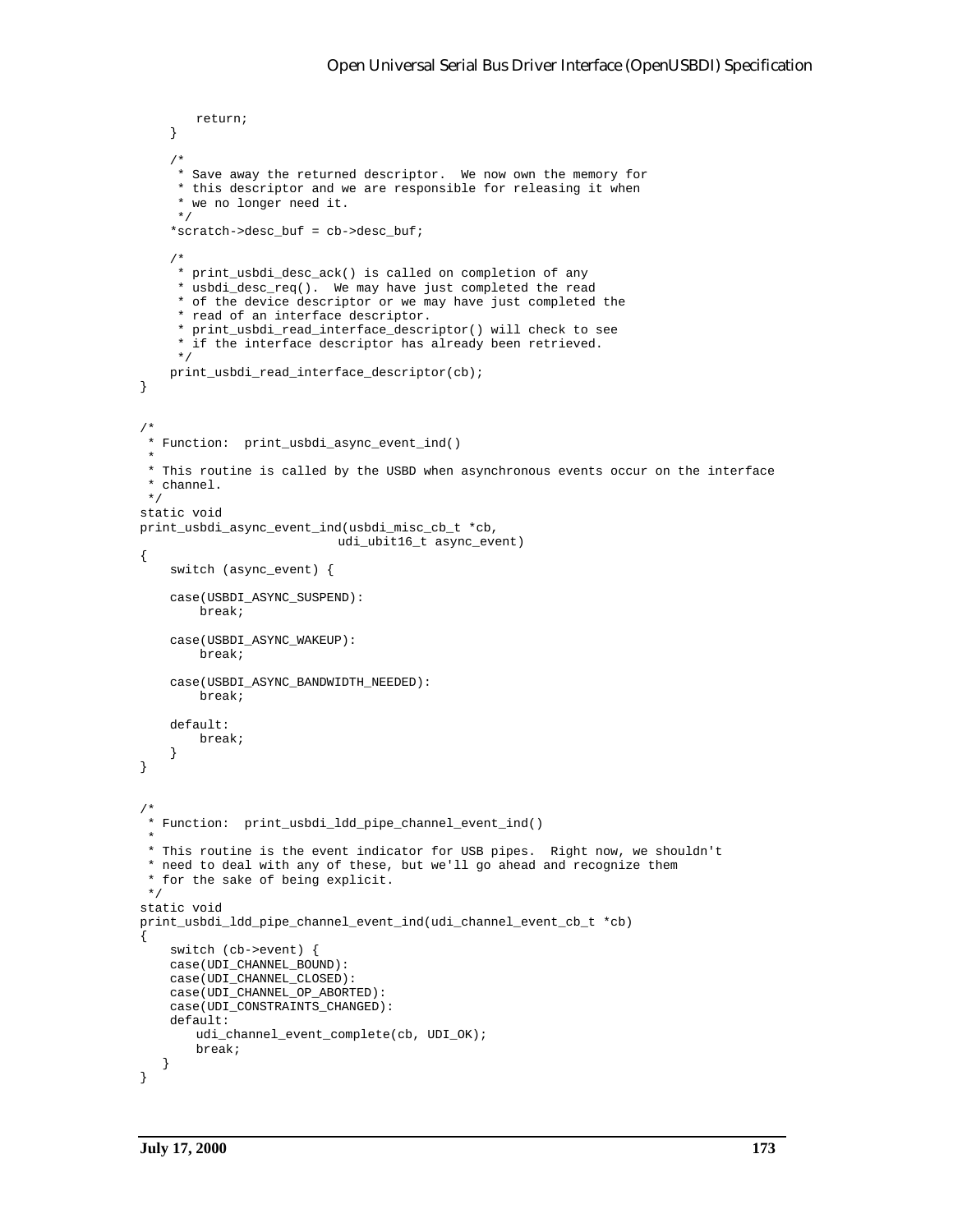```
        return;
    }

    /*
     * Save away the returned descriptor.  We now own the memory for
     * this descriptor and we are responsible for releasing it when
     * we no longer need it.
     */
    *scratch->desc_buf = cb->desc_buf;

    /*
     * print_usbdi_desc_ack() is called on completion of any
     * usbdi_desc_req().  We may have just completed the read
     * of the device descriptor or we may have just completed the
     * read of an interface descriptor.
     * print_usbdi_read_interface_descriptor() will check to see
     * if the interface descriptor has already been retrieved.
     */
    print_usbdi_read_interface_descriptor(cb);
}


/*
 * Function:  print_usbdi_async_event_ind()
 *
 * This routine is called by the USBD when asynchronous events occur on the interface
 * channel.
 */
static void
print_usbdi_async_event_ind(usbdi_misc_cb_t *cb,
                            udi_ubit16_t async_event)
{
    switch (async_event) {

    case(USBDI_ASYNC_SUSPEND):
        break;

    case(USBDI_ASYNC_WAKEUP):
        break;

    case(USBDI_ASYNC_BANDWIDTH_NEEDED):
        break;

    default:
        break;
    }
}


/*
 * Function:  print_usbdi_ldd_pipe_channel_event_ind()
 *
 * This routine is the event indicator for USB pipes.  Right now, we shouldn't
 * need to deal with any of these, but we'll go ahead and recognize them
 * for the sake of being explicit.
 */
static void
print_usbdi_ldd_pipe_channel_event_ind(udi_channel_event_cb_t *cb)
{
    switch (cb->event) {
    case(UDI_CHANNEL_BOUND):
    case(UDI_CHANNEL_CLOSED):
    case(UDI_CHANNEL_OP_ABORTED):
    case(UDI_CONSTRAINTS_CHANGED):
    default:
        udi_channel_event_complete(cb, UDI_OK);
        break;
   }
}
```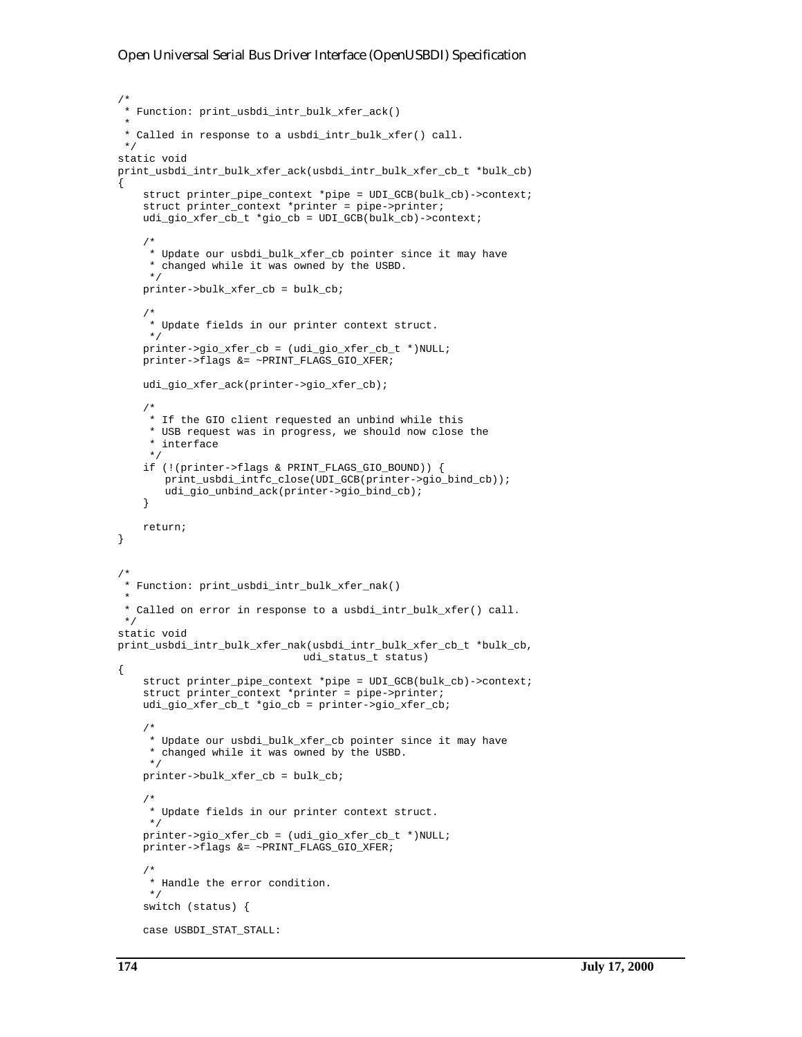```
/*
 * Function: print_usbdi_intr_bulk_xfer_ack()
 *
 * Called in response to a usbdi_intr_bulk_xfer() call.
 */
static void
print_usbdi_intr_bulk_xfer_ack(usbdi_intr_bulk_xfer_cb_t *bulk_cb)
{
    struct printer_pipe_context *pipe = UDI_GCB(bulk_cb)->context;
    struct printer_context *printer = pipe->printer;
    udi_gio_xfer_cb_t *gio_cb = UDI_GCB(bulk_cb)->context;

    /*
     * Update our usbdi_bulk_xfer_cb pointer since it may have
     * changed while it was owned by the USBD.
     */
    printer->bulk_xfer_cb = bulk_cb;

    /*
     * Update fields in our printer context struct.
     */
    printer->gio_xfer_cb = (udi_gio_xfer_cb_t *)NULL;
    printer->flags &= ~PRINT_FLAGS_GIO_XFER;

    udi_gio_xfer_ack(printer->gio_xfer_cb);

    /*
     * If the GIO client requested an unbind while this
     * USB request was in progress, we should now close the
     * interface
     */
    if (!(printer->flags & PRINT_FLAGS_GIO_BOUND)) {
        print_usbdi_intfc_close(UDI_GCB(printer->gio_bind_cb));
        udi_gio_unbind_ack(printer->gio_bind_cb);
    }

    return;
}


/*
 * Function: print_usbdi_intr_bulk_xfer_nak()
 *
 * Called on error in response to a usbdi_intr_bulk_xfer() call.
 */
static void
print_usbdi_intr_bulk_xfer_nak(usbdi_intr_bulk_xfer_cb_t *bulk_cb,
                              udi_status_t status)
{
    struct printer_pipe_context *pipe = UDI_GCB(bulk_cb)->context;
    struct printer_context *printer = pipe->printer;
    udi_gio_xfer_cb_t *gio_cb = printer->gio_xfer_cb;

    /*
     * Update our usbdi_bulk_xfer_cb pointer since it may have
     * changed while it was owned by the USBD.
     */
    printer->bulk_xfer_cb = bulk_cb;

    /*
     * Update fields in our printer context struct.
     */
    printer->gio_xfer_cb = (udi_gio_xfer_cb_t *)NULL;
    printer->flags &= ~PRINT_FLAGS_GIO_XFER;

    /*
     * Handle the error condition.
     */
    switch (status) {

    case USBDI_STAT_STALL:
```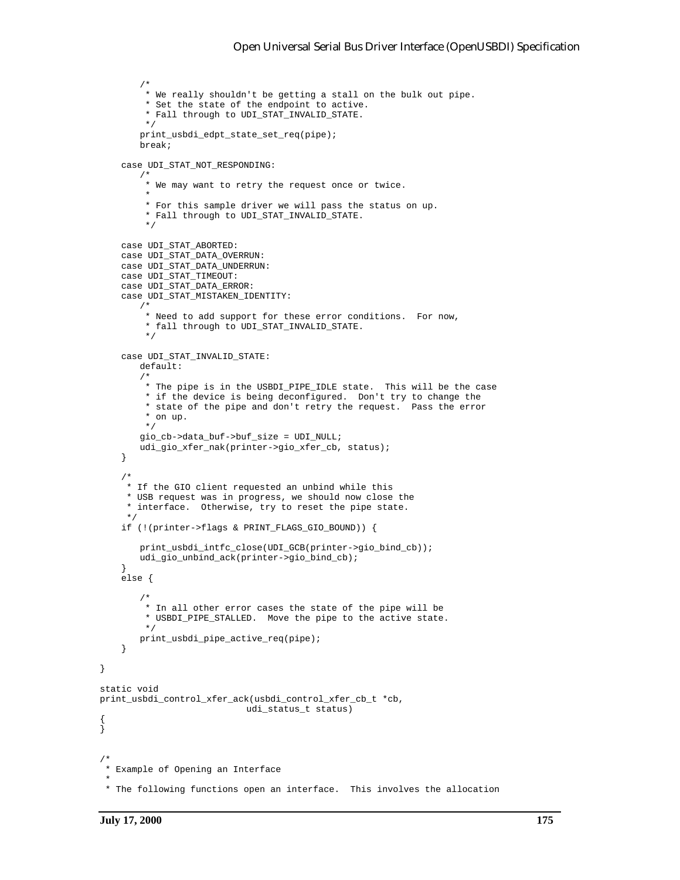```
        /*
         * We really shouldn't be getting a stall on the bulk out pipe.
         * Set the state of the endpoint to active.
         * Fall through to UDI_STAT_INVALID_STATE.
         */
        print_usbdi_edpt_state_set_req(pipe);
        break;

    case UDI_STAT_NOT_RESPONDING:
        /*
         * We may want to retry the request once or twice.
         *
         * For this sample driver we will pass the status on up.
         * Fall through to UDI_STAT_INVALID_STATE.
         */

    case UDI_STAT_ABORTED:
    case UDI_STAT_DATA_OVERRUN:
    case UDI_STAT_DATA_UNDERRUN:
    case UDI_STAT_TIMEOUT:
    case UDI_STAT_DATA_ERROR:
    case UDI_STAT_MISTAKEN_IDENTITY:
        /*
         * Need to add support for these error conditions.  For now,
         * fall through to UDI_STAT_INVALID_STATE.
         */

    case UDI_STAT_INVALID_STATE:
        default:
        /*
         * The pipe is in the USBDI_PIPE_IDLE state.  This will be the case
         * if the device is being deconfigured.  Don't try to change the
         * state of the pipe and don't retry the request.  Pass the error
         * on up.
         */
        gio_cb->data_buf->buf_size = UDI_NULL;
        udi_gio_xfer_nak(printer->gio_xfer_cb, status);
    }

    /*
     * If the GIO client requested an unbind while this
     * USB request was in progress, we should now close the
     * interface.  Otherwise, try to reset the pipe state.
     */
    if (!(printer->flags & PRINT_FLAGS_GIO_BOUND)) {

        print_usbdi_intfc_close(UDI_GCB(printer->gio_bind_cb));
        udi_gio_unbind_ack(printer->gio_bind_cb);
    }
    else {

        /*
         * In all other error cases the state of the pipe will be
         * USBDI_PIPE_STALLED.  Move the pipe to the active state.
         */
        print_usbdi_pipe_active_req(pipe);
    }

}

static void
print_usbdi_control_xfer_ack(usbdi_control_xfer_cb_t *cb,
                            udi_status_t status)
{
}


/*
 * Example of Opening an Interface
 *
 * The following functions open an interface.  This involves the allocation
```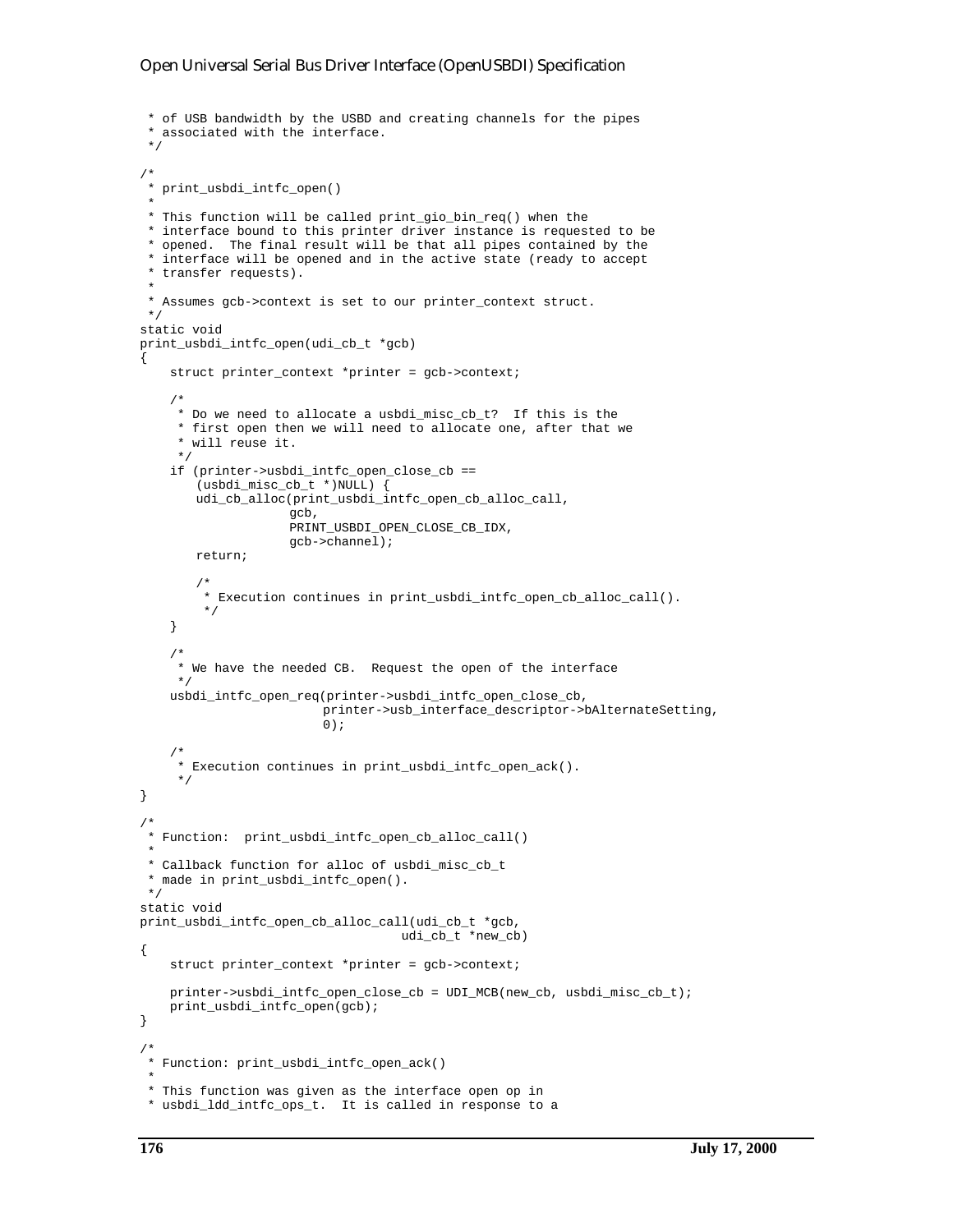```
 * of USB bandwidth by the USBD and creating channels for the pipes
 * associated with the interface.
 */

/*
 * print_usbdi_intfc_open()
 *
 * This function will be called print_gio_bin_req() when the
 * interface bound to this printer driver instance is requested to be
 * opened.  The final result will be that all pipes contained by the
 * interface will be opened and in the active state (ready to accept
 * transfer requests).
 *
 * Assumes gcb->context is set to our printer_context struct.
 */
static void
print_usbdi_intfc_open(udi_cb_t *gcb)
{
    struct printer_context *printer = gcb->context;

    /*
     * Do we need to allocate a usbdi_misc_cb_t?  If this is the
     * first open then we will need to allocate one, after that we
     * will reuse it.
     */
    if (printer->usbdi_intfc_open_close_cb ==
        (usbdi_misc_cb_t *)NULL) {
        udi_cb_alloc(print_usbdi_intfc_open_cb_alloc_call,
                     gcb,
                     PRINT_USBDI_OPEN_CLOSE_CB_IDX,
                     gcb->channel);
        return;

        /*
         * Execution continues in print_usbdi_intfc_open_cb_alloc_call().
         */
    }

    /*
     * We have the needed CB.  Request the open of the interface
     */
    usbdi_intfc_open_req(printer->usbdi_intfc_open_close_cb,
                         printer->usb_interface_descriptor->bAlternateSetting,
                         0);

    /*
     * Execution continues in print_usbdi_intfc_open_ack().
     */
}

/*
 * Function:  print_usbdi_intfc_open_cb_alloc_call()
 *
 * Callback function for alloc of usbdi_misc_cb_t
 * made in print_usbdi_intfc_open().
 */
static void
print_usbdi_intfc_open_cb_alloc_call(udi_cb_t *gcb,
                                     udi_cb_t *new_cb)
{
    struct printer_context *printer = gcb->context;

    printer->usbdi_intfc_open_close_cb = UDI_MCB(new_cb, usbdi_misc_cb_t);
    print_usbdi_intfc_open(gcb);
}

/*
 * Function: print_usbdi_intfc_open_ack()
 *
 * This function was given as the interface open op in
 * usbdi_ldd_intfc_ops_t.  It is called in response to a
```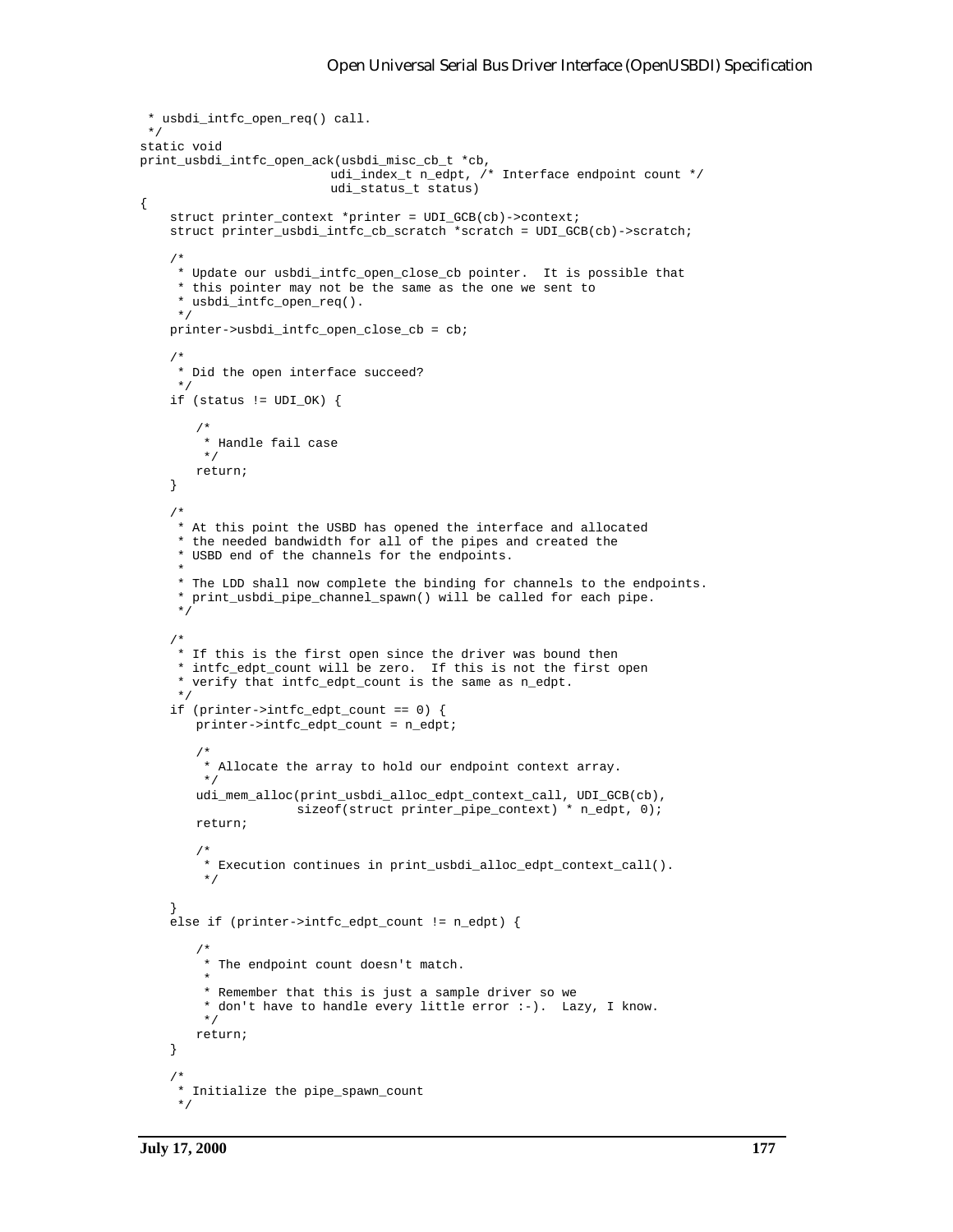```
 * usbdi_intfc_open_req() call.
 */
static void
print_usbdi_intfc_open_ack(usbdi_misc_cb_t *cb,
                          udi_index_t n_edpt, /* Interface endpoint count */
                          udi_status_t status)
{
    struct printer_context *printer = UDI_GCB(cb)->context;
    struct printer_usbdi_intfc_cb_scratch *scratch = UDI_GCB(cb)->scratch;

    /*
     * Update our usbdi_intfc_open_close_cb pointer.  It is possible that
     * this pointer may not be the same as the one we sent to
     * usbdi_intfc_open_req().
     */
    printer->usbdi_intfc_open_close_cb = cb;

    /*
     * Did the open interface succeed?
     */
    if (status != UDI_OK) {

        /*
         * Handle fail case
         */
        return;
    }

    /*
     * At this point the USBD has opened the interface and allocated
     * the needed bandwidth for all of the pipes and created the
     * USBD end of the channels for the endpoints.
     *
     * The LDD shall now complete the binding for channels to the endpoints.
     * print_usbdi_pipe_channel_spawn() will be called for each pipe.
     */

    /*
     * If this is the first open since the driver was bound then
     * intfc_edpt_count will be zero.  If this is not the first open
     * verify that intfc_edpt_count is the same as n_edpt.
     */
    if (printer->intfc_edpt_count == 0) {
        printer->intfc_edpt_count = n_edpt;

        /*
         * Allocate the array to hold our endpoint context array.
         */
        udi_mem_alloc(print_usbdi_alloc_edpt_context_call, UDI_GCB(cb),
                      sizeof(struct printer_pipe_context) * n_edpt, 0);
        return;

        /*
         * Execution continues in print_usbdi_alloc_edpt_context_call().
         */

    }
    else if (printer->intfc_edpt_count != n_edpt) {

        /*
         * The endpoint count doesn't match.
         *
         * Remember that this is just a sample driver so we
         * don't have to handle every little error :-).  Lazy, I know.
         */
        return;
    }

    /*
     * Initialize the pipe_spawn_count
     */
```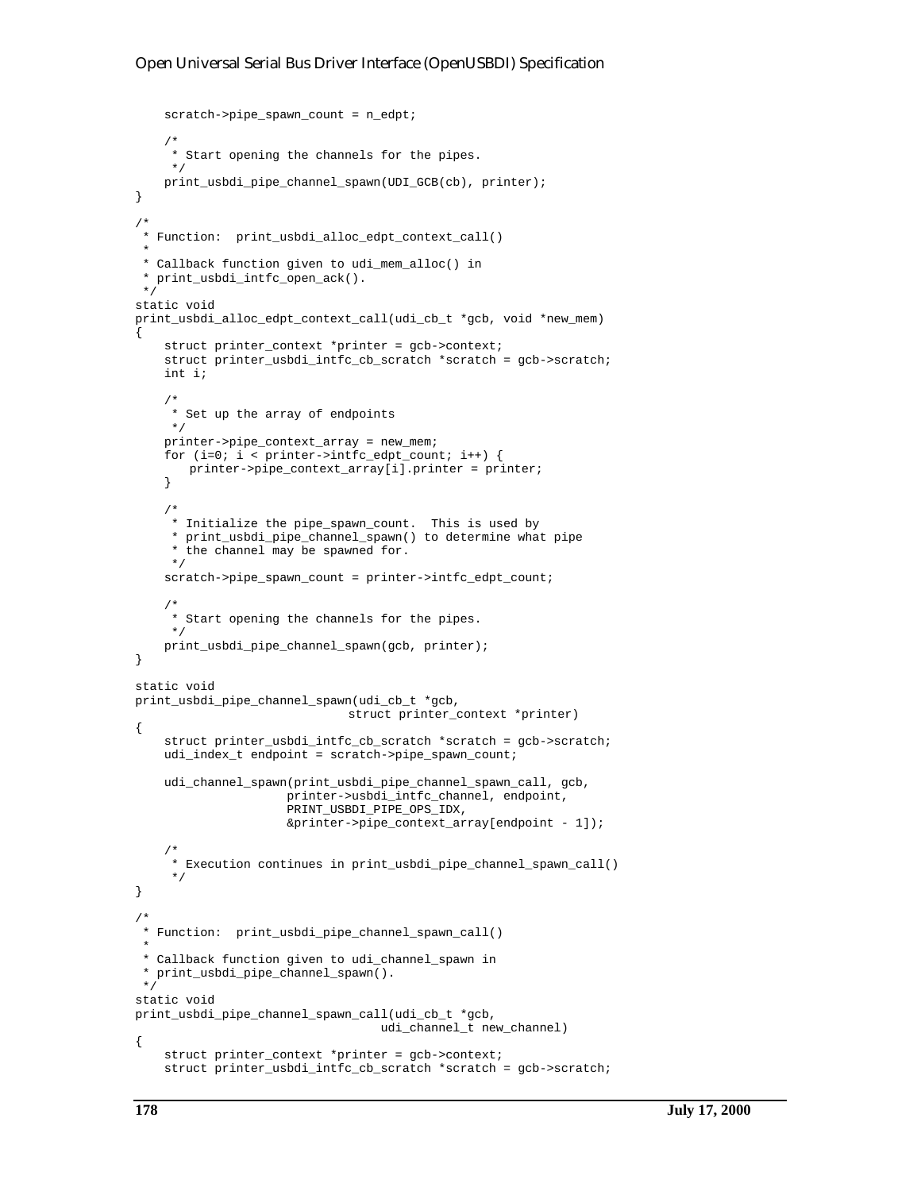```
    scratch->pipe_spawn_count = n_edpt;

    /*
     * Start opening the channels for the pipes.
     */
    print_usbdi_pipe_channel_spawn(UDI_GCB(cb), printer);
}

/*
 * Function:  print_usbdi_alloc_edpt_context_call()
 *
 * Callback function given to udi_mem_alloc() in
 * print_usbdi_intfc_open_ack().
 */
static void
print_usbdi_alloc_edpt_context_call(udi_cb_t *gcb, void *new_mem)
{
    struct printer_context *printer = gcb->context;
    struct printer_usbdi_intfc_cb_scratch *scratch = gcb->scratch;
    int i;

    /*
     * Set up the array of endpoints
     */
    printer->pipe_context_array = new_mem;
    for (i=0; i < printer->intfc_edpt_count; i++) {
        printer->pipe_context_array[i].printer = printer;
    }

    /*
     * Initialize the pipe_spawn_count.  This is used by
     * print_usbdi_pipe_channel_spawn() to determine what pipe
     * the channel may be spawned for.
     */
    scratch->pipe_spawn_count = printer->intfc_edpt_count;

    /*
     * Start opening the channels for the pipes.
     */
    print_usbdi_pipe_channel_spawn(gcb, printer);
}

static void
print_usbdi_pipe_channel_spawn(udi_cb_t *gcb,
                              struct printer_context *printer)
{
    struct printer_usbdi_intfc_cb_scratch *scratch = gcb->scratch;
    udi_index_t endpoint = scratch->pipe_spawn_count;

    udi_channel_spawn(print_usbdi_pipe_channel_spawn_call, gcb,
                     printer->usbdi_intfc_channel, endpoint,
                     PRINT_USBDI_PIPE_OPS_IDX,
                     &printer->pipe_context_array[endpoint - 1]);

    /*
     * Execution continues in print_usbdi_pipe_channel_spawn_call()
     */
}

/*
 * Function:  print_usbdi_pipe_channel_spawn_call()
 *
 * Callback function given to udi_channel_spawn in
 * print_usbdi_pipe_channel_spawn().
 */
static void
print_usbdi_pipe_channel_spawn_call(udi_cb_t *gcb,
                                   udi_channel_t new_channel)
{
    struct printer_context *printer = gcb->context;
    struct printer_usbdi_intfc_cb_scratch *scratch = gcb->scratch;
```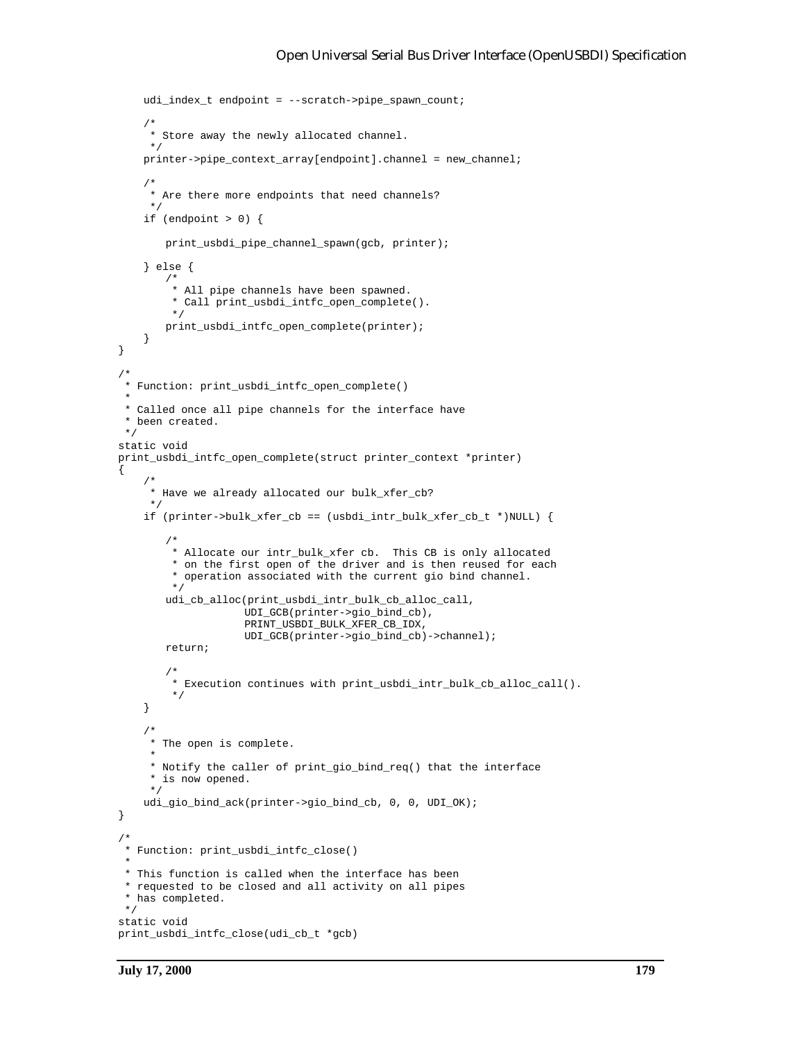```
    udi_index_t endpoint = --scratch->pipe_spawn_count;

    /*
     * Store away the newly allocated channel.
     */
    printer->pipe_context_array[endpoint].channel = new_channel;

    /*
     * Are there more endpoints that need channels?
     */
    if (endpoint > 0) {

        print_usbdi_pipe_channel_spawn(gcb, printer);

    } else {
        /*
         * All pipe channels have been spawned.
         * Call print_usbdi_intfc_open_complete().
         */
        print_usbdi_intfc_open_complete(printer);
    }
}

/*
 * Function: print_usbdi_intfc_open_complete()
 *
 * Called once all pipe channels for the interface have
 * been created.
 */
static void
print_usbdi_intfc_open_complete(struct printer_context *printer)
{
    /*
     * Have we already allocated our bulk_xfer_cb?
     */
    if (printer->bulk_xfer_cb == (usbdi_intr_bulk_xfer_cb_t *)NULL) {

        /*
         * Allocate our intr_bulk_xfer cb.  This CB is only allocated
         * on the first open of the driver and is then reused for each
         * operation associated with the current gio bind channel.
         */
        udi_cb_alloc(print_usbdi_intr_bulk_cb_alloc_call,
                     UDI_GCB(printer->gio_bind_cb),
                     PRINT_USBDI_BULK_XFER_CB_IDX,
                     UDI_GCB(printer->gio_bind_cb)->channel);
        return;

        /*
         * Execution continues with print_usbdi_intr_bulk_cb_alloc_call().
         */
    }

    /*
     * The open is complete.
     *
     * Notify the caller of print_gio_bind_req() that the interface
     * is now opened.
     */
    udi_gio_bind_ack(printer->gio_bind_cb, 0, 0, UDI_OK);
}

/*
 * Function: print_usbdi_intfc_close()
 *
 * This function is called when the interface has been
 * requested to be closed and all activity on all pipes
 * has completed.
 */
static void
print_usbdi_intfc_close(udi_cb_t *gcb)
```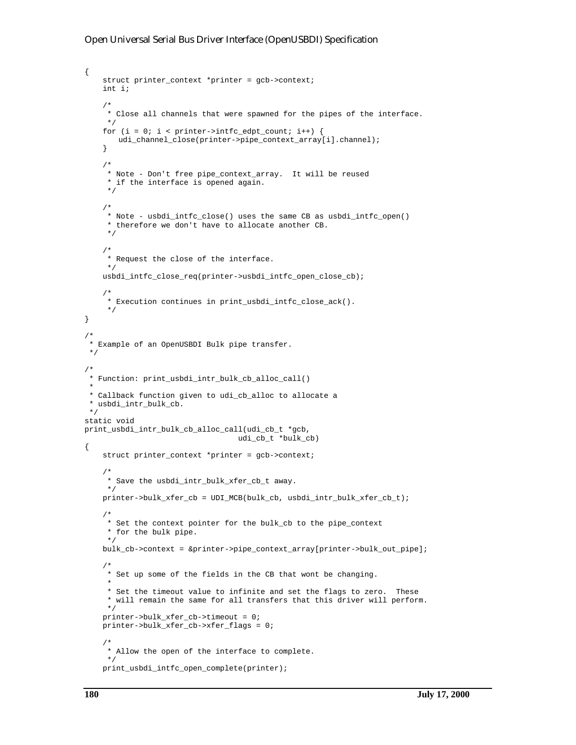```
{
    struct printer_context *printer = gcb->context;
    int i;

    /*
     * Close all channels that were spawned for the pipes of the interface.
     */
    for (i = 0; i < printer->intfc_edpt_count; i++) {
        udi_channel_close(printer->pipe_context_array[i].channel);
    }

    /*
     * Note - Don't free pipe_context_array.  It will be reused
     * if the interface is opened again.
     */

    /*
     * Note - usbdi_intfc_close() uses the same CB as usbdi_intfc_open()
     * therefore we don't have to allocate another CB.
     */

    /*
     * Request the close of the interface.
     */
    usbdi_intfc_close_req(printer->usbdi_intfc_open_close_cb);

    /*
     * Execution continues in print_usbdi_intfc_close_ack().
     */
}

/*
 * Example of an OpenUSBDI Bulk pipe transfer.
 */

/*
 * Function: print_usbdi_intr_bulk_cb_alloc_call()
 *
 * Callback function given to udi_cb_alloc to allocate a
 * usbdi_intr_bulk_cb.
 */
static void
print_usbdi_intr_bulk_cb_alloc_call(udi_cb_t *gcb,
                                    udi_cb_t *bulk_cb)
{
    struct printer_context *printer = gcb->context;

    /*
     * Save the usbdi_intr_bulk_xfer_cb_t away.
     */
    printer->bulk_xfer_cb = UDI_MCB(bulk_cb, usbdi_intr_bulk_xfer_cb_t);

    /*
     * Set the context pointer for the bulk_cb to the pipe_context
     * for the bulk pipe.
     */
    bulk_cb->context = &printer->pipe_context_array[printer->bulk_out_pipe];

    /*
     * Set up some of the fields in the CB that wont be changing.
     *
     * Set the timeout value to infinite and set the flags to zero.  These
     * will remain the same for all transfers that this driver will perform.
     */
    printer->bulk_xfer_cb->timeout = 0;
    printer->bulk_xfer_cb->xfer_flags = 0;

    /*
     * Allow the open of the interface to complete.
     */
    print_usbdi_intfc_open_complete(printer);
```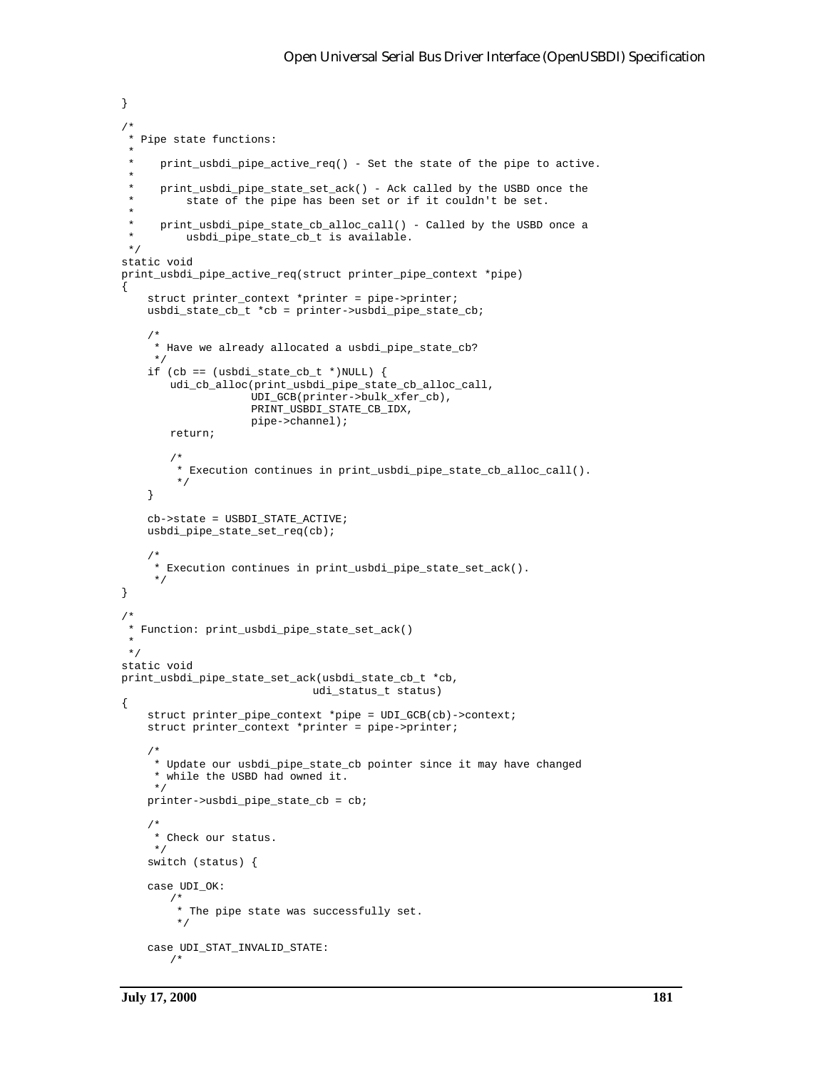```
}

/*
 * Pipe state functions:
 *
 *    print_usbdi_pipe_active_req() - Set the state of the pipe to active.
 *
 *    print_usbdi_pipe_state_set_ack() - Ack called by the USBD once the
 *        state of the pipe has been set or if it couldn't be set.
 *
 *    print_usbdi_pipe_state_cb_alloc_call() - Called by the USBD once a
 *        usbdi_pipe_state_cb_t is available.
 */
static void
print_usbdi_pipe_active_req(struct printer_pipe_context *pipe)
{
    struct printer_context *printer = pipe->printer;
    usbdi_state_cb_t *cb = printer->usbdi_pipe_state_cb;

    /*
     * Have we already allocated a usbdi_pipe_state_cb?
     */
    if (cb == (usbdi_state_cb_t *)NULL) {
        udi_cb_alloc(print_usbdi_pipe_state_cb_alloc_call,
                     UDI_GCB(printer->bulk_xfer_cb),
                     PRINT_USBDI_STATE_CB_IDX,
                     pipe->channel);
        return;

        /*
         * Execution continues in print_usbdi_pipe_state_cb_alloc_call().
         */
    }

    cb->state = USBDI_STATE_ACTIVE;
    usbdi_pipe_state_set_req(cb);

    /*
     * Execution continues in print_usbdi_pipe_state_set_ack().
     */
}

/*
 * Function: print_usbdi_pipe_state_set_ack()
 *
 */
static void
print_usbdi_pipe_state_set_ack(usbdi_state_cb_t *cb,
                               udi_status_t status)
{
    struct printer_pipe_context *pipe = UDI_GCB(cb)->context;
    struct printer_context *printer = pipe->printer;

    /*
     * Update our usbdi_pipe_state_cb pointer since it may have changed
     * while the USBD had owned it.
     */
    printer->usbdi_pipe_state_cb = cb;

    /*
     * Check our status.
     */
    switch (status) {

    case UDI_OK:
        /*
         * The pipe state was successfully set.
         */

    case UDI_STAT_INVALID_STATE:
        /*
```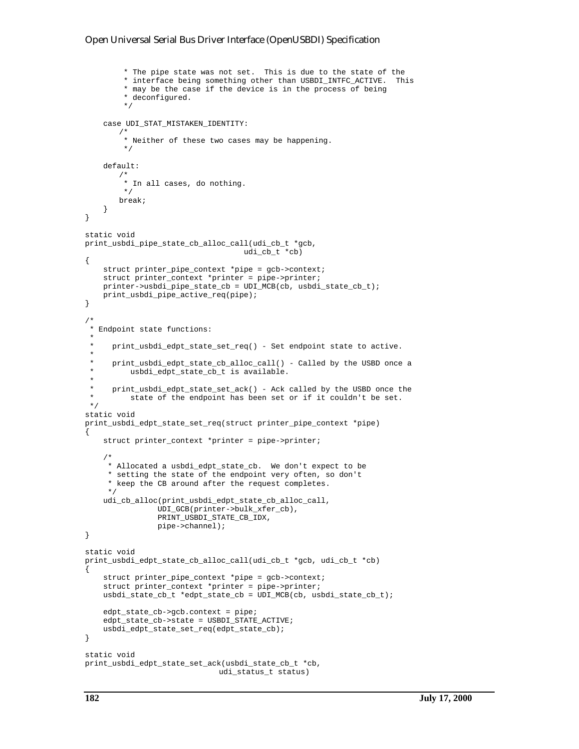```
         * The pipe state was not set.  This is due to the state of the
         * interface being something other than USBDI_INTFC_ACTIVE.  This
         * may be the case if the device is in the process of being
         * deconfigured.
         */

    case UDI_STAT_MISTAKEN_IDENTITY:
        /*
         * Neither of these two cases may be happening.
         */

    default:
        /*
         * In all cases, do nothing.
         */
        break;
    }
}

static void
print_usbdi_pipe_state_cb_alloc_call(udi_cb_t *gcb,
                                    udi_cb_t *cb)
{
    struct printer_pipe_context *pipe = gcb->context;
    struct printer_context *printer = pipe->printer;
    printer->usbdi_pipe_state_cb = UDI_MCB(cb, usbdi_state_cb_t);
    print_usbdi_pipe_active_req(pipe);
}

/*
 * Endpoint state functions:
 *
 *    print_usbdi_edpt_state_set_req() - Set endpoint state to active.
 *
 *    print_usbdi_edpt_state_cb_alloc_call() - Called by the USBD once a
 *        usbdi_edpt_state_cb_t is available.
 *
 *    print_usbdi_edpt_state_set_ack() - Ack called by the USBD once the
 *        state of the endpoint has been set or if it couldn't be set.
 */
static void
print_usbdi_edpt_state_set_req(struct printer_pipe_context *pipe)
{
    struct printer_context *printer = pipe->printer;

    /*
     * Allocated a usbdi_edpt_state_cb.  We don't expect to be
     * setting the state of the endpoint very often, so don't
     * keep the CB around after the request completes.
     */
    udi_cb_alloc(print_usbdi_edpt_state_cb_alloc_call,
                UDI_GCB(printer->bulk_xfer_cb),
                PRINT_USBDI_STATE_CB_IDX,
                pipe->channel);
}

static void
print_usbdi_edpt_state_cb_alloc_call(udi_cb_t *gcb, udi_cb_t *cb)
{
    struct printer_pipe_context *pipe = gcb->context;
    struct printer_context *printer = pipe->printer;
    usbdi_state_cb_t *edpt_state_cb = UDI_MCB(cb, usbdi_state_cb_t);

    edpt_state_cb->gcb.context = pipe;
    edpt_state_cb->state = USBDI_STATE_ACTIVE;
    usbdi_edpt_state_set_req(edpt_state_cb);
}

static void
print_usbdi_edpt_state_set_ack(usbdi_state_cb_t *cb,
                              udi_status_t status)
```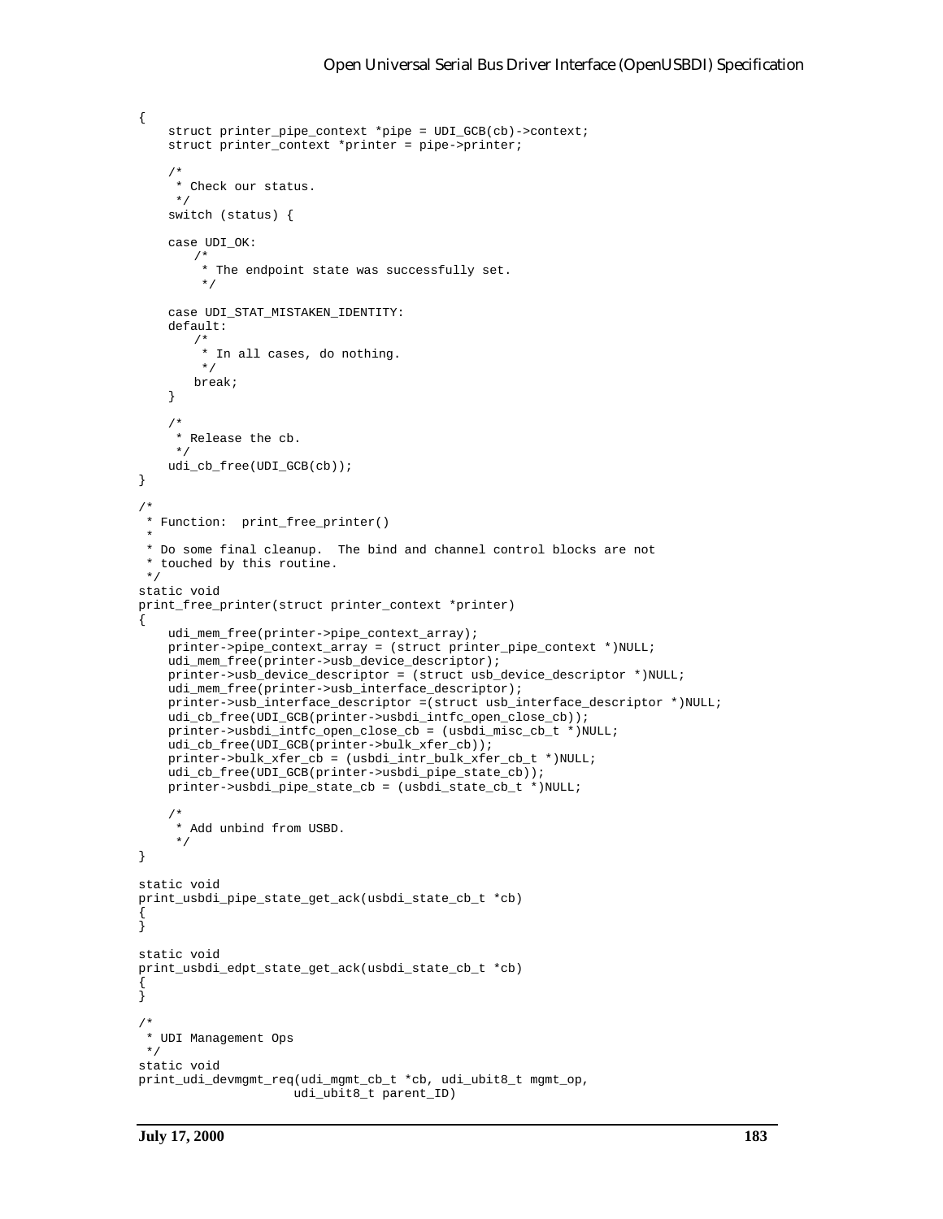```
{
    struct printer_pipe_context *pipe = UDI_GCB(cb)->context;
    struct printer_context *printer = pipe->printer;

    /*
     * Check our status.
     */
    switch (status) {

    case UDI_OK:
        /*
         * The endpoint state was successfully set.
         */

    case UDI_STAT_MISTAKEN_IDENTITY:
    default:
        /*
         * In all cases, do nothing.
         */
        break;
    }

    /*
     * Release the cb.
     */
    udi_cb_free(UDI_GCB(cb));
}

/*
 * Function:  print_free_printer()
 *
 * Do some final cleanup.  The bind and channel control blocks are not
 * touched by this routine.
 */
static void
print_free_printer(struct printer_context *printer)
{
    udi_mem_free(printer->pipe_context_array);
    printer->pipe_context_array = (struct printer_pipe_context *)NULL;
    udi_mem_free(printer->usb_device_descriptor);
    printer->usb_device_descriptor = (struct usb_device_descriptor *)NULL;
    udi_mem_free(printer->usb_interface_descriptor);
    printer->usb_interface_descriptor =(struct usb_interface_descriptor *)NULL;
    udi_cb_free(UDI_GCB(printer->usbdi_intfc_open_close_cb));
    printer->usbdi_intfc_open_close_cb = (usbdi_misc_cb_t *)NULL;
    udi_cb_free(UDI_GCB(printer->bulk_xfer_cb));
    printer->bulk_xfer_cb = (usbdi_intr_bulk_xfer_cb_t *)NULL;
    udi_cb_free(UDI_GCB(printer->usbdi_pipe_state_cb));
    printer->usbdi_pipe_state_cb = (usbdi_state_cb_t *)NULL;

    /*
     * Add unbind from USBD.
     */
}

static void
print_usbdi_pipe_state_get_ack(usbdi_state_cb_t *cb)
{
}

static void
print_usbdi_edpt_state_get_ack(usbdi_state_cb_t *cb)
{
}

/*
 * UDI Management Ops
 */
static void
print_udi_devmgmt_req(udi_mgmt_cb_t *cb, udi_ubit8_t mgmt_op,
                      udi_ubit8_t parent_ID)
```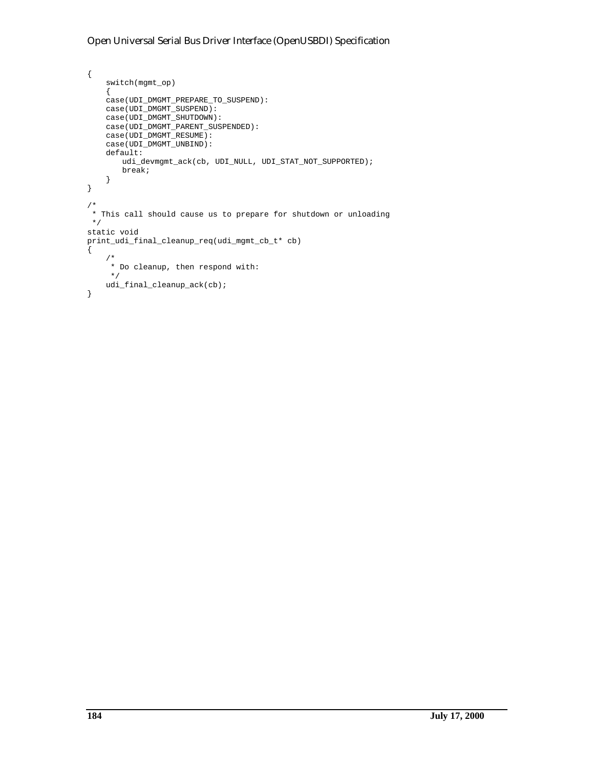```
{
    switch(mgmt_op)
    {
    case(UDI_DMGMT_PREPARE_TO_SUSPEND):
    case(UDI_DMGMT_SUSPEND):
    case(UDI_DMGMT_SHUTDOWN):
    case(UDI_DMGMT_PARENT_SUSPENDED):
    case(UDI_DMGMT_RESUME):
    case(UDI_DMGMT_UNBIND):
    default:
        udi_devmgmt_ack(cb, UDI_NULL, UDI_STAT_NOT_SUPPORTED);
        break;
    }
}

/*
 * This call should cause us to prepare for shutdown or unloading
 */
static void
print_udi_final_cleanup_req(udi_mgmt_cb_t* cb)
{
    /*
     * Do cleanup, then respond with:
     */
    udi_final_cleanup_ack(cb);
}
```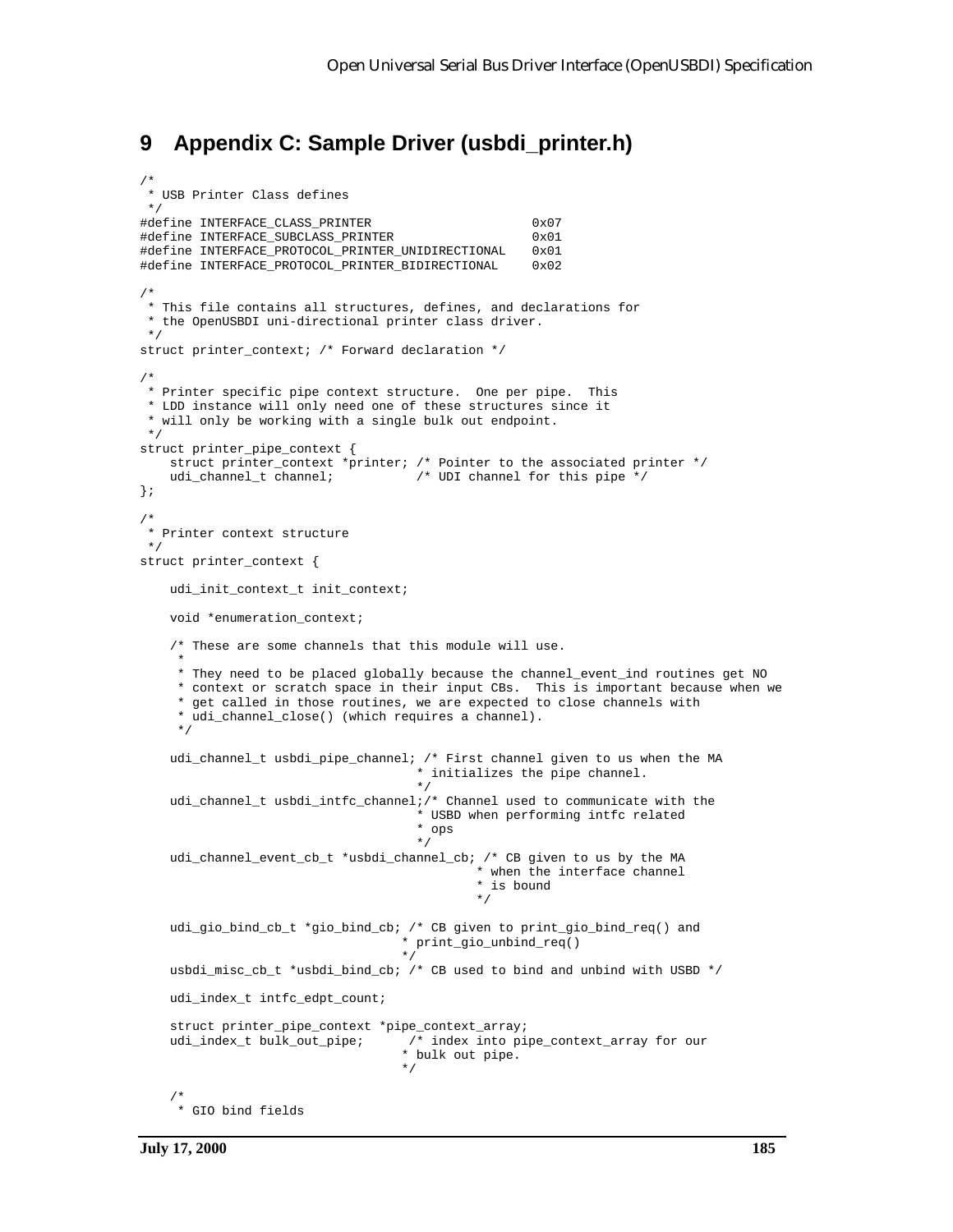# 9 Appendix C: Sample Driver (usbdi_printer.h)

```
/*
 * USB Printer Class defines
 */
#define INTERFACE_CLASS_PRINTER                       0x07
#define INTERFACE_SUBCLASS_PRINTER                    0x01
#define INTERFACE_PROTOCOL_PRINTER_UNIDIRECTIONAL    0x01
#define INTERFACE_PROTOCOL_PRINTER_BIDIRECTIONAL     0x02

/*
 * This file contains all structures, defines, and declarations for
 * the OpenUSBDI uni-directional printer class driver.
 */
struct printer_context; /* Forward declaration */

/*
 * Printer specific pipe context structure.  One per pipe.  This
 * LDD instance will only need one of these structures since it
 * will only be working with a single bulk out endpoint.
 */
struct printer_pipe_context {
    struct printer_context *printer; /* Pointer to the associated printer */
    udi_channel_t channel;           /* UDI channel for this pipe */
};

/*
 * Printer context structure
 */
struct printer_context {

    udi_init_context_t init_context;

    void *enumeration_context;

    /* These are some channels that this module will use.
     *
     * They need to be placed globally because the channel_event_ind routines get NO
     * context or scratch space in their input CBs.  This is important because when we
     * get called in those routines, we are expected to close channels with
     * udi_channel_close() (which requires a channel).
     */

    udi_channel_t usbdi_pipe_channel; /* First channel given to us when the MA
                                       * initializes the pipe channel.
                                       */
    udi_channel_t usbdi_intfc_channel;/* Channel used to communicate with the
                                       * USBD when performing intfc related
                                       * ops
                                       */
    udi_channel_event_cb_t *usbdi_channel_cb; /* CB given to us by the MA
                                               * when the interface channel
                                               * is bound
                                               */

    udi_gio_bind_cb_t *gio_bind_cb; /* CB given to print_gio_bind_req() and
                                     * print_gio_unbind_req()
                                     */
    usbdi_misc_cb_t *usbdi_bind_cb; /* CB used to bind and unbind with USBD */

    udi_index_t intfc_edpt_count;

    struct printer_pipe_context *pipe_context_array;
    udi_index_t bulk_out_pipe;      /* index into pipe_context_array for our
                                     * bulk out pipe.
                                     */

    /*
     * GIO bind fields
```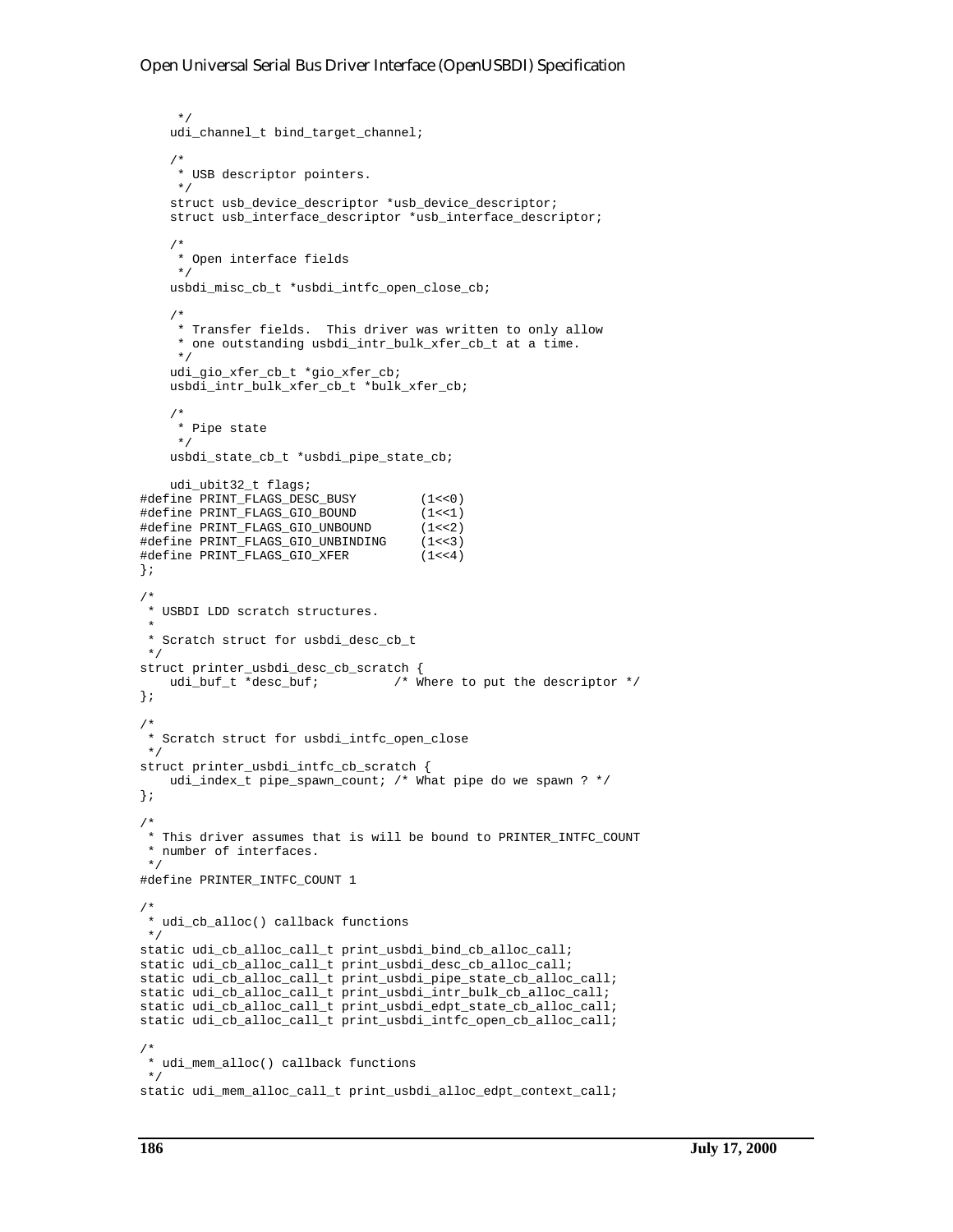```
     */
    udi_channel_t bind_target_channel;

    /*
     * USB descriptor pointers.
     */
    struct usb_device_descriptor *usb_device_descriptor;
    struct usb_interface_descriptor *usb_interface_descriptor;

    /*
     * Open interface fields
     */
    usbdi_misc_cb_t *usbdi_intfc_open_close_cb;

    /*
     * Transfer fields.  This driver was written to only allow
     * one outstanding usbdi_intr_bulk_xfer_cb_t at a time.
     */
    udi_gio_xfer_cb_t *gio_xfer_cb;
    usbdi_intr_bulk_xfer_cb_t *bulk_xfer_cb;

    /*
     * Pipe state
     */
    usbdi_state_cb_t *usbdi_pipe_state_cb;

    udi_ubit32_t flags;
#define PRINT_FLAGS_DESC_BUSY         (1<<0)
#define PRINT_FLAGS_GIO_BOUND         (1<<1)
#define PRINT_FLAGS_GIO_UNBOUND       (1<<2)
#define PRINT_FLAGS_GIO_UNBINDING     (1<<3)
#define PRINT_FLAGS_GIO_XFER          (1<<4)
};

/*
 * USBDI LDD scratch structures.
 *
 * Scratch struct for usbdi_desc_cb_t
 */
struct printer_usbdi_desc_cb_scratch {
    udi_buf_t *desc_buf;          /* Where to put the descriptor */
};

/*
 * Scratch struct for usbdi_intfc_open_close
 */
struct printer_usbdi_intfc_cb_scratch {
    udi_index_t pipe_spawn_count; /* What pipe do we spawn ? */
};

/*
 * This driver assumes that is will be bound to PRINTER_INTFC_COUNT
 * number of interfaces.
 */
#define PRINTER_INTFC_COUNT 1

/*
 * udi_cb_alloc() callback functions
 */
static udi_cb_alloc_call_t print_usbdi_bind_cb_alloc_call;
static udi_cb_alloc_call_t print_usbdi_desc_cb_alloc_call;
static udi_cb_alloc_call_t print_usbdi_pipe_state_cb_alloc_call;
static udi_cb_alloc_call_t print_usbdi_intr_bulk_cb_alloc_call;
static udi_cb_alloc_call_t print_usbdi_edpt_state_cb_alloc_call;
static udi_cb_alloc_call_t print_usbdi_intfc_open_cb_alloc_call;

/*
 * udi_mem_alloc() callback functions
 */
static udi_mem_alloc_call_t print_usbdi_alloc_edpt_context_call;
```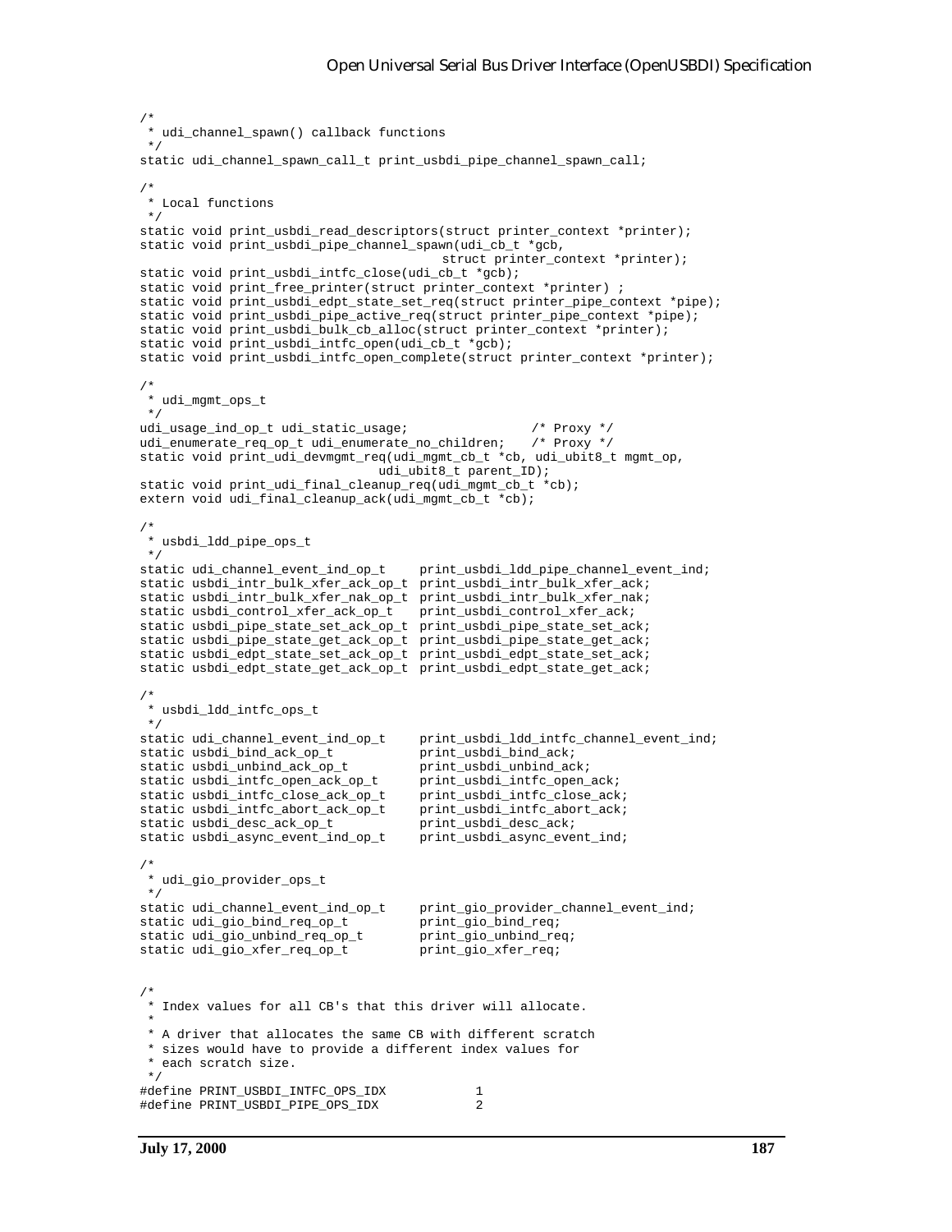```
/*
 * udi_channel_spawn() callback functions
 */
static udi_channel_spawn_call_t print_usbdi_pipe_channel_spawn_call;

/*
 * Local functions
 */
static void print_usbdi_read_descriptors(struct printer_context *printer);
static void print_usbdi_pipe_channel_spawn(udi_cb_t *gcb,
                                        struct printer_context *printer);
static void print_usbdi_intfc_close(udi_cb_t *gcb);
static void print_free_printer(struct printer_context *printer) ;
static void print_usbdi_edpt_state_set_req(struct printer_pipe_context *pipe);
static void print_usbdi_pipe_active_req(struct printer_pipe_context *pipe);
static void print_usbdi_bulk_cb_alloc(struct printer_context *printer);
static void print_usbdi_intfc_open(udi_cb_t *gcb);
static void print_usbdi_intfc_open_complete(struct printer_context *printer);

/*
 * udi_mgmt_ops_t
 */
udi_usage_ind_op_t udi_static_usage;                /* Proxy */
udi_enumerate_req_op_t udi_enumerate_no_children;   /* Proxy */
static void print_udi_devmgmt_req(udi_mgmt_cb_t *cb, udi_ubit8_t mgmt_op,
                              udi_ubit8_t parent_ID);
static void print_udi_final_cleanup_req(udi_mgmt_cb_t *cb);
extern void udi_final_cleanup_ack(udi_mgmt_cb_t *cb);

/*
 * usbdi_ldd_pipe_ops_t
 */
static udi_channel_event_ind_op_t     print_usbdi_ldd_pipe_channel_event_ind;
static usbdi_intr_bulk_xfer_ack_op_t  print_usbdi_intr_bulk_xfer_ack;
static usbdi_intr_bulk_xfer_nak_op_t  print_usbdi_intr_bulk_xfer_nak;
static usbdi_control_xfer_ack_op_t    print_usbdi_control_xfer_ack;
static usbdi_pipe_state_set_ack_op_t  print_usbdi_pipe_state_set_ack;
static usbdi_pipe_state_get_ack_op_t  print_usbdi_pipe_state_get_ack;
static usbdi_edpt_state_set_ack_op_t  print_usbdi_edpt_state_set_ack;
static usbdi_edpt_state_get_ack_op_t  print_usbdi_edpt_state_get_ack;

/*
 * usbdi_ldd_intfc_ops_t
 */
static udi_channel_event_ind_op_t    print_usbdi_ldd_intfc_channel_event_ind;
static usbdi_bind_ack_op_t           print_usbdi_bind_ack;
static usbdi_unbind_ack_op_t         print_usbdi_unbind_ack;
static usbdi_intfc_open_ack_op_t     print_usbdi_intfc_open_ack;
static usbdi_intfc_close_ack_op_t    print_usbdi_intfc_close_ack;
static usbdi_intfc_abort_ack_op_t    print_usbdi_intfc_abort_ack;
static usbdi_desc_ack_op_t           print_usbdi_desc_ack;
static usbdi_async_event_ind_op_t    print_usbdi_async_event_ind;

/*
 * udi_gio_provider_ops_t
 */
static udi_channel_event_ind_op_t    print_gio_provider_channel_event_ind;
static udi_gio_bind_req_op_t         print_gio_bind_req;
static udi_gio_unbind_req_op_t       print_gio_unbind_req;
static udi_gio_xfer_req_op_t         print_gio_xfer_req;


/*
 * Index values for all CB's that this driver will allocate.
 *
 * A driver that allocates the same CB with different scratch
 * sizes would have to provide a different index values for
 * each scratch size.
 */
#define PRINT_USBDI_INTFC_OPS_IDX            1
#define PRINT_USBDI_PIPE_OPS_IDX             2
```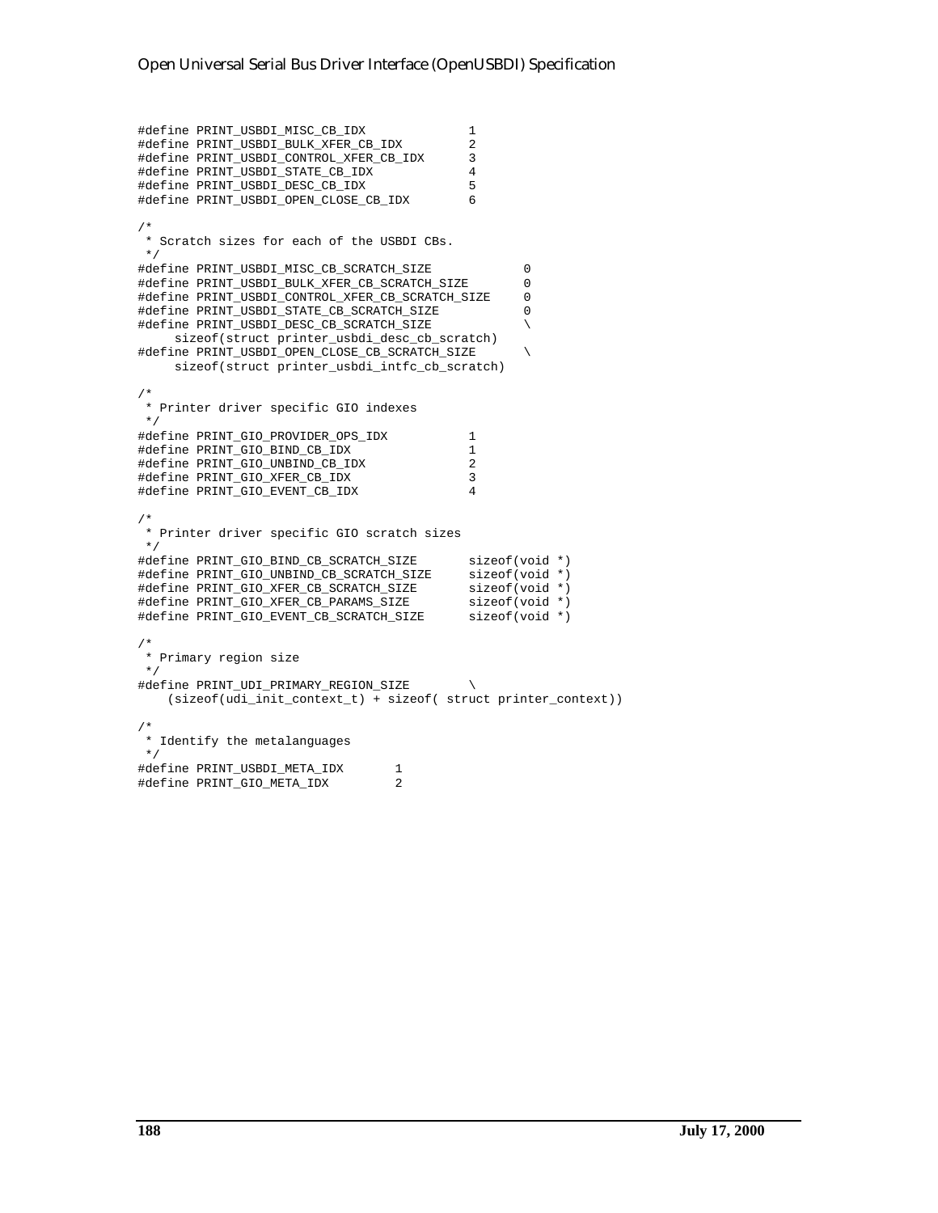```
#define PRINT_USBDI_MISC_CB_IDX             1
#define PRINT_USBDI_BULK_XFER_CB_IDX        2
#define PRINT_USBDI_CONTROL_XFER_CB_IDX     3
#define PRINT_USBDI_STATE_CB_IDX            4
#define PRINT_USBDI_DESC_CB_IDX             5
#define PRINT_USBDI_OPEN_CLOSE_CB_IDX       6

/*
 * Scratch sizes for each of the USBDI CBs.
 */
#define PRINT_USBDI_MISC_CB_SCRATCH_SIZE            0
#define PRINT_USBDI_BULK_XFER_CB_SCRATCH_SIZE       0
#define PRINT_USBDI_CONTROL_XFER_CB_SCRATCH_SIZE    0
#define PRINT_USBDI_STATE_CB_SCRATCH_SIZE           0
#define PRINT_USBDI_DESC_CB_SCRATCH_SIZE            \
     sizeof(struct printer_usbdi_desc_cb_scratch)
#define PRINT_USBDI_OPEN_CLOSE_CB_SCRATCH_SIZE      \
     sizeof(struct printer_usbdi_intfc_cb_scratch)

/*
 * Printer driver specific GIO indexes
 */
#define PRINT_GIO_PROVIDER_OPS_IDX          1
#define PRINT_GIO_BIND_CB_IDX               1
#define PRINT_GIO_UNBIND_CB_IDX             2
#define PRINT_GIO_XFER_CB_IDX               3
#define PRINT_GIO_EVENT_CB_IDX              4

/*
 * Printer driver specific GIO scratch sizes
 */
#define PRINT_GIO_BIND_CB_SCRATCH_SIZE      sizeof(void *)
#define PRINT_GIO_UNBIND_CB_SCRATCH_SIZE    sizeof(void *)
#define PRINT_GIO_XFER_CB_SCRATCH_SIZE      sizeof(void *)
#define PRINT_GIO_XFER_CB_PARAMS_SIZE       sizeof(void *)
#define PRINT_GIO_EVENT_CB_SCRATCH_SIZE     sizeof(void *)

/*
 * Primary region size
 */
#define PRINT_UDI_PRIMARY_REGION_SIZE       \
    (sizeof(udi_init_context_t) + sizeof( struct printer_context))

/*
 * Identify the metalanguages
 */
#define PRINT_USBDI_META_IDX        1
#define PRINT_GIO_META_IDX          2
```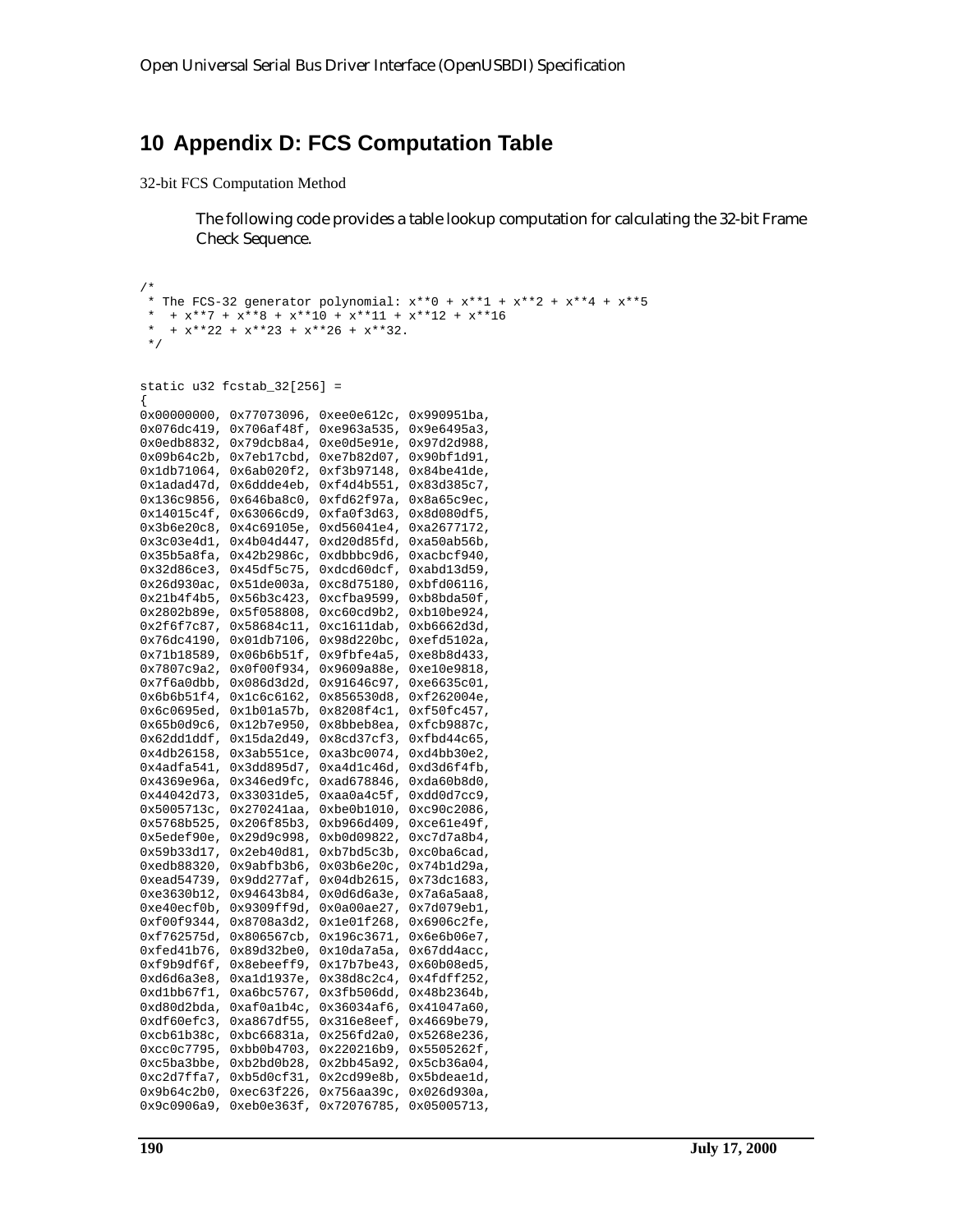# 10 Appendix D: FCS Computation Table

32-bit FCS Computation Method

The following code provides a table lookup computation for calculating the 32-bit Frame Check Sequence.

```
/*
 * The FCS-32 generator polynomial: x**0 + x**1 + x**2 + x**4 + x**5
 *   + x**7 + x**8 + x**10 + x**11 + x**12 + x**16
 *   + x**22 + x**23 + x**26 + x**32.
 */


static u32 fcstab_32[256] =
{
0x00000000, 0x77073096, 0xee0e612c, 0x990951ba,
0x076dc419, 0x706af48f, 0xe963a535, 0x9e6495a3,
0x0edb8832, 0x79dcb8a4, 0xe0d5e91e, 0x97d2d988,
0x09b64c2b, 0x7eb17cbd, 0xe7b82d07, 0x90bf1d91,
0x1db71064, 0x6ab020f2, 0xf3b97148, 0x84be41de,
0x1adad47d, 0x6ddde4eb, 0xf4d4b551, 0x83d385c7,
0x136c9856, 0x646ba8c0, 0xfd62f97a, 0x8a65c9ec,
0x14015c4f, 0x63066cd9, 0xfa0f3d63, 0x8d080df5,
0x3b6e20c8, 0x4c69105e, 0xd56041e4, 0xa2677172,
0x3c03e4d1, 0x4b04d447, 0xd20d85fd, 0xa50ab56b,
0x35b5a8fa, 0x42b2986c, 0xdbbbc9d6, 0xacbcf940,
0x32d86ce3, 0x45df5c75, 0xdcd60dcf, 0xabd13d59,
0x26d930ac, 0x51de003a, 0xc8d75180, 0xbfd06116,
0x21b4f4b5, 0x56b3c423, 0xcfba9599, 0xb8bda50f,
0x2802b89e, 0x5f058808, 0xc60cd9b2, 0xb10be924,
0x2f6f7c87, 0x58684c11, 0xc1611dab, 0xb6662d3d,
0x76dc4190, 0x01db7106, 0x98d220bc, 0xefd5102a,
0x71b18589, 0x06b6b51f, 0x9fbfe4a5, 0xe8b8d433,
0x7807c9a2, 0x0f00f934, 0x9609a88e, 0xe10e9818,
0x7f6a0dbb, 0x086d3d2d, 0x91646c97, 0xe6635c01,
0x6b6b51f4, 0x1c6c6162, 0x856530d8, 0xf262004e,
0x6c0695ed, 0x1b01a57b, 0x8208f4c1, 0xf50fc457,
0x65b0d9c6, 0x12b7e950, 0x8bbeb8ea, 0xfcb9887c,
0x62dd1ddf, 0x15da2d49, 0x8cd37cf3, 0xfbd44c65,
0x4db26158, 0x3ab551ce, 0xa3bc0074, 0xd4bb30e2,
0x4adfa541, 0x3dd895d7, 0xa4d1c46d, 0xd3d6f4fb,
0x4369e96a, 0x346ed9fc, 0xad678846, 0xda60b8d0,
0x44042d73, 0x33031de5, 0xaa0a4c5f, 0xdd0d7cc9,
0x5005713c, 0x270241aa, 0xbe0b1010, 0xc90c2086,
0x5768b525, 0x206f85b3, 0xb966d409, 0xce61e49f,
0x5edef90e, 0x29d9c998, 0xb0d09822, 0xc7d7a8b4,
0x59b33d17, 0x2eb40d81, 0xb7bd5c3b, 0xc0ba6cad,
0xedb88320, 0x9abfb3b6, 0x03b6e20c, 0x74b1d29a,
0xead54739, 0x9dd277af, 0x04db2615, 0x73dc1683,
0xe3630b12, 0x94643b84, 0x0d6d6a3e, 0x7a6a5aa8,
0xe40ecf0b, 0x9309ff9d, 0x0a00ae27, 0x7d079eb1,
0xf00f9344, 0x8708a3d2, 0x1e01f268, 0x6906c2fe,
0xf762575d, 0x806567cb, 0x196c3671, 0x6e6b06e7,
0xfed41b76, 0x89d32be0, 0x10da7a5a, 0x67dd4acc,
0xf9b9df6f, 0x8ebeeff9, 0x17b7be43, 0x60b08ed5,
0xd6d6a3e8, 0xa1d1937e, 0x38d8c2c4, 0x4fdff252,
0xd1bb67f1, 0xa6bc5767, 0x3fb506dd, 0x48b2364b,
0xd80d2bda, 0xaf0a1b4c, 0x36034af6, 0x41047a60,
0xdf60efc3, 0xa867df55, 0x316e8eef, 0x4669be79,
0xcb61b38c, 0xbc66831a, 0x256fd2a0, 0x5268e236,
0xcc0c7795, 0xbb0b4703, 0x220216b9, 0x5505262f,
0xc5ba3bbe, 0xb2bd0b28, 0x2bb45a92, 0x5cb36a04,
0xc2d7ffa7, 0xb5d0cf31, 0x2cd99e8b, 0x5bdeae1d,
0x9b64c2b0, 0xec63f226, 0x756aa39c, 0x026d930a,
0x9c0906a9, 0xeb0e363f, 0x72076785, 0x05005713,
```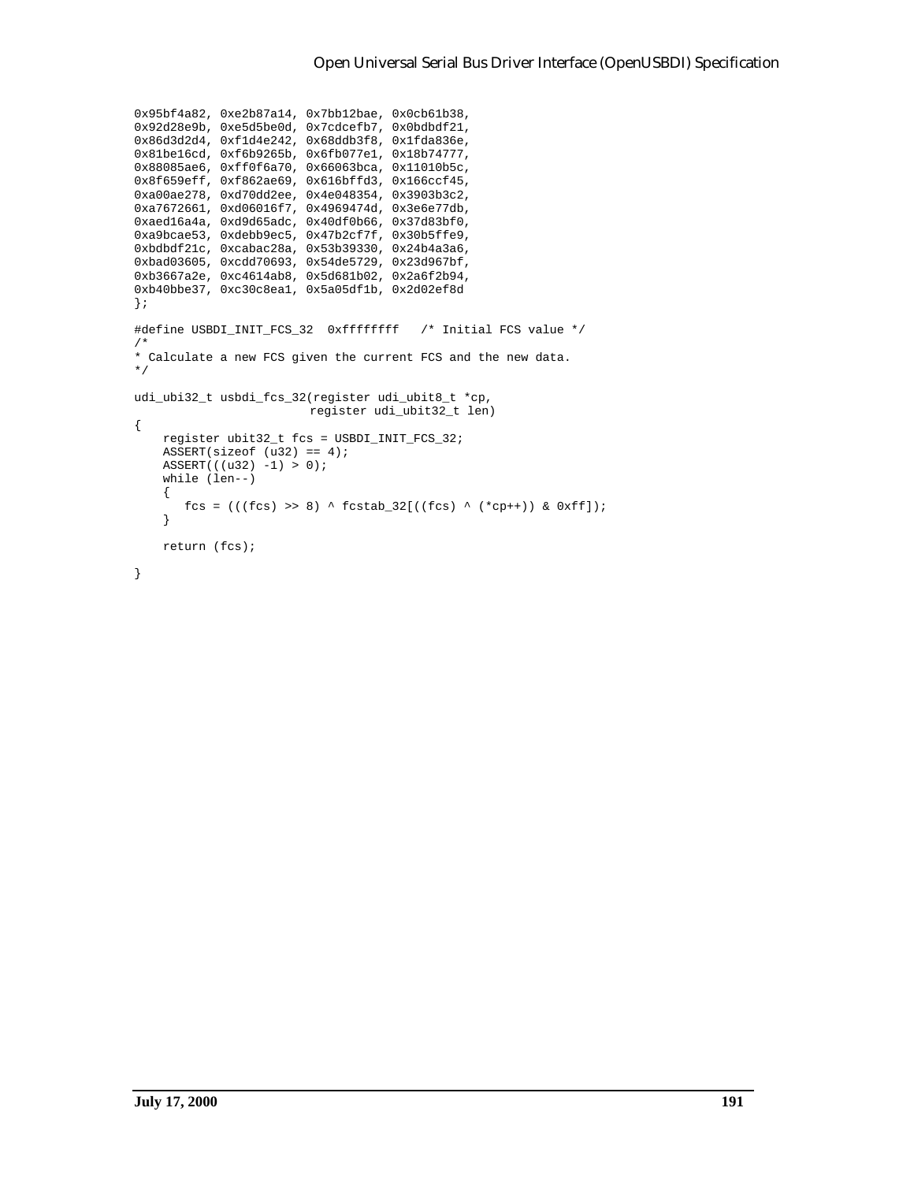```
0x95bf4a82, 0xe2b87a14, 0x7bb12bae, 0x0cb61b38,
0x92d28e9b, 0xe5d5be0d, 0x7cdcefb7, 0x0bdbdf21,
0x86d3d2d4, 0xf1d4e242, 0x68ddb3f8, 0x1fda836e,
0x81be16cd, 0xf6b9265b, 0x6fb077e1, 0x18b74777,
0x88085ae6, 0xff0f6a70, 0x66063bca, 0x11010b5c,
0x8f659eff, 0xf862ae69, 0x616bffd3, 0x166ccf45,
0xa00ae278, 0xd70dd2ee, 0x4e048354, 0x3903b3c2,
0xa7672661, 0xd06016f7, 0x4969474d, 0x3e6e77db,
0xaed16a4a, 0xd9d65adc, 0x40df0b66, 0x37d83bf0,
0xa9bcae53, 0xdebb9ec5, 0x47b2cf7f, 0x30b5ffe9,
0xbdbdf21c, 0xcabac28a, 0x53b39330, 0x24b4a3a6,
0xbad03605, 0xcdd70693, 0x54de5729, 0x23d967bf,
0xb3667a2e, 0xc4614ab8, 0x5d681b02, 0x2a6f2b94,
0xb40bbe37, 0xc30c8ea1, 0x5a05df1b, 0x2d02ef8d
};

#define USBDI_INIT_FCS_32  0xffffffff   /* Initial FCS value */
/*
* Calculate a new FCS given the current FCS and the new data.
*/

udi_ubi32_t usbdi_fcs_32(register udi_ubit8_t *cp,
                         register udi_ubit32_t len)
{
    register ubit32_t fcs = USBDI_INIT_FCS_32;
    ASSERT(sizeof (u32) == 4);
    ASSERT(((u32) -1) > 0);
    while (len--)
    {
       fcs = (((fcs) >> 8) ^ fcstab_32[((fcs) ^ (*cp++)) & 0xff]);
    }

    return (fcs);

}
```